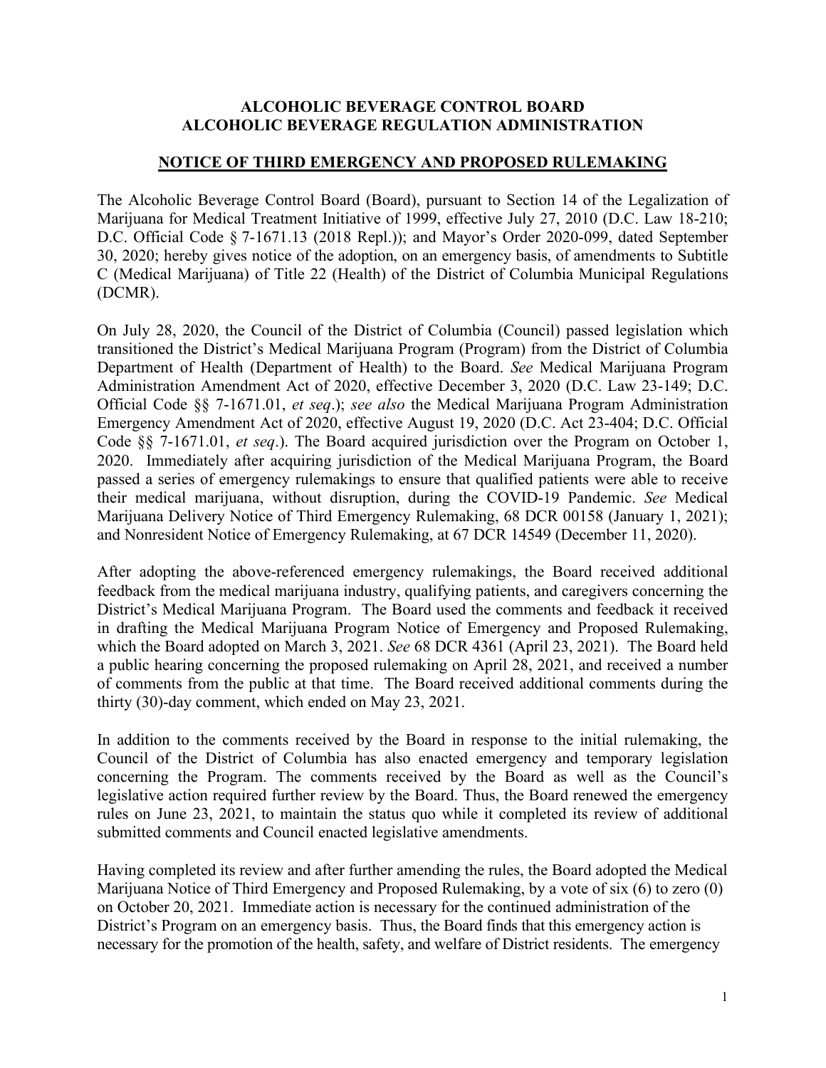**ALCOHOLIC BEVERAGE CONTROL BOARD**
**ALCOHOLIC BEVERAGE REGULATION ADMINISTRATION**

**NOTICE OF THIRD EMERGENCY AND PROPOSED RULEMAKING**

The Alcoholic Beverage Control Board (Board), pursuant to Section 14 of the Legalization of Marijuana for Medical Treatment Initiative of 1999, effective July 27, 2010 (D.C. Law 18-210; D.C. Official Code § 7-1671.13 (2018 Repl.)); and Mayor's Order 2020-099, dated September 30, 2020; hereby gives notice of the adoption, on an emergency basis, of amendments to Subtitle C (Medical Marijuana) of Title 22 (Health) of the District of Columbia Municipal Regulations (DCMR).

On July 28, 2020, the Council of the District of Columbia (Council) passed legislation which transitioned the District's Medical Marijuana Program (Program) from the District of Columbia Department of Health (Department of Health) to the Board. *See* Medical Marijuana Program Administration Amendment Act of 2020, effective December 3, 2020 (D.C. Law 23-149; D.C. Official Code §§ 7-1671.01, *et seq*.); *see also* the Medical Marijuana Program Administration Emergency Amendment Act of 2020, effective August 19, 2020 (D.C. Act 23-404; D.C. Official Code §§ 7-1671.01, *et seq*.). The Board acquired jurisdiction over the Program on October 1, 2020. Immediately after acquiring jurisdiction of the Medical Marijuana Program, the Board passed a series of emergency rulemakings to ensure that qualified patients were able to receive their medical marijuana, without disruption, during the COVID-19 Pandemic. *See* Medical Marijuana Delivery Notice of Third Emergency Rulemaking, 68 DCR 00158 (January 1, 2021); and Nonresident Notice of Emergency Rulemaking, at 67 DCR 14549 (December 11, 2020).

After adopting the above-referenced emergency rulemakings, the Board received additional feedback from the medical marijuana industry, qualifying patients, and caregivers concerning the District's Medical Marijuana Program. The Board used the comments and feedback it received in drafting the Medical Marijuana Program Notice of Emergency and Proposed Rulemaking, which the Board adopted on March 3, 2021. *See* 68 DCR 4361 (April 23, 2021). The Board held a public hearing concerning the proposed rulemaking on April 28, 2021, and received a number of comments from the public at that time. The Board received additional comments during the thirty (30)-day comment, which ended on May 23, 2021.

In addition to the comments received by the Board in response to the initial rulemaking, the Council of the District of Columbia has also enacted emergency and temporary legislation concerning the Program. The comments received by the Board as well as the Council's legislative action required further review by the Board. Thus, the Board renewed the emergency rules on June 23, 2021, to maintain the status quo while it completed its review of additional submitted comments and Council enacted legislative amendments.

Having completed its review and after further amending the rules, the Board adopted the Medical Marijuana Notice of Third Emergency and Proposed Rulemaking, by a vote of six (6) to zero (0) on October 20, 2021. Immediate action is necessary for the continued administration of the District's Program on an emergency basis. Thus, the Board finds that this emergency action is necessary for the promotion of the health, safety, and welfare of District residents. The emergency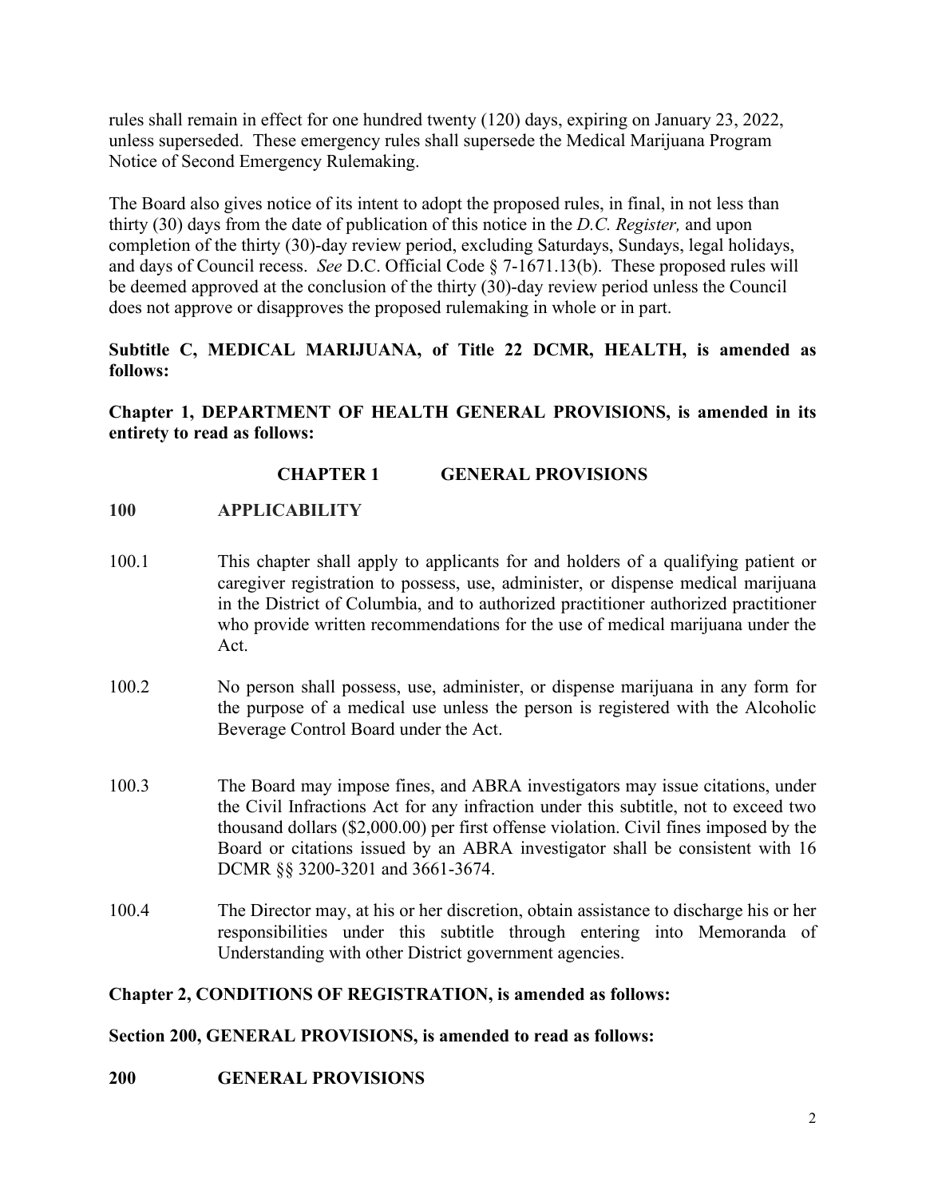rules shall remain in effect for one hundred twenty (120) days, expiring on January 23, 2022, unless superseded. These emergency rules shall supersede the Medical Marijuana Program Notice of Second Emergency Rulemaking.

The Board also gives notice of its intent to adopt the proposed rules, in final, in not less than thirty (30) days from the date of publication of this notice in the *D.C. Register,* and upon completion of the thirty (30)-day review period, excluding Saturdays, Sundays, legal holidays, and days of Council recess. *See* D.C. Official Code § 7-1671.13(b). These proposed rules will be deemed approved at the conclusion of the thirty (30)-day review period unless the Council does not approve or disapproves the proposed rulemaking in whole or in part.

**Subtitle C, MEDICAL MARIJUANA, of Title 22 DCMR, HEALTH, is amended as follows:**

**Chapter 1, DEPARTMENT OF HEALTH GENERAL PROVISIONS, is amended in its entirety to read as follows:**

## CHAPTER 1 GENERAL PROVISIONS

### 100 APPLICABILITY

100.1 This chapter shall apply to applicants for and holders of a qualifying patient or caregiver registration to possess, use, administer, or dispense medical marijuana in the District of Columbia, and to authorized practitioner authorized practitioner who provide written recommendations for the use of medical marijuana under the Act.

100.2 No person shall possess, use, administer, or dispense marijuana in any form for the purpose of a medical use unless the person is registered with the Alcoholic Beverage Control Board under the Act.

100.3 The Board may impose fines, and ABRA investigators may issue citations, under the Civil Infractions Act for any infraction under this subtitle, not to exceed two thousand dollars ($2,000.00) per first offense violation. Civil fines imposed by the Board or citations issued by an ABRA investigator shall be consistent with 16 DCMR §§ 3200-3201 and 3661-3674.

100.4 The Director may, at his or her discretion, obtain assistance to discharge his or her responsibilities under this subtitle through entering into Memoranda of Understanding with other District government agencies.

**Chapter 2, CONDITIONS OF REGISTRATION, is amended as follows:**

**Section 200, GENERAL PROVISIONS, is amended to read as follows:**

### 200 GENERAL PROVISIONS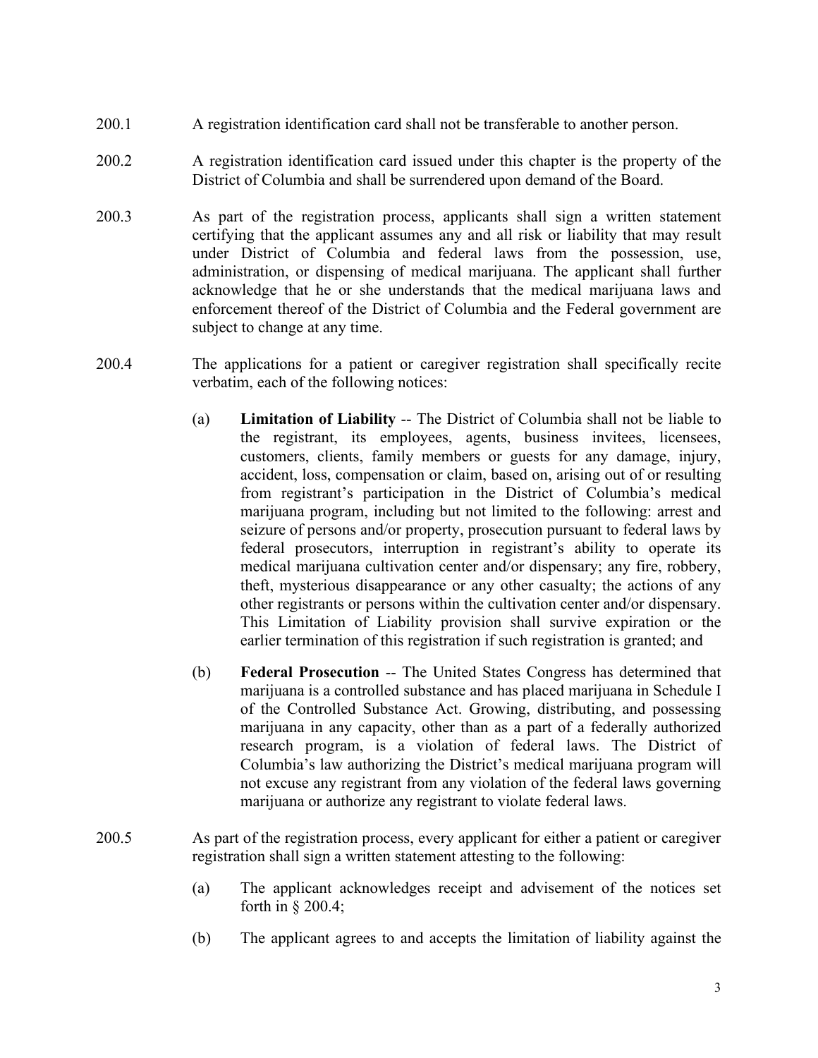200.1 A registration identification card shall not be transferable to another person.

200.2 A registration identification card issued under this chapter is the property of the District of Columbia and shall be surrendered upon demand of the Board.

200.3 As part of the registration process, applicants shall sign a written statement certifying that the applicant assumes any and all risk or liability that may result under District of Columbia and federal laws from the possession, use, administration, or dispensing of medical marijuana. The applicant shall further acknowledge that he or she understands that the medical marijuana laws and enforcement thereof of the District of Columbia and the Federal government are subject to change at any time.

200.4 The applications for a patient or caregiver registration shall specifically recite verbatim, each of the following notices:

(a) **Limitation of Liability** -- The District of Columbia shall not be liable to the registrant, its employees, agents, business invitees, licensees, customers, clients, family members or guests for any damage, injury, accident, loss, compensation or claim, based on, arising out of or resulting from registrant's participation in the District of Columbia's medical marijuana program, including but not limited to the following: arrest and seizure of persons and/or property, prosecution pursuant to federal laws by federal prosecutors, interruption in registrant's ability to operate its medical marijuana cultivation center and/or dispensary; any fire, robbery, theft, mysterious disappearance or any other casualty; the actions of any other registrants or persons within the cultivation center and/or dispensary. This Limitation of Liability provision shall survive expiration or the earlier termination of this registration if such registration is granted; and

(b) **Federal Prosecution** -- The United States Congress has determined that marijuana is a controlled substance and has placed marijuana in Schedule I of the Controlled Substance Act. Growing, distributing, and possessing marijuana in any capacity, other than as a part of a federally authorized research program, is a violation of federal laws. The District of Columbia's law authorizing the District's medical marijuana program will not excuse any registrant from any violation of the federal laws governing marijuana or authorize any registrant to violate federal laws.

200.5 As part of the registration process, every applicant for either a patient or caregiver registration shall sign a written statement attesting to the following:

(a) The applicant acknowledges receipt and advisement of the notices set forth in § 200.4;

(b) The applicant agrees to and accepts the limitation of liability against the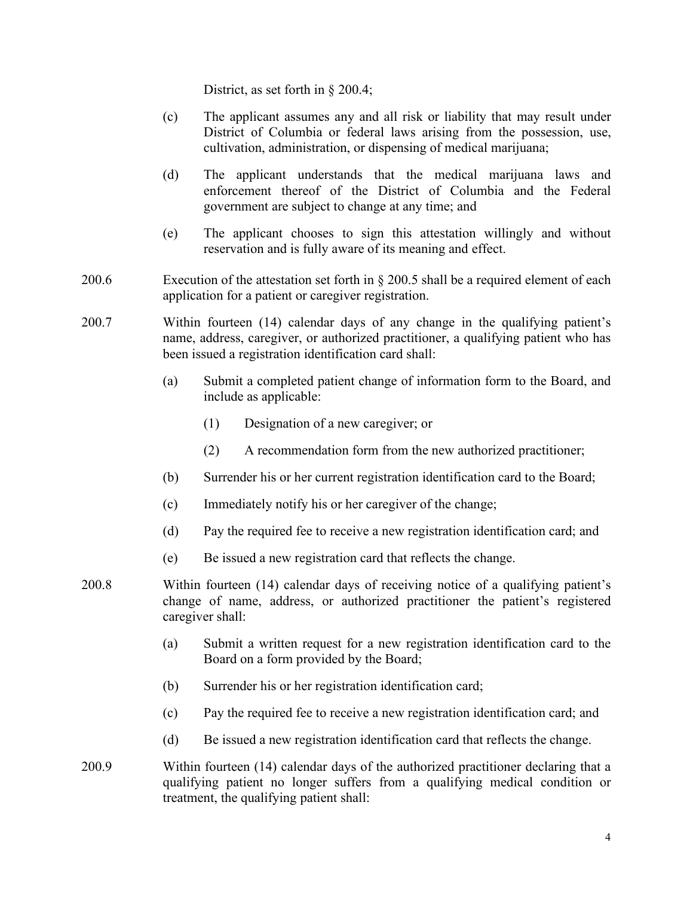District, as set forth in § 200.4;

(c) The applicant assumes any and all risk or liability that may result under District of Columbia or federal laws arising from the possession, use, cultivation, administration, or dispensing of medical marijuana;

(d) The applicant understands that the medical marijuana laws and enforcement thereof of the District of Columbia and the Federal government are subject to change at any time; and

(e) The applicant chooses to sign this attestation willingly and without reservation and is fully aware of its meaning and effect.

200.6 Execution of the attestation set forth in § 200.5 shall be a required element of each application for a patient or caregiver registration.

200.7 Within fourteen (14) calendar days of any change in the qualifying patient's name, address, caregiver, or authorized practitioner, a qualifying patient who has been issued a registration identification card shall:

(a) Submit a completed patient change of information form to the Board, and include as applicable:

(1) Designation of a new caregiver; or

(2) A recommendation form from the new authorized practitioner;

(b) Surrender his or her current registration identification card to the Board;

(c) Immediately notify his or her caregiver of the change;

(d) Pay the required fee to receive a new registration identification card; and

(e) Be issued a new registration card that reflects the change.

200.8 Within fourteen (14) calendar days of receiving notice of a qualifying patient's change of name, address, or authorized practitioner the patient's registered caregiver shall:

(a) Submit a written request for a new registration identification card to the Board on a form provided by the Board;

(b) Surrender his or her registration identification card;

(c) Pay the required fee to receive a new registration identification card; and

(d) Be issued a new registration identification card that reflects the change.

200.9 Within fourteen (14) calendar days of the authorized practitioner declaring that a qualifying patient no longer suffers from a qualifying medical condition or treatment, the qualifying patient shall: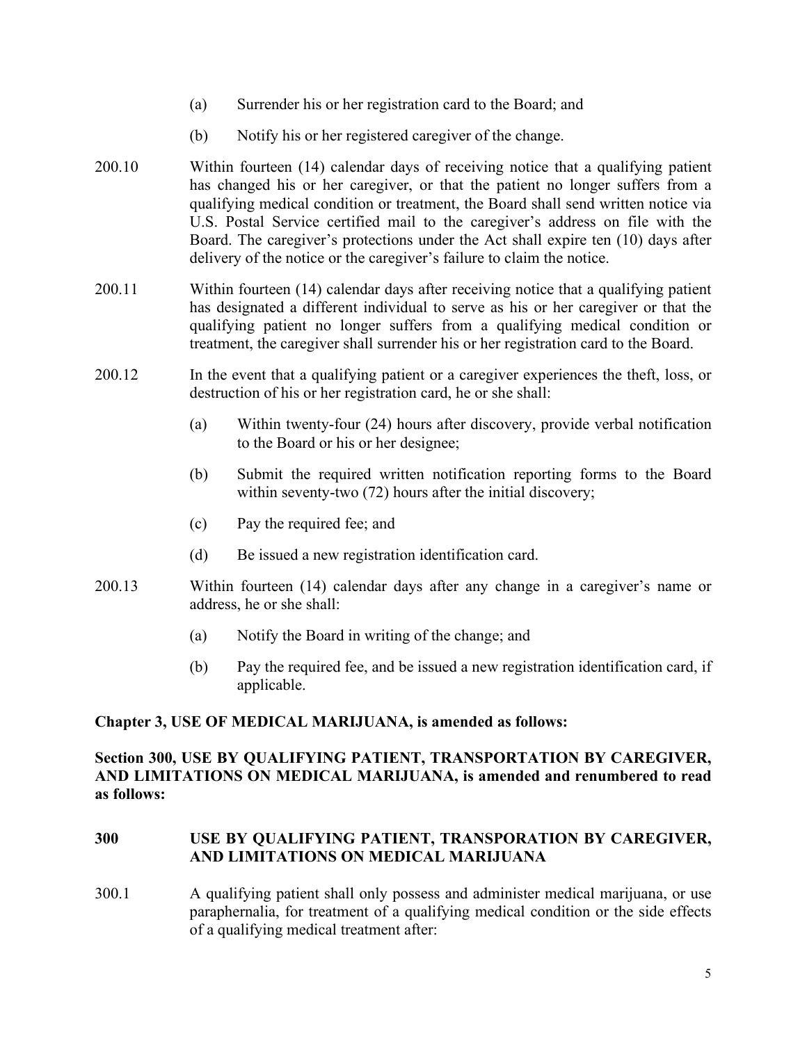(a) Surrender his or her registration card to the Board; and

(b) Notify his or her registered caregiver of the change.

200.10 Within fourteen (14) calendar days of receiving notice that a qualifying patient has changed his or her caregiver, or that the patient no longer suffers from a qualifying medical condition or treatment, the Board shall send written notice via U.S. Postal Service certified mail to the caregiver's address on file with the Board. The caregiver's protections under the Act shall expire ten (10) days after delivery of the notice or the caregiver's failure to claim the notice.

200.11 Within fourteen (14) calendar days after receiving notice that a qualifying patient has designated a different individual to serve as his or her caregiver or that the qualifying patient no longer suffers from a qualifying medical condition or treatment, the caregiver shall surrender his or her registration card to the Board.

200.12 In the event that a qualifying patient or a caregiver experiences the theft, loss, or destruction of his or her registration card, he or she shall:

(a) Within twenty-four (24) hours after discovery, provide verbal notification to the Board or his or her designee;

(b) Submit the required written notification reporting forms to the Board within seventy-two (72) hours after the initial discovery;

(c) Pay the required fee; and

(d) Be issued a new registration identification card.

200.13 Within fourteen (14) calendar days after any change in a caregiver's name or address, he or she shall:

(a) Notify the Board in writing of the change; and

(b) Pay the required fee, and be issued a new registration identification card, if applicable.

**Chapter 3, USE OF MEDICAL MARIJUANA, is amended as follows:**

**Section 300, USE BY QUALIFYING PATIENT, TRANSPORTATION BY CAREGIVER, AND LIMITATIONS ON MEDICAL MARIJUANA, is amended and renumbered to read as follows:**

## 300 USE BY QUALIFYING PATIENT, TRANSPORATION BY CAREGIVER, AND LIMITATIONS ON MEDICAL MARIJUANA

300.1 A qualifying patient shall only possess and administer medical marijuana, or use paraphernalia, for treatment of a qualifying medical condition or the side effects of a qualifying medical treatment after: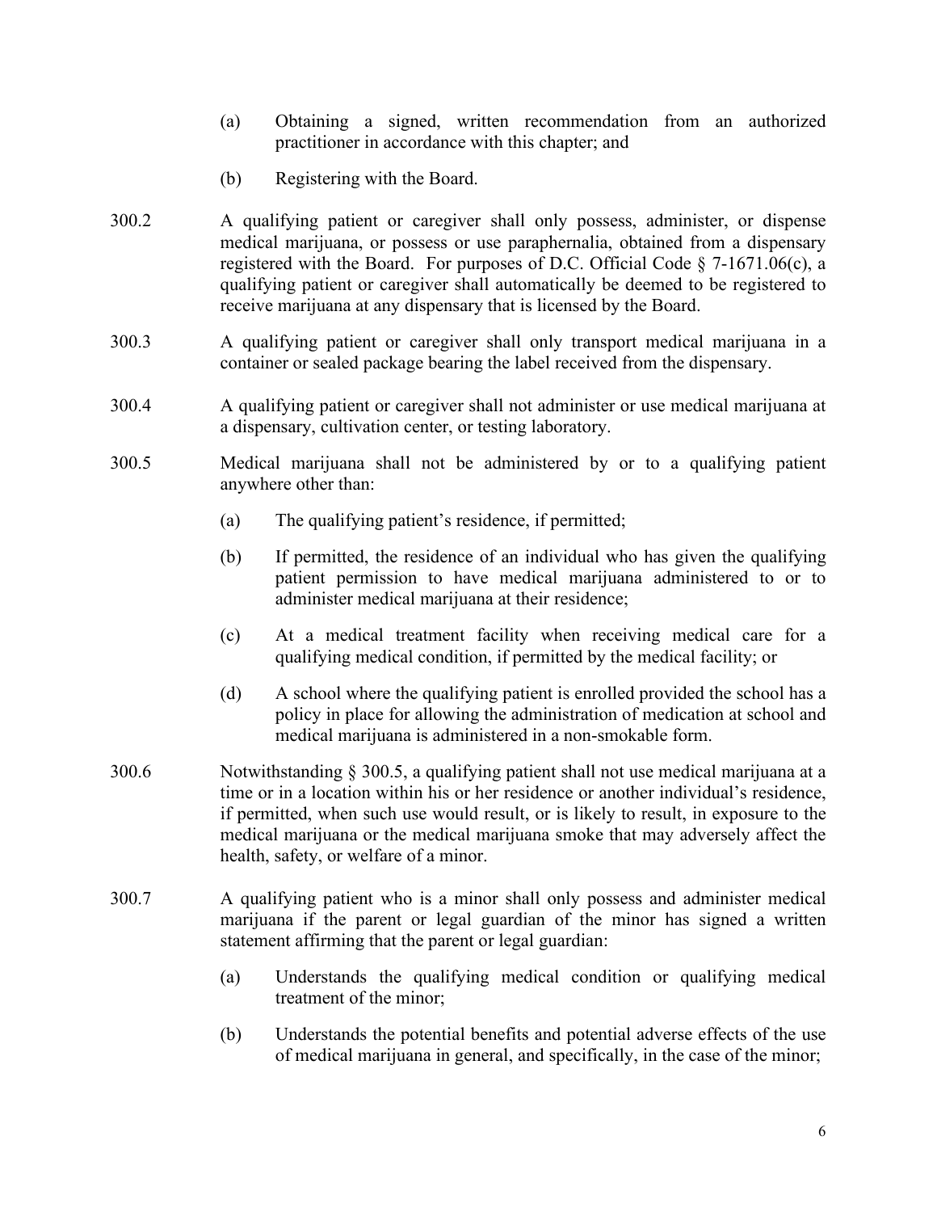(a) Obtaining a signed, written recommendation from an authorized practitioner in accordance with this chapter; and

(b) Registering with the Board.

300.2 A qualifying patient or caregiver shall only possess, administer, or dispense medical marijuana, or possess or use paraphernalia, obtained from a dispensary registered with the Board. For purposes of D.C. Official Code § 7-1671.06(c), a qualifying patient or caregiver shall automatically be deemed to be registered to receive marijuana at any dispensary that is licensed by the Board.

300.3 A qualifying patient or caregiver shall only transport medical marijuana in a container or sealed package bearing the label received from the dispensary.

300.4 A qualifying patient or caregiver shall not administer or use medical marijuana at a dispensary, cultivation center, or testing laboratory.

300.5 Medical marijuana shall not be administered by or to a qualifying patient anywhere other than:

(a) The qualifying patient's residence, if permitted;

(b) If permitted, the residence of an individual who has given the qualifying patient permission to have medical marijuana administered to or to administer medical marijuana at their residence;

(c) At a medical treatment facility when receiving medical care for a qualifying medical condition, if permitted by the medical facility; or

(d) A school where the qualifying patient is enrolled provided the school has a policy in place for allowing the administration of medication at school and medical marijuana is administered in a non-smokable form.

300.6 Notwithstanding § 300.5, a qualifying patient shall not use medical marijuana at a time or in a location within his or her residence or another individual's residence, if permitted, when such use would result, or is likely to result, in exposure to the medical marijuana or the medical marijuana smoke that may adversely affect the health, safety, or welfare of a minor.

300.7 A qualifying patient who is a minor shall only possess and administer medical marijuana if the parent or legal guardian of the minor has signed a written statement affirming that the parent or legal guardian:

(a) Understands the qualifying medical condition or qualifying medical treatment of the minor;

(b) Understands the potential benefits and potential adverse effects of the use of medical marijuana in general, and specifically, in the case of the minor;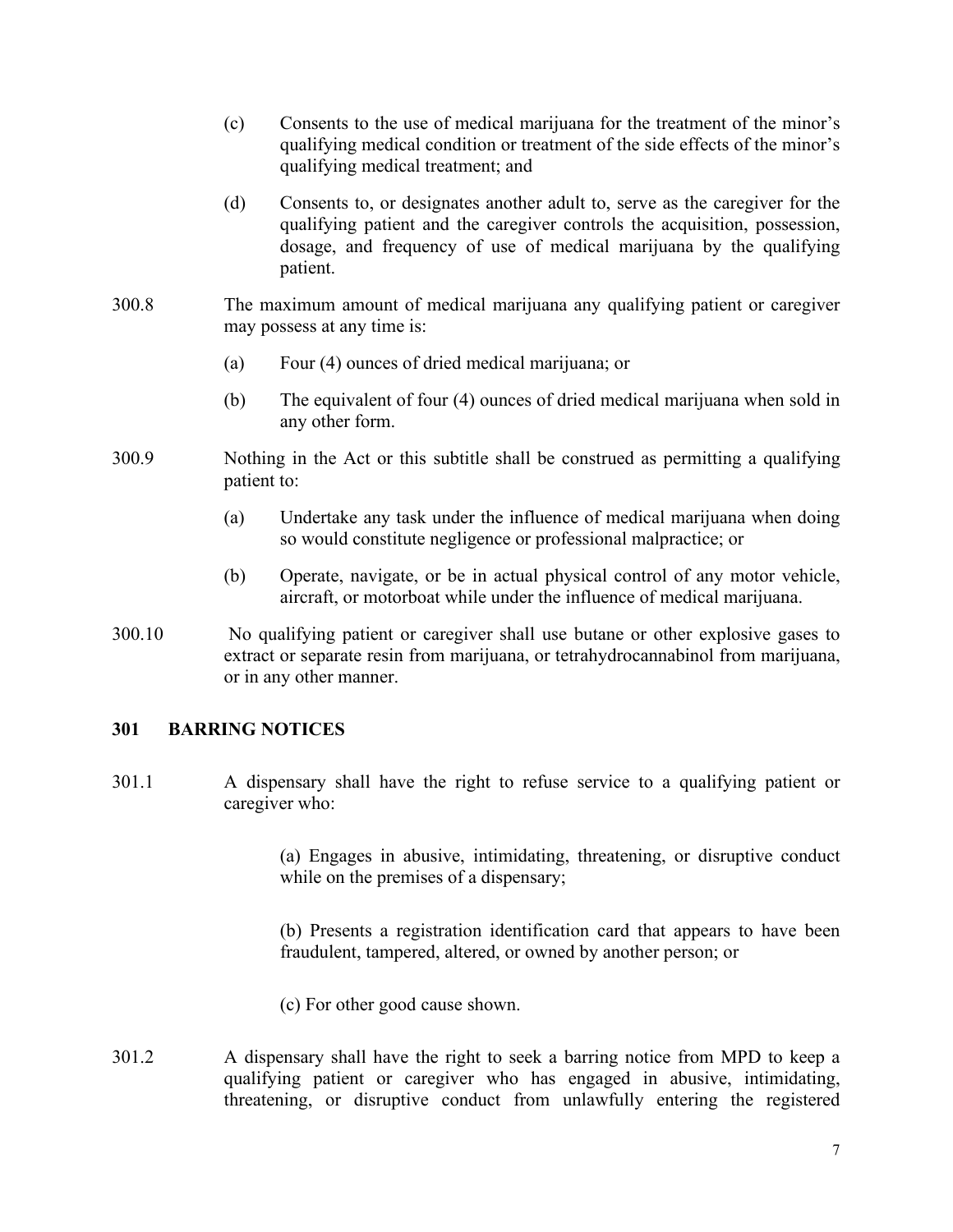(c) Consents to the use of medical marijuana for the treatment of the minor's qualifying medical condition or treatment of the side effects of the minor's qualifying medical treatment; and

(d) Consents to, or designates another adult to, serve as the caregiver for the qualifying patient and the caregiver controls the acquisition, possession, dosage, and frequency of use of medical marijuana by the qualifying patient.

300.8 The maximum amount of medical marijuana any qualifying patient or caregiver may possess at any time is:

(a) Four (4) ounces of dried medical marijuana; or

(b) The equivalent of four (4) ounces of dried medical marijuana when sold in any other form.

300.9 Nothing in the Act or this subtitle shall be construed as permitting a qualifying patient to:

(a) Undertake any task under the influence of medical marijuana when doing so would constitute negligence or professional malpractice; or

(b) Operate, navigate, or be in actual physical control of any motor vehicle, aircraft, or motorboat while under the influence of medical marijuana.

300.10 No qualifying patient or caregiver shall use butane or other explosive gases to extract or separate resin from marijuana, or tetrahydrocannabinol from marijuana, or in any other manner.

## 301 BARRING NOTICES

301.1 A dispensary shall have the right to refuse service to a qualifying patient or caregiver who:

(a) Engages in abusive, intimidating, threatening, or disruptive conduct while on the premises of a dispensary;

(b) Presents a registration identification card that appears to have been fraudulent, tampered, altered, or owned by another person; or

(c) For other good cause shown.

301.2 A dispensary shall have the right to seek a barring notice from MPD to keep a qualifying patient or caregiver who has engaged in abusive, intimidating, threatening, or disruptive conduct from unlawfully entering the registered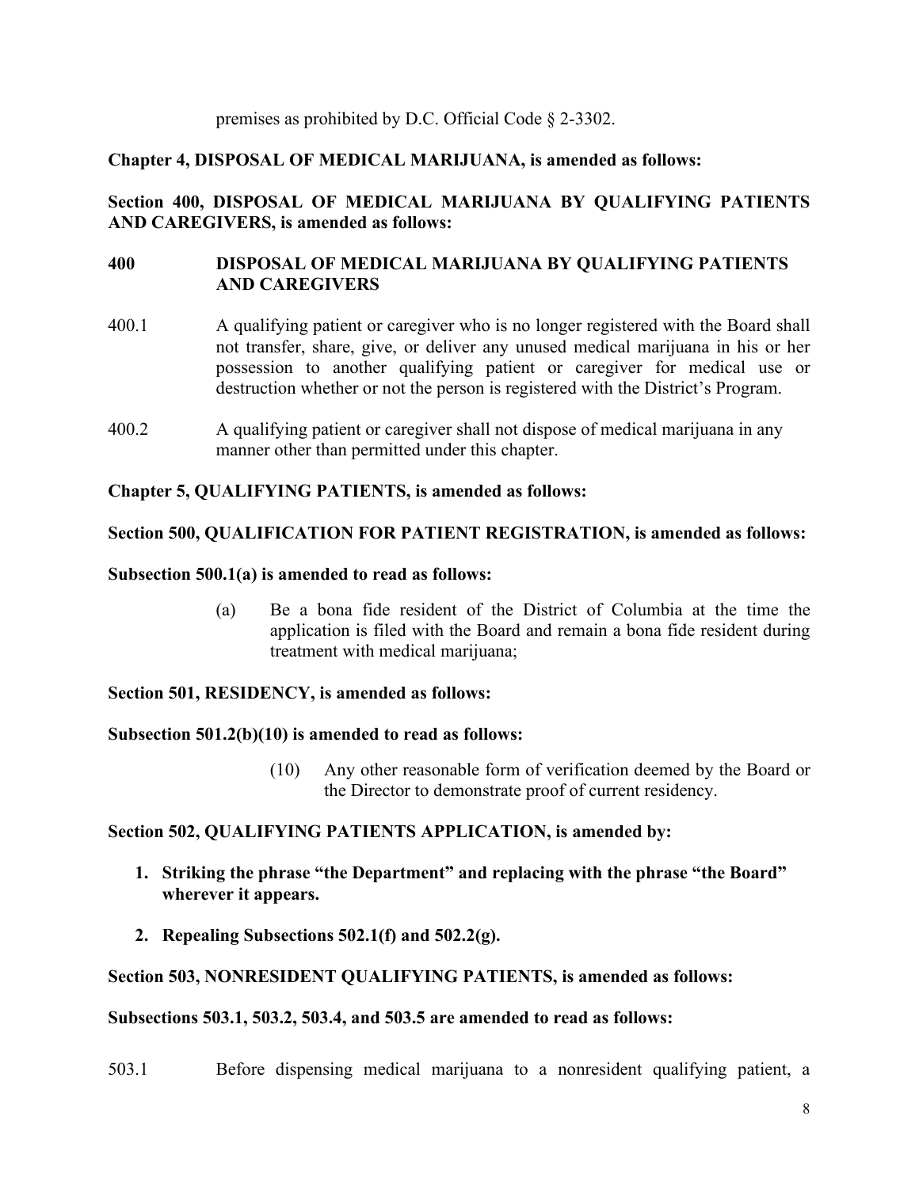premises as prohibited by D.C. Official Code § 2-3302.

**Chapter 4, DISPOSAL OF MEDICAL MARIJUANA, is amended as follows:**

**Section 400, DISPOSAL OF MEDICAL MARIJUANA BY QUALIFYING PATIENTS AND CAREGIVERS, is amended as follows:**

**400 DISPOSAL OF MEDICAL MARIJUANA BY QUALIFYING PATIENTS AND CAREGIVERS**

400.1 A qualifying patient or caregiver who is no longer registered with the Board shall not transfer, share, give, or deliver any unused medical marijuana in his or her possession to another qualifying patient or caregiver for medical use or destruction whether or not the person is registered with the District's Program.

400.2 A qualifying patient or caregiver shall not dispose of medical marijuana in any manner other than permitted under this chapter.

**Chapter 5, QUALIFYING PATIENTS, is amended as follows:**

**Section 500, QUALIFICATION FOR PATIENT REGISTRATION, is amended as follows:**

**Subsection 500.1(a) is amended to read as follows:**

(a) Be a bona fide resident of the District of Columbia at the time the application is filed with the Board and remain a bona fide resident during treatment with medical marijuana;

**Section 501, RESIDENCY, is amended as follows:**

**Subsection 501.2(b)(10) is amended to read as follows:**

(10) Any other reasonable form of verification deemed by the Board or the Director to demonstrate proof of current residency.

**Section 502, QUALIFYING PATIENTS APPLICATION, is amended by:**

1. **Striking the phrase "the Department" and replacing with the phrase "the Board" wherever it appears.**
2. **Repealing Subsections 502.1(f) and 502.2(g).**

**Section 503, NONRESIDENT QUALIFYING PATIENTS, is amended as follows:**

**Subsections 503.1, 503.2, 503.4, and 503.5 are amended to read as follows:**

503.1 Before dispensing medical marijuana to a nonresident qualifying patient, a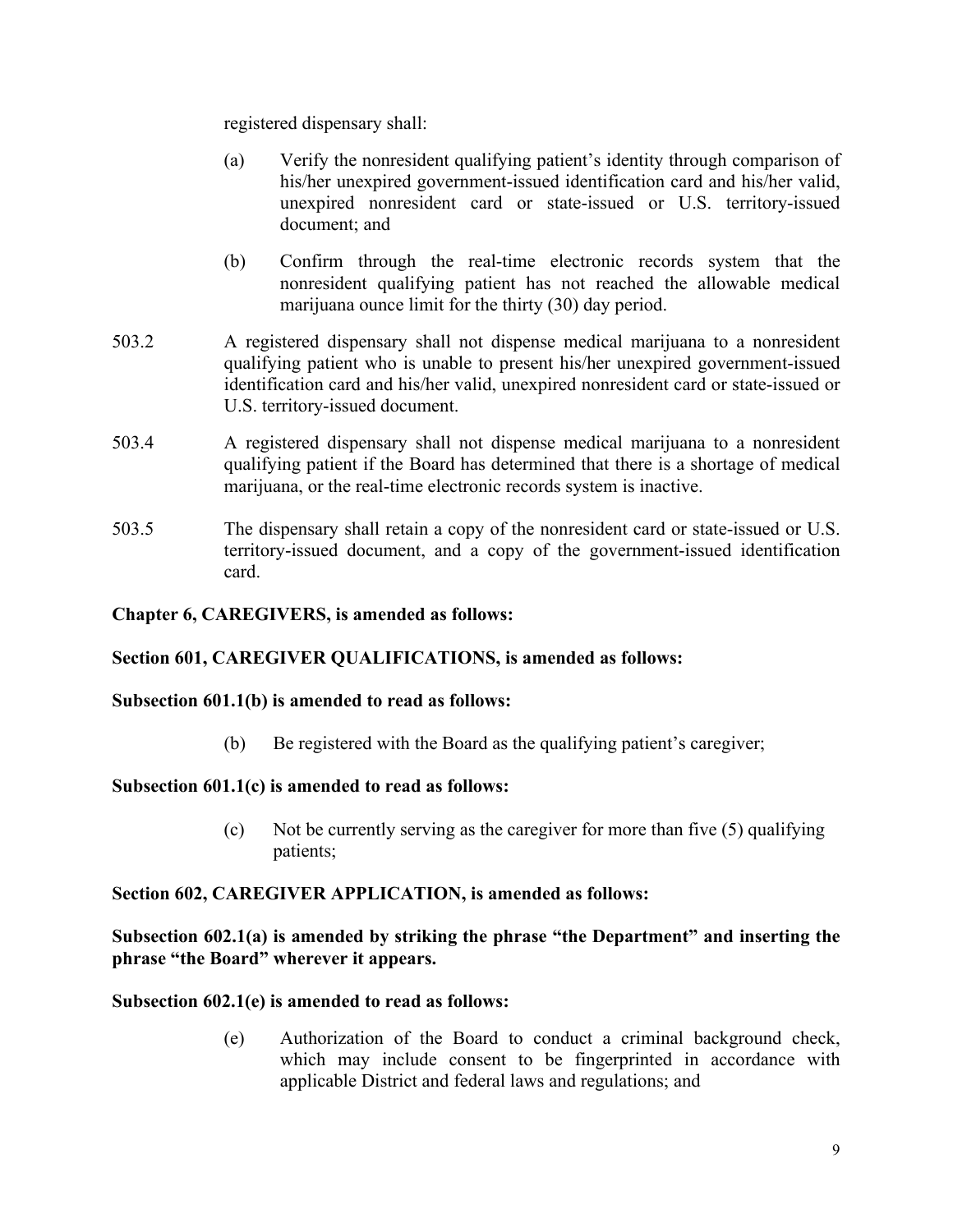registered dispensary shall:

(a) Verify the nonresident qualifying patient's identity through comparison of his/her unexpired government-issued identification card and his/her valid, unexpired nonresident card or state-issued or U.S. territory-issued document; and

(b) Confirm through the real-time electronic records system that the nonresident qualifying patient has not reached the allowable medical marijuana ounce limit for the thirty (30) day period.

503.2 A registered dispensary shall not dispense medical marijuana to a nonresident qualifying patient who is unable to present his/her unexpired government-issued identification card and his/her valid, unexpired nonresident card or state-issued or U.S. territory-issued document.

503.4 A registered dispensary shall not dispense medical marijuana to a nonresident qualifying patient if the Board has determined that there is a shortage of medical marijuana, or the real-time electronic records system is inactive.

503.5 The dispensary shall retain a copy of the nonresident card or state-issued or U.S. territory-issued document, and a copy of the government-issued identification card.

**Chapter 6, CAREGIVERS, is amended as follows:**

**Section 601, CAREGIVER QUALIFICATIONS, is amended as follows:**

**Subsection 601.1(b) is amended to read as follows:**

(b) Be registered with the Board as the qualifying patient's caregiver;

**Subsection 601.1(c) is amended to read as follows:**

(c) Not be currently serving as the caregiver for more than five (5) qualifying patients;

**Section 602, CAREGIVER APPLICATION, is amended as follows:**

**Subsection 602.1(a) is amended by striking the phrase "the Department" and inserting the phrase "the Board" wherever it appears.**

**Subsection 602.1(e) is amended to read as follows:**

(e) Authorization of the Board to conduct a criminal background check, which may include consent to be fingerprinted in accordance with applicable District and federal laws and regulations; and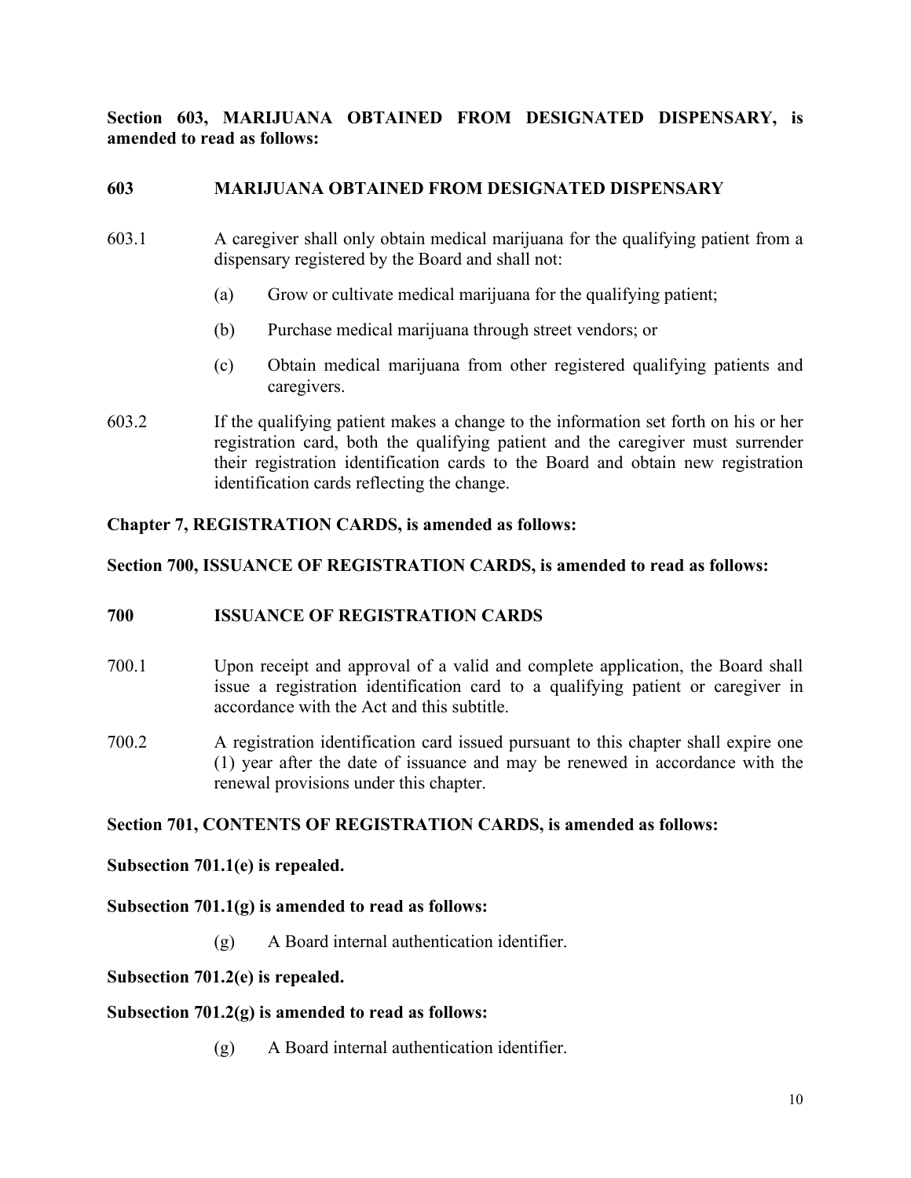**Section 603, MARIJUANA OBTAINED FROM DESIGNATED DISPENSARY, is amended to read as follows:**

**603 MARIJUANA OBTAINED FROM DESIGNATED DISPENSARY**

603.1 A caregiver shall only obtain medical marijuana for the qualifying patient from a dispensary registered by the Board and shall not:

(a) Grow or cultivate medical marijuana for the qualifying patient;

(b) Purchase medical marijuana through street vendors; or

(c) Obtain medical marijuana from other registered qualifying patients and caregivers.

603.2 If the qualifying patient makes a change to the information set forth on his or her registration card, both the qualifying patient and the caregiver must surrender their registration identification cards to the Board and obtain new registration identification cards reflecting the change.

**Chapter 7, REGISTRATION CARDS, is amended as follows:**

**Section 700, ISSUANCE OF REGISTRATION CARDS, is amended to read as follows:**

**700 ISSUANCE OF REGISTRATION CARDS**

700.1 Upon receipt and approval of a valid and complete application, the Board shall issue a registration identification card to a qualifying patient or caregiver in accordance with the Act and this subtitle.

700.2 A registration identification card issued pursuant to this chapter shall expire one (1) year after the date of issuance and may be renewed in accordance with the renewal provisions under this chapter.

**Section 701, CONTENTS OF REGISTRATION CARDS, is amended as follows:**

**Subsection 701.1(e) is repealed.**

**Subsection 701.1(g) is amended to read as follows:**

(g) A Board internal authentication identifier.

**Subsection 701.2(e) is repealed.**

**Subsection 701.2(g) is amended to read as follows:**

(g) A Board internal authentication identifier.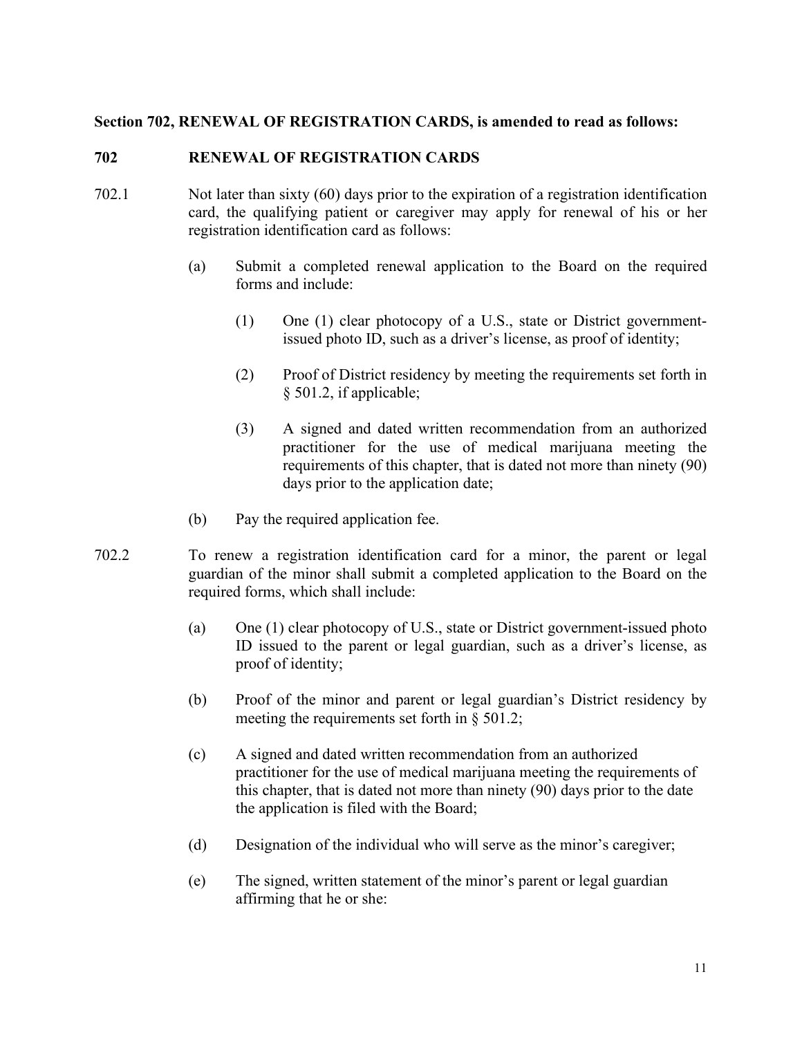**Section 702, RENEWAL OF REGISTRATION CARDS, is amended to read as follows:**

## 702 RENEWAL OF REGISTRATION CARDS

702.1 Not later than sixty (60) days prior to the expiration of a registration identification card, the qualifying patient or caregiver may apply for renewal of his or her registration identification card as follows:

(a) Submit a completed renewal application to the Board on the required forms and include:

(1) One (1) clear photocopy of a U.S., state or District government-issued photo ID, such as a driver's license, as proof of identity;

(2) Proof of District residency by meeting the requirements set forth in § 501.2, if applicable;

(3) A signed and dated written recommendation from an authorized practitioner for the use of medical marijuana meeting the requirements of this chapter, that is dated not more than ninety (90) days prior to the application date;

(b) Pay the required application fee.

702.2 To renew a registration identification card for a minor, the parent or legal guardian of the minor shall submit a completed application to the Board on the required forms, which shall include:

(a) One (1) clear photocopy of U.S., state or District government-issued photo ID issued to the parent or legal guardian, such as a driver's license, as proof of identity;

(b) Proof of the minor and parent or legal guardian's District residency by meeting the requirements set forth in § 501.2;

(c) A signed and dated written recommendation from an authorized practitioner for the use of medical marijuana meeting the requirements of this chapter, that is dated not more than ninety (90) days prior to the date the application is filed with the Board;

(d) Designation of the individual who will serve as the minor's caregiver;

(e) The signed, written statement of the minor's parent or legal guardian affirming that he or she: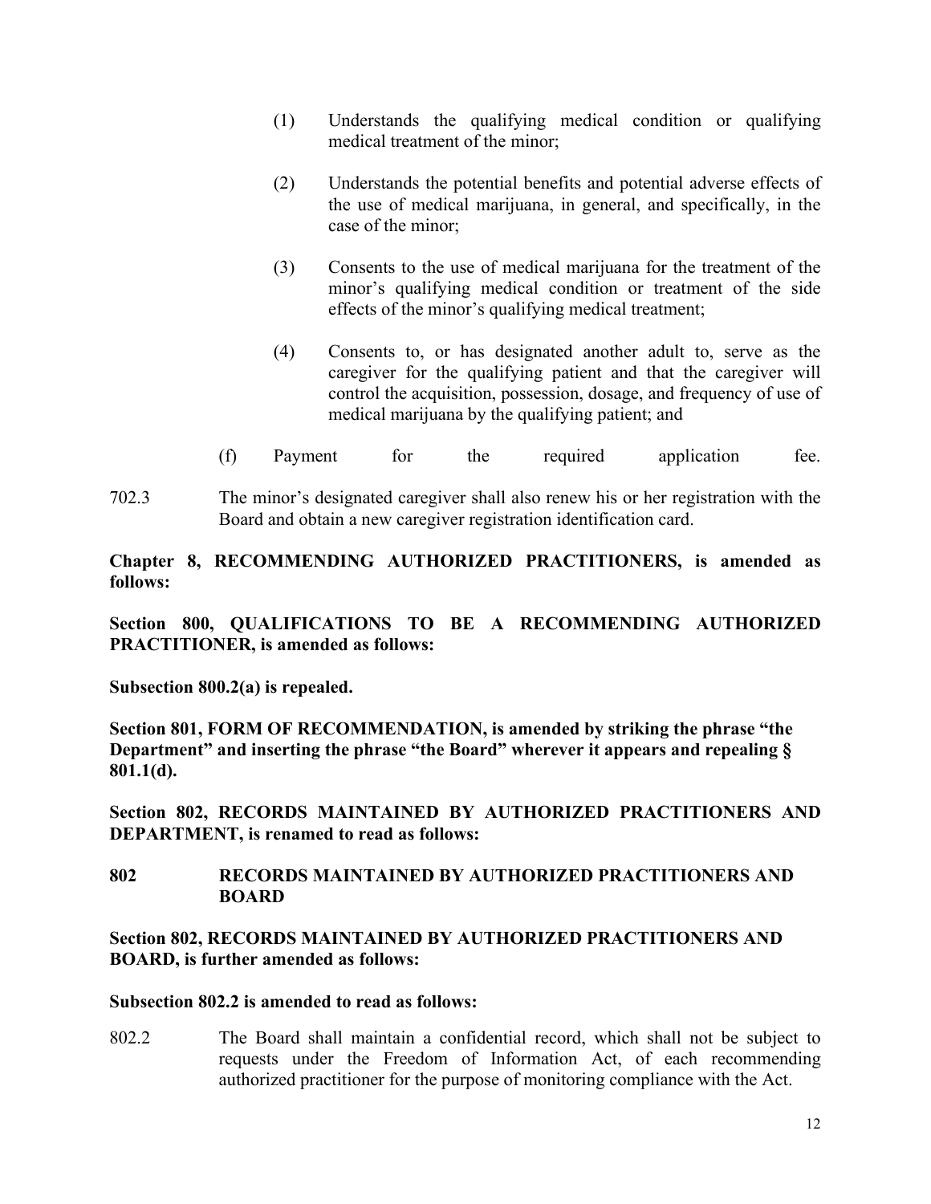(1) Understands the qualifying medical condition or qualifying medical treatment of the minor;

(2) Understands the potential benefits and potential adverse effects of the use of medical marijuana, in general, and specifically, in the case of the minor;

(3) Consents to the use of medical marijuana for the treatment of the minor's qualifying medical condition or treatment of the side effects of the minor's qualifying medical treatment;

(4) Consents to, or has designated another adult to, serve as the caregiver for the qualifying patient and that the caregiver will control the acquisition, possession, dosage, and frequency of use of medical marijuana by the qualifying patient; and

(f) Payment for the required application fee.

702.3 The minor's designated caregiver shall also renew his or her registration with the Board and obtain a new caregiver registration identification card.

**Chapter 8, RECOMMENDING AUTHORIZED PRACTITIONERS, is amended as follows:**

**Section 800, QUALIFICATIONS TO BE A RECOMMENDING AUTHORIZED PRACTITIONER, is amended as follows:**

**Subsection 800.2(a) is repealed.**

**Section 801, FORM OF RECOMMENDATION, is amended by striking the phrase "the Department" and inserting the phrase "the Board" wherever it appears and repealing § 801.1(d).**

**Section 802, RECORDS MAINTAINED BY AUTHORIZED PRACTITIONERS AND DEPARTMENT, is renamed to read as follows:**

**802 RECORDS MAINTAINED BY AUTHORIZED PRACTITIONERS AND BOARD**

**Section 802, RECORDS MAINTAINED BY AUTHORIZED PRACTITIONERS AND BOARD, is further amended as follows:**

**Subsection 802.2 is amended to read as follows:**

802.2 The Board shall maintain a confidential record, which shall not be subject to requests under the Freedom of Information Act, of each recommending authorized practitioner for the purpose of monitoring compliance with the Act.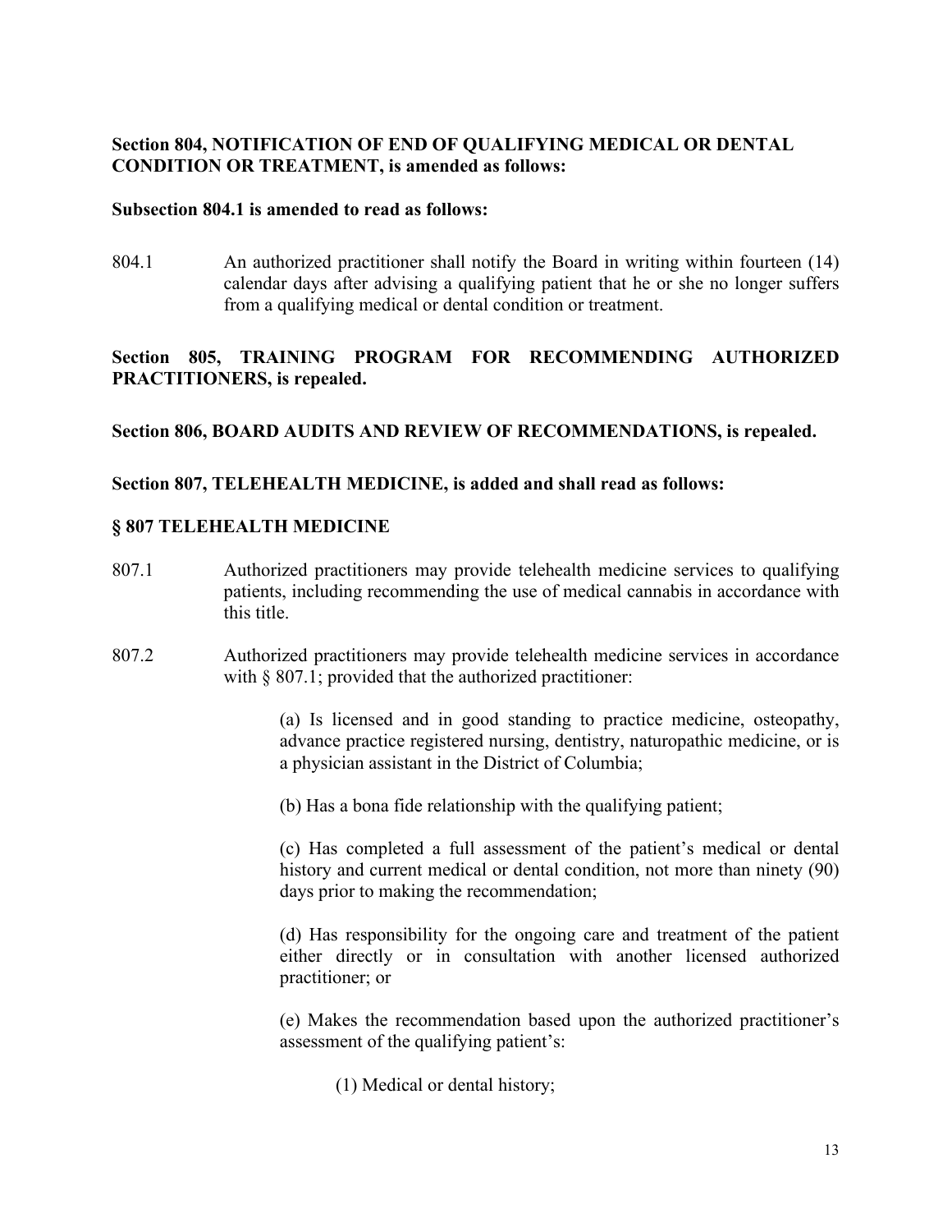**Section 804, NOTIFICATION OF END OF QUALIFYING MEDICAL OR DENTAL CONDITION OR TREATMENT, is amended as follows:**

**Subsection 804.1 is amended to read as follows:**

804.1 An authorized practitioner shall notify the Board in writing within fourteen (14) calendar days after advising a qualifying patient that he or she no longer suffers from a qualifying medical or dental condition or treatment.

**Section 805, TRAINING PROGRAM FOR RECOMMENDING AUTHORIZED PRACTITIONERS, is repealed.**

**Section 806, BOARD AUDITS AND REVIEW OF RECOMMENDATIONS, is repealed.**

**Section 807, TELEHEALTH MEDICINE, is added and shall read as follows:**

**§ 807 TELEHEALTH MEDICINE**

807.1 Authorized practitioners may provide telehealth medicine services to qualifying patients, including recommending the use of medical cannabis in accordance with this title.

807.2 Authorized practitioners may provide telehealth medicine services in accordance with § 807.1; provided that the authorized practitioner:

(a) Is licensed and in good standing to practice medicine, osteopathy, advance practice registered nursing, dentistry, naturopathic medicine, or is a physician assistant in the District of Columbia;

(b) Has a bona fide relationship with the qualifying patient;

(c) Has completed a full assessment of the patient's medical or dental history and current medical or dental condition, not more than ninety (90) days prior to making the recommendation;

(d) Has responsibility for the ongoing care and treatment of the patient either directly or in consultation with another licensed authorized practitioner; or

(e) Makes the recommendation based upon the authorized practitioner's assessment of the qualifying patient's:

(1) Medical or dental history;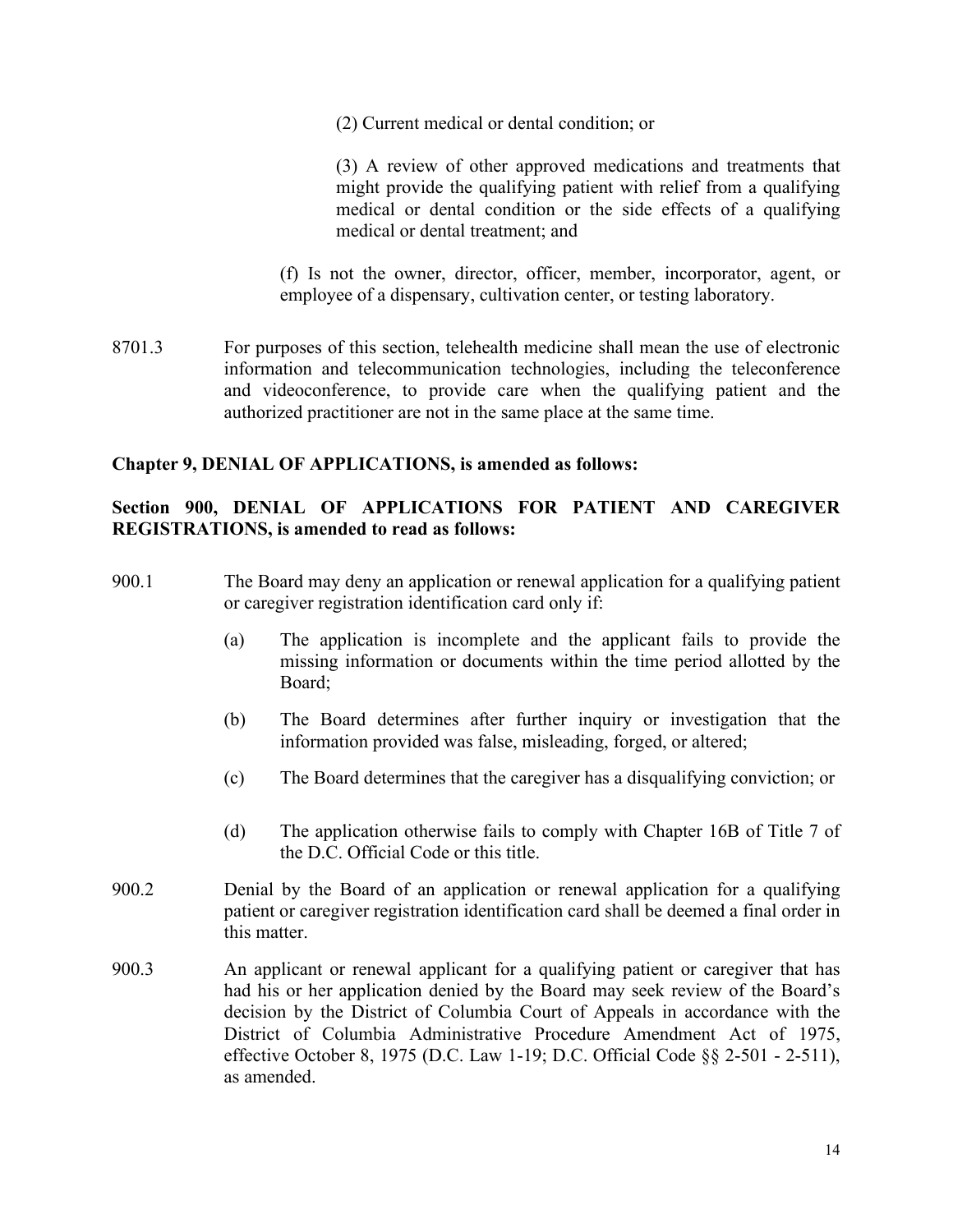(2) Current medical or dental condition; or

(3) A review of other approved medications and treatments that might provide the qualifying patient with relief from a qualifying medical or dental condition or the side effects of a qualifying medical or dental treatment; and

(f) Is not the owner, director, officer, member, incorporator, agent, or employee of a dispensary, cultivation center, or testing laboratory.

8701.3 For purposes of this section, telehealth medicine shall mean the use of electronic information and telecommunication technologies, including the teleconference and videoconference, to provide care when the qualifying patient and the authorized practitioner are not in the same place at the same time.

**Chapter 9, DENIAL OF APPLICATIONS, is amended as follows:**

**Section 900, DENIAL OF APPLICATIONS FOR PATIENT AND CAREGIVER REGISTRATIONS, is amended to read as follows:**

900.1 The Board may deny an application or renewal application for a qualifying patient or caregiver registration identification card only if:

(a) The application is incomplete and the applicant fails to provide the missing information or documents within the time period allotted by the Board;

(b) The Board determines after further inquiry or investigation that the information provided was false, misleading, forged, or altered;

(c) The Board determines that the caregiver has a disqualifying conviction; or

(d) The application otherwise fails to comply with Chapter 16B of Title 7 of the D.C. Official Code or this title.

900.2 Denial by the Board of an application or renewal application for a qualifying patient or caregiver registration identification card shall be deemed a final order in this matter.

900.3 An applicant or renewal applicant for a qualifying patient or caregiver that has had his or her application denied by the Board may seek review of the Board's decision by the District of Columbia Court of Appeals in accordance with the District of Columbia Administrative Procedure Amendment Act of 1975, effective October 8, 1975 (D.C. Law 1-19; D.C. Official Code §§ 2-501 - 2-511), as amended.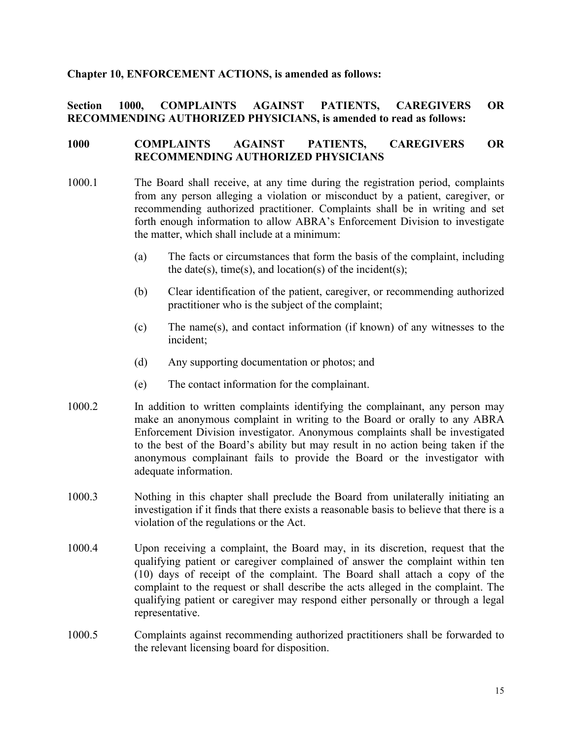**Chapter 10, ENFORCEMENT ACTIONS, is amended as follows:**

**Section 1000, COMPLAINTS AGAINST PATIENTS, CAREGIVERS OR RECOMMENDING AUTHORIZED PHYSICIANS, is amended to read as follows:**

**1000 COMPLAINTS AGAINST PATIENTS, CAREGIVERS OR RECOMMENDING AUTHORIZED PHYSICIANS**

1000.1 The Board shall receive, at any time during the registration period, complaints from any person alleging a violation or misconduct by a patient, caregiver, or recommending authorized practitioner. Complaints shall be in writing and set forth enough information to allow ABRA's Enforcement Division to investigate the matter, which shall include at a minimum:

(a) The facts or circumstances that form the basis of the complaint, including the date(s), time(s), and location(s) of the incident(s);

(b) Clear identification of the patient, caregiver, or recommending authorized practitioner who is the subject of the complaint;

(c) The name(s), and contact information (if known) of any witnesses to the incident;

(d) Any supporting documentation or photos; and

(e) The contact information for the complainant.

1000.2 In addition to written complaints identifying the complainant, any person may make an anonymous complaint in writing to the Board or orally to any ABRA Enforcement Division investigator. Anonymous complaints shall be investigated to the best of the Board's ability but may result in no action being taken if the anonymous complainant fails to provide the Board or the investigator with adequate information.

1000.3 Nothing in this chapter shall preclude the Board from unilaterally initiating an investigation if it finds that there exists a reasonable basis to believe that there is a violation of the regulations or the Act.

1000.4 Upon receiving a complaint, the Board may, in its discretion, request that the qualifying patient or caregiver complained of answer the complaint within ten (10) days of receipt of the complaint. The Board shall attach a copy of the complaint to the request or shall describe the acts alleged in the complaint. The qualifying patient or caregiver may respond either personally or through a legal representative.

1000.5 Complaints against recommending authorized practitioners shall be forwarded to the relevant licensing board for disposition.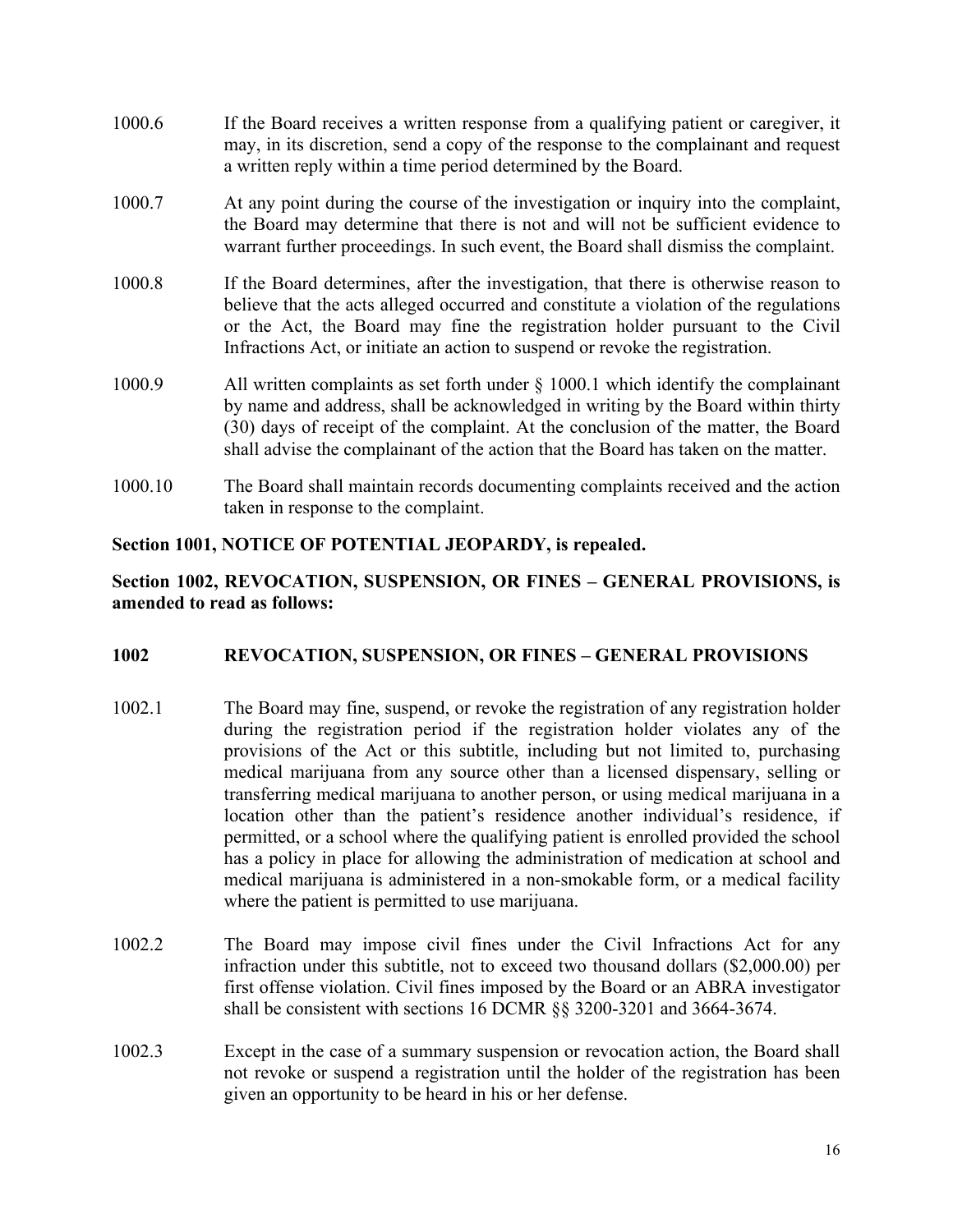1000.6 If the Board receives a written response from a qualifying patient or caregiver, it may, in its discretion, send a copy of the response to the complainant and request a written reply within a time period determined by the Board.

1000.7 At any point during the course of the investigation or inquiry into the complaint, the Board may determine that there is not and will not be sufficient evidence to warrant further proceedings. In such event, the Board shall dismiss the complaint.

1000.8 If the Board determines, after the investigation, that there is otherwise reason to believe that the acts alleged occurred and constitute a violation of the regulations or the Act, the Board may fine the registration holder pursuant to the Civil Infractions Act, or initiate an action to suspend or revoke the registration.

1000.9 All written complaints as set forth under § 1000.1 which identify the complainant by name and address, shall be acknowledged in writing by the Board within thirty (30) days of receipt of the complaint. At the conclusion of the matter, the Board shall advise the complainant of the action that the Board has taken on the matter.

1000.10 The Board shall maintain records documenting complaints received and the action taken in response to the complaint.

**Section 1001, NOTICE OF POTENTIAL JEOPARDY, is repealed.**

**Section 1002, REVOCATION, SUSPENSION, OR FINES – GENERAL PROVISIONS, is amended to read as follows:**

**1002 REVOCATION, SUSPENSION, OR FINES – GENERAL PROVISIONS**

1002.1 The Board may fine, suspend, or revoke the registration of any registration holder during the registration period if the registration holder violates any of the provisions of the Act or this subtitle, including but not limited to, purchasing medical marijuana from any source other than a licensed dispensary, selling or transferring medical marijuana to another person, or using medical marijuana in a location other than the patient's residence another individual's residence, if permitted, or a school where the qualifying patient is enrolled provided the school has a policy in place for allowing the administration of medication at school and medical marijuana is administered in a non-smokable form, or a medical facility where the patient is permitted to use marijuana.

1002.2 The Board may impose civil fines under the Civil Infractions Act for any infraction under this subtitle, not to exceed two thousand dollars ($2,000.00) per first offense violation. Civil fines imposed by the Board or an ABRA investigator shall be consistent with sections 16 DCMR §§ 3200-3201 and 3664-3674.

1002.3 Except in the case of a summary suspension or revocation action, the Board shall not revoke or suspend a registration until the holder of the registration has been given an opportunity to be heard in his or her defense.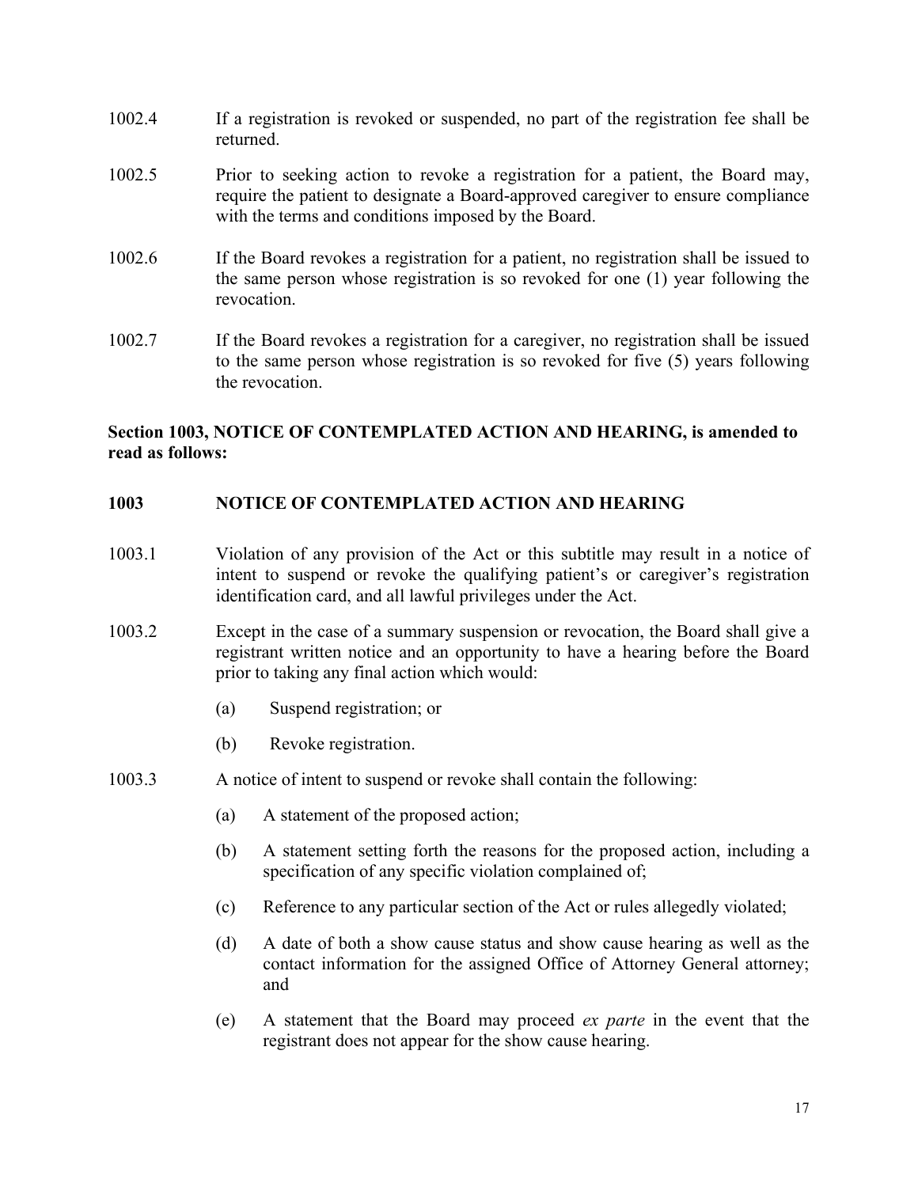1002.4 If a registration is revoked or suspended, no part of the registration fee shall be returned.

1002.5 Prior to seeking action to revoke a registration for a patient, the Board may, require the patient to designate a Board-approved caregiver to ensure compliance with the terms and conditions imposed by the Board.

1002.6 If the Board revokes a registration for a patient, no registration shall be issued to the same person whose registration is so revoked for one (1) year following the revocation.

1002.7 If the Board revokes a registration for a caregiver, no registration shall be issued to the same person whose registration is so revoked for five (5) years following the revocation.

**Section 1003, NOTICE OF CONTEMPLATED ACTION AND HEARING, is amended to read as follows:**

**1003 NOTICE OF CONTEMPLATED ACTION AND HEARING**

1003.1 Violation of any provision of the Act or this subtitle may result in a notice of intent to suspend or revoke the qualifying patient's or caregiver's registration identification card, and all lawful privileges under the Act.

1003.2 Except in the case of a summary suspension or revocation, the Board shall give a registrant written notice and an opportunity to have a hearing before the Board prior to taking any final action which would:

(a) Suspend registration; or

(b) Revoke registration.

1003.3 A notice of intent to suspend or revoke shall contain the following:

(a) A statement of the proposed action;

(b) A statement setting forth the reasons for the proposed action, including a specification of any specific violation complained of;

(c) Reference to any particular section of the Act or rules allegedly violated;

(d) A date of both a show cause status and show cause hearing as well as the contact information for the assigned Office of Attorney General attorney; and

(e) A statement that the Board may proceed *ex parte* in the event that the registrant does not appear for the show cause hearing.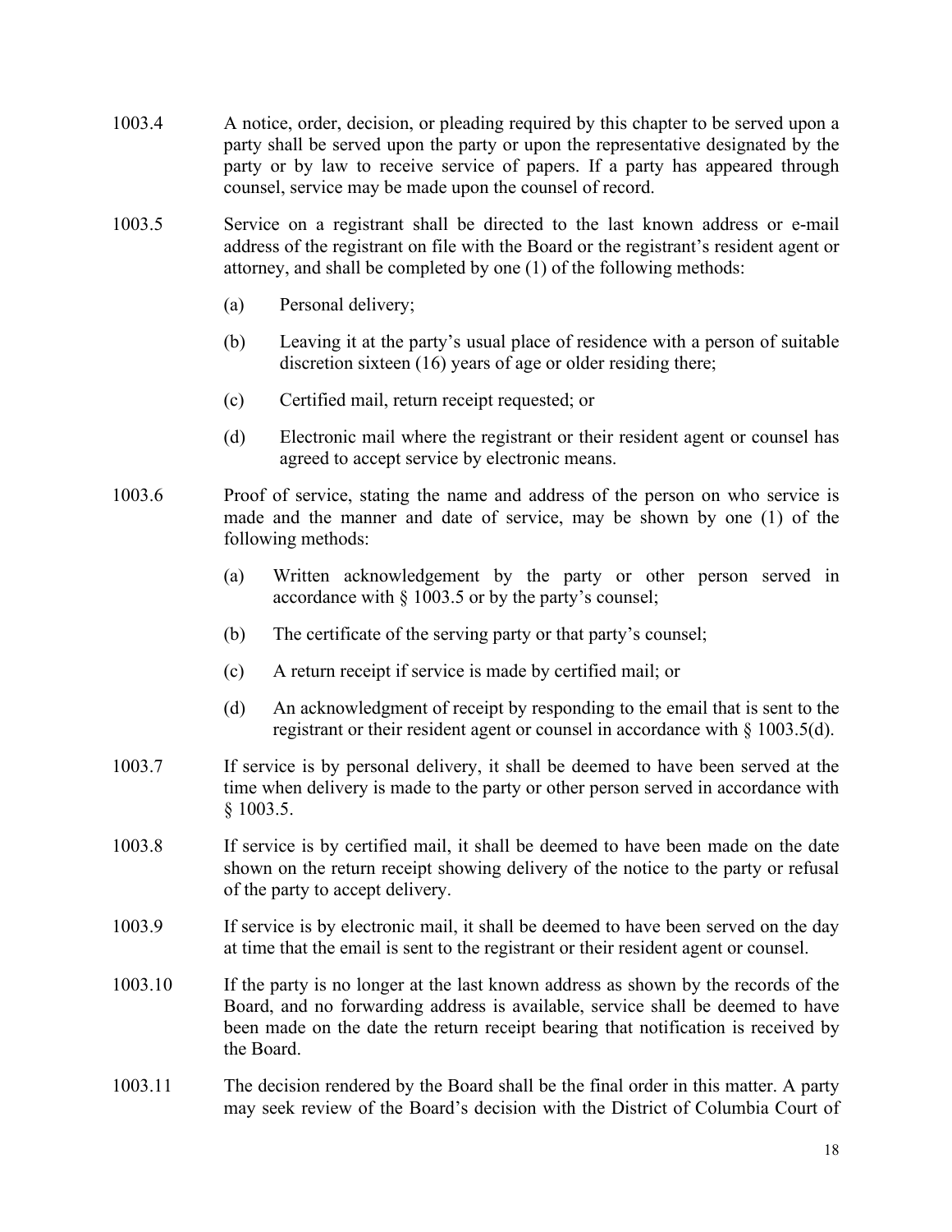1003.4 A notice, order, decision, or pleading required by this chapter to be served upon a party shall be served upon the party or upon the representative designated by the party or by law to receive service of papers. If a party has appeared through counsel, service may be made upon the counsel of record.

1003.5 Service on a registrant shall be directed to the last known address or e-mail address of the registrant on file with the Board or the registrant's resident agent or attorney, and shall be completed by one (1) of the following methods:

(a) Personal delivery;

(b) Leaving it at the party's usual place of residence with a person of suitable discretion sixteen (16) years of age or older residing there;

(c) Certified mail, return receipt requested; or

(d) Electronic mail where the registrant or their resident agent or counsel has agreed to accept service by electronic means.

1003.6 Proof of service, stating the name and address of the person on who service is made and the manner and date of service, may be shown by one (1) of the following methods:

(a) Written acknowledgement by the party or other person served in accordance with § 1003.5 or by the party's counsel;

(b) The certificate of the serving party or that party's counsel;

(c) A return receipt if service is made by certified mail; or

(d) An acknowledgment of receipt by responding to the email that is sent to the registrant or their resident agent or counsel in accordance with § 1003.5(d).

1003.7 If service is by personal delivery, it shall be deemed to have been served at the time when delivery is made to the party or other person served in accordance with § 1003.5.

1003.8 If service is by certified mail, it shall be deemed to have been made on the date shown on the return receipt showing delivery of the notice to the party or refusal of the party to accept delivery.

1003.9 If service is by electronic mail, it shall be deemed to have been served on the day at time that the email is sent to the registrant or their resident agent or counsel.

1003.10 If the party is no longer at the last known address as shown by the records of the Board, and no forwarding address is available, service shall be deemed to have been made on the date the return receipt bearing that notification is received by the Board.

1003.11 The decision rendered by the Board shall be the final order in this matter. A party may seek review of the Board's decision with the District of Columbia Court of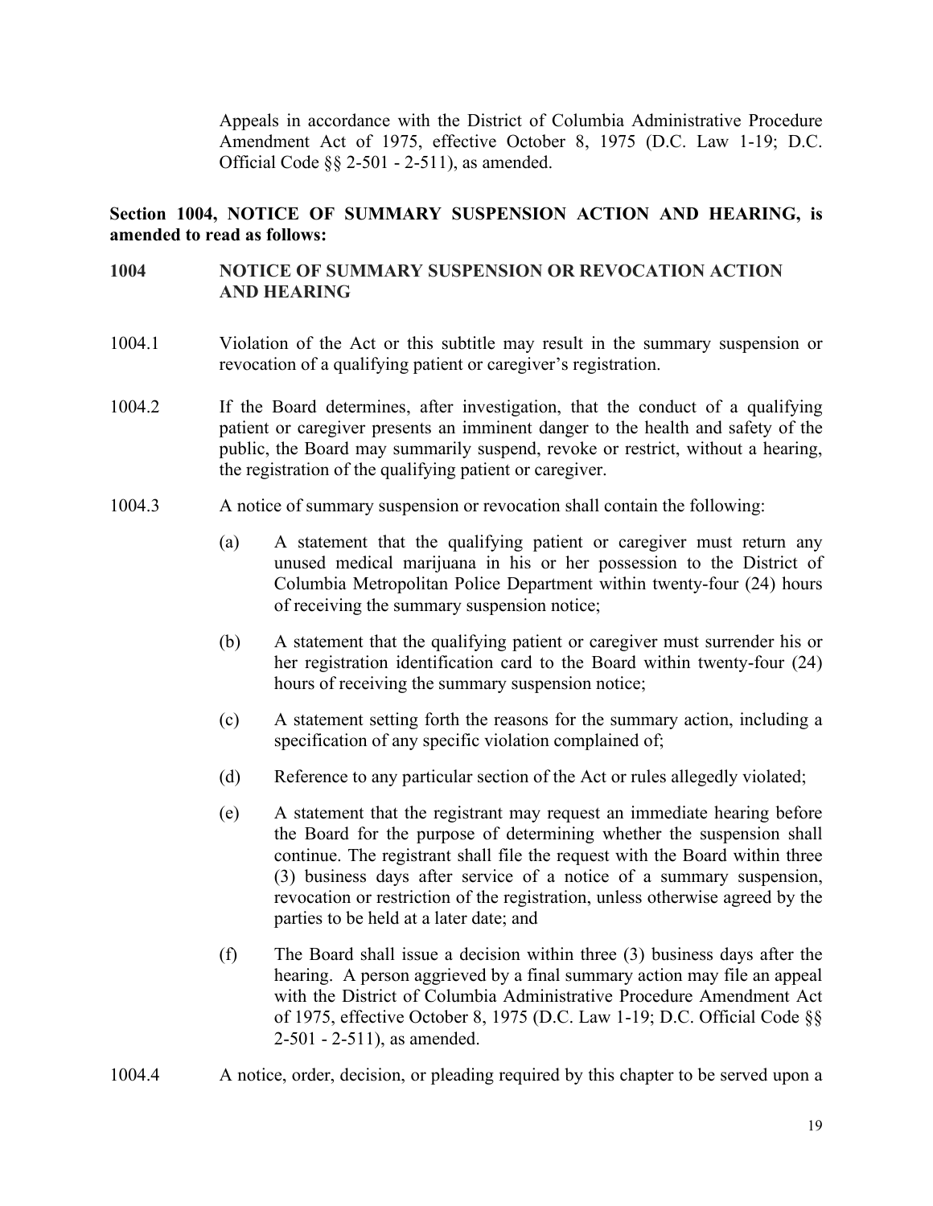Appeals in accordance with the District of Columbia Administrative Procedure Amendment Act of 1975, effective October 8, 1975 (D.C. Law 1-19; D.C. Official Code §§ 2-501 - 2-511), as amended.

**Section 1004, NOTICE OF SUMMARY SUSPENSION ACTION AND HEARING, is amended to read as follows:**

**1004 NOTICE OF SUMMARY SUSPENSION OR REVOCATION ACTION AND HEARING**

1004.1 Violation of the Act or this subtitle may result in the summary suspension or revocation of a qualifying patient or caregiver's registration.

1004.2 If the Board determines, after investigation, that the conduct of a qualifying patient or caregiver presents an imminent danger to the health and safety of the public, the Board may summarily suspend, revoke or restrict, without a hearing, the registration of the qualifying patient or caregiver.

1004.3 A notice of summary suspension or revocation shall contain the following:

(a) A statement that the qualifying patient or caregiver must return any unused medical marijuana in his or her possession to the District of Columbia Metropolitan Police Department within twenty-four (24) hours of receiving the summary suspension notice;

(b) A statement that the qualifying patient or caregiver must surrender his or her registration identification card to the Board within twenty-four (24) hours of receiving the summary suspension notice;

(c) A statement setting forth the reasons for the summary action, including a specification of any specific violation complained of;

(d) Reference to any particular section of the Act or rules allegedly violated;

(e) A statement that the registrant may request an immediate hearing before the Board for the purpose of determining whether the suspension shall continue. The registrant shall file the request with the Board within three (3) business days after service of a notice of a summary suspension, revocation or restriction of the registration, unless otherwise agreed by the parties to be held at a later date; and

(f) The Board shall issue a decision within three (3) business days after the hearing. A person aggrieved by a final summary action may file an appeal with the District of Columbia Administrative Procedure Amendment Act of 1975, effective October 8, 1975 (D.C. Law 1-19; D.C. Official Code §§ 2-501 - 2-511), as amended.

1004.4 A notice, order, decision, or pleading required by this chapter to be served upon a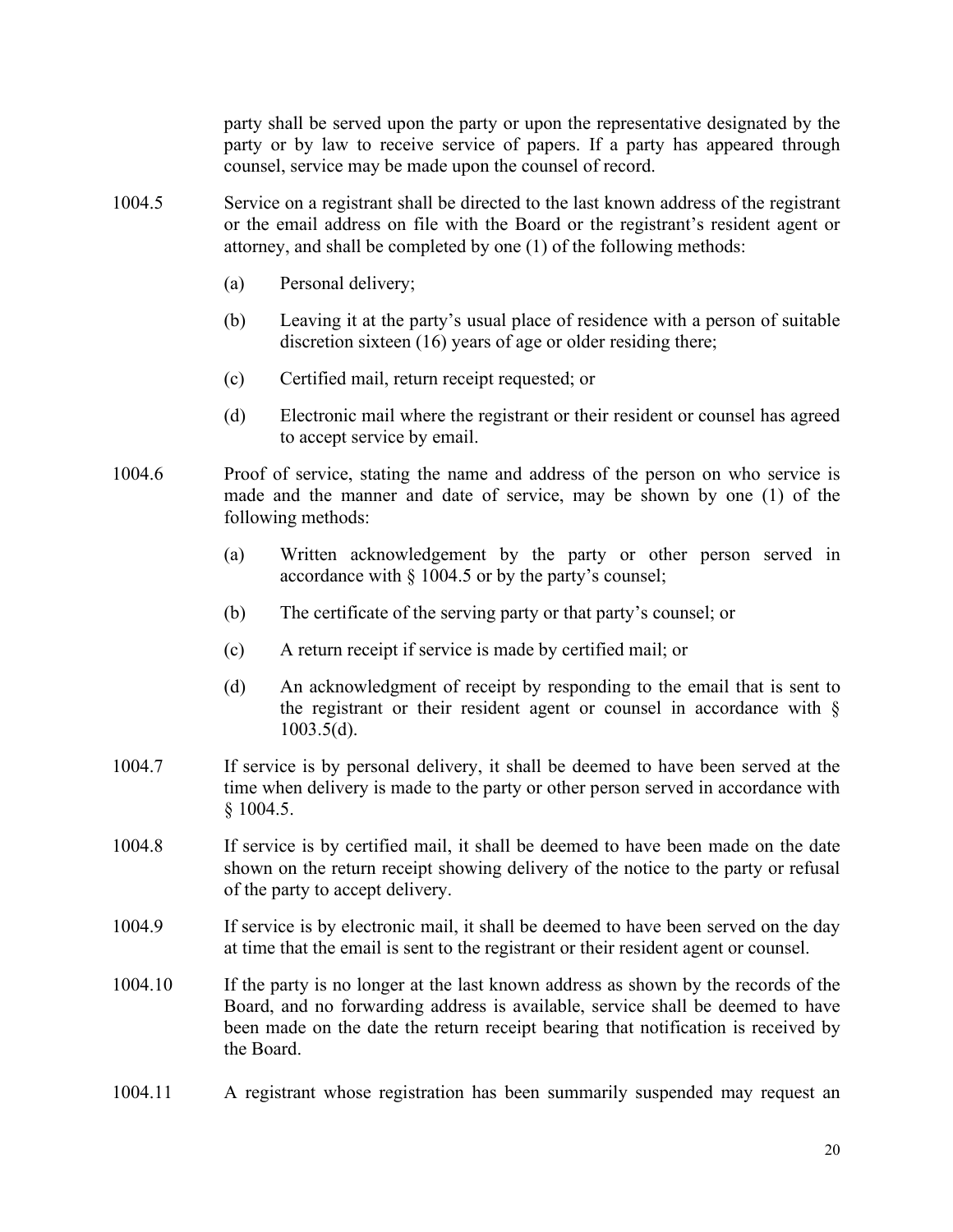party shall be served upon the party or upon the representative designated by the party or by law to receive service of papers. If a party has appeared through counsel, service may be made upon the counsel of record.

1004.5 Service on a registrant shall be directed to the last known address of the registrant or the email address on file with the Board or the registrant's resident agent or attorney, and shall be completed by one (1) of the following methods:

(a) Personal delivery;

(b) Leaving it at the party's usual place of residence with a person of suitable discretion sixteen (16) years of age or older residing there;

(c) Certified mail, return receipt requested; or

(d) Electronic mail where the registrant or their resident or counsel has agreed to accept service by email.

1004.6 Proof of service, stating the name and address of the person on who service is made and the manner and date of service, may be shown by one (1) of the following methods:

(a) Written acknowledgement by the party or other person served in accordance with § 1004.5 or by the party's counsel;

(b) The certificate of the serving party or that party's counsel; or

(c) A return receipt if service is made by certified mail; or

(d) An acknowledgment of receipt by responding to the email that is sent to the registrant or their resident agent or counsel in accordance with § 1003.5(d).

1004.7 If service is by personal delivery, it shall be deemed to have been served at the time when delivery is made to the party or other person served in accordance with § 1004.5.

1004.8 If service is by certified mail, it shall be deemed to have been made on the date shown on the return receipt showing delivery of the notice to the party or refusal of the party to accept delivery.

1004.9 If service is by electronic mail, it shall be deemed to have been served on the day at time that the email is sent to the registrant or their resident agent or counsel.

1004.10 If the party is no longer at the last known address as shown by the records of the Board, and no forwarding address is available, service shall be deemed to have been made on the date the return receipt bearing that notification is received by the Board.

1004.11 A registrant whose registration has been summarily suspended may request an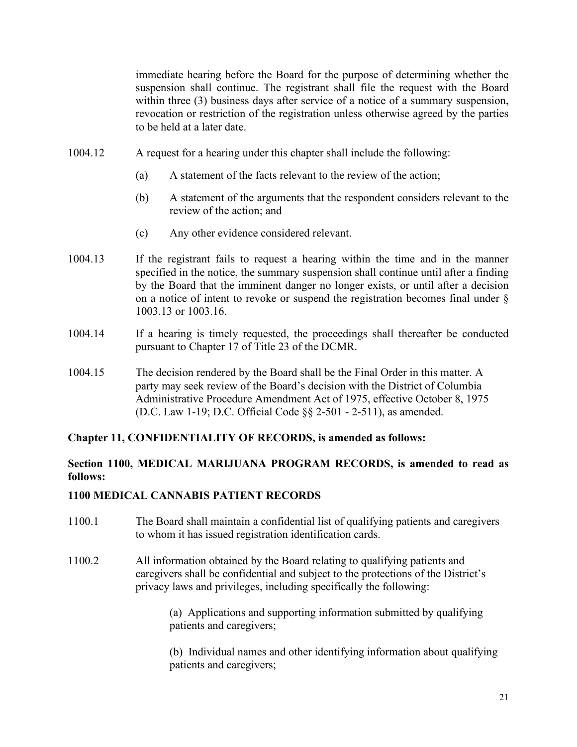immediate hearing before the Board for the purpose of determining whether the suspension shall continue. The registrant shall file the request with the Board within three (3) business days after service of a notice of a summary suspension, revocation or restriction of the registration unless otherwise agreed by the parties to be held at a later date.

1004.12 A request for a hearing under this chapter shall include the following:

(a) A statement of the facts relevant to the review of the action;

(b) A statement of the arguments that the respondent considers relevant to the review of the action; and

(c) Any other evidence considered relevant.

1004.13 If the registrant fails to request a hearing within the time and in the manner specified in the notice, the summary suspension shall continue until after a finding by the Board that the imminent danger no longer exists, or until after a decision on a notice of intent to revoke or suspend the registration becomes final under § 1003.13 or 1003.16.

1004.14 If a hearing is timely requested, the proceedings shall thereafter be conducted pursuant to Chapter 17 of Title 23 of the DCMR.

1004.15 The decision rendered by the Board shall be the Final Order in this matter. A party may seek review of the Board's decision with the District of Columbia Administrative Procedure Amendment Act of 1975, effective October 8, 1975 (D.C. Law 1-19; D.C. Official Code §§ 2-501 - 2-511), as amended.

**Chapter 11, CONFIDENTIALITY OF RECORDS, is amended as follows:**

**Section 1100, MEDICAL MARIJUANA PROGRAM RECORDS, is amended to read as follows:**

**1100 MEDICAL CANNABIS PATIENT RECORDS**

1100.1 The Board shall maintain a confidential list of qualifying patients and caregivers to whom it has issued registration identification cards.

1100.2 All information obtained by the Board relating to qualifying patients and caregivers shall be confidential and subject to the protections of the District's privacy laws and privileges, including specifically the following:

(a) Applications and supporting information submitted by qualifying patients and caregivers;

(b) Individual names and other identifying information about qualifying patients and caregivers;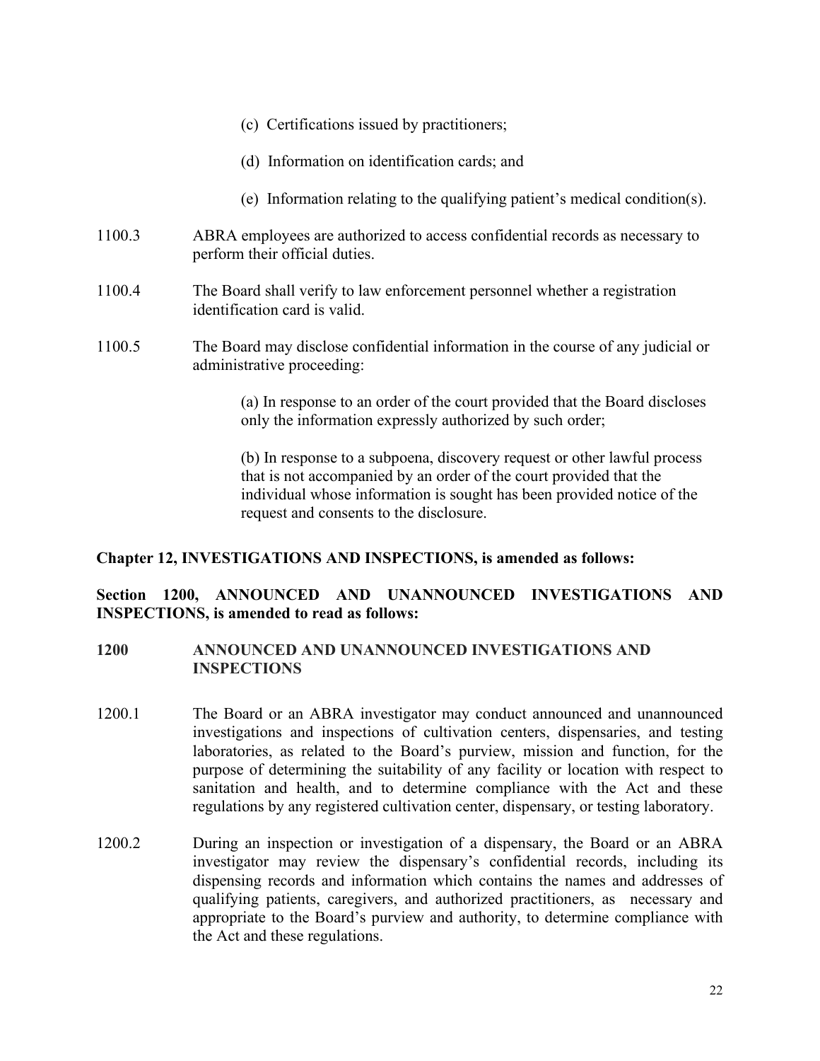(c) Certifications issued by practitioners;

(d) Information on identification cards; and

(e) Information relating to the qualifying patient's medical condition(s).

1100.3 ABRA employees are authorized to access confidential records as necessary to perform their official duties.

1100.4 The Board shall verify to law enforcement personnel whether a registration identification card is valid.

1100.5 The Board may disclose confidential information in the course of any judicial or administrative proceeding:

(a) In response to an order of the court provided that the Board discloses only the information expressly authorized by such order;

(b) In response to a subpoena, discovery request or other lawful process that is not accompanied by an order of the court provided that the individual whose information is sought has been provided notice of the request and consents to the disclosure.

**Chapter 12, INVESTIGATIONS AND INSPECTIONS, is amended as follows:**

**Section 1200, ANNOUNCED AND UNANNOUNCED INVESTIGATIONS AND INSPECTIONS, is amended to read as follows:**

**1200 ANNOUNCED AND UNANNOUNCED INVESTIGATIONS AND INSPECTIONS**

1200.1 The Board or an ABRA investigator may conduct announced and unannounced investigations and inspections of cultivation centers, dispensaries, and testing laboratories, as related to the Board's purview, mission and function, for the purpose of determining the suitability of any facility or location with respect to sanitation and health, and to determine compliance with the Act and these regulations by any registered cultivation center, dispensary, or testing laboratory.

1200.2 During an inspection or investigation of a dispensary, the Board or an ABRA investigator may review the dispensary's confidential records, including its dispensing records and information which contains the names and addresses of qualifying patients, caregivers, and authorized practitioners, as necessary and appropriate to the Board's purview and authority, to determine compliance with the Act and these regulations.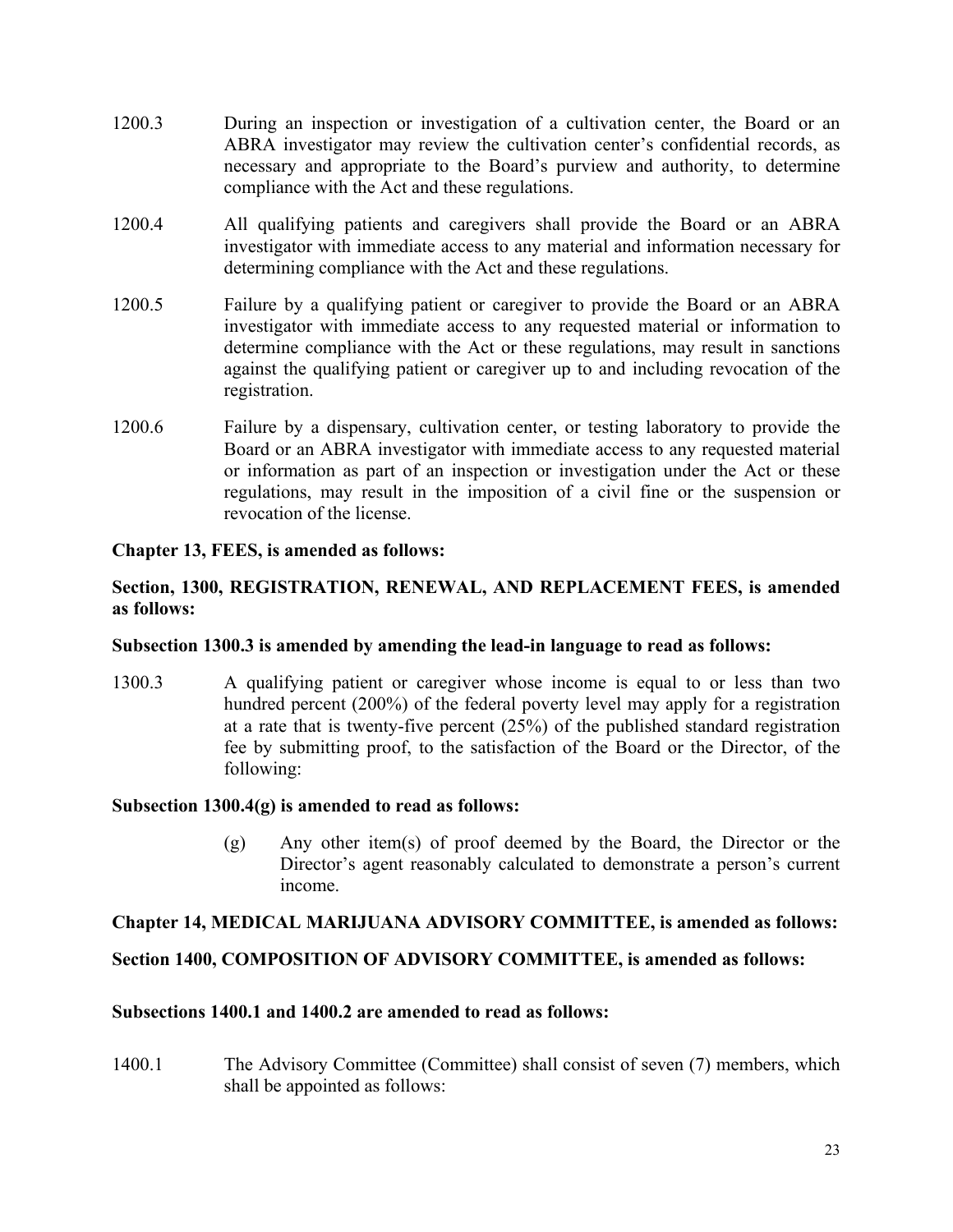1200.3 During an inspection or investigation of a cultivation center, the Board or an ABRA investigator may review the cultivation center's confidential records, as necessary and appropriate to the Board's purview and authority, to determine compliance with the Act and these regulations.

1200.4 All qualifying patients and caregivers shall provide the Board or an ABRA investigator with immediate access to any material and information necessary for determining compliance with the Act and these regulations.

1200.5 Failure by a qualifying patient or caregiver to provide the Board or an ABRA investigator with immediate access to any requested material or information to determine compliance with the Act or these regulations, may result in sanctions against the qualifying patient or caregiver up to and including revocation of the registration.

1200.6 Failure by a dispensary, cultivation center, or testing laboratory to provide the Board or an ABRA investigator with immediate access to any requested material or information as part of an inspection or investigation under the Act or these regulations, may result in the imposition of a civil fine or the suspension or revocation of the license.

**Chapter 13, FEES, is amended as follows:**

**Section, 1300, REGISTRATION, RENEWAL, AND REPLACEMENT FEES, is amended as follows:**

**Subsection 1300.3 is amended by amending the lead-in language to read as follows:**

1300.3 A qualifying patient or caregiver whose income is equal to or less than two hundred percent (200%) of the federal poverty level may apply for a registration at a rate that is twenty-five percent (25%) of the published standard registration fee by submitting proof, to the satisfaction of the Board or the Director, of the following:

**Subsection 1300.4(g) is amended to read as follows:**

(g) Any other item(s) of proof deemed by the Board, the Director or the Director's agent reasonably calculated to demonstrate a person's current income.

**Chapter 14, MEDICAL MARIJUANA ADVISORY COMMITTEE, is amended as follows:**

**Section 1400, COMPOSITION OF ADVISORY COMMITTEE, is amended as follows:**

**Subsections 1400.1 and 1400.2 are amended to read as follows:**

1400.1 The Advisory Committee (Committee) shall consist of seven (7) members, which shall be appointed as follows: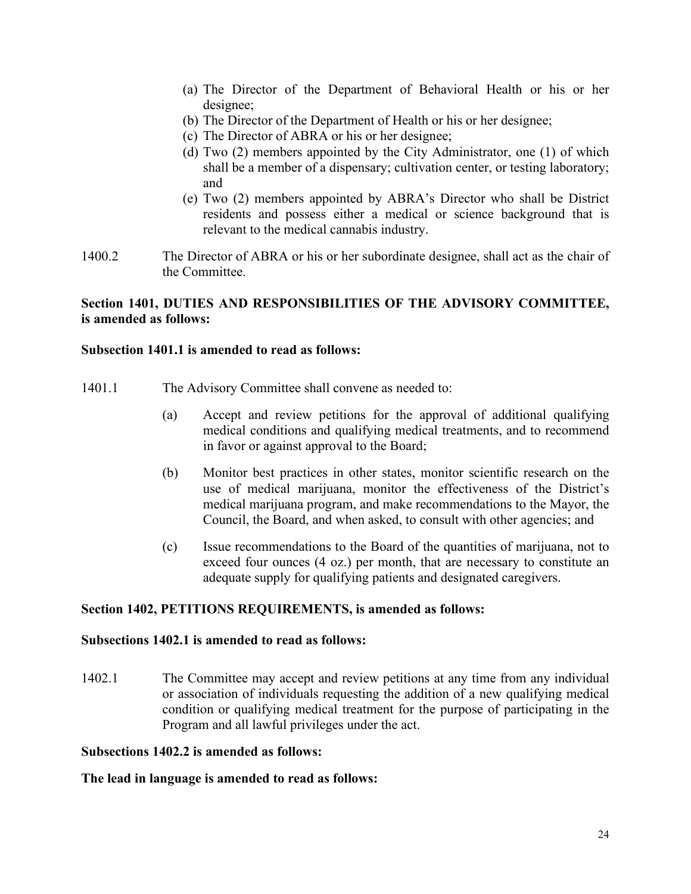(a) The Director of the Department of Behavioral Health or his or her designee;

(b) The Director of the Department of Health or his or her designee;

(c) The Director of ABRA or his or her designee;

(d) Two (2) members appointed by the City Administrator, one (1) of which shall be a member of a dispensary; cultivation center, or testing laboratory; and

(e) Two (2) members appointed by ABRA's Director who shall be District residents and possess either a medical or science background that is relevant to the medical cannabis industry.

1400.2 The Director of ABRA or his or her subordinate designee, shall act as the chair of the Committee.

**Section 1401, DUTIES AND RESPONSIBILITIES OF THE ADVISORY COMMITTEE, is amended as follows:**

**Subsection 1401.1 is amended to read as follows:**

1401.1 The Advisory Committee shall convene as needed to:

(a) Accept and review petitions for the approval of additional qualifying medical conditions and qualifying medical treatments, and to recommend in favor or against approval to the Board;

(b) Monitor best practices in other states, monitor scientific research on the use of medical marijuana, monitor the effectiveness of the District's medical marijuana program, and make recommendations to the Mayor, the Council, the Board, and when asked, to consult with other agencies; and

(c) Issue recommendations to the Board of the quantities of marijuana, not to exceed four ounces (4 oz.) per month, that are necessary to constitute an adequate supply for qualifying patients and designated caregivers.

**Section 1402, PETITIONS REQUIREMENTS, is amended as follows:**

**Subsections 1402.1 is amended to read as follows:**

1402.1 The Committee may accept and review petitions at any time from any individual or association of individuals requesting the addition of a new qualifying medical condition or qualifying medical treatment for the purpose of participating in the Program and all lawful privileges under the act.

**Subsections 1402.2 is amended as follows:**

**The lead in language is amended to read as follows:**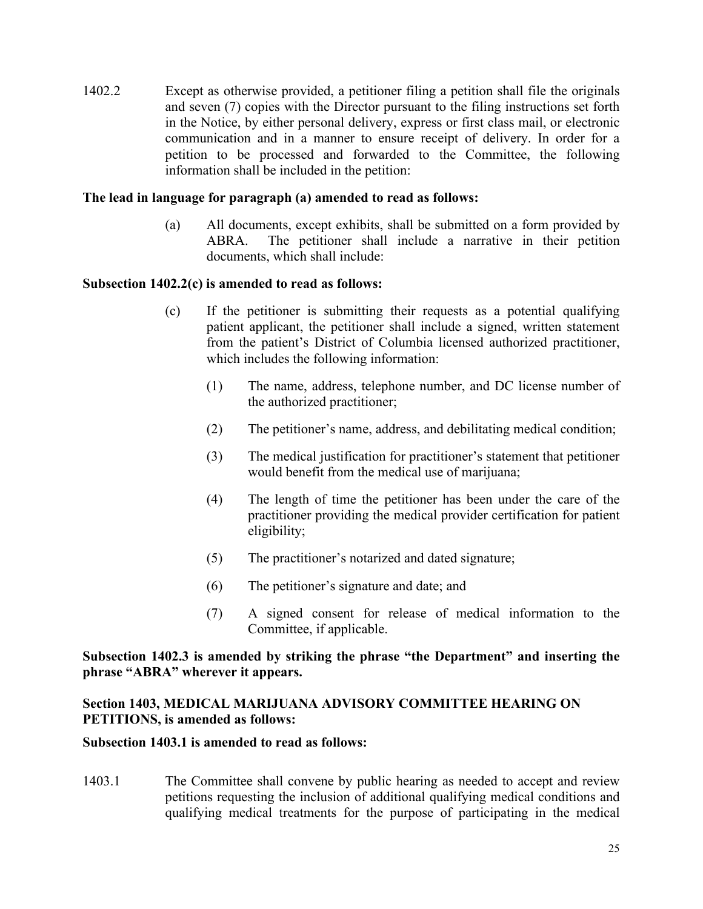1402.2 Except as otherwise provided, a petitioner filing a petition shall file the originals and seven (7) copies with the Director pursuant to the filing instructions set forth in the Notice, by either personal delivery, express or first class mail, or electronic communication and in a manner to ensure receipt of delivery. In order for a petition to be processed and forwarded to the Committee, the following information shall be included in the petition:

**The lead in language for paragraph (a) amended to read as follows:**

(a) All documents, except exhibits, shall be submitted on a form provided by ABRA. The petitioner shall include a narrative in their petition documents, which shall include:

**Subsection 1402.2(c) is amended to read as follows:**

(c) If the petitioner is submitting their requests as a potential qualifying patient applicant, the petitioner shall include a signed, written statement from the patient's District of Columbia licensed authorized practitioner, which includes the following information:

(1) The name, address, telephone number, and DC license number of the authorized practitioner;

(2) The petitioner's name, address, and debilitating medical condition;

(3) The medical justification for practitioner's statement that petitioner would benefit from the medical use of marijuana;

(4) The length of time the petitioner has been under the care of the practitioner providing the medical provider certification for patient eligibility;

(5) The practitioner's notarized and dated signature;

(6) The petitioner's signature and date; and

(7) A signed consent for release of medical information to the Committee, if applicable.

**Subsection 1402.3 is amended by striking the phrase "the Department" and inserting the phrase "ABRA" wherever it appears.**

**Section 1403, MEDICAL MARIJUANA ADVISORY COMMITTEE HEARING ON PETITIONS, is amended as follows:**

**Subsection 1403.1 is amended to read as follows:**

1403.1 The Committee shall convene by public hearing as needed to accept and review petitions requesting the inclusion of additional qualifying medical conditions and qualifying medical treatments for the purpose of participating in the medical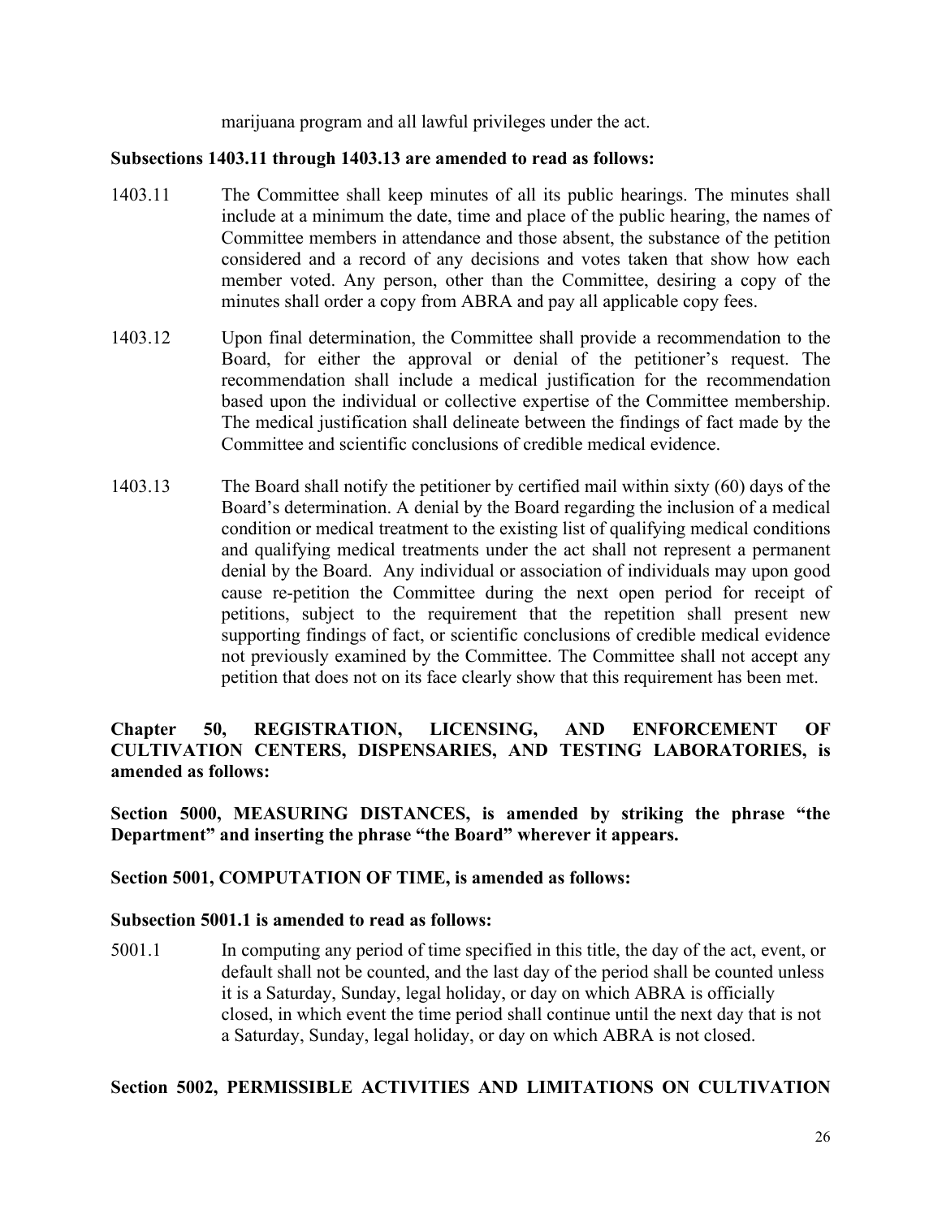marijuana program and all lawful privileges under the act.

**Subsections 1403.11 through 1403.13 are amended to read as follows:**

1403.11 The Committee shall keep minutes of all its public hearings. The minutes shall include at a minimum the date, time and place of the public hearing, the names of Committee members in attendance and those absent, the substance of the petition considered and a record of any decisions and votes taken that show how each member voted. Any person, other than the Committee, desiring a copy of the minutes shall order a copy from ABRA and pay all applicable copy fees.

1403.12 Upon final determination, the Committee shall provide a recommendation to the Board, for either the approval or denial of the petitioner's request. The recommendation shall include a medical justification for the recommendation based upon the individual or collective expertise of the Committee membership. The medical justification shall delineate between the findings of fact made by the Committee and scientific conclusions of credible medical evidence.

1403.13 The Board shall notify the petitioner by certified mail within sixty (60) days of the Board's determination. A denial by the Board regarding the inclusion of a medical condition or medical treatment to the existing list of qualifying medical conditions and qualifying medical treatments under the act shall not represent a permanent denial by the Board. Any individual or association of individuals may upon good cause re-petition the Committee during the next open period for receipt of petitions, subject to the requirement that the repetition shall present new supporting findings of fact, or scientific conclusions of credible medical evidence not previously examined by the Committee. The Committee shall not accept any petition that does not on its face clearly show that this requirement has been met.

**Chapter 50, REGISTRATION, LICENSING, AND ENFORCEMENT OF CULTIVATION CENTERS, DISPENSARIES, AND TESTING LABORATORIES, is amended as follows:**

**Section 5000, MEASURING DISTANCES, is amended by striking the phrase "the Department" and inserting the phrase "the Board" wherever it appears.**

**Section 5001, COMPUTATION OF TIME, is amended as follows:**

**Subsection 5001.1 is amended to read as follows:**

5001.1 In computing any period of time specified in this title, the day of the act, event, or default shall not be counted, and the last day of the period shall be counted unless it is a Saturday, Sunday, legal holiday, or day on which ABRA is officially closed, in which event the time period shall continue until the next day that is not a Saturday, Sunday, legal holiday, or day on which ABRA is not closed.

**Section 5002, PERMISSIBLE ACTIVITIES AND LIMITATIONS ON CULTIVATION**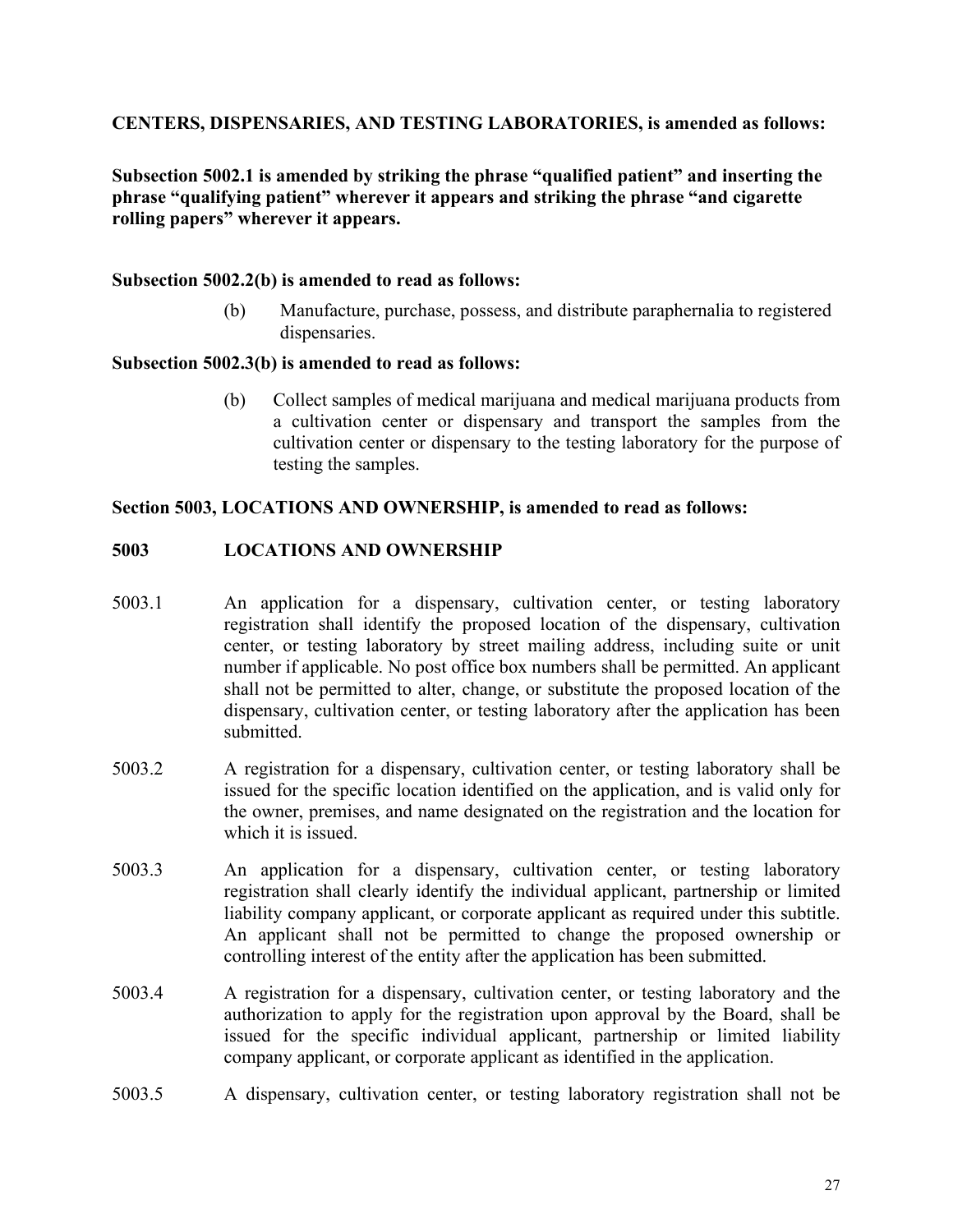**CENTERS, DISPENSARIES, AND TESTING LABORATORIES, is amended as follows:**

**Subsection 5002.1 is amended by striking the phrase "qualified patient" and inserting the phrase "qualifying patient" wherever it appears and striking the phrase "and cigarette rolling papers" wherever it appears.**

**Subsection 5002.2(b) is amended to read as follows:**

(b) Manufacture, purchase, possess, and distribute paraphernalia to registered dispensaries.

**Subsection 5002.3(b) is amended to read as follows:**

(b) Collect samples of medical marijuana and medical marijuana products from a cultivation center or dispensary and transport the samples from the cultivation center or dispensary to the testing laboratory for the purpose of testing the samples.

**Section 5003, LOCATIONS AND OWNERSHIP, is amended to read as follows:**

**5003 LOCATIONS AND OWNERSHIP**

5003.1 An application for a dispensary, cultivation center, or testing laboratory registration shall identify the proposed location of the dispensary, cultivation center, or testing laboratory by street mailing address, including suite or unit number if applicable. No post office box numbers shall be permitted. An applicant shall not be permitted to alter, change, or substitute the proposed location of the dispensary, cultivation center, or testing laboratory after the application has been submitted.

5003.2 A registration for a dispensary, cultivation center, or testing laboratory shall be issued for the specific location identified on the application, and is valid only for the owner, premises, and name designated on the registration and the location for which it is issued.

5003.3 An application for a dispensary, cultivation center, or testing laboratory registration shall clearly identify the individual applicant, partnership or limited liability company applicant, or corporate applicant as required under this subtitle. An applicant shall not be permitted to change the proposed ownership or controlling interest of the entity after the application has been submitted.

5003.4 A registration for a dispensary, cultivation center, or testing laboratory and the authorization to apply for the registration upon approval by the Board, shall be issued for the specific individual applicant, partnership or limited liability company applicant, or corporate applicant as identified in the application.

5003.5 A dispensary, cultivation center, or testing laboratory registration shall not be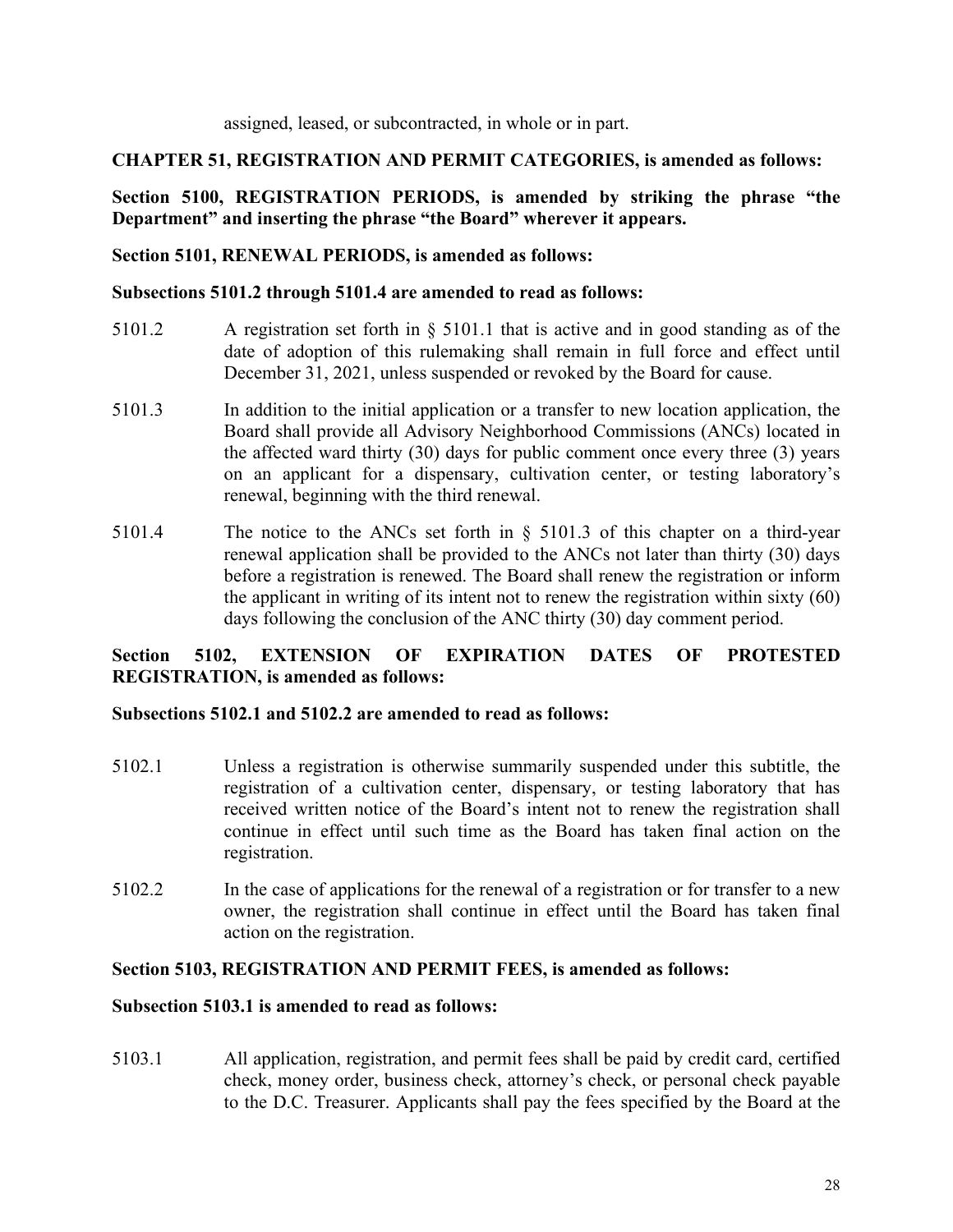assigned, leased, or subcontracted, in whole or in part.

**CHAPTER 51, REGISTRATION AND PERMIT CATEGORIES, is amended as follows:**

**Section 5100, REGISTRATION PERIODS, is amended by striking the phrase "the Department" and inserting the phrase "the Board" wherever it appears.**

**Section 5101, RENEWAL PERIODS, is amended as follows:**

**Subsections 5101.2 through 5101.4 are amended to read as follows:**

5101.2 A registration set forth in § 5101.1 that is active and in good standing as of the date of adoption of this rulemaking shall remain in full force and effect until December 31, 2021, unless suspended or revoked by the Board for cause.

5101.3 In addition to the initial application or a transfer to new location application, the Board shall provide all Advisory Neighborhood Commissions (ANCs) located in the affected ward thirty (30) days for public comment once every three (3) years on an applicant for a dispensary, cultivation center, or testing laboratory's renewal, beginning with the third renewal.

5101.4 The notice to the ANCs set forth in § 5101.3 of this chapter on a third-year renewal application shall be provided to the ANCs not later than thirty (30) days before a registration is renewed. The Board shall renew the registration or inform the applicant in writing of its intent not to renew the registration within sixty (60) days following the conclusion of the ANC thirty (30) day comment period.

**Section 5102, EXTENSION OF EXPIRATION DATES OF PROTESTED REGISTRATION, is amended as follows:**

**Subsections 5102.1 and 5102.2 are amended to read as follows:**

5102.1 Unless a registration is otherwise summarily suspended under this subtitle, the registration of a cultivation center, dispensary, or testing laboratory that has received written notice of the Board's intent not to renew the registration shall continue in effect until such time as the Board has taken final action on the registration.

5102.2 In the case of applications for the renewal of a registration or for transfer to a new owner, the registration shall continue in effect until the Board has taken final action on the registration.

**Section 5103, REGISTRATION AND PERMIT FEES, is amended as follows:**

**Subsection 5103.1 is amended to read as follows:**

5103.1 All application, registration, and permit fees shall be paid by credit card, certified check, money order, business check, attorney's check, or personal check payable to the D.C. Treasurer. Applicants shall pay the fees specified by the Board at the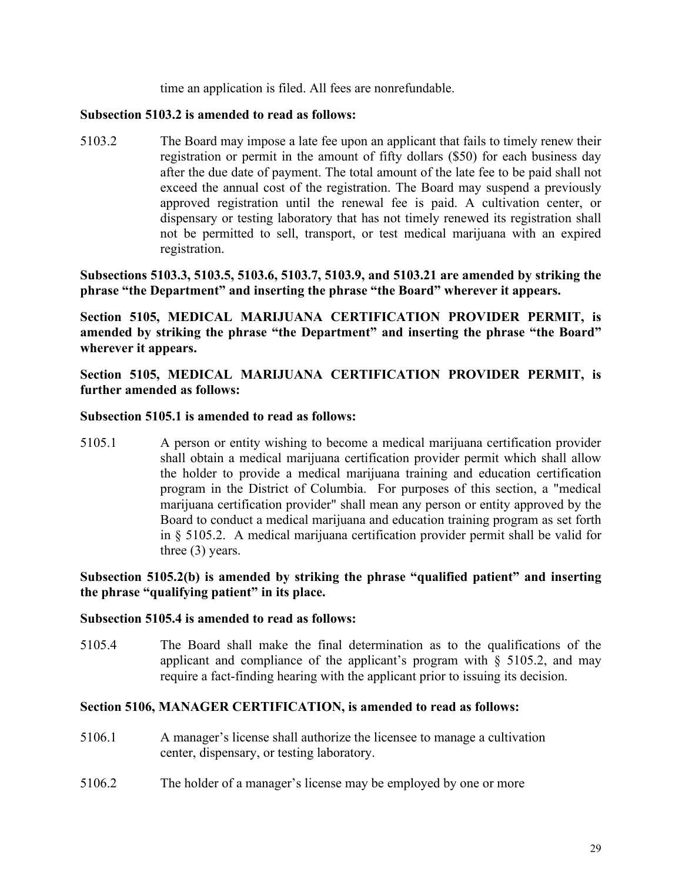time an application is filed. All fees are nonrefundable.

**Subsection 5103.2 is amended to read as follows:**

5103.2 The Board may impose a late fee upon an applicant that fails to timely renew their registration or permit in the amount of fifty dollars ($50) for each business day after the due date of payment. The total amount of the late fee to be paid shall not exceed the annual cost of the registration. The Board may suspend a previously approved registration until the renewal fee is paid. A cultivation center, or dispensary or testing laboratory that has not timely renewed its registration shall not be permitted to sell, transport, or test medical marijuana with an expired registration.

**Subsections 5103.3, 5103.5, 5103.6, 5103.7, 5103.9, and 5103.21 are amended by striking the phrase "the Department" and inserting the phrase "the Board" wherever it appears.**

**Section 5105, MEDICAL MARIJUANA CERTIFICATION PROVIDER PERMIT, is amended by striking the phrase "the Department" and inserting the phrase "the Board" wherever it appears.**

**Section 5105, MEDICAL MARIJUANA CERTIFICATION PROVIDER PERMIT, is further amended as follows:**

**Subsection 5105.1 is amended to read as follows:**

5105.1 A person or entity wishing to become a medical marijuana certification provider shall obtain a medical marijuana certification provider permit which shall allow the holder to provide a medical marijuana training and education certification program in the District of Columbia. For purposes of this section, a "medical marijuana certification provider" shall mean any person or entity approved by the Board to conduct a medical marijuana and education training program as set forth in § 5105.2. A medical marijuana certification provider permit shall be valid for three (3) years.

**Subsection 5105.2(b) is amended by striking the phrase "qualified patient" and inserting the phrase "qualifying patient" in its place.**

**Subsection 5105.4 is amended to read as follows:**

5105.4 The Board shall make the final determination as to the qualifications of the applicant and compliance of the applicant's program with § 5105.2, and may require a fact-finding hearing with the applicant prior to issuing its decision.

**Section 5106, MANAGER CERTIFICATION, is amended to read as follows:**

5106.1 A manager's license shall authorize the licensee to manage a cultivation center, dispensary, or testing laboratory.

5106.2 The holder of a manager's license may be employed by one or more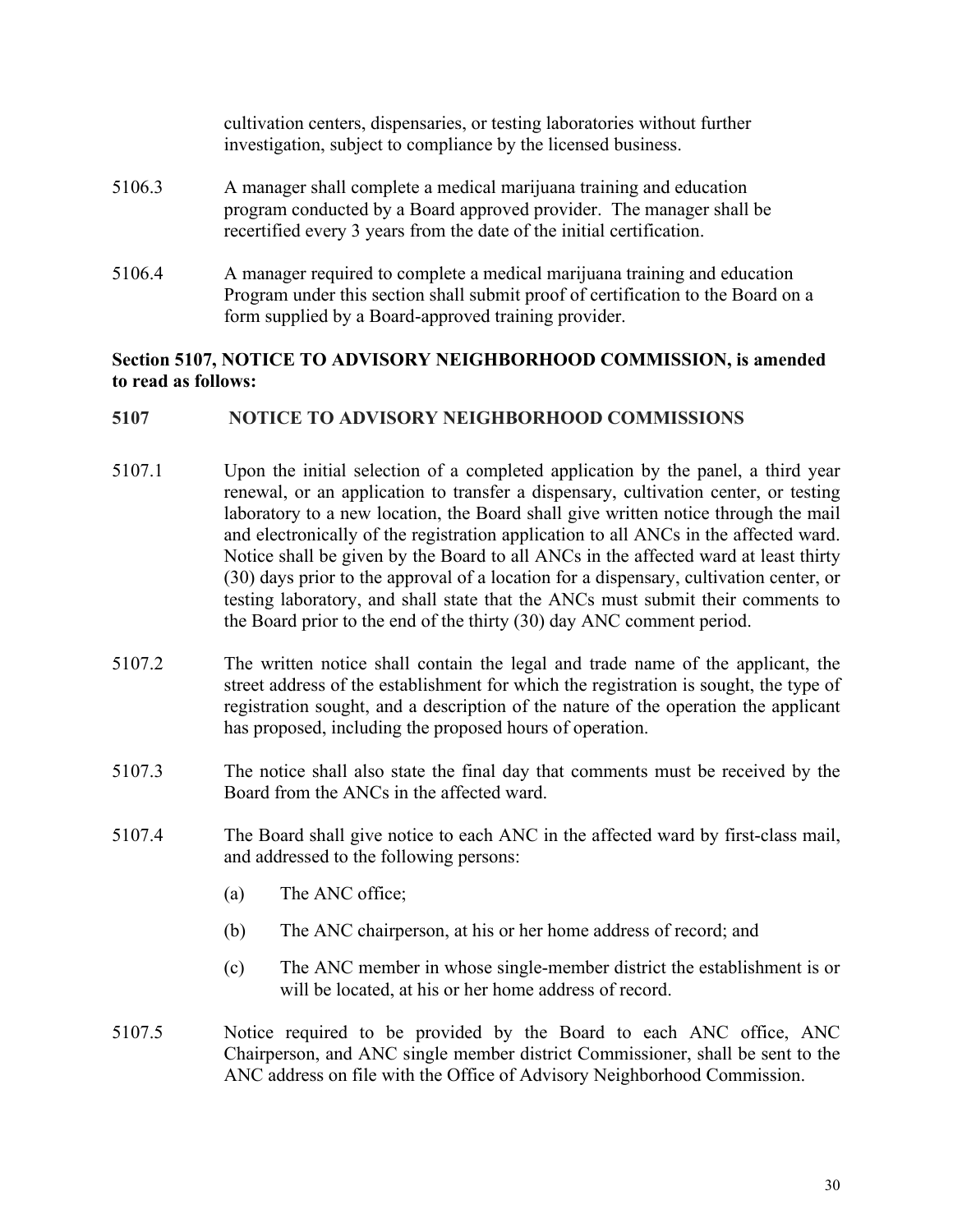cultivation centers, dispensaries, or testing laboratories without further investigation, subject to compliance by the licensed business.

5106.3 A manager shall complete a medical marijuana training and education program conducted by a Board approved provider. The manager shall be recertified every 3 years from the date of the initial certification.

5106.4 A manager required to complete a medical marijuana training and education Program under this section shall submit proof of certification to the Board on a form supplied by a Board-approved training provider.

**Section 5107, NOTICE TO ADVISORY NEIGHBORHOOD COMMISSION, is amended to read as follows:**

**5107 NOTICE TO ADVISORY NEIGHBORHOOD COMMISSIONS**

5107.1 Upon the initial selection of a completed application by the panel, a third year renewal, or an application to transfer a dispensary, cultivation center, or testing laboratory to a new location, the Board shall give written notice through the mail and electronically of the registration application to all ANCs in the affected ward. Notice shall be given by the Board to all ANCs in the affected ward at least thirty (30) days prior to the approval of a location for a dispensary, cultivation center, or testing laboratory, and shall state that the ANCs must submit their comments to the Board prior to the end of the thirty (30) day ANC comment period.

5107.2 The written notice shall contain the legal and trade name of the applicant, the street address of the establishment for which the registration is sought, the type of registration sought, and a description of the nature of the operation the applicant has proposed, including the proposed hours of operation.

5107.3 The notice shall also state the final day that comments must be received by the Board from the ANCs in the affected ward.

5107.4 The Board shall give notice to each ANC in the affected ward by first-class mail, and addressed to the following persons:

(a) The ANC office;

(b) The ANC chairperson, at his or her home address of record; and

(c) The ANC member in whose single-member district the establishment is or will be located, at his or her home address of record.

5107.5 Notice required to be provided by the Board to each ANC office, ANC Chairperson, and ANC single member district Commissioner, shall be sent to the ANC address on file with the Office of Advisory Neighborhood Commission.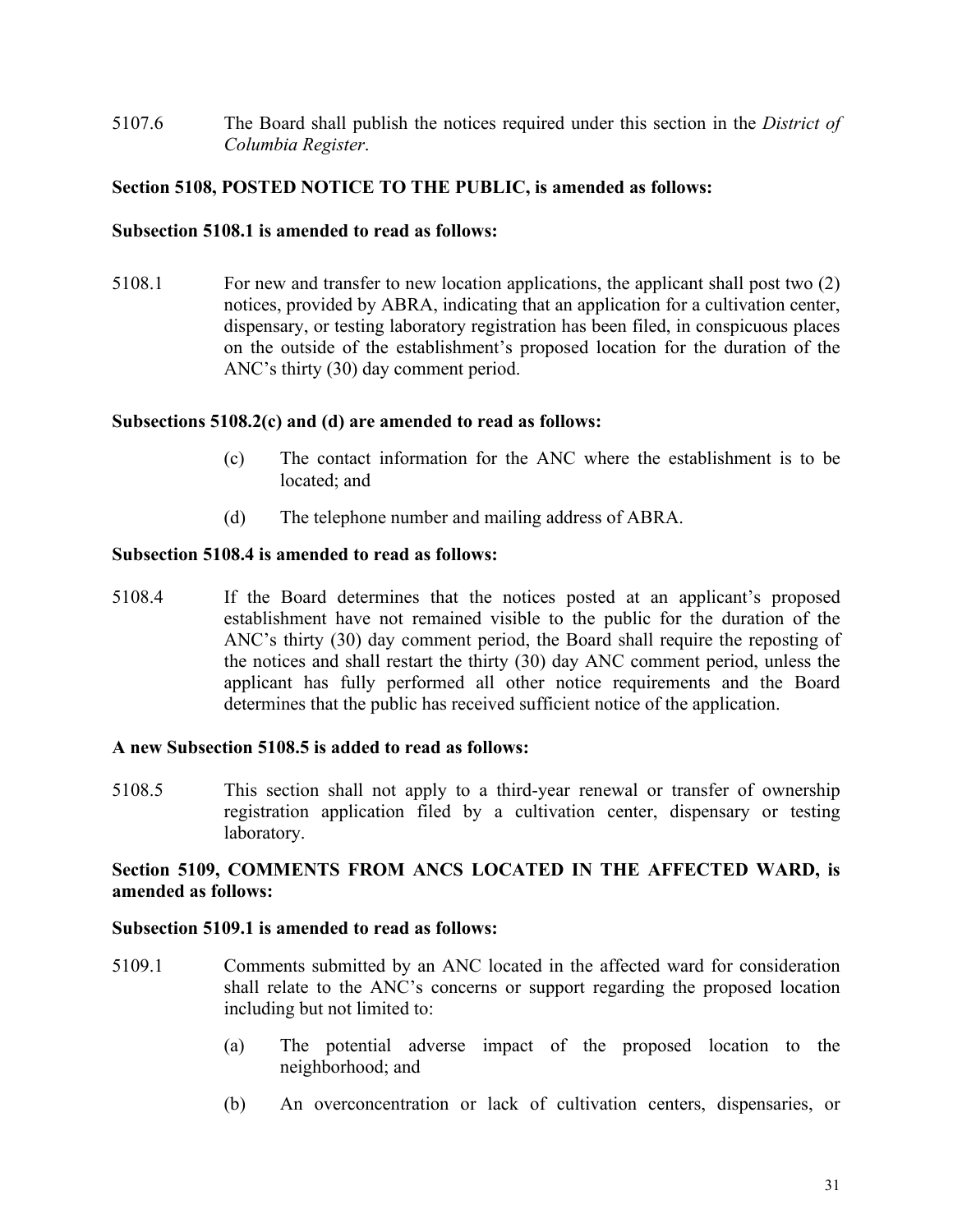5107.6 The Board shall publish the notices required under this section in the *District of Columbia Register*.

**Section 5108, POSTED NOTICE TO THE PUBLIC, is amended as follows:**

**Subsection 5108.1 is amended to read as follows:**

5108.1 For new and transfer to new location applications, the applicant shall post two (2) notices, provided by ABRA, indicating that an application for a cultivation center, dispensary, or testing laboratory registration has been filed, in conspicuous places on the outside of the establishment's proposed location for the duration of the ANC's thirty (30) day comment period.

**Subsections 5108.2(c) and (d) are amended to read as follows:**

(c) The contact information for the ANC where the establishment is to be located; and

(d) The telephone number and mailing address of ABRA.

**Subsection 5108.4 is amended to read as follows:**

5108.4 If the Board determines that the notices posted at an applicant's proposed establishment have not remained visible to the public for the duration of the ANC's thirty (30) day comment period, the Board shall require the reposting of the notices and shall restart the thirty (30) day ANC comment period, unless the applicant has fully performed all other notice requirements and the Board determines that the public has received sufficient notice of the application.

**A new Subsection 5108.5 is added to read as follows:**

5108.5 This section shall not apply to a third-year renewal or transfer of ownership registration application filed by a cultivation center, dispensary or testing laboratory.

**Section 5109, COMMENTS FROM ANCS LOCATED IN THE AFFECTED WARD, is amended as follows:**

**Subsection 5109.1 is amended to read as follows:**

5109.1 Comments submitted by an ANC located in the affected ward for consideration shall relate to the ANC's concerns or support regarding the proposed location including but not limited to:

(a) The potential adverse impact of the proposed location to the neighborhood; and

(b) An overconcentration or lack of cultivation centers, dispensaries, or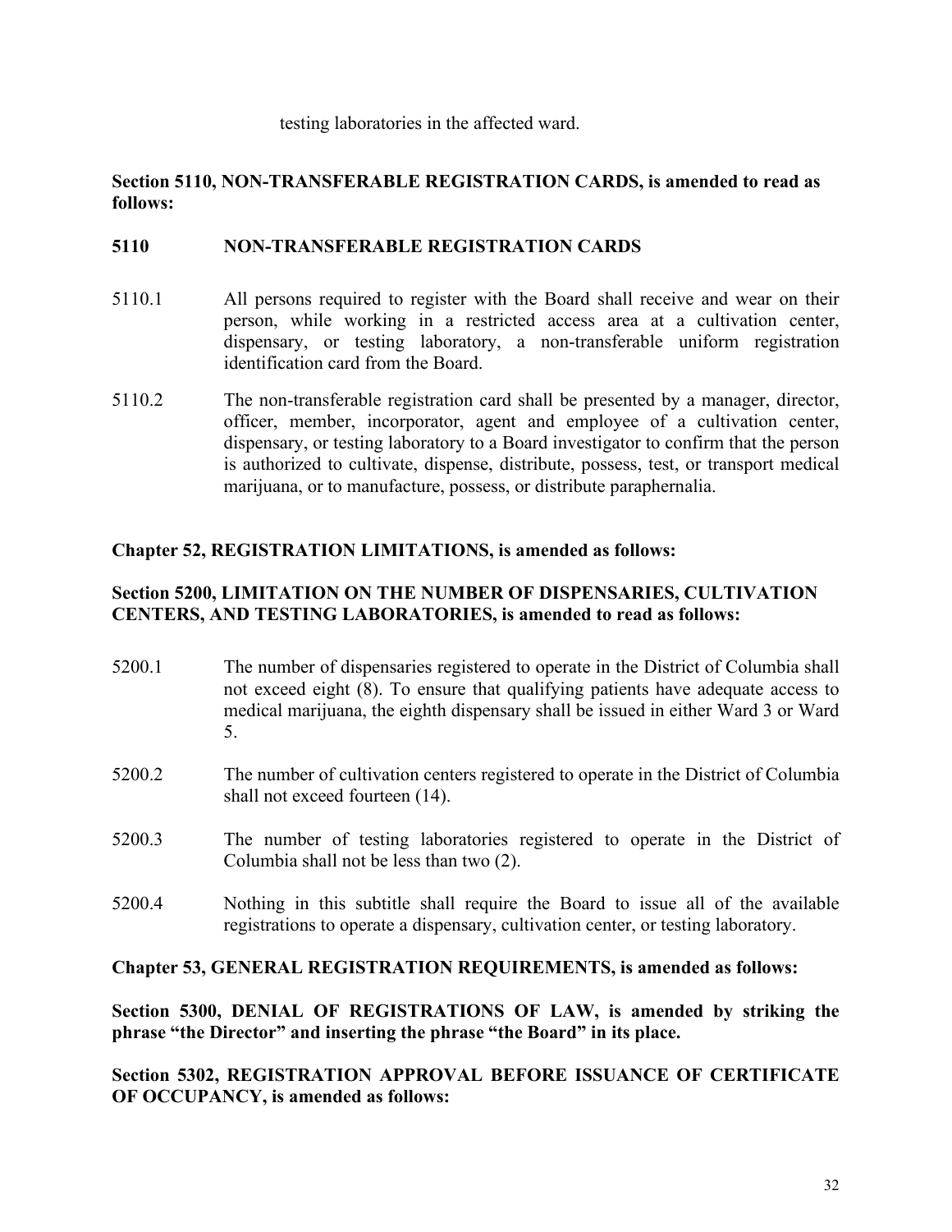testing laboratories in the affected ward.

**Section 5110, NON-TRANSFERABLE REGISTRATION CARDS, is amended to read as follows:**

**5110 NON-TRANSFERABLE REGISTRATION CARDS**

5110.1 All persons required to register with the Board shall receive and wear on their person, while working in a restricted access area at a cultivation center, dispensary, or testing laboratory, a non-transferable uniform registration identification card from the Board.

5110.2 The non-transferable registration card shall be presented by a manager, director, officer, member, incorporator, agent and employee of a cultivation center, dispensary, or testing laboratory to a Board investigator to confirm that the person is authorized to cultivate, dispense, distribute, possess, test, or transport medical marijuana, or to manufacture, possess, or distribute paraphernalia.

**Chapter 52, REGISTRATION LIMITATIONS, is amended as follows:**

**Section 5200, LIMITATION ON THE NUMBER OF DISPENSARIES, CULTIVATION CENTERS, AND TESTING LABORATORIES, is amended to read as follows:**

5200.1 The number of dispensaries registered to operate in the District of Columbia shall not exceed eight (8). To ensure that qualifying patients have adequate access to medical marijuana, the eighth dispensary shall be issued in either Ward 3 or Ward 5.

5200.2 The number of cultivation centers registered to operate in the District of Columbia shall not exceed fourteen (14).

5200.3 The number of testing laboratories registered to operate in the District of Columbia shall not be less than two (2).

5200.4 Nothing in this subtitle shall require the Board to issue all of the available registrations to operate a dispensary, cultivation center, or testing laboratory.

**Chapter 53, GENERAL REGISTRATION REQUIREMENTS, is amended as follows:**

**Section 5300, DENIAL OF REGISTRATIONS OF LAW, is amended by striking the phrase "the Director" and inserting the phrase "the Board" in its place.**

**Section 5302, REGISTRATION APPROVAL BEFORE ISSUANCE OF CERTIFICATE OF OCCUPANCY, is amended as follows:**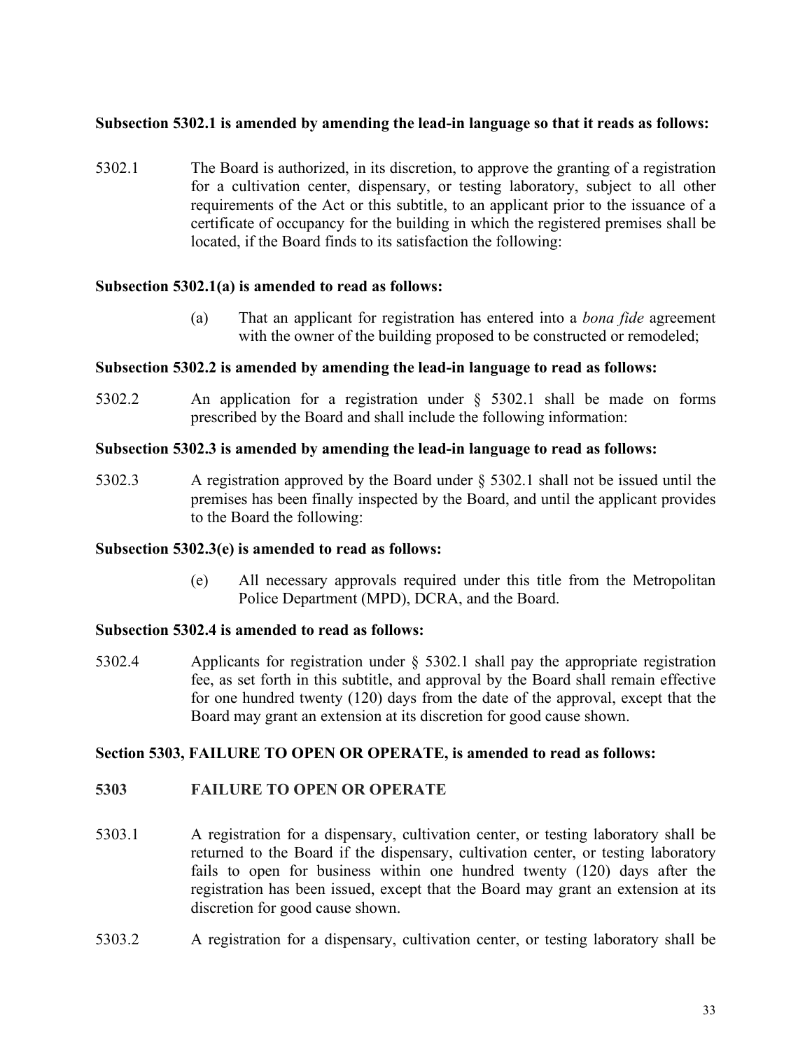**Subsection 5302.1 is amended by amending the lead-in language so that it reads as follows:**

5302.1 The Board is authorized, in its discretion, to approve the granting of a registration for a cultivation center, dispensary, or testing laboratory, subject to all other requirements of the Act or this subtitle, to an applicant prior to the issuance of a certificate of occupancy for the building in which the registered premises shall be located, if the Board finds to its satisfaction the following:

**Subsection 5302.1(a) is amended to read as follows:**

(a) That an applicant for registration has entered into a *bona fide* agreement with the owner of the building proposed to be constructed or remodeled;

**Subsection 5302.2 is amended by amending the lead-in language to read as follows:**

5302.2 An application for a registration under § 5302.1 shall be made on forms prescribed by the Board and shall include the following information:

**Subsection 5302.3 is amended by amending the lead-in language to read as follows:**

5302.3 A registration approved by the Board under § 5302.1 shall not be issued until the premises has been finally inspected by the Board, and until the applicant provides to the Board the following:

**Subsection 5302.3(e) is amended to read as follows:**

(e) All necessary approvals required under this title from the Metropolitan Police Department (MPD), DCRA, and the Board.

**Subsection 5302.4 is amended to read as follows:**

5302.4 Applicants for registration under § 5302.1 shall pay the appropriate registration fee, as set forth in this subtitle, and approval by the Board shall remain effective for one hundred twenty (120) days from the date of the approval, except that the Board may grant an extension at its discretion for good cause shown.

**Section 5303, FAILURE TO OPEN OR OPERATE, is amended to read as follows:**

**5303 FAILURE TO OPEN OR OPERATE**

5303.1 A registration for a dispensary, cultivation center, or testing laboratory shall be returned to the Board if the dispensary, cultivation center, or testing laboratory fails to open for business within one hundred twenty (120) days after the registration has been issued, except that the Board may grant an extension at its discretion for good cause shown.

5303.2 A registration for a dispensary, cultivation center, or testing laboratory shall be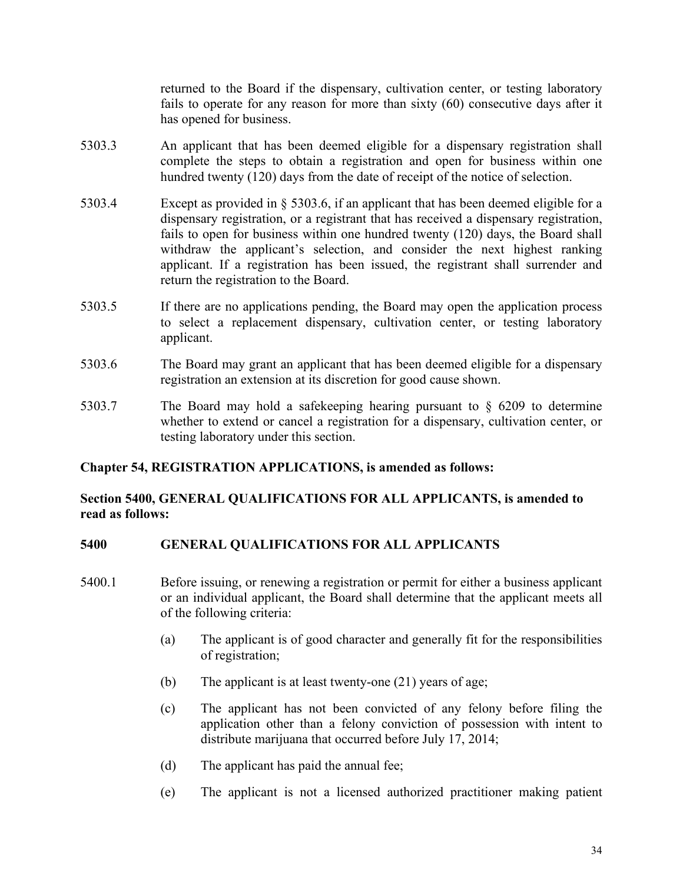returned to the Board if the dispensary, cultivation center, or testing laboratory fails to operate for any reason for more than sixty (60) consecutive days after it has opened for business.

5303.3 An applicant that has been deemed eligible for a dispensary registration shall complete the steps to obtain a registration and open for business within one hundred twenty (120) days from the date of receipt of the notice of selection.

5303.4 Except as provided in § 5303.6, if an applicant that has been deemed eligible for a dispensary registration, or a registrant that has received a dispensary registration, fails to open for business within one hundred twenty (120) days, the Board shall withdraw the applicant's selection, and consider the next highest ranking applicant. If a registration has been issued, the registrant shall surrender and return the registration to the Board.

5303.5 If there are no applications pending, the Board may open the application process to select a replacement dispensary, cultivation center, or testing laboratory applicant.

5303.6 The Board may grant an applicant that has been deemed eligible for a dispensary registration an extension at its discretion for good cause shown.

5303.7 The Board may hold a safekeeping hearing pursuant to § 6209 to determine whether to extend or cancel a registration for a dispensary, cultivation center, or testing laboratory under this section.

**Chapter 54, REGISTRATION APPLICATIONS, is amended as follows:**

**Section 5400, GENERAL QUALIFICATIONS FOR ALL APPLICANTS, is amended to read as follows:**

**5400 GENERAL QUALIFICATIONS FOR ALL APPLICANTS**

5400.1 Before issuing, or renewing a registration or permit for either a business applicant or an individual applicant, the Board shall determine that the applicant meets all of the following criteria:

(a) The applicant is of good character and generally fit for the responsibilities of registration;

(b) The applicant is at least twenty-one (21) years of age;

(c) The applicant has not been convicted of any felony before filing the application other than a felony conviction of possession with intent to distribute marijuana that occurred before July 17, 2014;

(d) The applicant has paid the annual fee;

(e) The applicant is not a licensed authorized practitioner making patient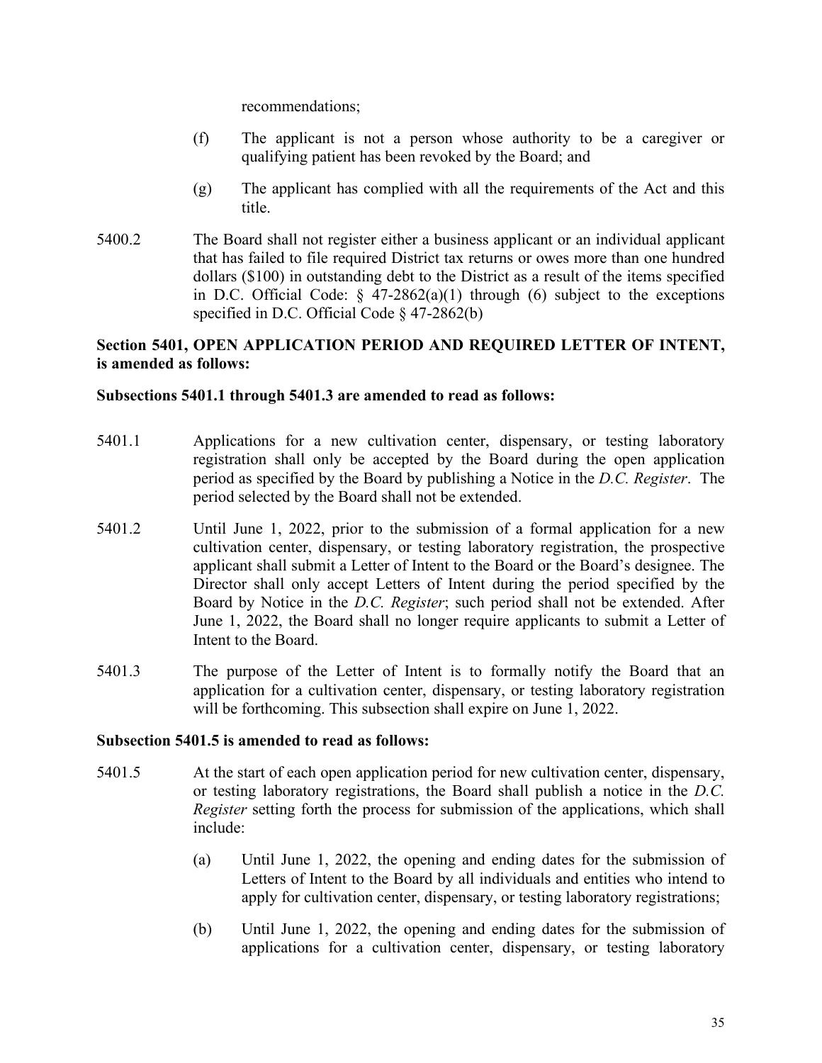recommendations;

(f) The applicant is not a person whose authority to be a caregiver or qualifying patient has been revoked by the Board; and

(g) The applicant has complied with all the requirements of the Act and this title.

5400.2 The Board shall not register either a business applicant or an individual applicant that has failed to file required District tax returns or owes more than one hundred dollars ($100) in outstanding debt to the District as a result of the items specified in D.C. Official Code: § 47-2862(a)(1) through (6) subject to the exceptions specified in D.C. Official Code § 47-2862(b)

**Section 5401, OPEN APPLICATION PERIOD AND REQUIRED LETTER OF INTENT, is amended as follows:**

**Subsections 5401.1 through 5401.3 are amended to read as follows:**

5401.1 Applications for a new cultivation center, dispensary, or testing laboratory registration shall only be accepted by the Board during the open application period as specified by the Board by publishing a Notice in the *D.C. Register*. The period selected by the Board shall not be extended.

5401.2 Until June 1, 2022, prior to the submission of a formal application for a new cultivation center, dispensary, or testing laboratory registration, the prospective applicant shall submit a Letter of Intent to the Board or the Board's designee. The Director shall only accept Letters of Intent during the period specified by the Board by Notice in the *D.C. Register*; such period shall not be extended. After June 1, 2022, the Board shall no longer require applicants to submit a Letter of Intent to the Board.

5401.3 The purpose of the Letter of Intent is to formally notify the Board that an application for a cultivation center, dispensary, or testing laboratory registration will be forthcoming. This subsection shall expire on June 1, 2022.

**Subsection 5401.5 is amended to read as follows:**

5401.5 At the start of each open application period for new cultivation center, dispensary, or testing laboratory registrations, the Board shall publish a notice in the *D.C. Register* setting forth the process for submission of the applications, which shall include:

(a) Until June 1, 2022, the opening and ending dates for the submission of Letters of Intent to the Board by all individuals and entities who intend to apply for cultivation center, dispensary, or testing laboratory registrations;

(b) Until June 1, 2022, the opening and ending dates for the submission of applications for a cultivation center, dispensary, or testing laboratory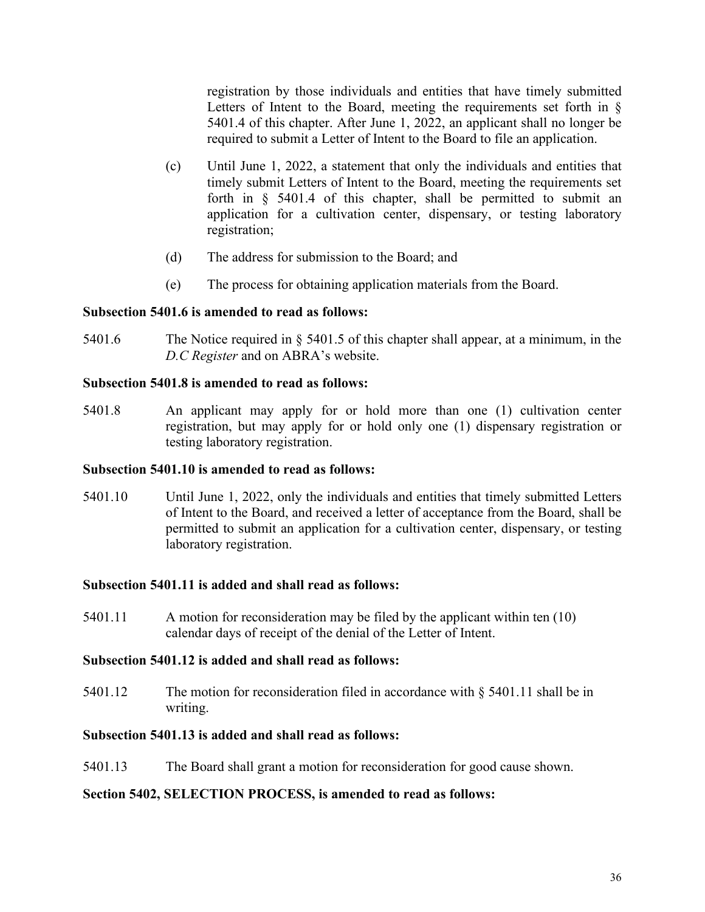registration by those individuals and entities that have timely submitted Letters of Intent to the Board, meeting the requirements set forth in § 5401.4 of this chapter. After June 1, 2022, an applicant shall no longer be required to submit a Letter of Intent to the Board to file an application.

(c) Until June 1, 2022, a statement that only the individuals and entities that timely submit Letters of Intent to the Board, meeting the requirements set forth in § 5401.4 of this chapter, shall be permitted to submit an application for a cultivation center, dispensary, or testing laboratory registration;

(d) The address for submission to the Board; and

(e) The process for obtaining application materials from the Board.

**Subsection 5401.6 is amended to read as follows:**

5401.6 The Notice required in § 5401.5 of this chapter shall appear, at a minimum, in the *D.C Register* and on ABRA's website.

**Subsection 5401.8 is amended to read as follows:**

5401.8 An applicant may apply for or hold more than one (1) cultivation center registration, but may apply for or hold only one (1) dispensary registration or testing laboratory registration.

**Subsection 5401.10 is amended to read as follows:**

5401.10 Until June 1, 2022, only the individuals and entities that timely submitted Letters of Intent to the Board, and received a letter of acceptance from the Board, shall be permitted to submit an application for a cultivation center, dispensary, or testing laboratory registration.

**Subsection 5401.11 is added and shall read as follows:**

5401.11 A motion for reconsideration may be filed by the applicant within ten (10) calendar days of receipt of the denial of the Letter of Intent.

**Subsection 5401.12 is added and shall read as follows:**

5401.12 The motion for reconsideration filed in accordance with § 5401.11 shall be in writing.

**Subsection 5401.13 is added and shall read as follows:**

5401.13 The Board shall grant a motion for reconsideration for good cause shown.

**Section 5402, SELECTION PROCESS, is amended to read as follows:**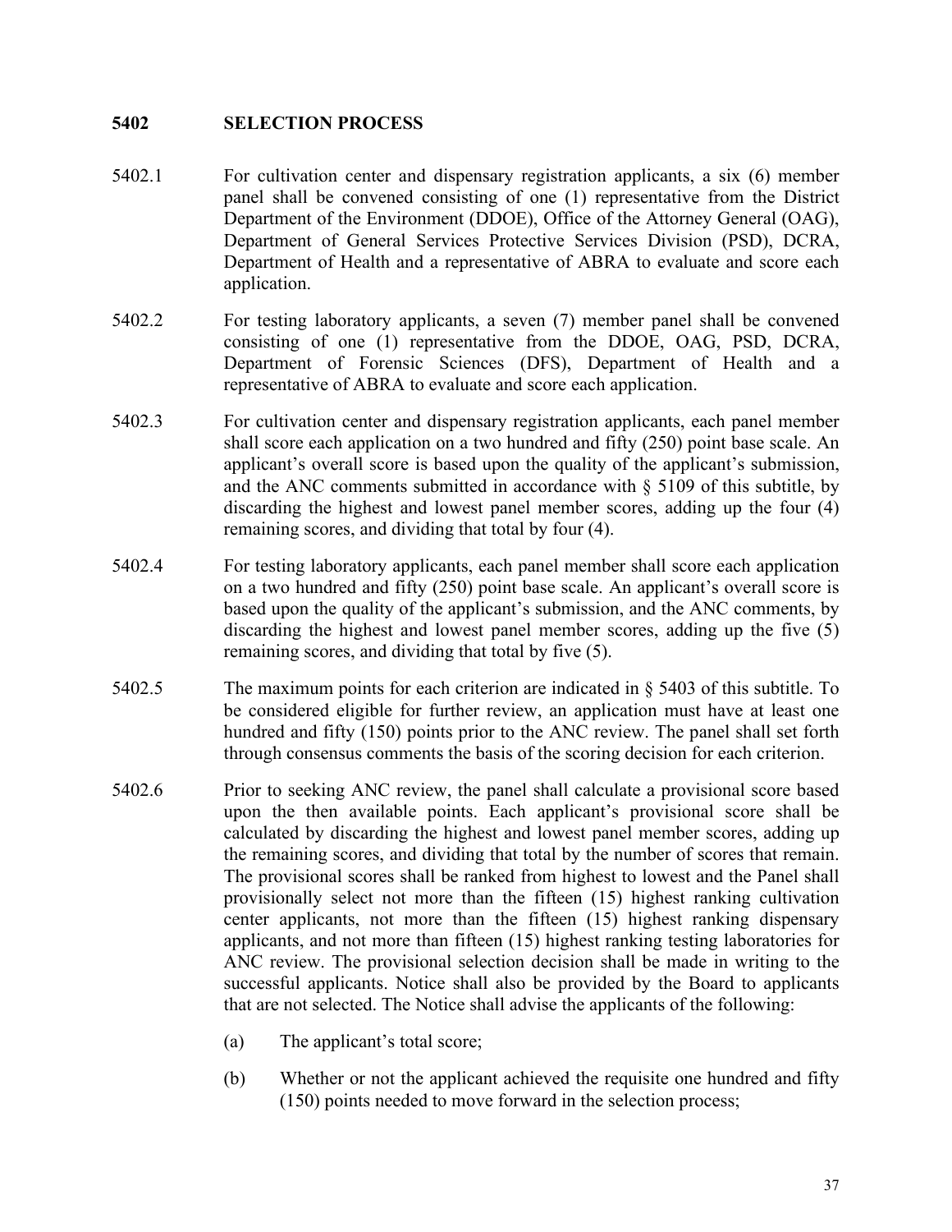## 5402 SELECTION PROCESS

5402.1 For cultivation center and dispensary registration applicants, a six (6) member panel shall be convened consisting of one (1) representative from the District Department of the Environment (DDOE), Office of the Attorney General (OAG), Department of General Services Protective Services Division (PSD), DCRA, Department of Health and a representative of ABRA to evaluate and score each application.

5402.2 For testing laboratory applicants, a seven (7) member panel shall be convened consisting of one (1) representative from the DDOE, OAG, PSD, DCRA, Department of Forensic Sciences (DFS), Department of Health and a representative of ABRA to evaluate and score each application.

5402.3 For cultivation center and dispensary registration applicants, each panel member shall score each application on a two hundred and fifty (250) point base scale. An applicant's overall score is based upon the quality of the applicant's submission, and the ANC comments submitted in accordance with § 5109 of this subtitle, by discarding the highest and lowest panel member scores, adding up the four (4) remaining scores, and dividing that total by four (4).

5402.4 For testing laboratory applicants, each panel member shall score each application on a two hundred and fifty (250) point base scale. An applicant's overall score is based upon the quality of the applicant's submission, and the ANC comments, by discarding the highest and lowest panel member scores, adding up the five (5) remaining scores, and dividing that total by five (5).

5402.5 The maximum points for each criterion are indicated in § 5403 of this subtitle. To be considered eligible for further review, an application must have at least one hundred and fifty (150) points prior to the ANC review. The panel shall set forth through consensus comments the basis of the scoring decision for each criterion.

5402.6 Prior to seeking ANC review, the panel shall calculate a provisional score based upon the then available points. Each applicant's provisional score shall be calculated by discarding the highest and lowest panel member scores, adding up the remaining scores, and dividing that total by the number of scores that remain. The provisional scores shall be ranked from highest to lowest and the Panel shall provisionally select not more than the fifteen (15) highest ranking cultivation center applicants, not more than the fifteen (15) highest ranking dispensary applicants, and not more than fifteen (15) highest ranking testing laboratories for ANC review. The provisional selection decision shall be made in writing to the successful applicants. Notice shall also be provided by the Board to applicants that are not selected. The Notice shall advise the applicants of the following:

(a) The applicant's total score;

(b) Whether or not the applicant achieved the requisite one hundred and fifty (150) points needed to move forward in the selection process;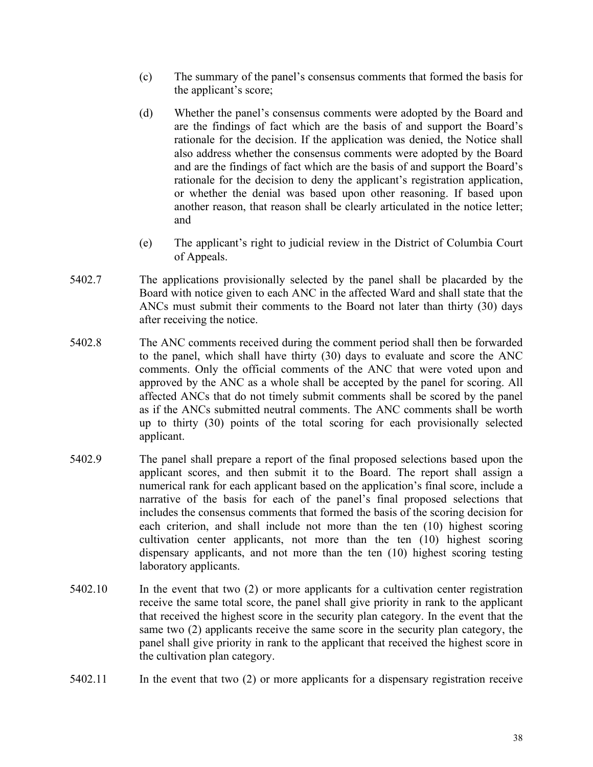(c) The summary of the panel's consensus comments that formed the basis for the applicant's score;

(d) Whether the panel's consensus comments were adopted by the Board and are the findings of fact which are the basis of and support the Board's rationale for the decision. If the application was denied, the Notice shall also address whether the consensus comments were adopted by the Board and are the findings of fact which are the basis of and support the Board's rationale for the decision to deny the applicant's registration application, or whether the denial was based upon other reasoning. If based upon another reason, that reason shall be clearly articulated in the notice letter; and

(e) The applicant's right to judicial review in the District of Columbia Court of Appeals.

5402.7 The applications provisionally selected by the panel shall be placarded by the Board with notice given to each ANC in the affected Ward and shall state that the ANCs must submit their comments to the Board not later than thirty (30) days after receiving the notice.

5402.8 The ANC comments received during the comment period shall then be forwarded to the panel, which shall have thirty (30) days to evaluate and score the ANC comments. Only the official comments of the ANC that were voted upon and approved by the ANC as a whole shall be accepted by the panel for scoring. All affected ANCs that do not timely submit comments shall be scored by the panel as if the ANCs submitted neutral comments. The ANC comments shall be worth up to thirty (30) points of the total scoring for each provisionally selected applicant.

5402.9 The panel shall prepare a report of the final proposed selections based upon the applicant scores, and then submit it to the Board. The report shall assign a numerical rank for each applicant based on the application's final score, include a narrative of the basis for each of the panel's final proposed selections that includes the consensus comments that formed the basis of the scoring decision for each criterion, and shall include not more than the ten (10) highest scoring cultivation center applicants, not more than the ten (10) highest scoring dispensary applicants, and not more than the ten (10) highest scoring testing laboratory applicants.

5402.10 In the event that two (2) or more applicants for a cultivation center registration receive the same total score, the panel shall give priority in rank to the applicant that received the highest score in the security plan category. In the event that the same two (2) applicants receive the same score in the security plan category, the panel shall give priority in rank to the applicant that received the highest score in the cultivation plan category.

5402.11 In the event that two (2) or more applicants for a dispensary registration receive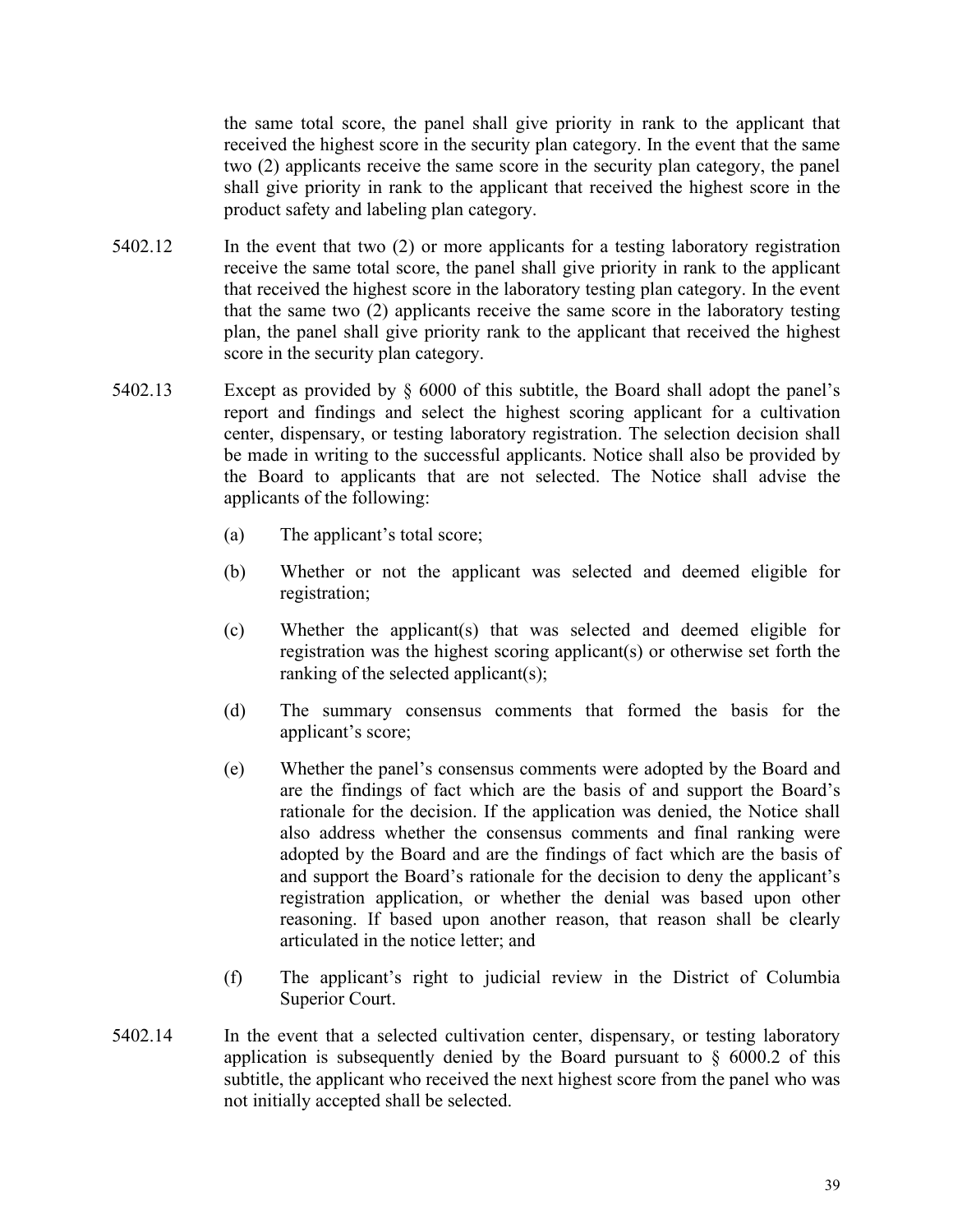the same total score, the panel shall give priority in rank to the applicant that received the highest score in the security plan category. In the event that the same two (2) applicants receive the same score in the security plan category, the panel shall give priority in rank to the applicant that received the highest score in the product safety and labeling plan category.

5402.12 In the event that two (2) or more applicants for a testing laboratory registration receive the same total score, the panel shall give priority in rank to the applicant that received the highest score in the laboratory testing plan category. In the event that the same two (2) applicants receive the same score in the laboratory testing plan, the panel shall give priority rank to the applicant that received the highest score in the security plan category.

5402.13 Except as provided by § 6000 of this subtitle, the Board shall adopt the panel's report and findings and select the highest scoring applicant for a cultivation center, dispensary, or testing laboratory registration. The selection decision shall be made in writing to the successful applicants. Notice shall also be provided by the Board to applicants that are not selected. The Notice shall advise the applicants of the following:

(a) The applicant's total score;

(b) Whether or not the applicant was selected and deemed eligible for registration;

(c) Whether the applicant(s) that was selected and deemed eligible for registration was the highest scoring applicant(s) or otherwise set forth the ranking of the selected applicant(s);

(d) The summary consensus comments that formed the basis for the applicant's score;

(e) Whether the panel's consensus comments were adopted by the Board and are the findings of fact which are the basis of and support the Board's rationale for the decision. If the application was denied, the Notice shall also address whether the consensus comments and final ranking were adopted by the Board and are the findings of fact which are the basis of and support the Board's rationale for the decision to deny the applicant's registration application, or whether the denial was based upon other reasoning. If based upon another reason, that reason shall be clearly articulated in the notice letter; and

(f) The applicant's right to judicial review in the District of Columbia Superior Court.

5402.14 In the event that a selected cultivation center, dispensary, or testing laboratory application is subsequently denied by the Board pursuant to § 6000.2 of this subtitle, the applicant who received the next highest score from the panel who was not initially accepted shall be selected.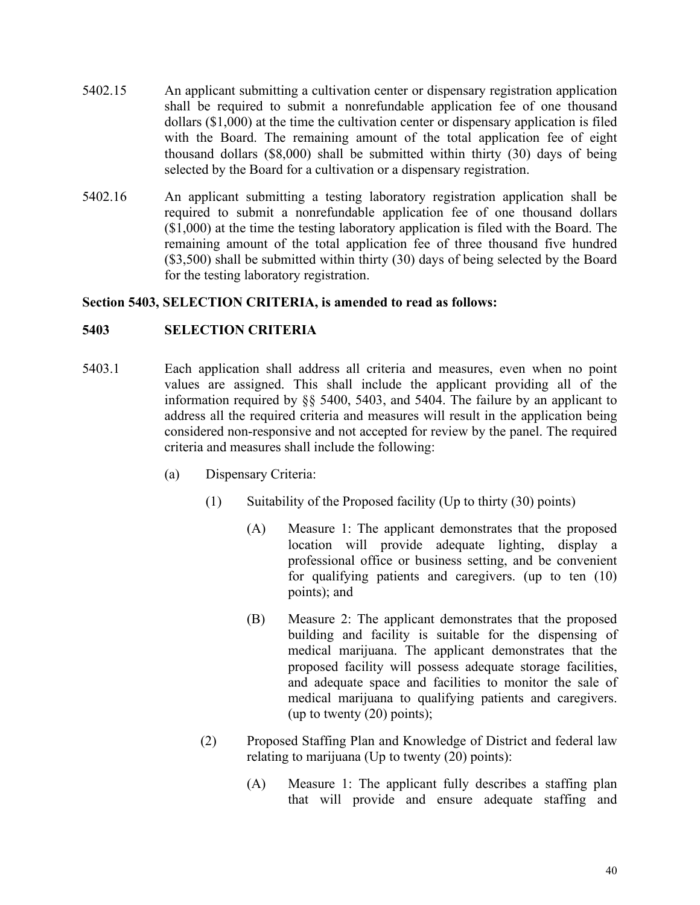5402.15 An applicant submitting a cultivation center or dispensary registration application shall be required to submit a nonrefundable application fee of one thousand dollars ($1,000) at the time the cultivation center or dispensary application is filed with the Board. The remaining amount of the total application fee of eight thousand dollars ($8,000) shall be submitted within thirty (30) days of being selected by the Board for a cultivation or a dispensary registration.

5402.16 An applicant submitting a testing laboratory registration application shall be required to submit a nonrefundable application fee of one thousand dollars ($1,000) at the time the testing laboratory application is filed with the Board. The remaining amount of the total application fee of three thousand five hundred ($3,500) shall be submitted within thirty (30) days of being selected by the Board for the testing laboratory registration.

**Section 5403, SELECTION CRITERIA, is amended to read as follows:**

**5403 SELECTION CRITERIA**

5403.1 Each application shall address all criteria and measures, even when no point values are assigned. This shall include the applicant providing all of the information required by §§ 5400, 5403, and 5404. The failure by an applicant to address all the required criteria and measures will result in the application being considered non-responsive and not accepted for review by the panel. The required criteria and measures shall include the following:

(a) Dispensary Criteria:

(1) Suitability of the Proposed facility (Up to thirty (30) points)

(A) Measure 1: The applicant demonstrates that the proposed location will provide adequate lighting, display a professional office or business setting, and be convenient for qualifying patients and caregivers. (up to ten (10) points); and

(B) Measure 2: The applicant demonstrates that the proposed building and facility is suitable for the dispensing of medical marijuana. The applicant demonstrates that the proposed facility will possess adequate storage facilities, and adequate space and facilities to monitor the sale of medical marijuana to qualifying patients and caregivers. (up to twenty (20) points);

(2) Proposed Staffing Plan and Knowledge of District and federal law relating to marijuana (Up to twenty (20) points):

(A) Measure 1: The applicant fully describes a staffing plan that will provide and ensure adequate staffing and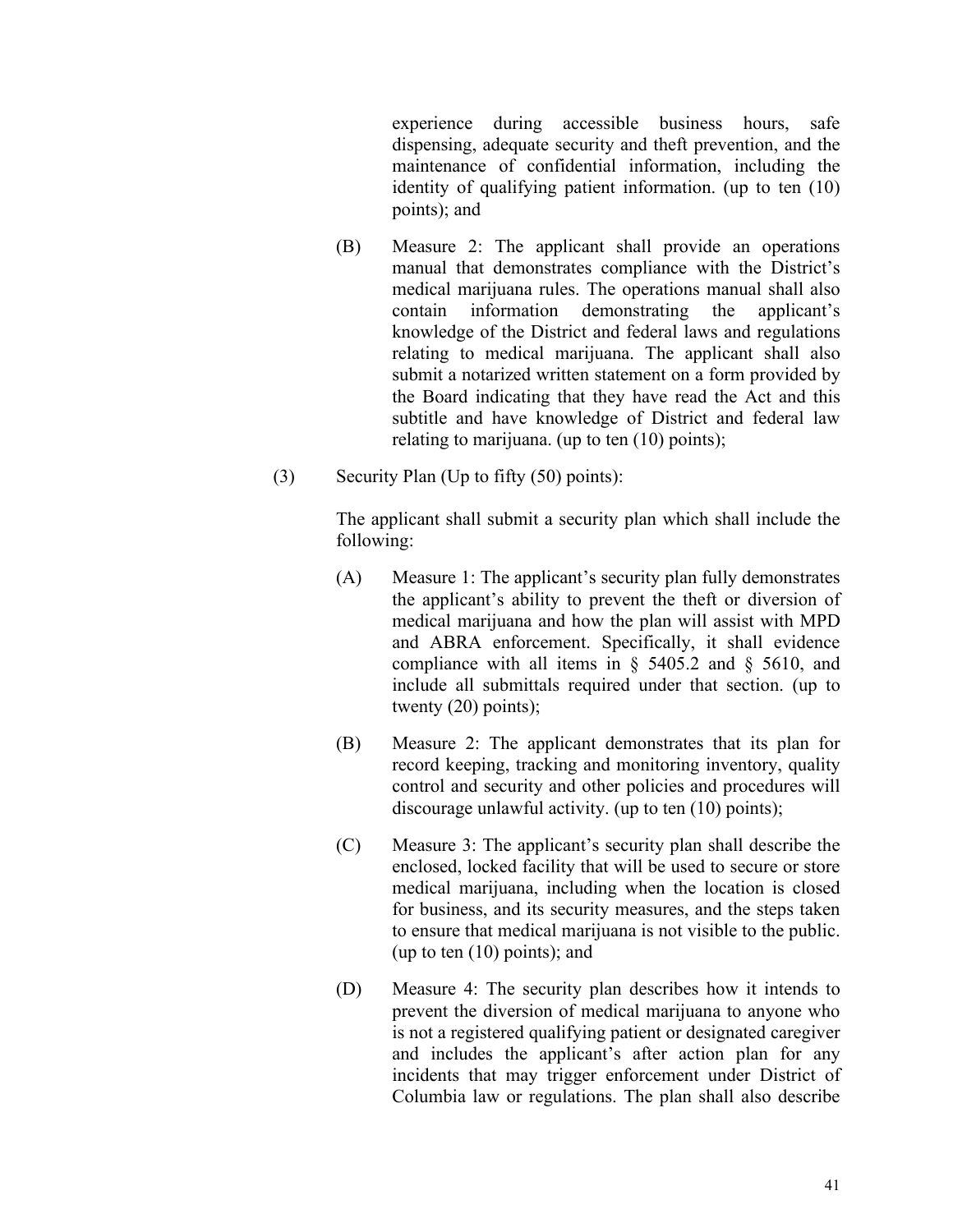experience during accessible business hours, safe dispensing, adequate security and theft prevention, and the maintenance of confidential information, including the identity of qualifying patient information. (up to ten (10) points); and

(B) Measure 2: The applicant shall provide an operations manual that demonstrates compliance with the District's medical marijuana rules. The operations manual shall also contain information demonstrating the applicant's knowledge of the District and federal laws and regulations relating to medical marijuana. The applicant shall also submit a notarized written statement on a form provided by the Board indicating that they have read the Act and this subtitle and have knowledge of District and federal law relating to marijuana. (up to ten (10) points);

(3) Security Plan (Up to fifty (50) points):

The applicant shall submit a security plan which shall include the following:

(A) Measure 1: The applicant's security plan fully demonstrates the applicant's ability to prevent the theft or diversion of medical marijuana and how the plan will assist with MPD and ABRA enforcement. Specifically, it shall evidence compliance with all items in § 5405.2 and § 5610, and include all submittals required under that section. (up to twenty (20) points);

(B) Measure 2: The applicant demonstrates that its plan for record keeping, tracking and monitoring inventory, quality control and security and other policies and procedures will discourage unlawful activity. (up to ten (10) points);

(C) Measure 3: The applicant's security plan shall describe the enclosed, locked facility that will be used to secure or store medical marijuana, including when the location is closed for business, and its security measures, and the steps taken to ensure that medical marijuana is not visible to the public. (up to ten (10) points); and

(D) Measure 4: The security plan describes how it intends to prevent the diversion of medical marijuana to anyone who is not a registered qualifying patient or designated caregiver and includes the applicant's after action plan for any incidents that may trigger enforcement under District of Columbia law or regulations. The plan shall also describe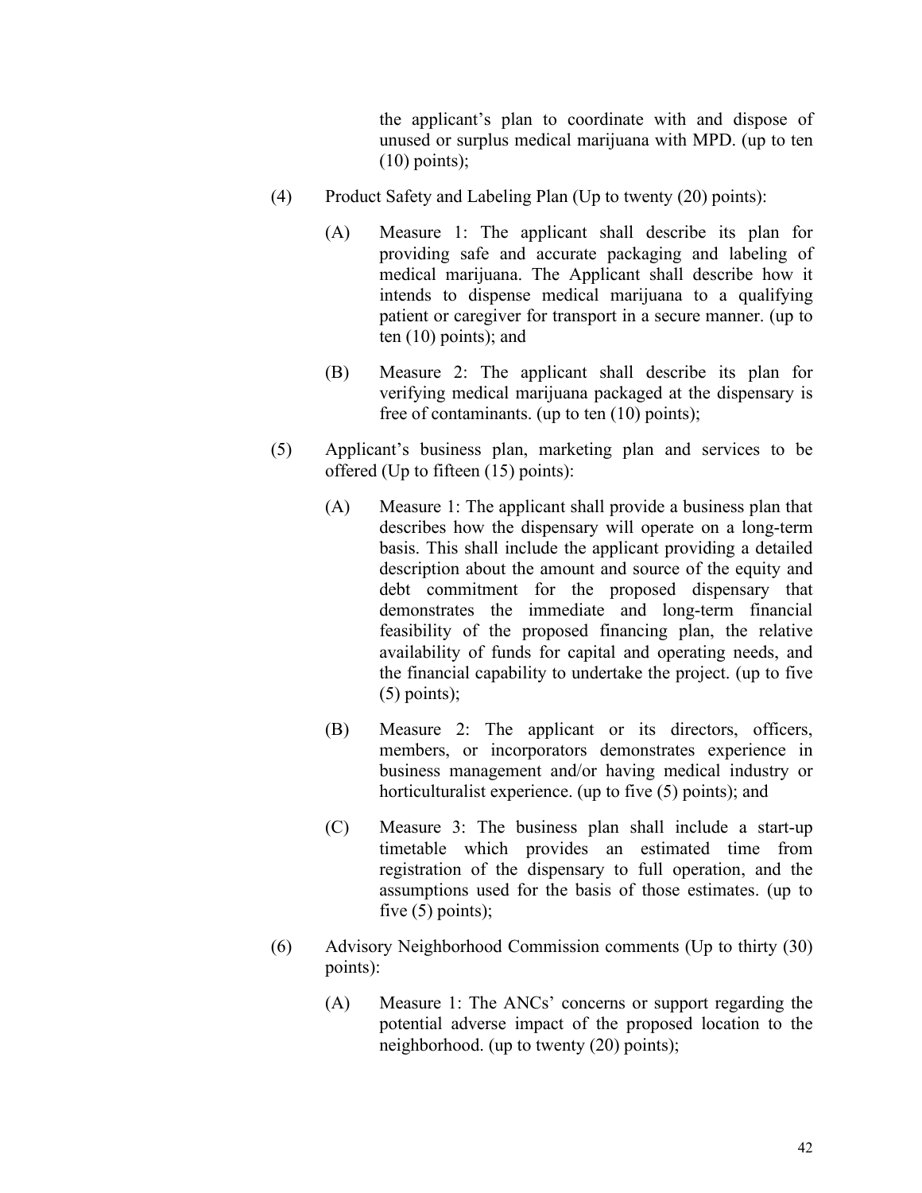the applicant's plan to coordinate with and dispose of unused or surplus medical marijuana with MPD. (up to ten (10) points);

(4) Product Safety and Labeling Plan (Up to twenty (20) points):

(A) Measure 1: The applicant shall describe its plan for providing safe and accurate packaging and labeling of medical marijuana. The Applicant shall describe how it intends to dispense medical marijuana to a qualifying patient or caregiver for transport in a secure manner. (up to ten (10) points); and

(B) Measure 2: The applicant shall describe its plan for verifying medical marijuana packaged at the dispensary is free of contaminants. (up to ten (10) points);

(5) Applicant's business plan, marketing plan and services to be offered (Up to fifteen (15) points):

(A) Measure 1: The applicant shall provide a business plan that describes how the dispensary will operate on a long-term basis. This shall include the applicant providing a detailed description about the amount and source of the equity and debt commitment for the proposed dispensary that demonstrates the immediate and long-term financial feasibility of the proposed financing plan, the relative availability of funds for capital and operating needs, and the financial capability to undertake the project. (up to five (5) points);

(B) Measure 2: The applicant or its directors, officers, members, or incorporators demonstrates experience in business management and/or having medical industry or horticulturalist experience. (up to five (5) points); and

(C) Measure 3: The business plan shall include a start-up timetable which provides an estimated time from registration of the dispensary to full operation, and the assumptions used for the basis of those estimates. (up to five (5) points);

(6) Advisory Neighborhood Commission comments (Up to thirty (30) points):

(A) Measure 1: The ANCs' concerns or support regarding the potential adverse impact of the proposed location to the neighborhood. (up to twenty (20) points);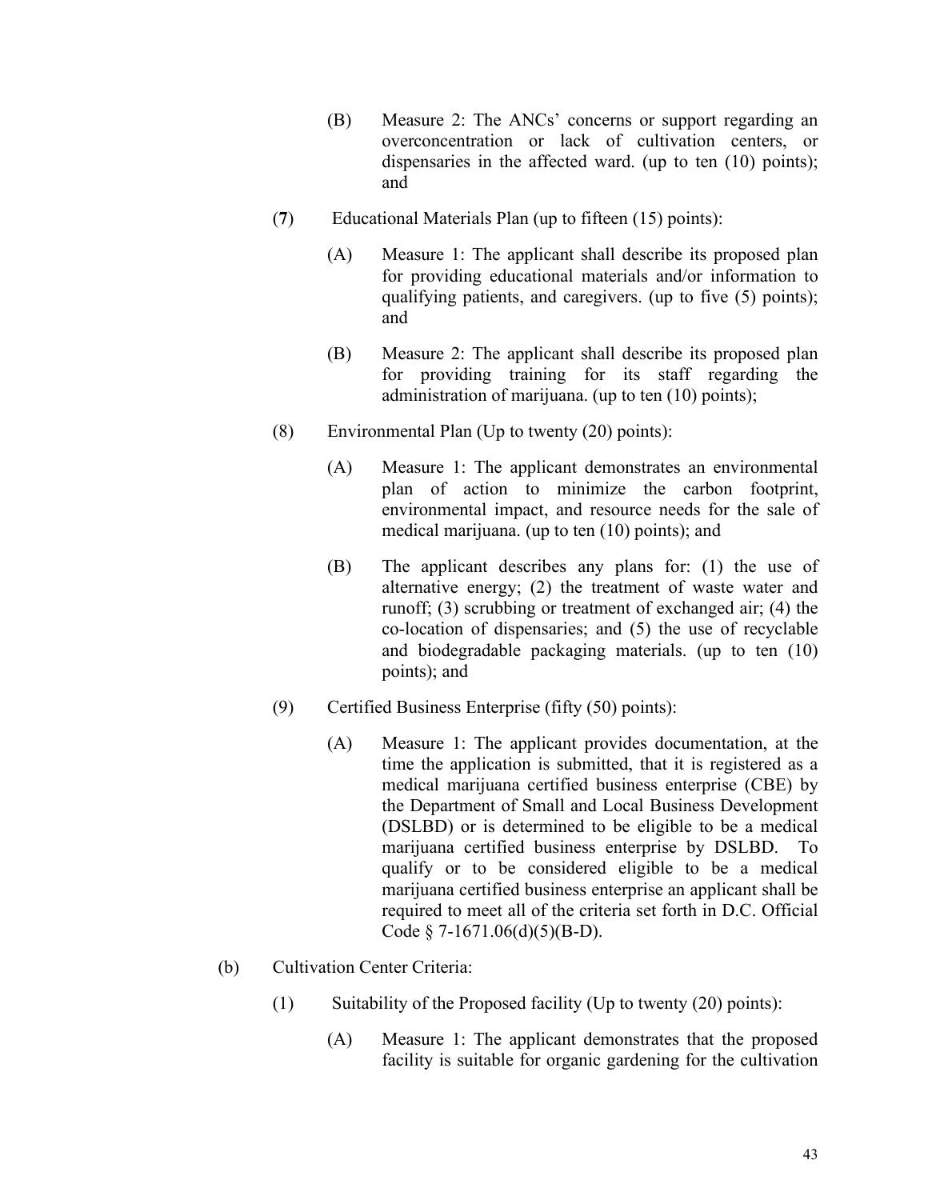(B) Measure 2: The ANCs' concerns or support regarding an overconcentration or lack of cultivation centers, or dispensaries in the affected ward. (up to ten (10) points); and

(**7**) Educational Materials Plan (up to fifteen (15) points):

(A) Measure 1: The applicant shall describe its proposed plan for providing educational materials and/or information to qualifying patients, and caregivers. (up to five (5) points); and

(B) Measure 2: The applicant shall describe its proposed plan for providing training for its staff regarding the administration of marijuana. (up to ten (10) points);

(8) Environmental Plan (Up to twenty (20) points):

(A) Measure 1: The applicant demonstrates an environmental plan of action to minimize the carbon footprint, environmental impact, and resource needs for the sale of medical marijuana. (up to ten (10) points); and

(B) The applicant describes any plans for: (1) the use of alternative energy; (2) the treatment of waste water and runoff; (3) scrubbing or treatment of exchanged air; (4) the co-location of dispensaries; and (5) the use of recyclable and biodegradable packaging materials. (up to ten (10) points); and

(9) Certified Business Enterprise (fifty (50) points):

(A) Measure 1: The applicant provides documentation, at the time the application is submitted, that it is registered as a medical marijuana certified business enterprise (CBE) by the Department of Small and Local Business Development (DSLBD) or is determined to be eligible to be a medical marijuana certified business enterprise by DSLBD. To qualify or to be considered eligible to be a medical marijuana certified business enterprise an applicant shall be required to meet all of the criteria set forth in D.C. Official Code § 7-1671.06(d)(5)(B-D).

(b) Cultivation Center Criteria:

(1) Suitability of the Proposed facility (Up to twenty (20) points):

(A) Measure 1: The applicant demonstrates that the proposed facility is suitable for organic gardening for the cultivation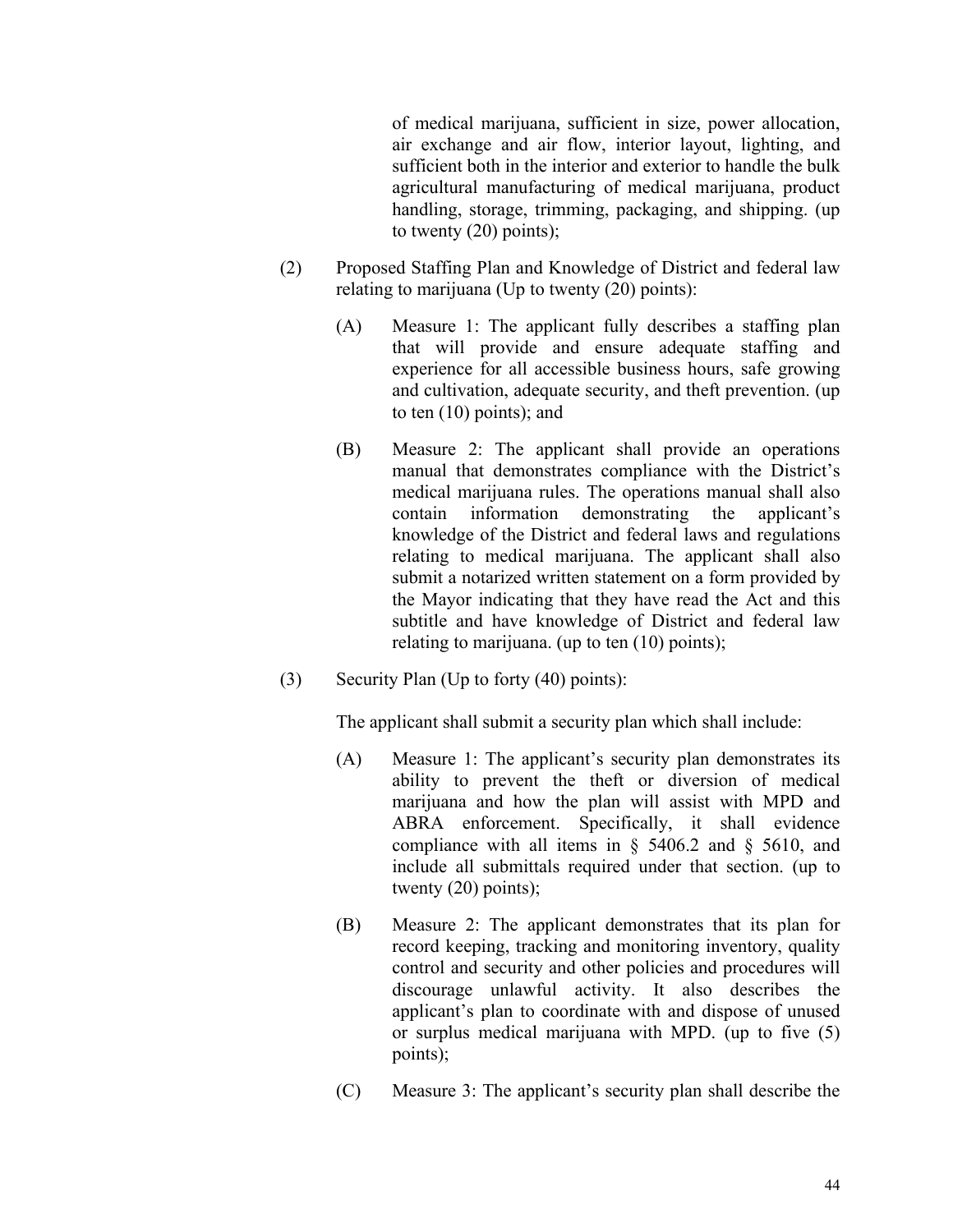of medical marijuana, sufficient in size, power allocation, air exchange and air flow, interior layout, lighting, and sufficient both in the interior and exterior to handle the bulk agricultural manufacturing of medical marijuana, product handling, storage, trimming, packaging, and shipping. (up to twenty (20) points);

(2) Proposed Staffing Plan and Knowledge of District and federal law relating to marijuana (Up to twenty (20) points):

(A) Measure 1: The applicant fully describes a staffing plan that will provide and ensure adequate staffing and experience for all accessible business hours, safe growing and cultivation, adequate security, and theft prevention. (up to ten (10) points); and

(B) Measure 2: The applicant shall provide an operations manual that demonstrates compliance with the District's medical marijuana rules. The operations manual shall also contain information demonstrating the applicant's knowledge of the District and federal laws and regulations relating to medical marijuana. The applicant shall also submit a notarized written statement on a form provided by the Mayor indicating that they have read the Act and this subtitle and have knowledge of District and federal law relating to marijuana. (up to ten (10) points);

(3) Security Plan (Up to forty (40) points):

The applicant shall submit a security plan which shall include:

(A) Measure 1: The applicant's security plan demonstrates its ability to prevent the theft or diversion of medical marijuana and how the plan will assist with MPD and ABRA enforcement. Specifically, it shall evidence compliance with all items in § 5406.2 and § 5610, and include all submittals required under that section. (up to twenty (20) points);

(B) Measure 2: The applicant demonstrates that its plan for record keeping, tracking and monitoring inventory, quality control and security and other policies and procedures will discourage unlawful activity. It also describes the applicant's plan to coordinate with and dispose of unused or surplus medical marijuana with MPD. (up to five (5) points);

(C) Measure 3: The applicant's security plan shall describe the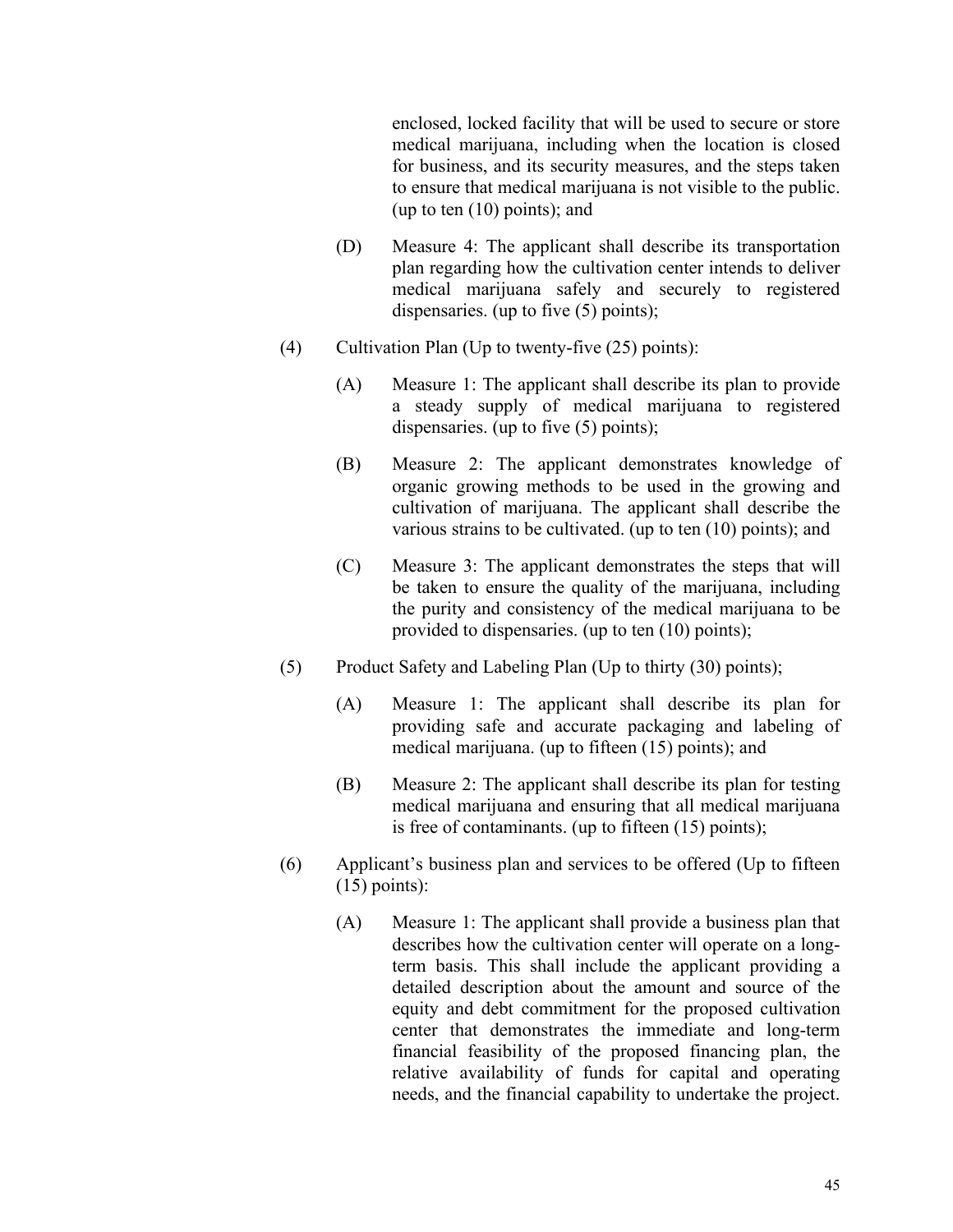enclosed, locked facility that will be used to secure or store medical marijuana, including when the location is closed for business, and its security measures, and the steps taken to ensure that medical marijuana is not visible to the public. (up to ten (10) points); and

(D) Measure 4: The applicant shall describe its transportation plan regarding how the cultivation center intends to deliver medical marijuana safely and securely to registered dispensaries. (up to five (5) points);

(4) Cultivation Plan (Up to twenty-five (25) points):

(A) Measure 1: The applicant shall describe its plan to provide a steady supply of medical marijuana to registered dispensaries. (up to five (5) points);

(B) Measure 2: The applicant demonstrates knowledge of organic growing methods to be used in the growing and cultivation of marijuana. The applicant shall describe the various strains to be cultivated. (up to ten (10) points); and

(C) Measure 3: The applicant demonstrates the steps that will be taken to ensure the quality of the marijuana, including the purity and consistency of the medical marijuana to be provided to dispensaries. (up to ten (10) points);

(5) Product Safety and Labeling Plan (Up to thirty (30) points);

(A) Measure 1: The applicant shall describe its plan for providing safe and accurate packaging and labeling of medical marijuana. (up to fifteen (15) points); and

(B) Measure 2: The applicant shall describe its plan for testing medical marijuana and ensuring that all medical marijuana is free of contaminants. (up to fifteen (15) points);

(6) Applicant's business plan and services to be offered (Up to fifteen (15) points):

(A) Measure 1: The applicant shall provide a business plan that describes how the cultivation center will operate on a long-term basis. This shall include the applicant providing a detailed description about the amount and source of the equity and debt commitment for the proposed cultivation center that demonstrates the immediate and long-term financial feasibility of the proposed financing plan, the relative availability of funds for capital and operating needs, and the financial capability to undertake the project.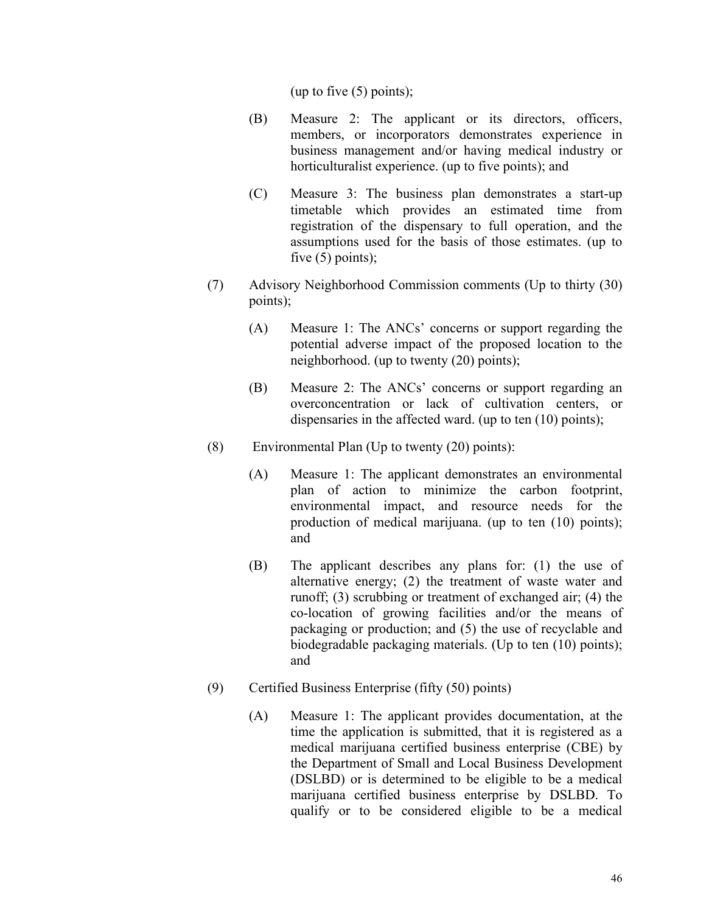(up to five (5) points);

(B) Measure 2: The applicant or its directors, officers, members, or incorporators demonstrates experience in business management and/or having medical industry or horticulturalist experience. (up to five points); and

(C) Measure 3: The business plan demonstrates a start-up timetable which provides an estimated time from registration of the dispensary to full operation, and the assumptions used for the basis of those estimates. (up to five (5) points);

(7) Advisory Neighborhood Commission comments (Up to thirty (30) points);

(A) Measure 1: The ANCs' concerns or support regarding the potential adverse impact of the proposed location to the neighborhood. (up to twenty (20) points);

(B) Measure 2: The ANCs' concerns or support regarding an overconcentration or lack of cultivation centers, or dispensaries in the affected ward. (up to ten (10) points);

(8) Environmental Plan (Up to twenty (20) points):

(A) Measure 1: The applicant demonstrates an environmental plan of action to minimize the carbon footprint, environmental impact, and resource needs for the production of medical marijuana. (up to ten (10) points); and

(B) The applicant describes any plans for: (1) the use of alternative energy; (2) the treatment of waste water and runoff; (3) scrubbing or treatment of exchanged air; (4) the co-location of growing facilities and/or the means of packaging or production; and (5) the use of recyclable and biodegradable packaging materials. (Up to ten (10) points); and

(9) Certified Business Enterprise (fifty (50) points)

(A) Measure 1: The applicant provides documentation, at the time the application is submitted, that it is registered as a medical marijuana certified business enterprise (CBE) by the Department of Small and Local Business Development (DSLBD) or is determined to be eligible to be a medical marijuana certified business enterprise by DSLBD. To qualify or to be considered eligible to be a medical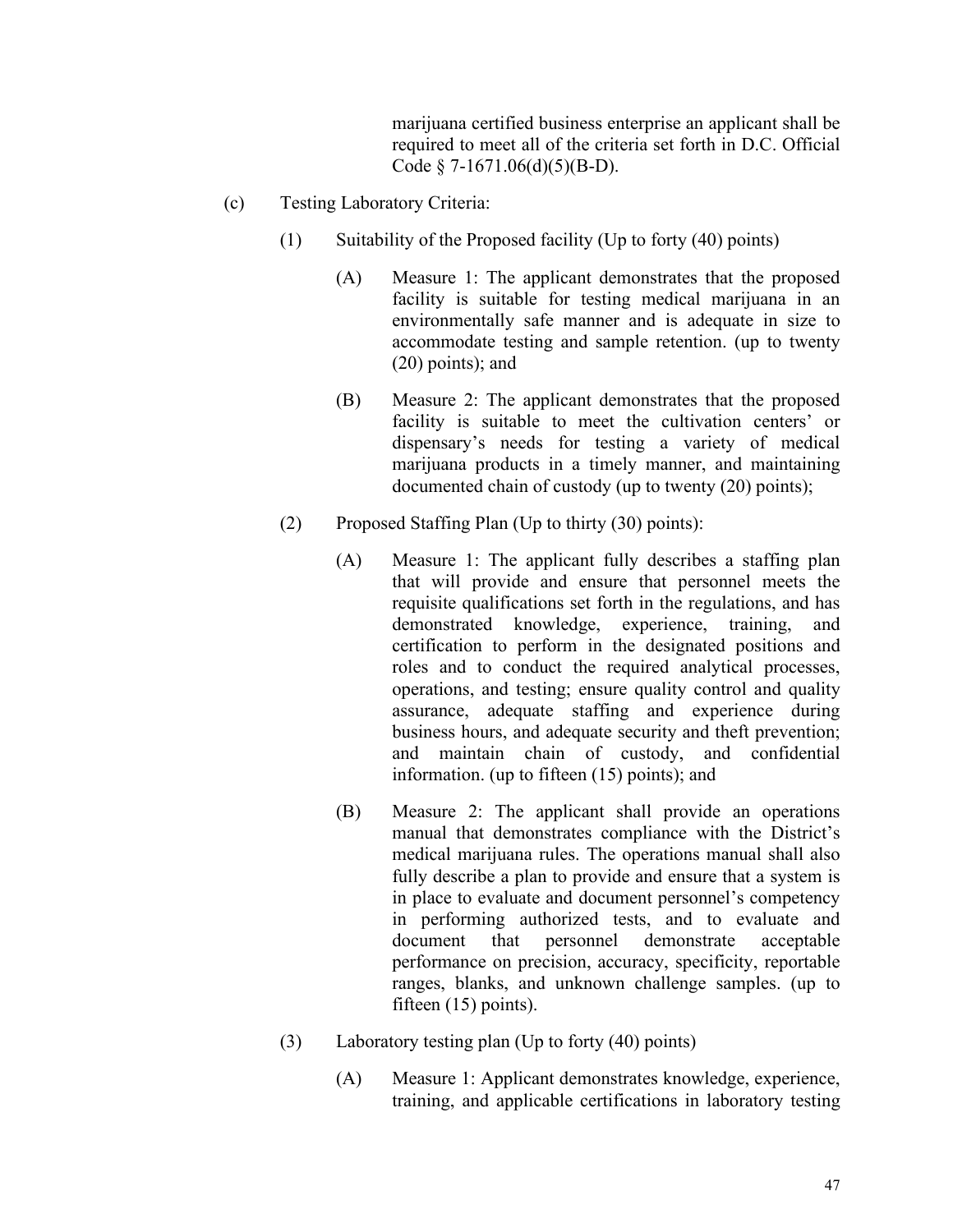marijuana certified business enterprise an applicant shall be required to meet all of the criteria set forth in D.C. Official Code § 7-1671.06(d)(5)(B-D).

(c) Testing Laboratory Criteria:

(1) Suitability of the Proposed facility (Up to forty (40) points)

(A) Measure 1: The applicant demonstrates that the proposed facility is suitable for testing medical marijuana in an environmentally safe manner and is adequate in size to accommodate testing and sample retention. (up to twenty (20) points); and

(B) Measure 2: The applicant demonstrates that the proposed facility is suitable to meet the cultivation centers' or dispensary's needs for testing a variety of medical marijuana products in a timely manner, and maintaining documented chain of custody (up to twenty (20) points);

(2) Proposed Staffing Plan (Up to thirty (30) points):

(A) Measure 1: The applicant fully describes a staffing plan that will provide and ensure that personnel meets the requisite qualifications set forth in the regulations, and has demonstrated knowledge, experience, training, and certification to perform in the designated positions and roles and to conduct the required analytical processes, operations, and testing; ensure quality control and quality assurance, adequate staffing and experience during business hours, and adequate security and theft prevention; and maintain chain of custody, and confidential information. (up to fifteen (15) points); and

(B) Measure 2: The applicant shall provide an operations manual that demonstrates compliance with the District's medical marijuana rules. The operations manual shall also fully describe a plan to provide and ensure that a system is in place to evaluate and document personnel's competency in performing authorized tests, and to evaluate and document that personnel demonstrate acceptable performance on precision, accuracy, specificity, reportable ranges, blanks, and unknown challenge samples. (up to fifteen (15) points).

(3) Laboratory testing plan (Up to forty (40) points)

(A) Measure 1: Applicant demonstrates knowledge, experience, training, and applicable certifications in laboratory testing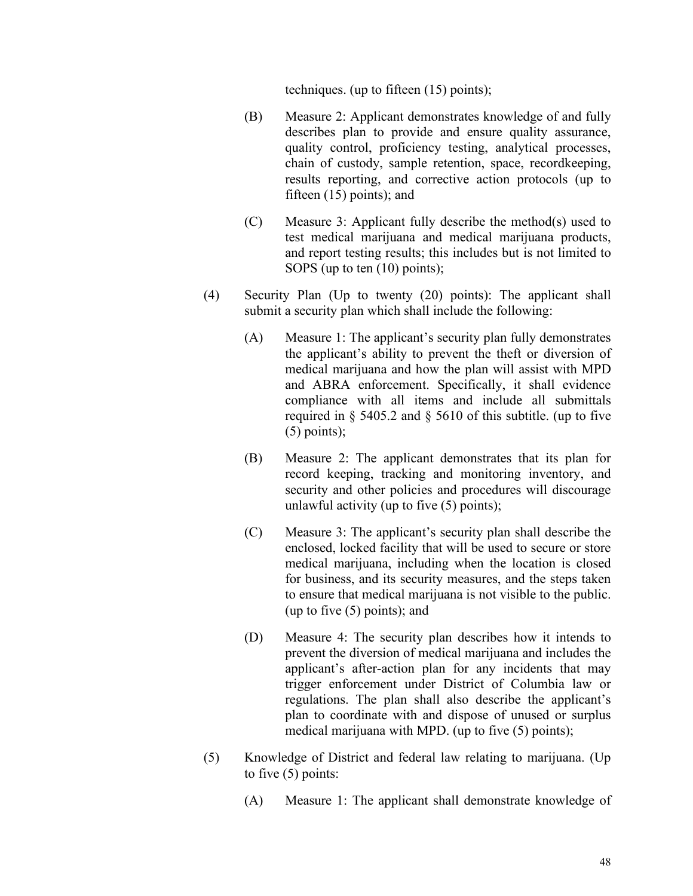techniques. (up to fifteen (15) points);

(B) Measure 2: Applicant demonstrates knowledge of and fully describes plan to provide and ensure quality assurance, quality control, proficiency testing, analytical processes, chain of custody, sample retention, space, recordkeeping, results reporting, and corrective action protocols (up to fifteen (15) points); and

(C) Measure 3: Applicant fully describe the method(s) used to test medical marijuana and medical marijuana products, and report testing results; this includes but is not limited to SOPS (up to ten (10) points);

(4) Security Plan (Up to twenty (20) points): The applicant shall submit a security plan which shall include the following:

(A) Measure 1: The applicant's security plan fully demonstrates the applicant's ability to prevent the theft or diversion of medical marijuana and how the plan will assist with MPD and ABRA enforcement. Specifically, it shall evidence compliance with all items and include all submittals required in § 5405.2 and § 5610 of this subtitle. (up to five (5) points);

(B) Measure 2: The applicant demonstrates that its plan for record keeping, tracking and monitoring inventory, and security and other policies and procedures will discourage unlawful activity (up to five (5) points);

(C) Measure 3: The applicant's security plan shall describe the enclosed, locked facility that will be used to secure or store medical marijuana, including when the location is closed for business, and its security measures, and the steps taken to ensure that medical marijuana is not visible to the public. (up to five (5) points); and

(D) Measure 4: The security plan describes how it intends to prevent the diversion of medical marijuana and includes the applicant's after-action plan for any incidents that may trigger enforcement under District of Columbia law or regulations. The plan shall also describe the applicant's plan to coordinate with and dispose of unused or surplus medical marijuana with MPD. (up to five (5) points);

(5) Knowledge of District and federal law relating to marijuana. (Up to five (5) points:

(A) Measure 1: The applicant shall demonstrate knowledge of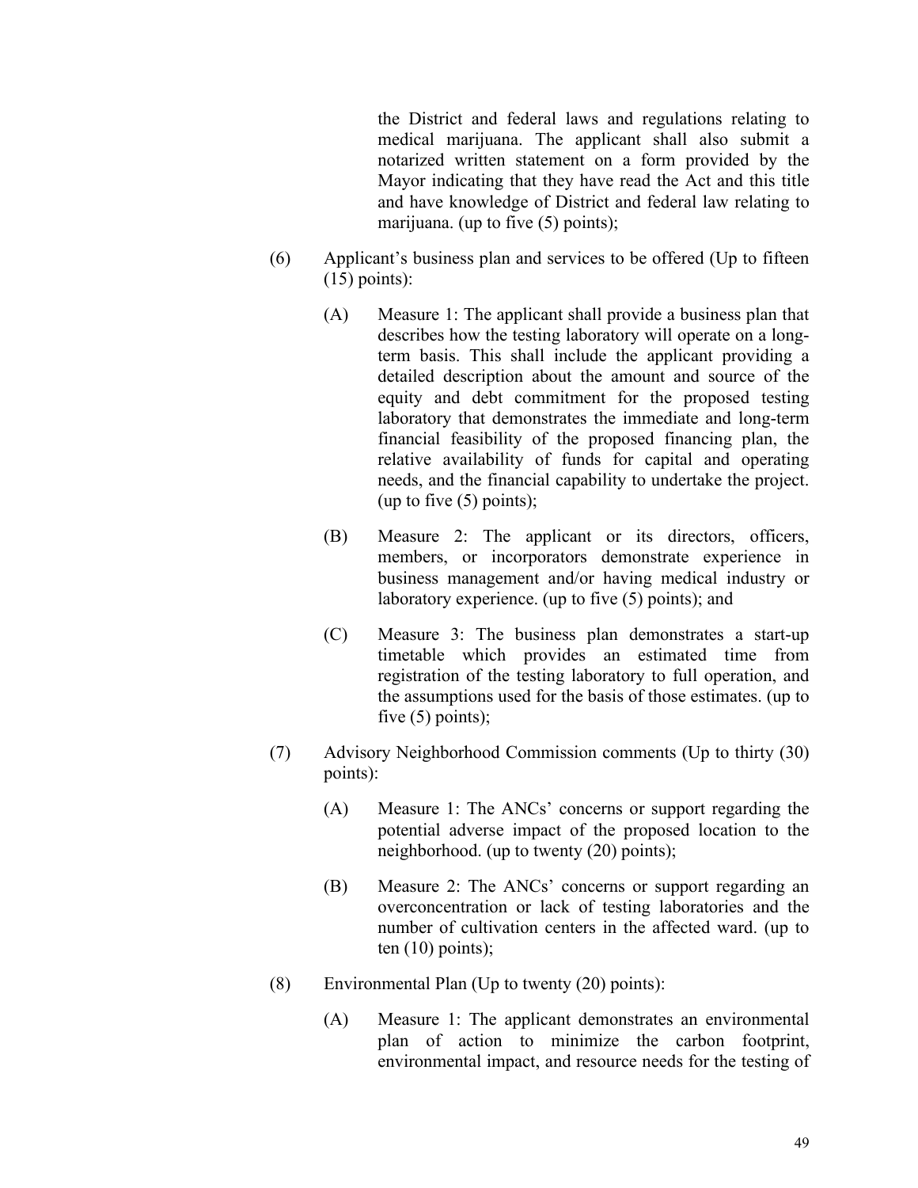the District and federal laws and regulations relating to medical marijuana. The applicant shall also submit a notarized written statement on a form provided by the Mayor indicating that they have read the Act and this title and have knowledge of District and federal law relating to marijuana. (up to five (5) points);

(6) Applicant's business plan and services to be offered (Up to fifteen (15) points):

(A) Measure 1: The applicant shall provide a business plan that describes how the testing laboratory will operate on a long-term basis. This shall include the applicant providing a detailed description about the amount and source of the equity and debt commitment for the proposed testing laboratory that demonstrates the immediate and long-term financial feasibility of the proposed financing plan, the relative availability of funds for capital and operating needs, and the financial capability to undertake the project. (up to five (5) points);

(B) Measure 2: The applicant or its directors, officers, members, or incorporators demonstrate experience in business management and/or having medical industry or laboratory experience. (up to five (5) points); and

(C) Measure 3: The business plan demonstrates a start-up timetable which provides an estimated time from registration of the testing laboratory to full operation, and the assumptions used for the basis of those estimates. (up to five (5) points);

(7) Advisory Neighborhood Commission comments (Up to thirty (30) points):

(A) Measure 1: The ANCs' concerns or support regarding the potential adverse impact of the proposed location to the neighborhood. (up to twenty (20) points);

(B) Measure 2: The ANCs' concerns or support regarding an overconcentration or lack of testing laboratories and the number of cultivation centers in the affected ward. (up to ten (10) points);

(8) Environmental Plan (Up to twenty (20) points):

(A) Measure 1: The applicant demonstrates an environmental plan of action to minimize the carbon footprint, environmental impact, and resource needs for the testing of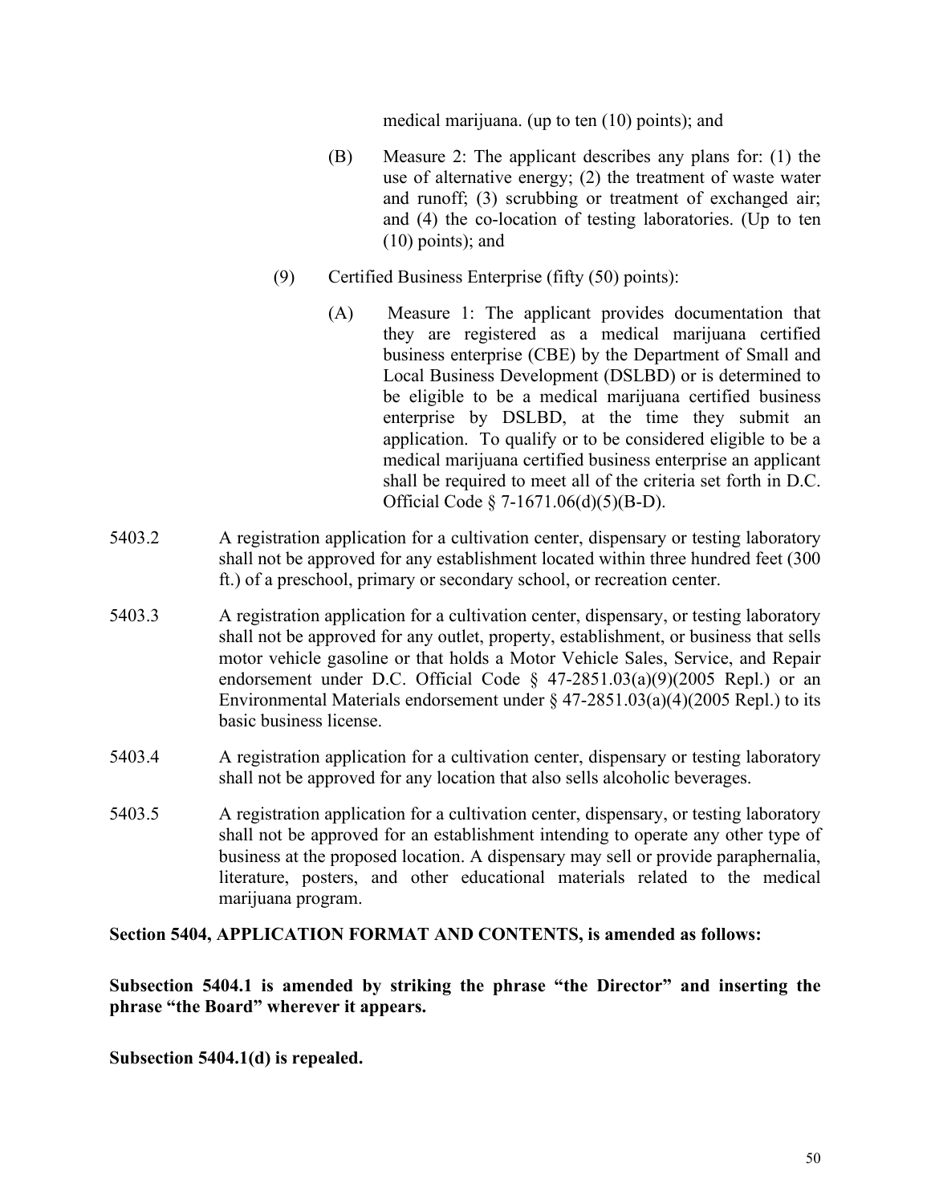medical marijuana. (up to ten (10) points); and

(B) Measure 2: The applicant describes any plans for: (1) the use of alternative energy; (2) the treatment of waste water and runoff; (3) scrubbing or treatment of exchanged air; and (4) the co-location of testing laboratories. (Up to ten (10) points); and

(9) Certified Business Enterprise (fifty (50) points):

(A) Measure 1: The applicant provides documentation that they are registered as a medical marijuana certified business enterprise (CBE) by the Department of Small and Local Business Development (DSLBD) or is determined to be eligible to be a medical marijuana certified business enterprise by DSLBD, at the time they submit an application. To qualify or to be considered eligible to be a medical marijuana certified business enterprise an applicant shall be required to meet all of the criteria set forth in D.C. Official Code § 7-1671.06(d)(5)(B-D).

5403.2 A registration application for a cultivation center, dispensary or testing laboratory shall not be approved for any establishment located within three hundred feet (300 ft.) of a preschool, primary or secondary school, or recreation center.

5403.3 A registration application for a cultivation center, dispensary, or testing laboratory shall not be approved for any outlet, property, establishment, or business that sells motor vehicle gasoline or that holds a Motor Vehicle Sales, Service, and Repair endorsement under D.C. Official Code § 47-2851.03(a)(9)(2005 Repl.) or an Environmental Materials endorsement under § 47-2851.03(a)(4)(2005 Repl.) to its basic business license.

5403.4 A registration application for a cultivation center, dispensary or testing laboratory shall not be approved for any location that also sells alcoholic beverages.

5403.5 A registration application for a cultivation center, dispensary, or testing laboratory shall not be approved for an establishment intending to operate any other type of business at the proposed location. A dispensary may sell or provide paraphernalia, literature, posters, and other educational materials related to the medical marijuana program.

**Section 5404, APPLICATION FORMAT AND CONTENTS, is amended as follows:**

**Subsection 5404.1 is amended by striking the phrase "the Director" and inserting the phrase "the Board" wherever it appears.**

**Subsection 5404.1(d) is repealed.**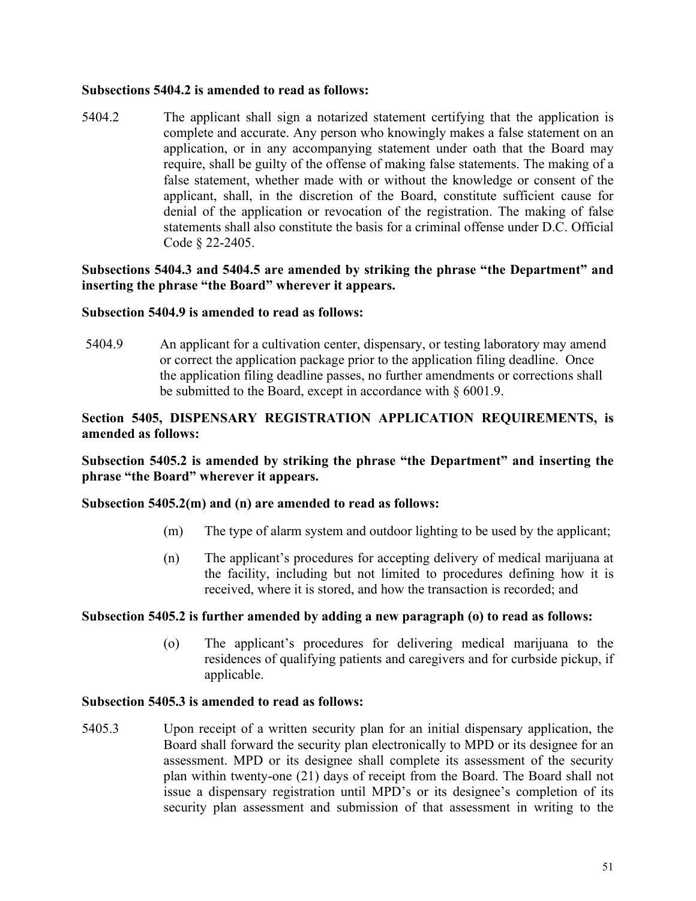**Subsections 5404.2 is amended to read as follows:**

5404.2 The applicant shall sign a notarized statement certifying that the application is complete and accurate. Any person who knowingly makes a false statement on an application, or in any accompanying statement under oath that the Board may require, shall be guilty of the offense of making false statements. The making of a false statement, whether made with or without the knowledge or consent of the applicant, shall, in the discretion of the Board, constitute sufficient cause for denial of the application or revocation of the registration. The making of false statements shall also constitute the basis for a criminal offense under D.C. Official Code § 22-2405.

**Subsections 5404.3 and 5404.5 are amended by striking the phrase "the Department" and inserting the phrase "the Board" wherever it appears.**

**Subsection 5404.9 is amended to read as follows:**

5404.9 An applicant for a cultivation center, dispensary, or testing laboratory may amend or correct the application package prior to the application filing deadline. Once the application filing deadline passes, no further amendments or corrections shall be submitted to the Board, except in accordance with § 6001.9.

**Section 5405, DISPENSARY REGISTRATION APPLICATION REQUIREMENTS, is amended as follows:**

**Subsection 5405.2 is amended by striking the phrase "the Department" and inserting the phrase "the Board" wherever it appears.**

**Subsection 5405.2(m) and (n) are amended to read as follows:**

(m) The type of alarm system and outdoor lighting to be used by the applicant;

(n) The applicant's procedures for accepting delivery of medical marijuana at the facility, including but not limited to procedures defining how it is received, where it is stored, and how the transaction is recorded; and

**Subsection 5405.2 is further amended by adding a new paragraph (o) to read as follows:**

(o) The applicant's procedures for delivering medical marijuana to the residences of qualifying patients and caregivers and for curbside pickup, if applicable.

**Subsection 5405.3 is amended to read as follows:**

5405.3 Upon receipt of a written security plan for an initial dispensary application, the Board shall forward the security plan electronically to MPD or its designee for an assessment. MPD or its designee shall complete its assessment of the security plan within twenty-one (21) days of receipt from the Board. The Board shall not issue a dispensary registration until MPD's or its designee's completion of its security plan assessment and submission of that assessment in writing to the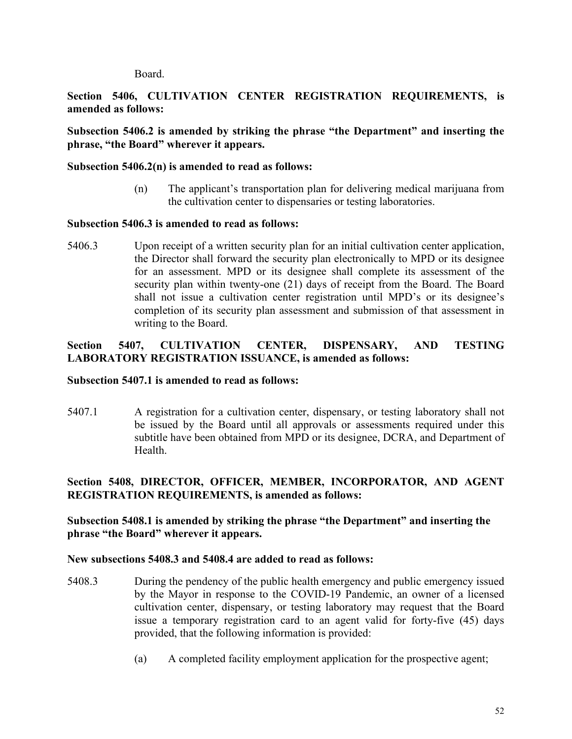Board.

**Section 5406, CULTIVATION CENTER REGISTRATION REQUIREMENTS, is amended as follows:**

**Subsection 5406.2 is amended by striking the phrase "the Department" and inserting the phrase, "the Board" wherever it appears.**

**Subsection 5406.2(n) is amended to read as follows:**

(n) The applicant's transportation plan for delivering medical marijuana from the cultivation center to dispensaries or testing laboratories.

**Subsection 5406.3 is amended to read as follows:**

5406.3 Upon receipt of a written security plan for an initial cultivation center application, the Director shall forward the security plan electronically to MPD or its designee for an assessment. MPD or its designee shall complete its assessment of the security plan within twenty-one (21) days of receipt from the Board. The Board shall not issue a cultivation center registration until MPD's or its designee's completion of its security plan assessment and submission of that assessment in writing to the Board.

**Section 5407, CULTIVATION CENTER, DISPENSARY, AND TESTING LABORATORY REGISTRATION ISSUANCE, is amended as follows:**

**Subsection 5407.1 is amended to read as follows:**

5407.1 A registration for a cultivation center, dispensary, or testing laboratory shall not be issued by the Board until all approvals or assessments required under this subtitle have been obtained from MPD or its designee, DCRA, and Department of Health.

**Section 5408, DIRECTOR, OFFICER, MEMBER, INCORPORATOR, AND AGENT REGISTRATION REQUIREMENTS, is amended as follows:**

**Subsection 5408.1 is amended by striking the phrase "the Department" and inserting the phrase "the Board" wherever it appears.**

**New subsections 5408.3 and 5408.4 are added to read as follows:**

5408.3 During the pendency of the public health emergency and public emergency issued by the Mayor in response to the COVID-19 Pandemic, an owner of a licensed cultivation center, dispensary, or testing laboratory may request that the Board issue a temporary registration card to an agent valid for forty-five (45) days provided, that the following information is provided:

(a) A completed facility employment application for the prospective agent;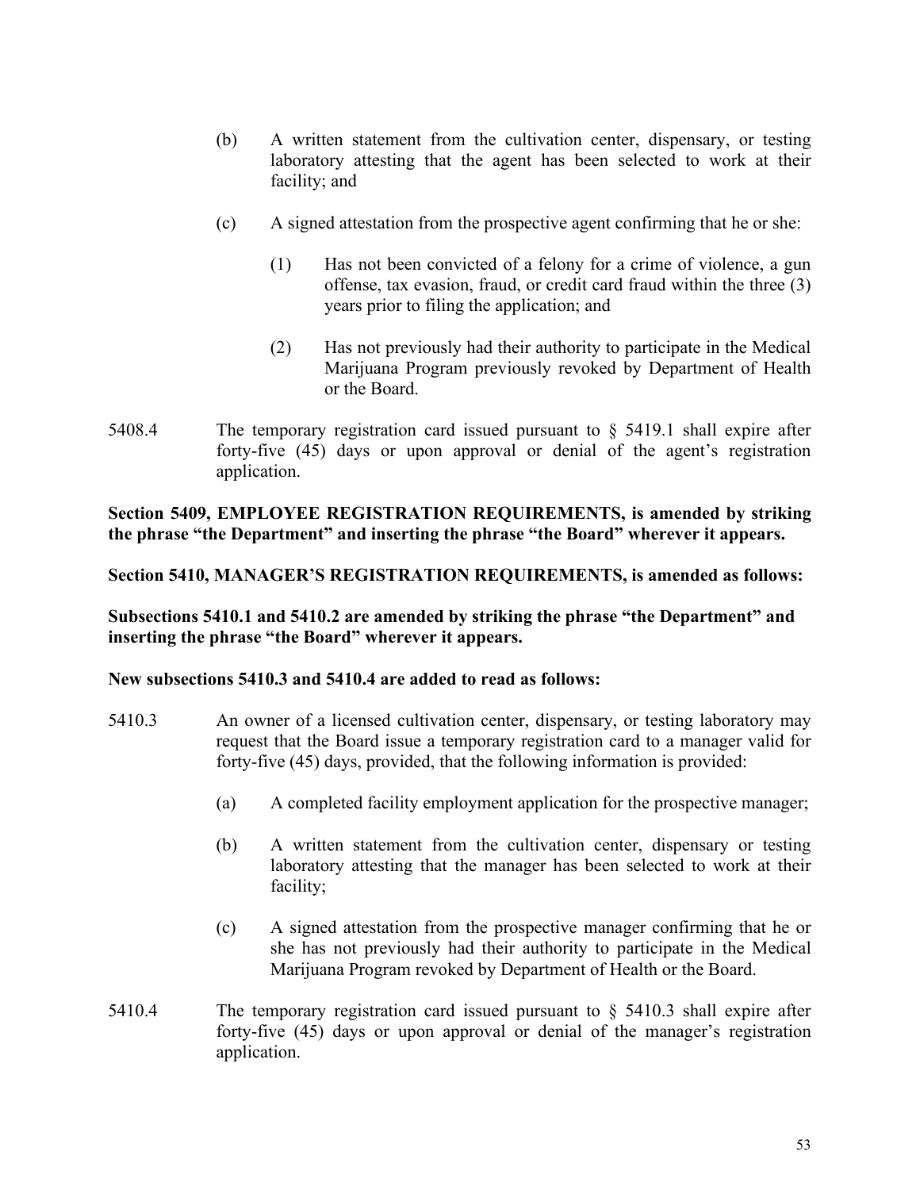(b) A written statement from the cultivation center, dispensary, or testing laboratory attesting that the agent has been selected to work at their facility; and

(c) A signed attestation from the prospective agent confirming that he or she:

(1) Has not been convicted of a felony for a crime of violence, a gun offense, tax evasion, fraud, or credit card fraud within the three (3) years prior to filing the application; and

(2) Has not previously had their authority to participate in the Medical Marijuana Program previously revoked by Department of Health or the Board.

5408.4 The temporary registration card issued pursuant to § 5419.1 shall expire after forty-five (45) days or upon approval or denial of the agent's registration application.

**Section 5409, EMPLOYEE REGISTRATION REQUIREMENTS, is amended by striking the phrase "the Department" and inserting the phrase "the Board" wherever it appears.**

**Section 5410, MANAGER'S REGISTRATION REQUIREMENTS, is amended as follows:**

**Subsections 5410.1 and 5410.2 are amended by striking the phrase "the Department" and inserting the phrase "the Board" wherever it appears.**

**New subsections 5410.3 and 5410.4 are added to read as follows:**

5410.3 An owner of a licensed cultivation center, dispensary, or testing laboratory may request that the Board issue a temporary registration card to a manager valid for forty-five (45) days, provided, that the following information is provided:

(a) A completed facility employment application for the prospective manager;

(b) A written statement from the cultivation center, dispensary or testing laboratory attesting that the manager has been selected to work at their facility;

(c) A signed attestation from the prospective manager confirming that he or she has not previously had their authority to participate in the Medical Marijuana Program revoked by Department of Health or the Board.

5410.4 The temporary registration card issued pursuant to § 5410.3 shall expire after forty-five (45) days or upon approval or denial of the manager's registration application.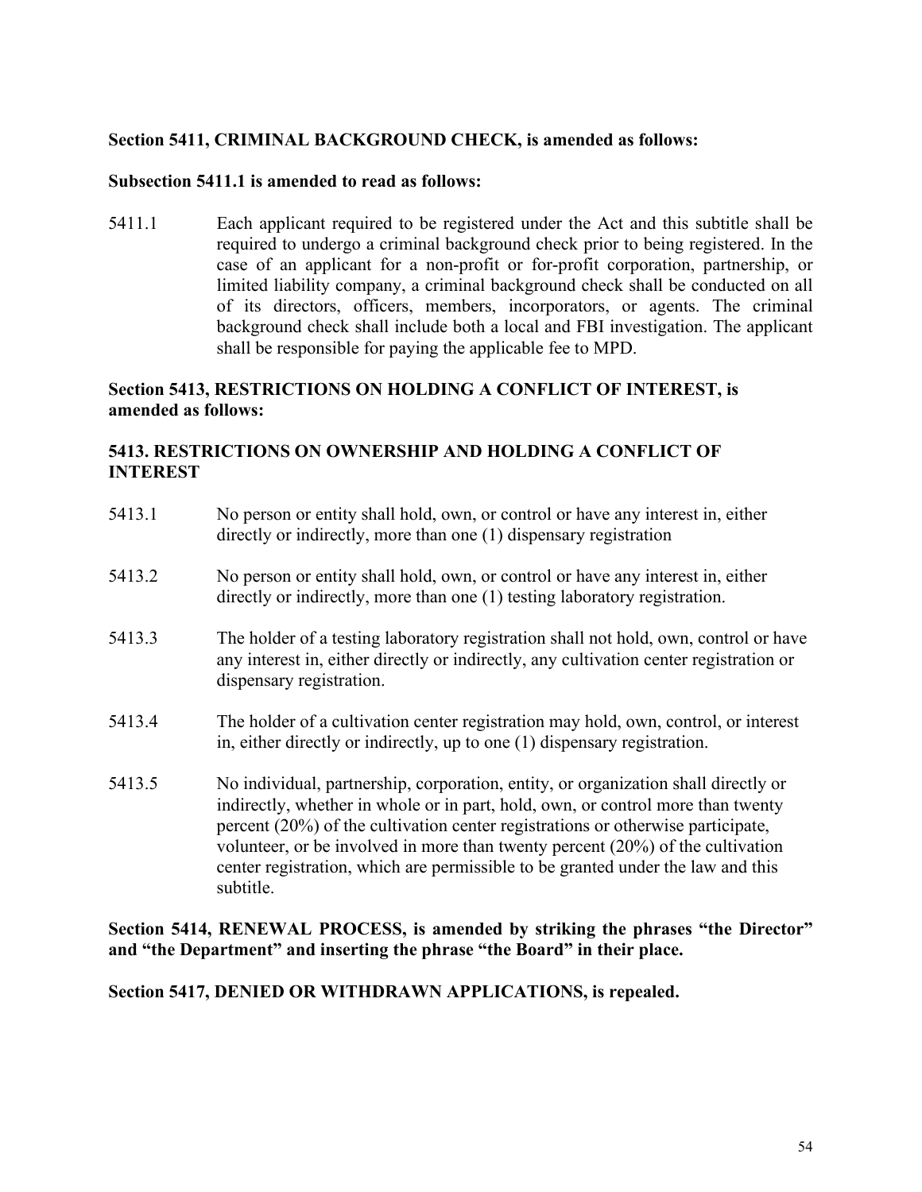**Section 5411, CRIMINAL BACKGROUND CHECK, is amended as follows:**

**Subsection 5411.1 is amended to read as follows:**

5411.1 Each applicant required to be registered under the Act and this subtitle shall be required to undergo a criminal background check prior to being registered. In the case of an applicant for a non-profit or for-profit corporation, partnership, or limited liability company, a criminal background check shall be conducted on all of its directors, officers, members, incorporators, or agents. The criminal background check shall include both a local and FBI investigation. The applicant shall be responsible for paying the applicable fee to MPD.

**Section 5413, RESTRICTIONS ON HOLDING A CONFLICT OF INTEREST, is amended as follows:**

**5413. RESTRICTIONS ON OWNERSHIP AND HOLDING A CONFLICT OF INTEREST**

5413.1 No person or entity shall hold, own, or control or have any interest in, either directly or indirectly, more than one (1) dispensary registration

5413.2 No person or entity shall hold, own, or control or have any interest in, either directly or indirectly, more than one (1) testing laboratory registration.

5413.3 The holder of a testing laboratory registration shall not hold, own, control or have any interest in, either directly or indirectly, any cultivation center registration or dispensary registration.

5413.4 The holder of a cultivation center registration may hold, own, control, or interest in, either directly or indirectly, up to one (1) dispensary registration.

5413.5 No individual, partnership, corporation, entity, or organization shall directly or indirectly, whether in whole or in part, hold, own, or control more than twenty percent (20%) of the cultivation center registrations or otherwise participate, volunteer, or be involved in more than twenty percent (20%) of the cultivation center registration, which are permissible to be granted under the law and this subtitle.

**Section 5414, RENEWAL PROCESS, is amended by striking the phrases "the Director" and "the Department" and inserting the phrase "the Board" in their place.**

**Section 5417, DENIED OR WITHDRAWN APPLICATIONS, is repealed.**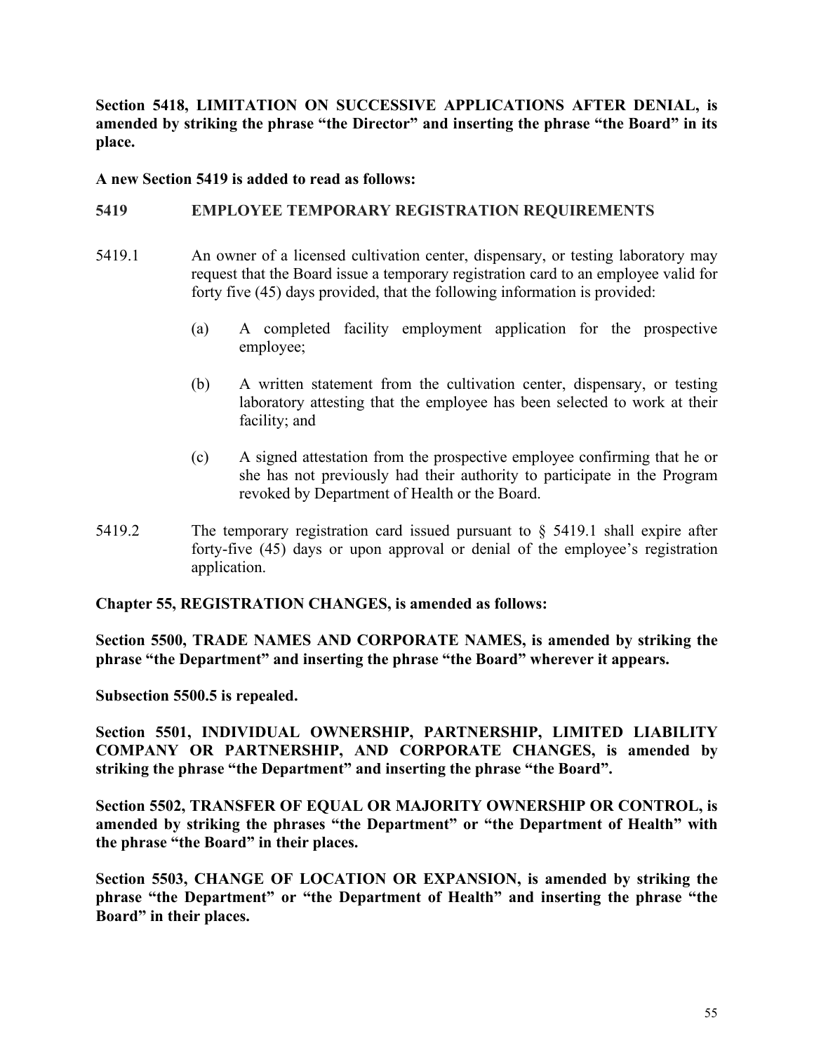**Section 5418, LIMITATION ON SUCCESSIVE APPLICATIONS AFTER DENIAL, is amended by striking the phrase "the Director" and inserting the phrase "the Board" in its place.**

**A new Section 5419 is added to read as follows:**

**5419 EMPLOYEE TEMPORARY REGISTRATION REQUIREMENTS**

5419.1 An owner of a licensed cultivation center, dispensary, or testing laboratory may request that the Board issue a temporary registration card to an employee valid for forty five (45) days provided, that the following information is provided:

- (a) A completed facility employment application for the prospective employee;
- (b) A written statement from the cultivation center, dispensary, or testing laboratory attesting that the employee has been selected to work at their facility; and
- (c) A signed attestation from the prospective employee confirming that he or she has not previously had their authority to participate in the Program revoked by Department of Health or the Board.

5419.2 The temporary registration card issued pursuant to § 5419.1 shall expire after forty-five (45) days or upon approval or denial of the employee's registration application.

**Chapter 55, REGISTRATION CHANGES, is amended as follows:**

**Section 5500, TRADE NAMES AND CORPORATE NAMES, is amended by striking the phrase "the Department" and inserting the phrase "the Board" wherever it appears.**

**Subsection 5500.5 is repealed.**

**Section 5501, INDIVIDUAL OWNERSHIP, PARTNERSHIP, LIMITED LIABILITY COMPANY OR PARTNERSHIP, AND CORPORATE CHANGES, is amended by striking the phrase "the Department" and inserting the phrase "the Board".**

**Section 5502, TRANSFER OF EQUAL OR MAJORITY OWNERSHIP OR CONTROL, is amended by striking the phrases "the Department" or "the Department of Health" with the phrase "the Board" in their places.**

**Section 5503, CHANGE OF LOCATION OR EXPANSION, is amended by striking the phrase "the Department" or "the Department of Health" and inserting the phrase "the Board" in their places.**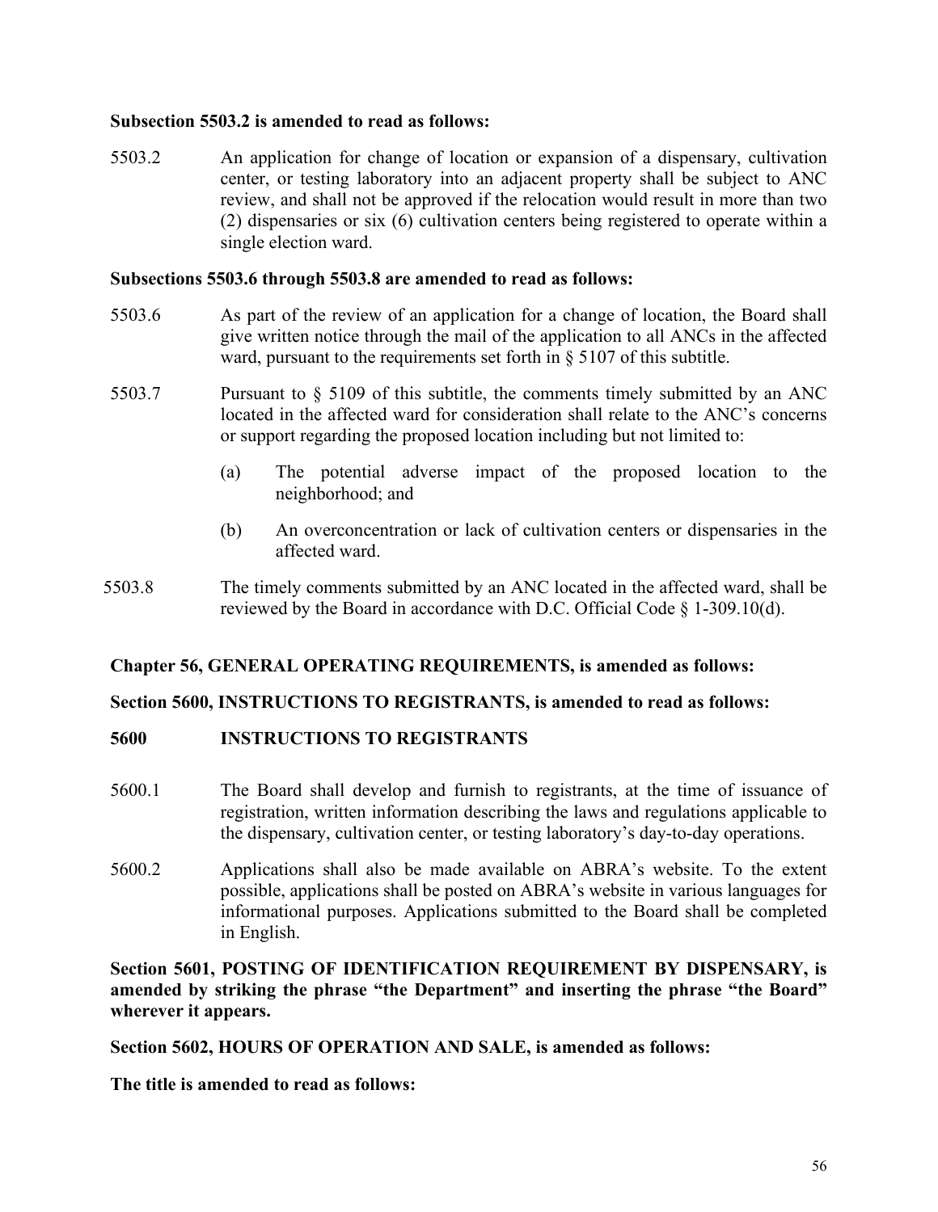**Subsection 5503.2 is amended to read as follows:**

5503.2 An application for change of location or expansion of a dispensary, cultivation center, or testing laboratory into an adjacent property shall be subject to ANC review, and shall not be approved if the relocation would result in more than two (2) dispensaries or six (6) cultivation centers being registered to operate within a single election ward.

**Subsections 5503.6 through 5503.8 are amended to read as follows:**

5503.6 As part of the review of an application for a change of location, the Board shall give written notice through the mail of the application to all ANCs in the affected ward, pursuant to the requirements set forth in § 5107 of this subtitle.

5503.7 Pursuant to § 5109 of this subtitle, the comments timely submitted by an ANC located in the affected ward for consideration shall relate to the ANC's concerns or support regarding the proposed location including but not limited to:

(a) The potential adverse impact of the proposed location to the neighborhood; and

(b) An overconcentration or lack of cultivation centers or dispensaries in the affected ward.

5503.8 The timely comments submitted by an ANC located in the affected ward, shall be reviewed by the Board in accordance with D.C. Official Code § 1-309.10(d).

**Chapter 56, GENERAL OPERATING REQUIREMENTS, is amended as follows:**

**Section 5600, INSTRUCTIONS TO REGISTRANTS, is amended to read as follows:**

**5600 INSTRUCTIONS TO REGISTRANTS**

5600.1 The Board shall develop and furnish to registrants, at the time of issuance of registration, written information describing the laws and regulations applicable to the dispensary, cultivation center, or testing laboratory's day-to-day operations.

5600.2 Applications shall also be made available on ABRA's website. To the extent possible, applications shall be posted on ABRA's website in various languages for informational purposes. Applications submitted to the Board shall be completed in English.

**Section 5601, POSTING OF IDENTIFICATION REQUIREMENT BY DISPENSARY, is amended by striking the phrase "the Department" and inserting the phrase "the Board" wherever it appears.**

**Section 5602, HOURS OF OPERATION AND SALE, is amended as follows:**

**The title is amended to read as follows:**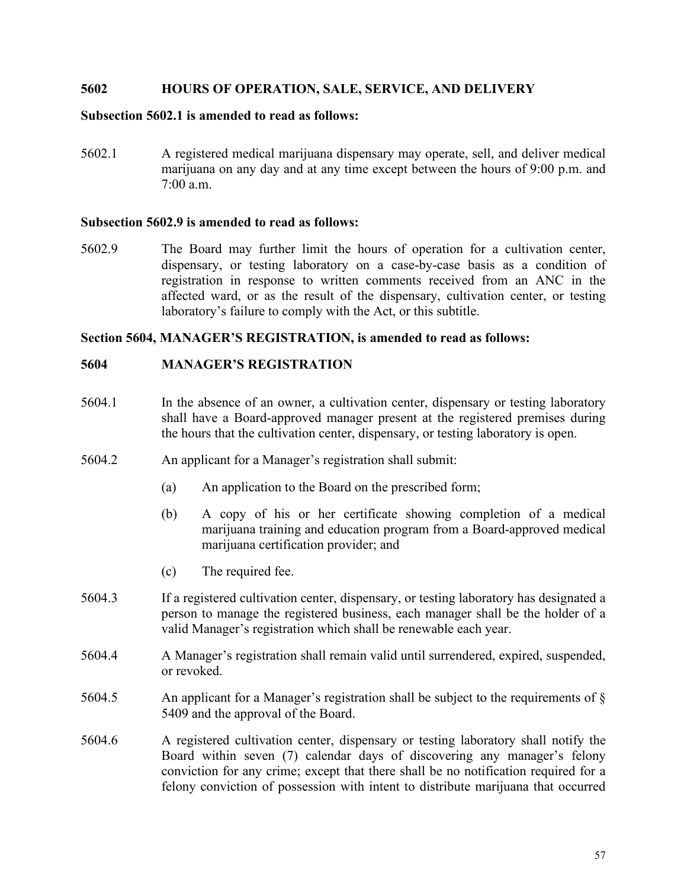**5602 HOURS OF OPERATION, SALE, SERVICE, AND DELIVERY**

**Subsection 5602.1 is amended to read as follows:**

5602.1 A registered medical marijuana dispensary may operate, sell, and deliver medical marijuana on any day and at any time except between the hours of 9:00 p.m. and 7:00 a.m.

**Subsection 5602.9 is amended to read as follows:**

5602.9 The Board may further limit the hours of operation for a cultivation center, dispensary, or testing laboratory on a case-by-case basis as a condition of registration in response to written comments received from an ANC in the affected ward, or as the result of the dispensary, cultivation center, or testing laboratory's failure to comply with the Act, or this subtitle.

**Section 5604, MANAGER'S REGISTRATION, is amended to read as follows:**

**5604 MANAGER'S REGISTRATION**

5604.1 In the absence of an owner, a cultivation center, dispensary or testing laboratory shall have a Board-approved manager present at the registered premises during the hours that the cultivation center, dispensary, or testing laboratory is open.

5604.2 An applicant for a Manager's registration shall submit:

(a) An application to the Board on the prescribed form;

(b) A copy of his or her certificate showing completion of a medical marijuana training and education program from a Board-approved medical marijuana certification provider; and

(c) The required fee.

5604.3 If a registered cultivation center, dispensary, or testing laboratory has designated a person to manage the registered business, each manager shall be the holder of a valid Manager's registration which shall be renewable each year.

5604.4 A Manager's registration shall remain valid until surrendered, expired, suspended, or revoked.

5604.5 An applicant for a Manager's registration shall be subject to the requirements of § 5409 and the approval of the Board.

5604.6 A registered cultivation center, dispensary or testing laboratory shall notify the Board within seven (7) calendar days of discovering any manager's felony conviction for any crime; except that there shall be no notification required for a felony conviction of possession with intent to distribute marijuana that occurred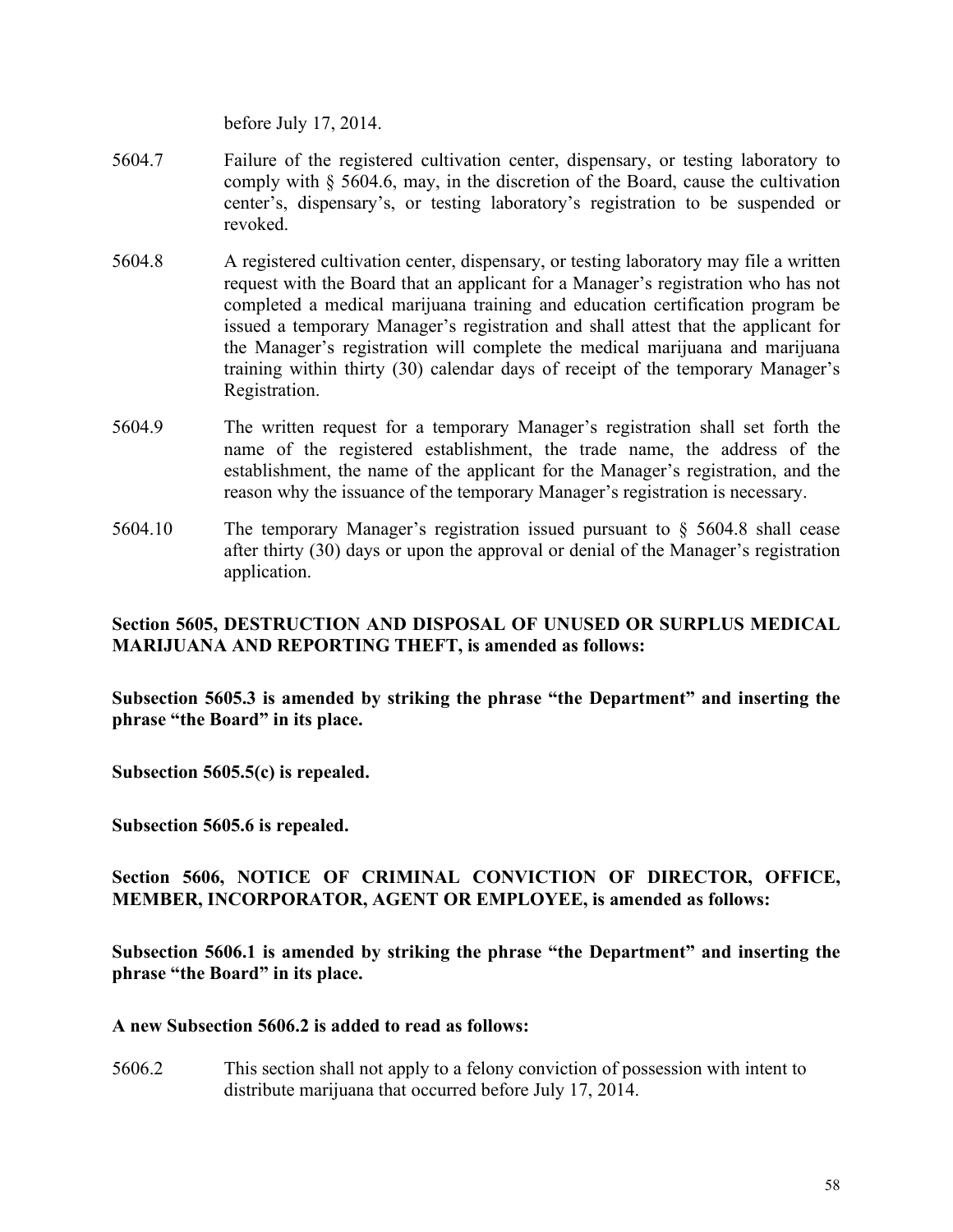before July 17, 2014.

5604.7 Failure of the registered cultivation center, dispensary, or testing laboratory to comply with § 5604.6, may, in the discretion of the Board, cause the cultivation center's, dispensary's, or testing laboratory's registration to be suspended or revoked.

5604.8 A registered cultivation center, dispensary, or testing laboratory may file a written request with the Board that an applicant for a Manager's registration who has not completed a medical marijuana training and education certification program be issued a temporary Manager's registration and shall attest that the applicant for the Manager's registration will complete the medical marijuana and marijuana training within thirty (30) calendar days of receipt of the temporary Manager's Registration.

5604.9 The written request for a temporary Manager's registration shall set forth the name of the registered establishment, the trade name, the address of the establishment, the name of the applicant for the Manager's registration, and the reason why the issuance of the temporary Manager's registration is necessary.

5604.10 The temporary Manager's registration issued pursuant to § 5604.8 shall cease after thirty (30) days or upon the approval or denial of the Manager's registration application.

**Section 5605, DESTRUCTION AND DISPOSAL OF UNUSED OR SURPLUS MEDICAL MARIJUANA AND REPORTING THEFT, is amended as follows:**

**Subsection 5605.3 is amended by striking the phrase "the Department" and inserting the phrase "the Board" in its place.**

**Subsection 5605.5(c) is repealed.**

**Subsection 5605.6 is repealed.**

**Section 5606, NOTICE OF CRIMINAL CONVICTION OF DIRECTOR, OFFICE, MEMBER, INCORPORATOR, AGENT OR EMPLOYEE, is amended as follows:**

**Subsection 5606.1 is amended by striking the phrase "the Department" and inserting the phrase "the Board" in its place.**

**A new Subsection 5606.2 is added to read as follows:**

5606.2 This section shall not apply to a felony conviction of possession with intent to distribute marijuana that occurred before July 17, 2014.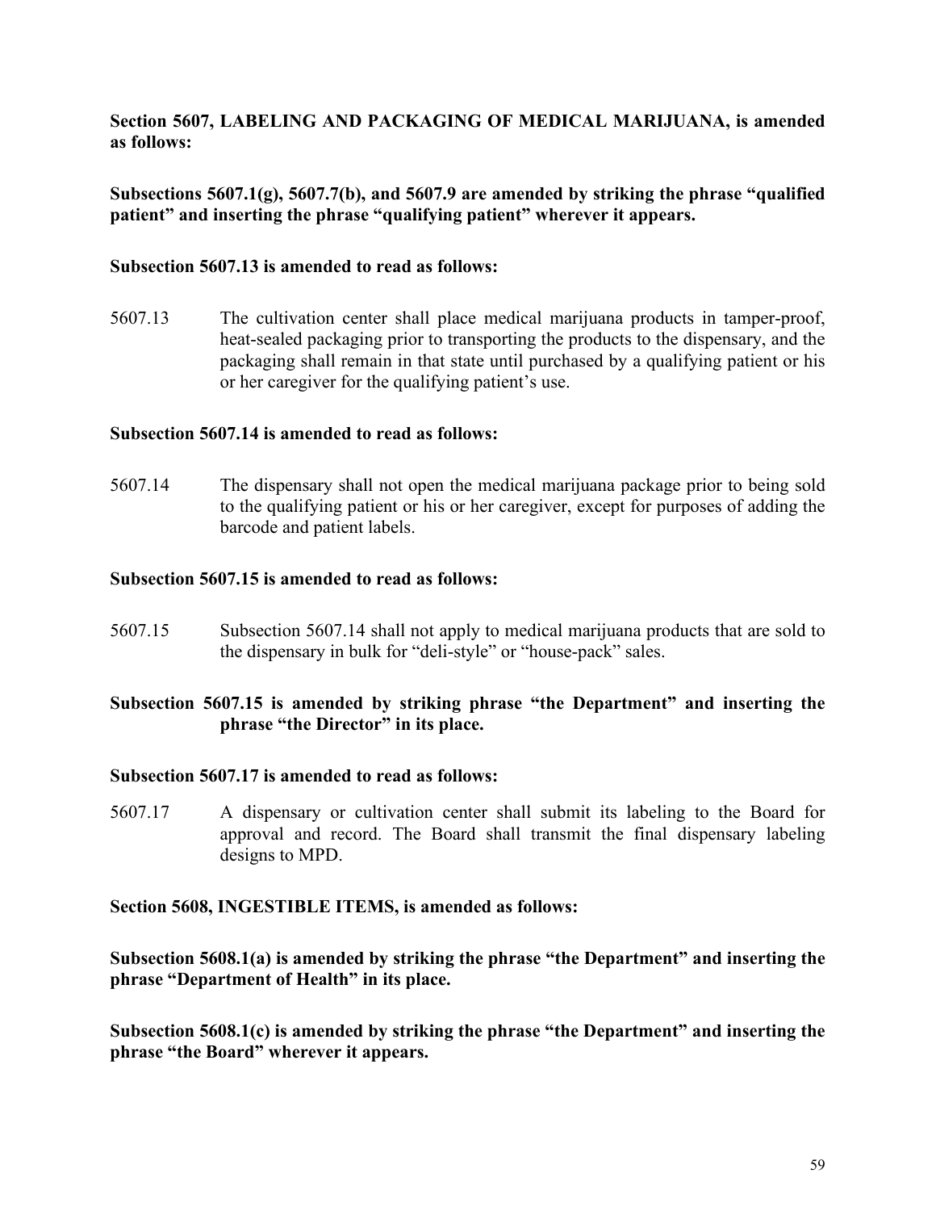**Section 5607, LABELING AND PACKAGING OF MEDICAL MARIJUANA, is amended as follows:**

**Subsections 5607.1(g), 5607.7(b), and 5607.9 are amended by striking the phrase "qualified patient" and inserting the phrase "qualifying patient" wherever it appears.**

**Subsection 5607.13 is amended to read as follows:**

5607.13 The cultivation center shall place medical marijuana products in tamper-proof, heat-sealed packaging prior to transporting the products to the dispensary, and the packaging shall remain in that state until purchased by a qualifying patient or his or her caregiver for the qualifying patient's use.

**Subsection 5607.14 is amended to read as follows:**

5607.14 The dispensary shall not open the medical marijuana package prior to being sold to the qualifying patient or his or her caregiver, except for purposes of adding the barcode and patient labels.

**Subsection 5607.15 is amended to read as follows:**

5607.15 Subsection 5607.14 shall not apply to medical marijuana products that are sold to the dispensary in bulk for "deli-style" or "house-pack" sales.

**Subsection 5607.15 is amended by striking phrase "the Department" and inserting the phrase "the Director" in its place.**

**Subsection 5607.17 is amended to read as follows:**

5607.17 A dispensary or cultivation center shall submit its labeling to the Board for approval and record. The Board shall transmit the final dispensary labeling designs to MPD.

**Section 5608, INGESTIBLE ITEMS, is amended as follows:**

**Subsection 5608.1(a) is amended by striking the phrase "the Department" and inserting the phrase "Department of Health" in its place.**

**Subsection 5608.1(c) is amended by striking the phrase "the Department" and inserting the phrase "the Board" wherever it appears.**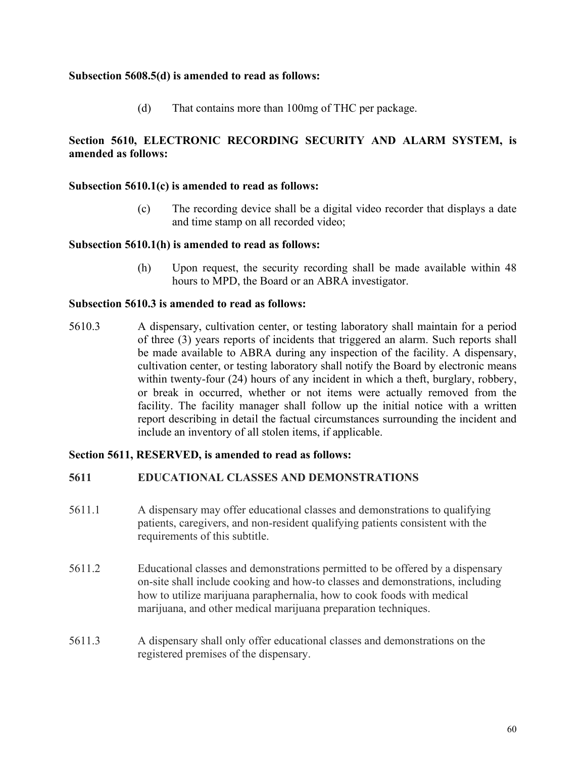**Subsection 5608.5(d) is amended to read as follows:**

(d) That contains more than 100mg of THC per package.

**Section 5610, ELECTRONIC RECORDING SECURITY AND ALARM SYSTEM, is amended as follows:**

**Subsection 5610.1(c) is amended to read as follows:**

(c) The recording device shall be a digital video recorder that displays a date and time stamp on all recorded video;

**Subsection 5610.1(h) is amended to read as follows:**

(h) Upon request, the security recording shall be made available within 48 hours to MPD, the Board or an ABRA investigator.

**Subsection 5610.3 is amended to read as follows:**

5610.3 A dispensary, cultivation center, or testing laboratory shall maintain for a period of three (3) years reports of incidents that triggered an alarm. Such reports shall be made available to ABRA during any inspection of the facility. A dispensary, cultivation center, or testing laboratory shall notify the Board by electronic means within twenty-four (24) hours of any incident in which a theft, burglary, robbery, or break in occurred, whether or not items were actually removed from the facility. The facility manager shall follow up the initial notice with a written report describing in detail the factual circumstances surrounding the incident and include an inventory of all stolen items, if applicable.

**Section 5611, RESERVED, is amended to read as follows:**

**5611 EDUCATIONAL CLASSES AND DEMONSTRATIONS**

5611.1 A dispensary may offer educational classes and demonstrations to qualifying patients, caregivers, and non-resident qualifying patients consistent with the requirements of this subtitle.

5611.2 Educational classes and demonstrations permitted to be offered by a dispensary on-site shall include cooking and how-to classes and demonstrations, including how to utilize marijuana paraphernalia, how to cook foods with medical marijuana, and other medical marijuana preparation techniques.

5611.3 A dispensary shall only offer educational classes and demonstrations on the registered premises of the dispensary.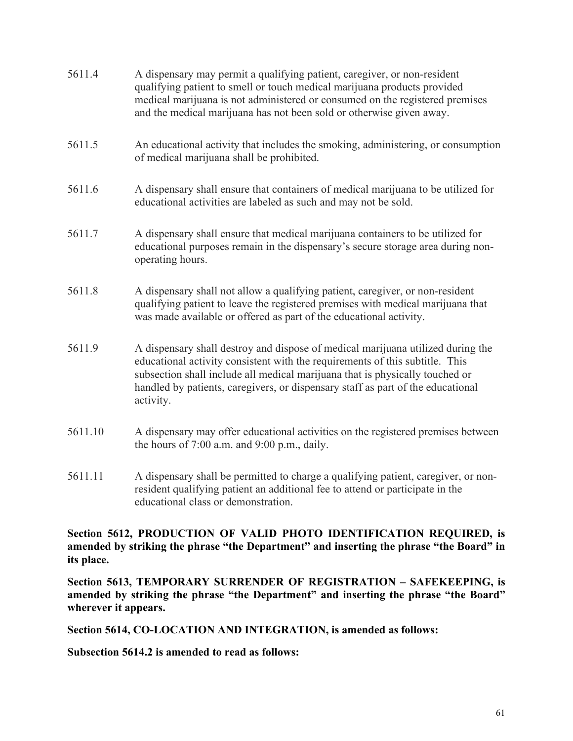5611.4 A dispensary may permit a qualifying patient, caregiver, or non-resident qualifying patient to smell or touch medical marijuana products provided medical marijuana is not administered or consumed on the registered premises and the medical marijuana has not been sold or otherwise given away.

5611.5 An educational activity that includes the smoking, administering, or consumption of medical marijuana shall be prohibited.

5611.6 A dispensary shall ensure that containers of medical marijuana to be utilized for educational activities are labeled as such and may not be sold.

5611.7 A dispensary shall ensure that medical marijuana containers to be utilized for educational purposes remain in the dispensary's secure storage area during non-operating hours.

5611.8 A dispensary shall not allow a qualifying patient, caregiver, or non-resident qualifying patient to leave the registered premises with medical marijuana that was made available or offered as part of the educational activity.

5611.9 A dispensary shall destroy and dispose of medical marijuana utilized during the educational activity consistent with the requirements of this subtitle. This subsection shall include all medical marijuana that is physically touched or handled by patients, caregivers, or dispensary staff as part of the educational activity.

5611.10 A dispensary may offer educational activities on the registered premises between the hours of 7:00 a.m. and 9:00 p.m., daily.

5611.11 A dispensary shall be permitted to charge a qualifying patient, caregiver, or non-resident qualifying patient an additional fee to attend or participate in the educational class or demonstration.

**Section 5612, PRODUCTION OF VALID PHOTO IDENTIFICATION REQUIRED, is amended by striking the phrase "the Department" and inserting the phrase "the Board" in its place.**

**Section 5613, TEMPORARY SURRENDER OF REGISTRATION – SAFEKEEPING, is amended by striking the phrase "the Department" and inserting the phrase "the Board" wherever it appears.**

**Section 5614, CO-LOCATION AND INTEGRATION, is amended as follows:**

**Subsection 5614.2 is amended to read as follows:**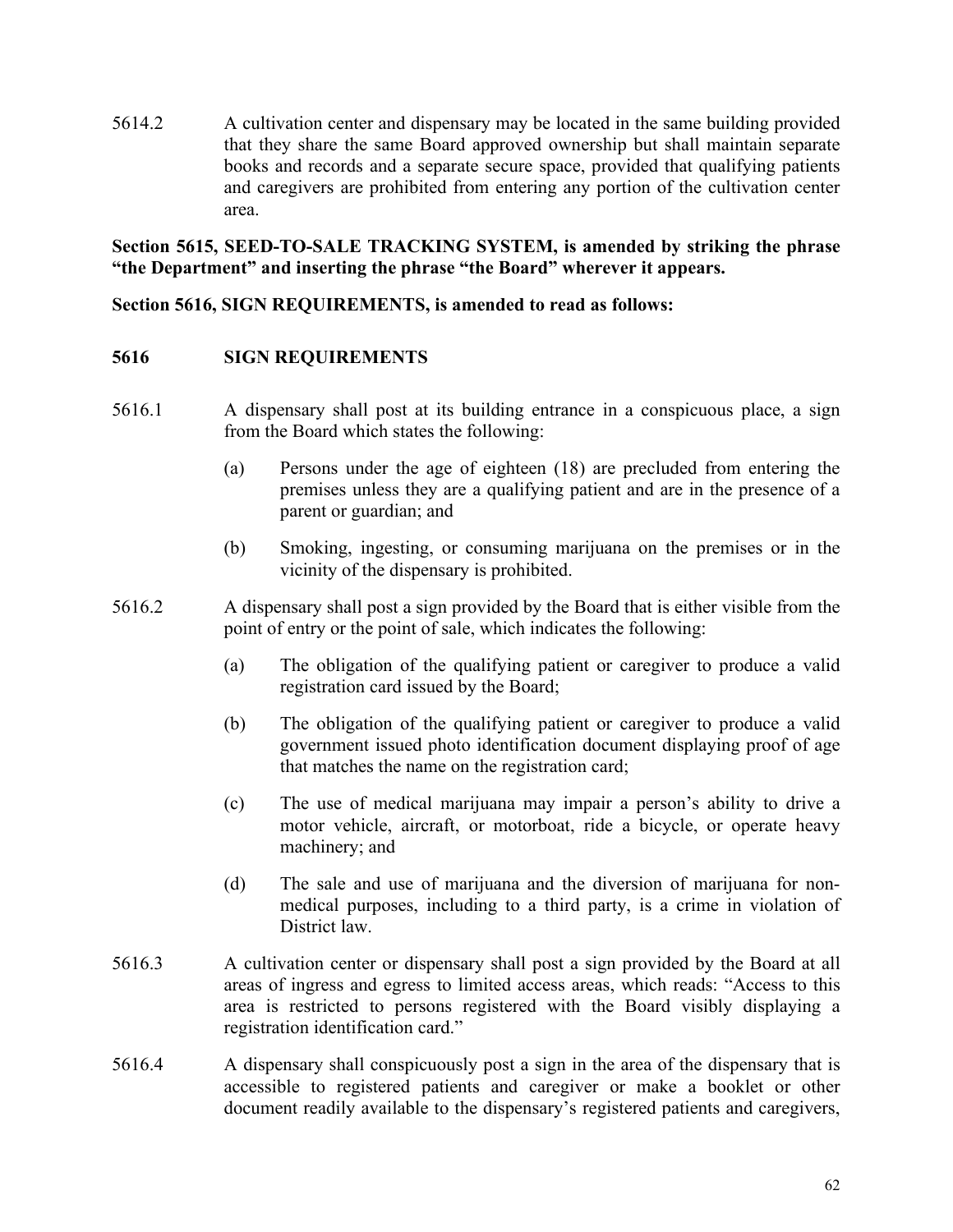5614.2 A cultivation center and dispensary may be located in the same building provided that they share the same Board approved ownership but shall maintain separate books and records and a separate secure space, provided that qualifying patients and caregivers are prohibited from entering any portion of the cultivation center area.

**Section 5615, SEED-TO-SALE TRACKING SYSTEM, is amended by striking the phrase "the Department" and inserting the phrase "the Board" wherever it appears.**

**Section 5616, SIGN REQUIREMENTS, is amended to read as follows:**

**5616 SIGN REQUIREMENTS**

5616.1 A dispensary shall post at its building entrance in a conspicuous place, a sign from the Board which states the following:

(a) Persons under the age of eighteen (18) are precluded from entering the premises unless they are a qualifying patient and are in the presence of a parent or guardian; and

(b) Smoking, ingesting, or consuming marijuana on the premises or in the vicinity of the dispensary is prohibited.

5616.2 A dispensary shall post a sign provided by the Board that is either visible from the point of entry or the point of sale, which indicates the following:

(a) The obligation of the qualifying patient or caregiver to produce a valid registration card issued by the Board;

(b) The obligation of the qualifying patient or caregiver to produce a valid government issued photo identification document displaying proof of age that matches the name on the registration card;

(c) The use of medical marijuana may impair a person's ability to drive a motor vehicle, aircraft, or motorboat, ride a bicycle, or operate heavy machinery; and

(d) The sale and use of marijuana and the diversion of marijuana for non-medical purposes, including to a third party, is a crime in violation of District law.

5616.3 A cultivation center or dispensary shall post a sign provided by the Board at all areas of ingress and egress to limited access areas, which reads: "Access to this area is restricted to persons registered with the Board visibly displaying a registration identification card."

5616.4 A dispensary shall conspicuously post a sign in the area of the dispensary that is accessible to registered patients and caregiver or make a booklet or other document readily available to the dispensary's registered patients and caregivers,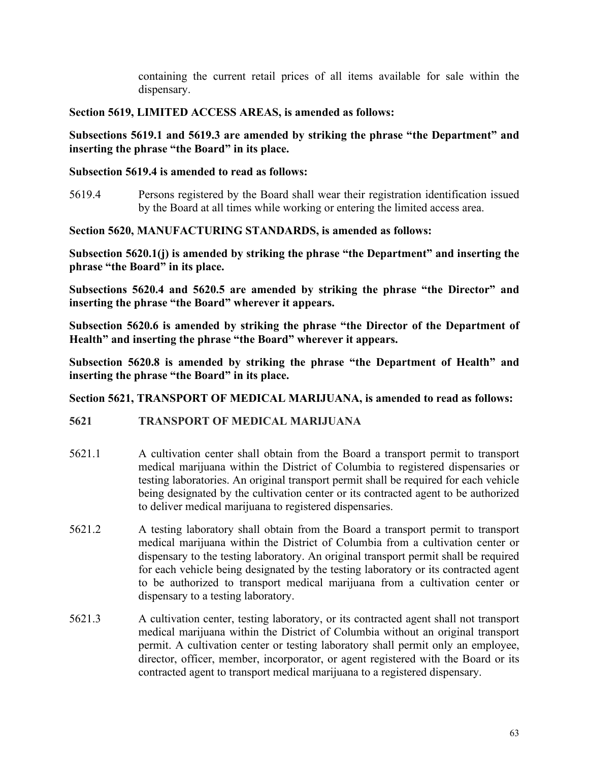containing the current retail prices of all items available for sale within the dispensary.

**Section 5619, LIMITED ACCESS AREAS, is amended as follows:**

**Subsections 5619.1 and 5619.3 are amended by striking the phrase "the Department" and inserting the phrase "the Board" in its place.**

**Subsection 5619.4 is amended to read as follows:**

5619.4 Persons registered by the Board shall wear their registration identification issued by the Board at all times while working or entering the limited access area.

**Section 5620, MANUFACTURING STANDARDS, is amended as follows:**

**Subsection 5620.1(j) is amended by striking the phrase "the Department" and inserting the phrase "the Board" in its place.**

**Subsections 5620.4 and 5620.5 are amended by striking the phrase "the Director" and inserting the phrase "the Board" wherever it appears.**

**Subsection 5620.6 is amended by striking the phrase "the Director of the Department of Health" and inserting the phrase "the Board" wherever it appears.**

**Subsection 5620.8 is amended by striking the phrase "the Department of Health" and inserting the phrase "the Board" in its place.**

**Section 5621, TRANSPORT OF MEDICAL MARIJUANA, is amended to read as follows:**

**5621 TRANSPORT OF MEDICAL MARIJUANA**

5621.1 A cultivation center shall obtain from the Board a transport permit to transport medical marijuana within the District of Columbia to registered dispensaries or testing laboratories. An original transport permit shall be required for each vehicle being designated by the cultivation center or its contracted agent to be authorized to deliver medical marijuana to registered dispensaries.

5621.2 A testing laboratory shall obtain from the Board a transport permit to transport medical marijuana within the District of Columbia from a cultivation center or dispensary to the testing laboratory. An original transport permit shall be required for each vehicle being designated by the testing laboratory or its contracted agent to be authorized to transport medical marijuana from a cultivation center or dispensary to a testing laboratory.

5621.3 A cultivation center, testing laboratory, or its contracted agent shall not transport medical marijuana within the District of Columbia without an original transport permit. A cultivation center or testing laboratory shall permit only an employee, director, officer, member, incorporator, or agent registered with the Board or its contracted agent to transport medical marijuana to a registered dispensary.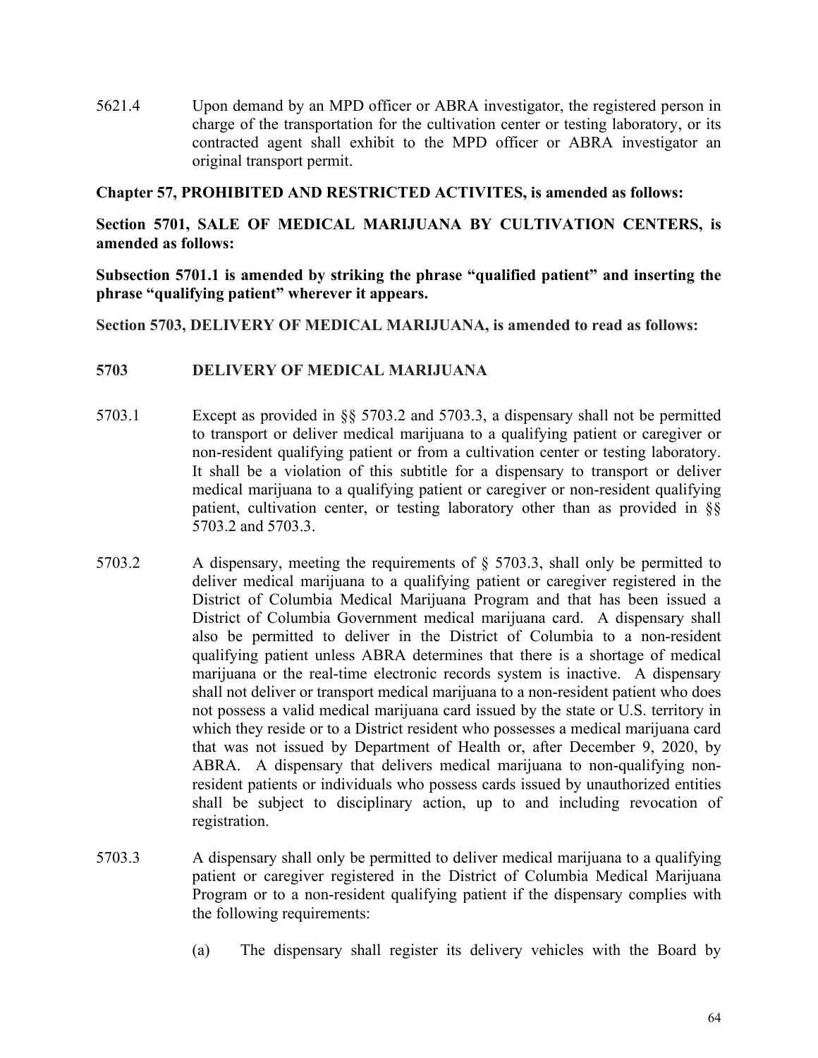5621.4 Upon demand by an MPD officer or ABRA investigator, the registered person in charge of the transportation for the cultivation center or testing laboratory, or its contracted agent shall exhibit to the MPD officer or ABRA investigator an original transport permit.

**Chapter 57, PROHIBITED AND RESTRICTED ACTIVITES, is amended as follows:**

**Section 5701, SALE OF MEDICAL MARIJUANA BY CULTIVATION CENTERS, is amended as follows:**

**Subsection 5701.1 is amended by striking the phrase "qualified patient" and inserting the phrase "qualifying patient" wherever it appears.**

**Section 5703, DELIVERY OF MEDICAL MARIJUANA, is amended to read as follows:**

**5703 DELIVERY OF MEDICAL MARIJUANA**

5703.1 Except as provided in §§ 5703.2 and 5703.3, a dispensary shall not be permitted to transport or deliver medical marijuana to a qualifying patient or caregiver or non-resident qualifying patient or from a cultivation center or testing laboratory. It shall be a violation of this subtitle for a dispensary to transport or deliver medical marijuana to a qualifying patient or caregiver or non-resident qualifying patient, cultivation center, or testing laboratory other than as provided in §§ 5703.2 and 5703.3.

5703.2 A dispensary, meeting the requirements of § 5703.3, shall only be permitted to deliver medical marijuana to a qualifying patient or caregiver registered in the District of Columbia Medical Marijuana Program and that has been issued a District of Columbia Government medical marijuana card. A dispensary shall also be permitted to deliver in the District of Columbia to a non-resident qualifying patient unless ABRA determines that there is a shortage of medical marijuana or the real-time electronic records system is inactive. A dispensary shall not deliver or transport medical marijuana to a non-resident patient who does not possess a valid medical marijuana card issued by the state or U.S. territory in which they reside or to a District resident who possesses a medical marijuana card that was not issued by Department of Health or, after December 9, 2020, by ABRA. A dispensary that delivers medical marijuana to non-qualifying non-resident patients or individuals who possess cards issued by unauthorized entities shall be subject to disciplinary action, up to and including revocation of registration.

5703.3 A dispensary shall only be permitted to deliver medical marijuana to a qualifying patient or caregiver registered in the District of Columbia Medical Marijuana Program or to a non-resident qualifying patient if the dispensary complies with the following requirements:

(a) The dispensary shall register its delivery vehicles with the Board by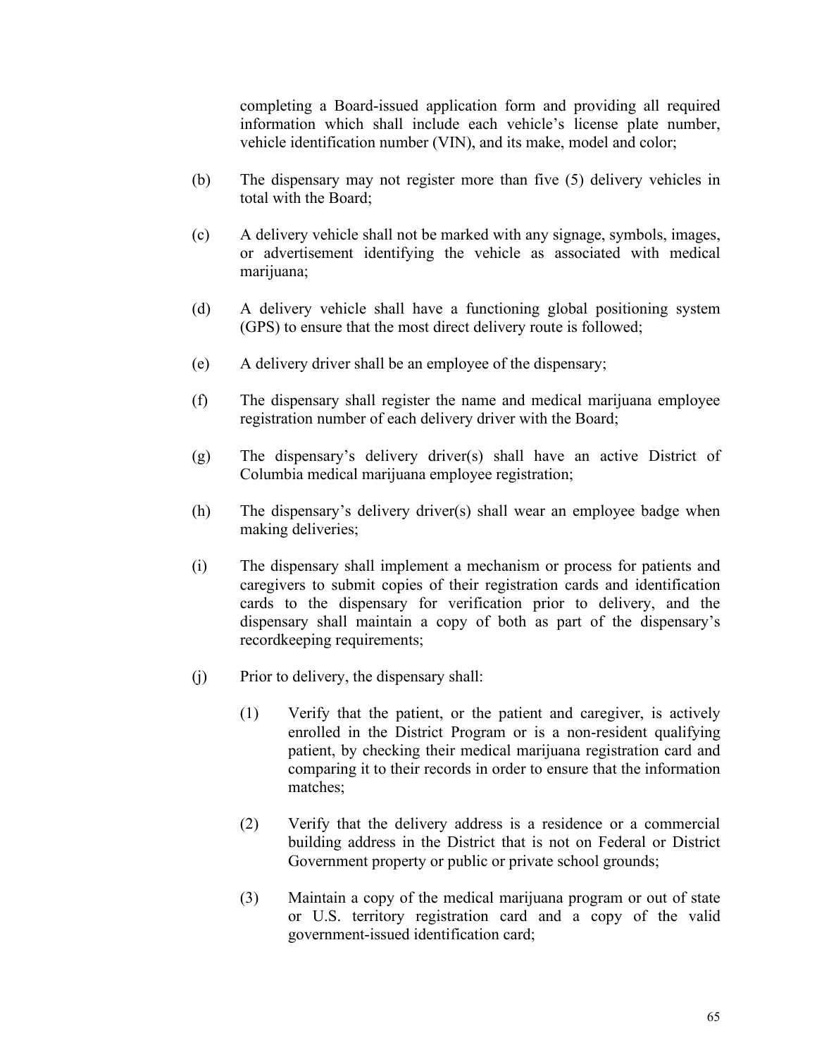completing a Board-issued application form and providing all required information which shall include each vehicle's license plate number, vehicle identification number (VIN), and its make, model and color;

(b) The dispensary may not register more than five (5) delivery vehicles in total with the Board;

(c) A delivery vehicle shall not be marked with any signage, symbols, images, or advertisement identifying the vehicle as associated with medical marijuana;

(d) A delivery vehicle shall have a functioning global positioning system (GPS) to ensure that the most direct delivery route is followed;

(e) A delivery driver shall be an employee of the dispensary;

(f) The dispensary shall register the name and medical marijuana employee registration number of each delivery driver with the Board;

(g) The dispensary's delivery driver(s) shall have an active District of Columbia medical marijuana employee registration;

(h) The dispensary's delivery driver(s) shall wear an employee badge when making deliveries;

(i) The dispensary shall implement a mechanism or process for patients and caregivers to submit copies of their registration cards and identification cards to the dispensary for verification prior to delivery, and the dispensary shall maintain a copy of both as part of the dispensary's recordkeeping requirements;

(j) Prior to delivery, the dispensary shall:

(1) Verify that the patient, or the patient and caregiver, is actively enrolled in the District Program or is a non-resident qualifying patient, by checking their medical marijuana registration card and comparing it to their records in order to ensure that the information matches;

(2) Verify that the delivery address is a residence or a commercial building address in the District that is not on Federal or District Government property or public or private school grounds;

(3) Maintain a copy of the medical marijuana program or out of state or U.S. territory registration card and a copy of the valid government-issued identification card;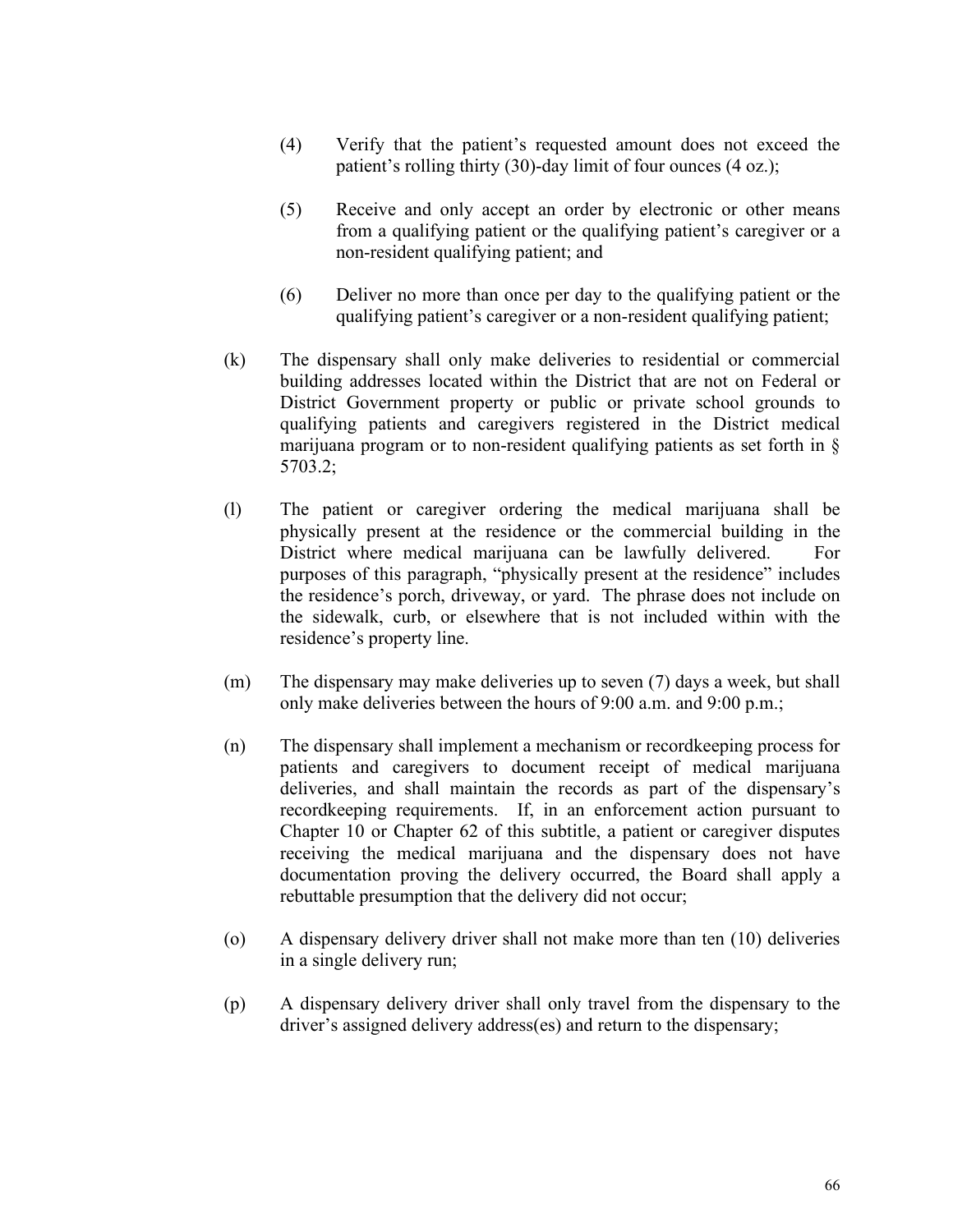(4) Verify that the patient's requested amount does not exceed the patient's rolling thirty (30)-day limit of four ounces (4 oz.);

(5) Receive and only accept an order by electronic or other means from a qualifying patient or the qualifying patient's caregiver or a non-resident qualifying patient; and

(6) Deliver no more than once per day to the qualifying patient or the qualifying patient's caregiver or a non-resident qualifying patient;

(k) The dispensary shall only make deliveries to residential or commercial building addresses located within the District that are not on Federal or District Government property or public or private school grounds to qualifying patients and caregivers registered in the District medical marijuana program or to non-resident qualifying patients as set forth in § 5703.2;

(l) The patient or caregiver ordering the medical marijuana shall be physically present at the residence or the commercial building in the District where medical marijuana can be lawfully delivered. For purposes of this paragraph, "physically present at the residence" includes the residence's porch, driveway, or yard. The phrase does not include on the sidewalk, curb, or elsewhere that is not included within with the residence's property line.

(m) The dispensary may make deliveries up to seven (7) days a week, but shall only make deliveries between the hours of 9:00 a.m. and 9:00 p.m.;

(n) The dispensary shall implement a mechanism or recordkeeping process for patients and caregivers to document receipt of medical marijuana deliveries, and shall maintain the records as part of the dispensary's recordkeeping requirements. If, in an enforcement action pursuant to Chapter 10 or Chapter 62 of this subtitle, a patient or caregiver disputes receiving the medical marijuana and the dispensary does not have documentation proving the delivery occurred, the Board shall apply a rebuttable presumption that the delivery did not occur;

(o) A dispensary delivery driver shall not make more than ten (10) deliveries in a single delivery run;

(p) A dispensary delivery driver shall only travel from the dispensary to the driver's assigned delivery address(es) and return to the dispensary;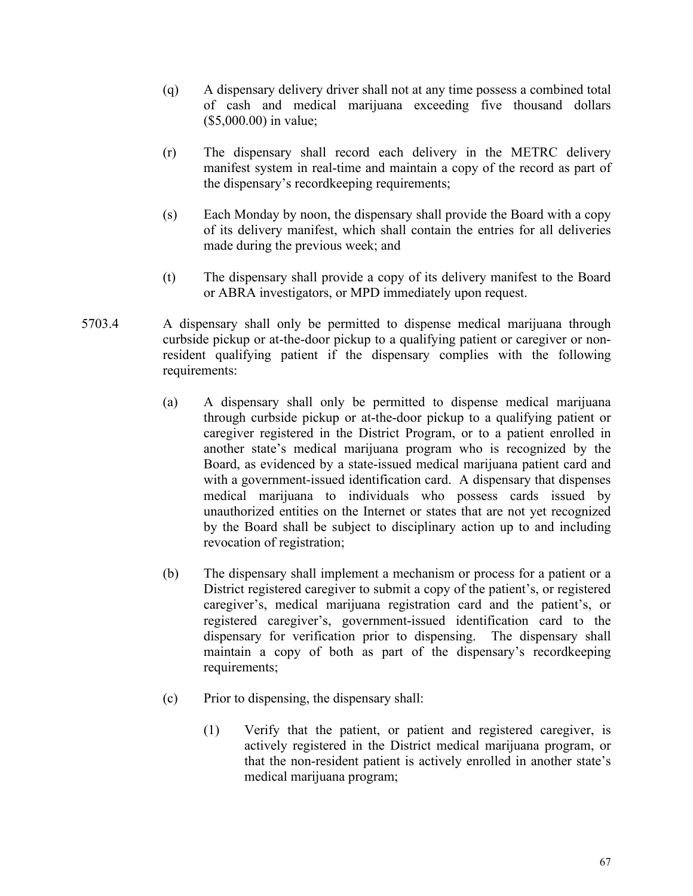(q) A dispensary delivery driver shall not at any time possess a combined total of cash and medical marijuana exceeding five thousand dollars ($5,000.00) in value;

(r) The dispensary shall record each delivery in the METRC delivery manifest system in real-time and maintain a copy of the record as part of the dispensary's recordkeeping requirements;

(s) Each Monday by noon, the dispensary shall provide the Board with a copy of its delivery manifest, which shall contain the entries for all deliveries made during the previous week; and

(t) The dispensary shall provide a copy of its delivery manifest to the Board or ABRA investigators, or MPD immediately upon request.

5703.4 A dispensary shall only be permitted to dispense medical marijuana through curbside pickup or at-the-door pickup to a qualifying patient or caregiver or non-resident qualifying patient if the dispensary complies with the following requirements:

(a) A dispensary shall only be permitted to dispense medical marijuana through curbside pickup or at-the-door pickup to a qualifying patient or caregiver registered in the District Program, or to a patient enrolled in another state's medical marijuana program who is recognized by the Board, as evidenced by a state-issued medical marijuana patient card and with a government-issued identification card. A dispensary that dispenses medical marijuana to individuals who possess cards issued by unauthorized entities on the Internet or states that are not yet recognized by the Board shall be subject to disciplinary action up to and including revocation of registration;

(b) The dispensary shall implement a mechanism or process for a patient or a District registered caregiver to submit a copy of the patient's, or registered caregiver's, medical marijuana registration card and the patient's, or registered caregiver's, government-issued identification card to the dispensary for verification prior to dispensing. The dispensary shall maintain a copy of both as part of the dispensary's recordkeeping requirements;

(c) Prior to dispensing, the dispensary shall:

(1) Verify that the patient, or patient and registered caregiver, is actively registered in the District medical marijuana program, or that the non-resident patient is actively enrolled in another state's medical marijuana program;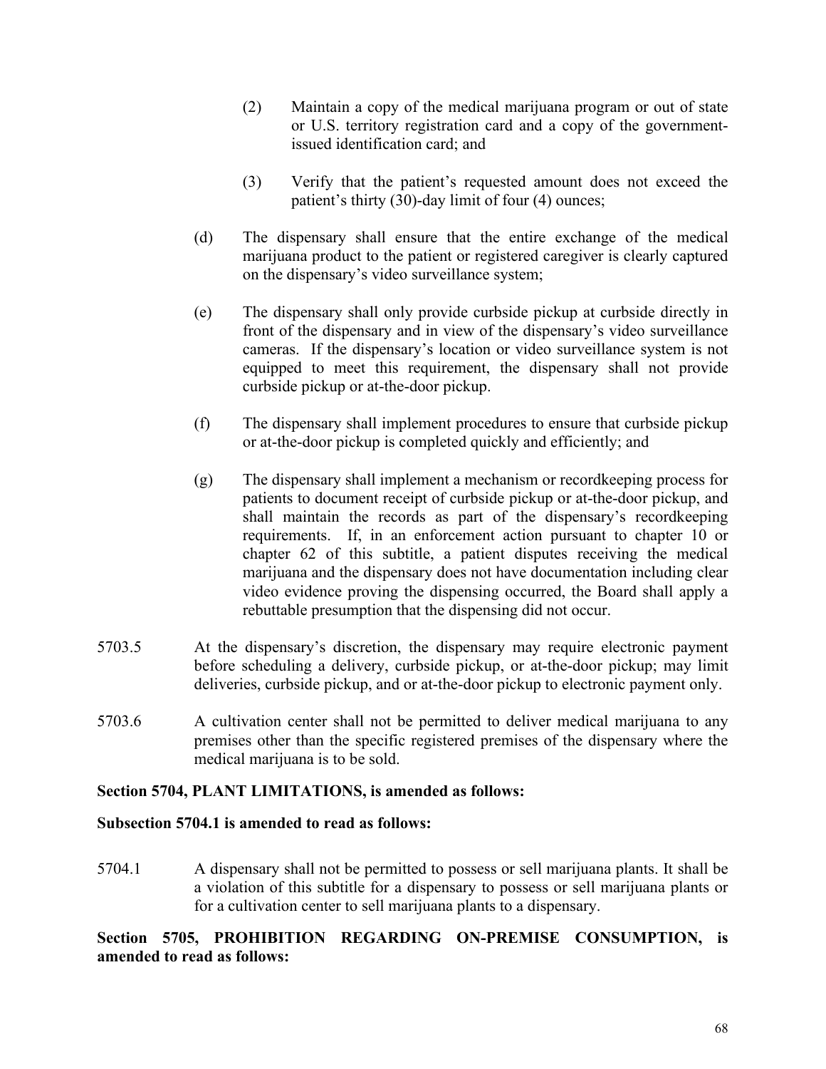(2) Maintain a copy of the medical marijuana program or out of state or U.S. territory registration card and a copy of the government-issued identification card; and

(3) Verify that the patient's requested amount does not exceed the patient's thirty (30)-day limit of four (4) ounces;

(d) The dispensary shall ensure that the entire exchange of the medical marijuana product to the patient or registered caregiver is clearly captured on the dispensary's video surveillance system;

(e) The dispensary shall only provide curbside pickup at curbside directly in front of the dispensary and in view of the dispensary's video surveillance cameras. If the dispensary's location or video surveillance system is not equipped to meet this requirement, the dispensary shall not provide curbside pickup or at-the-door pickup.

(f) The dispensary shall implement procedures to ensure that curbside pickup or at-the-door pickup is completed quickly and efficiently; and

(g) The dispensary shall implement a mechanism or recordkeeping process for patients to document receipt of curbside pickup or at-the-door pickup, and shall maintain the records as part of the dispensary's recordkeeping requirements. If, in an enforcement action pursuant to chapter 10 or chapter 62 of this subtitle, a patient disputes receiving the medical marijuana and the dispensary does not have documentation including clear video evidence proving the dispensing occurred, the Board shall apply a rebuttable presumption that the dispensing did not occur.

5703.5 At the dispensary's discretion, the dispensary may require electronic payment before scheduling a delivery, curbside pickup, or at-the-door pickup; may limit deliveries, curbside pickup, and or at-the-door pickup to electronic payment only.

5703.6 A cultivation center shall not be permitted to deliver medical marijuana to any premises other than the specific registered premises of the dispensary where the medical marijuana is to be sold.

**Section 5704, PLANT LIMITATIONS, is amended as follows:**

**Subsection 5704.1 is amended to read as follows:**

5704.1 A dispensary shall not be permitted to possess or sell marijuana plants. It shall be a violation of this subtitle for a dispensary to possess or sell marijuana plants or for a cultivation center to sell marijuana plants to a dispensary.

**Section 5705, PROHIBITION REGARDING ON-PREMISE CONSUMPTION, is amended to read as follows:**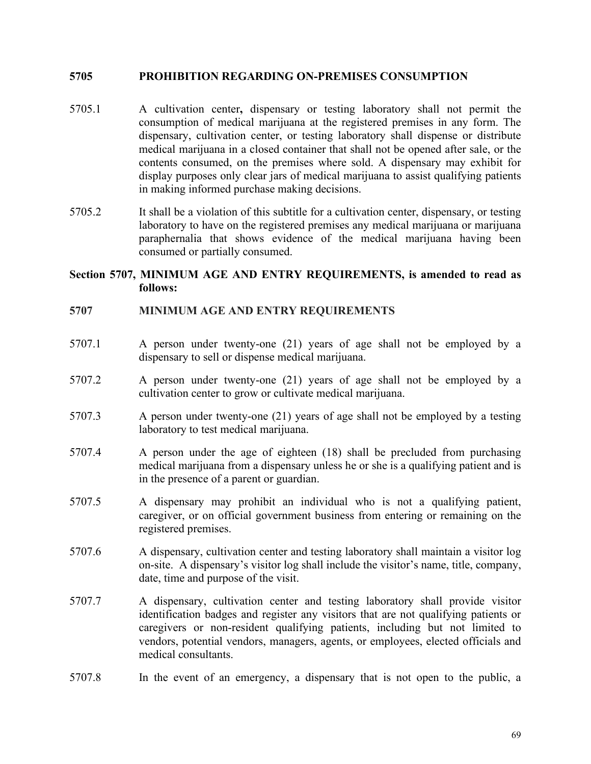**5705 PROHIBITION REGARDING ON-PREMISES CONSUMPTION**

5705.1 A cultivation center**,** dispensary or testing laboratory shall not permit the consumption of medical marijuana at the registered premises in any form. The dispensary, cultivation center, or testing laboratory shall dispense or distribute medical marijuana in a closed container that shall not be opened after sale, or the contents consumed, on the premises where sold. A dispensary may exhibit for display purposes only clear jars of medical marijuana to assist qualifying patients in making informed purchase making decisions.

5705.2 It shall be a violation of this subtitle for a cultivation center, dispensary, or testing laboratory to have on the registered premises any medical marijuana or marijuana paraphernalia that shows evidence of the medical marijuana having been consumed or partially consumed.

**Section 5707, MINIMUM AGE AND ENTRY REQUIREMENTS, is amended to read as follows:**

**5707 MINIMUM AGE AND ENTRY REQUIREMENTS**

5707.1 A person under twenty-one (21) years of age shall not be employed by a dispensary to sell or dispense medical marijuana.

5707.2 A person under twenty-one (21) years of age shall not be employed by a cultivation center to grow or cultivate medical marijuana.

5707.3 A person under twenty-one (21) years of age shall not be employed by a testing laboratory to test medical marijuana.

5707.4 A person under the age of eighteen (18) shall be precluded from purchasing medical marijuana from a dispensary unless he or she is a qualifying patient and is in the presence of a parent or guardian.

5707.5 A dispensary may prohibit an individual who is not a qualifying patient, caregiver, or on official government business from entering or remaining on the registered premises.

5707.6 A dispensary, cultivation center and testing laboratory shall maintain a visitor log on-site. A dispensary's visitor log shall include the visitor's name, title, company, date, time and purpose of the visit.

5707.7 A dispensary, cultivation center and testing laboratory shall provide visitor identification badges and register any visitors that are not qualifying patients or caregivers or non-resident qualifying patients, including but not limited to vendors, potential vendors, managers, agents, or employees, elected officials and medical consultants.

5707.8 In the event of an emergency, a dispensary that is not open to the public, a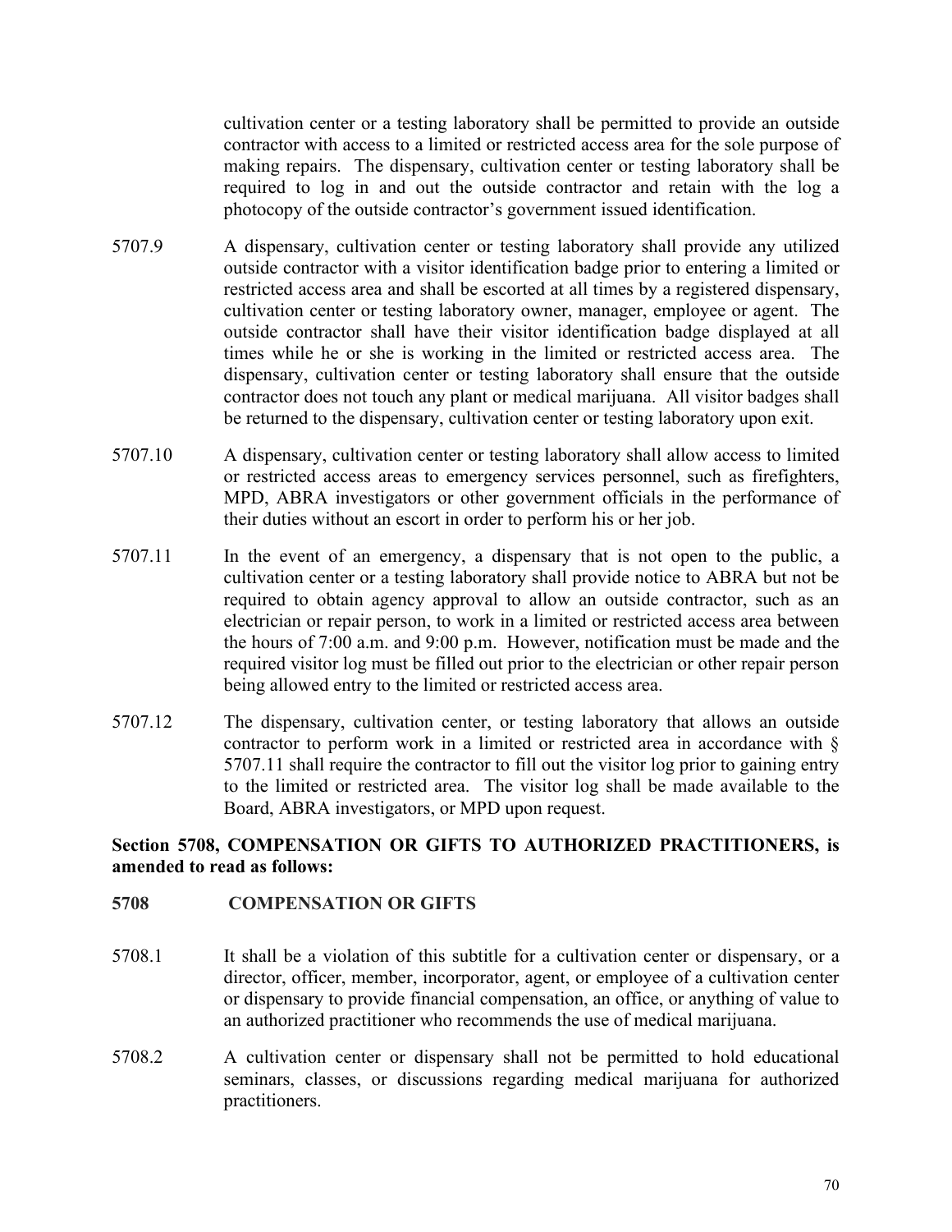cultivation center or a testing laboratory shall be permitted to provide an outside contractor with access to a limited or restricted access area for the sole purpose of making repairs. The dispensary, cultivation center or testing laboratory shall be required to log in and out the outside contractor and retain with the log a photocopy of the outside contractor's government issued identification.

5707.9 A dispensary, cultivation center or testing laboratory shall provide any utilized outside contractor with a visitor identification badge prior to entering a limited or restricted access area and shall be escorted at all times by a registered dispensary, cultivation center or testing laboratory owner, manager, employee or agent. The outside contractor shall have their visitor identification badge displayed at all times while he or she is working in the limited or restricted access area. The dispensary, cultivation center or testing laboratory shall ensure that the outside contractor does not touch any plant or medical marijuana. All visitor badges shall be returned to the dispensary, cultivation center or testing laboratory upon exit.

5707.10 A dispensary, cultivation center or testing laboratory shall allow access to limited or restricted access areas to emergency services personnel, such as firefighters, MPD, ABRA investigators or other government officials in the performance of their duties without an escort in order to perform his or her job.

5707.11 In the event of an emergency, a dispensary that is not open to the public, a cultivation center or a testing laboratory shall provide notice to ABRA but not be required to obtain agency approval to allow an outside contractor, such as an electrician or repair person, to work in a limited or restricted access area between the hours of 7:00 a.m. and 9:00 p.m. However, notification must be made and the required visitor log must be filled out prior to the electrician or other repair person being allowed entry to the limited or restricted access area.

5707.12 The dispensary, cultivation center, or testing laboratory that allows an outside contractor to perform work in a limited or restricted area in accordance with § 5707.11 shall require the contractor to fill out the visitor log prior to gaining entry to the limited or restricted area. The visitor log shall be made available to the Board, ABRA investigators, or MPD upon request.

**Section 5708, COMPENSATION OR GIFTS TO AUTHORIZED PRACTITIONERS, is amended to read as follows:**

**5708 COMPENSATION OR GIFTS**

5708.1 It shall be a violation of this subtitle for a cultivation center or dispensary, or a director, officer, member, incorporator, agent, or employee of a cultivation center or dispensary to provide financial compensation, an office, or anything of value to an authorized practitioner who recommends the use of medical marijuana.

5708.2 A cultivation center or dispensary shall not be permitted to hold educational seminars, classes, or discussions regarding medical marijuana for authorized practitioners.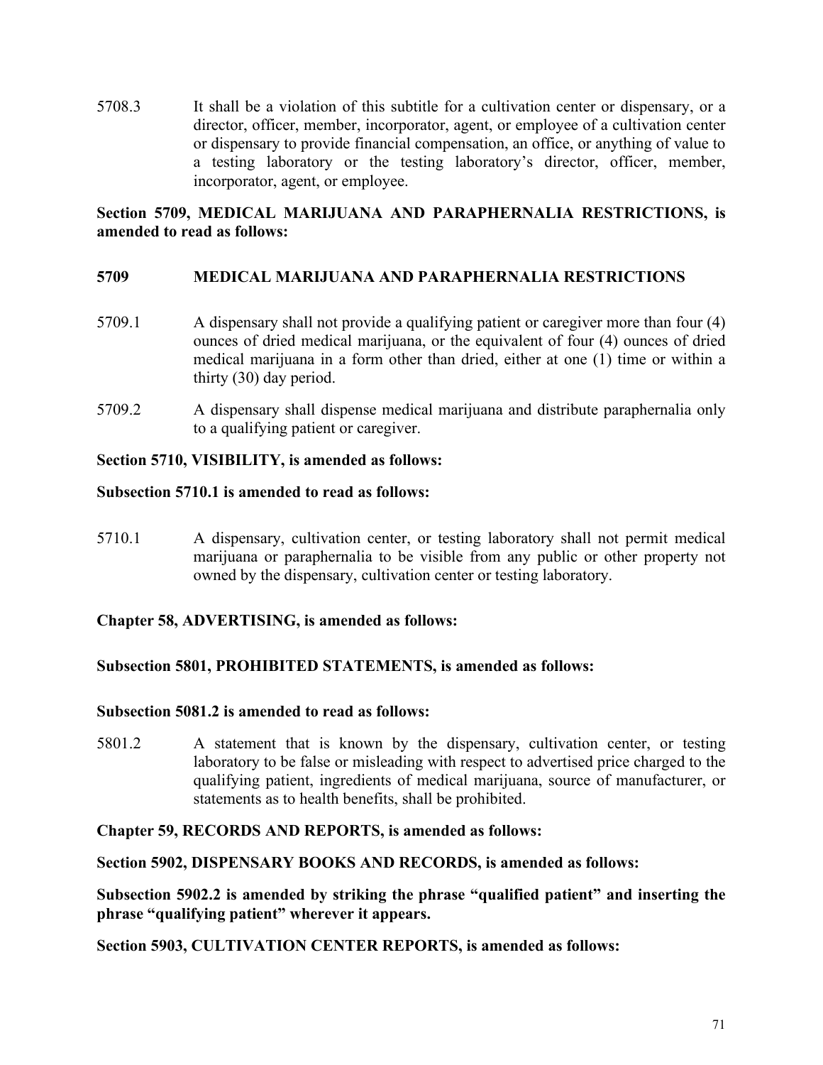5708.3 It shall be a violation of this subtitle for a cultivation center or dispensary, or a director, officer, member, incorporator, agent, or employee of a cultivation center or dispensary to provide financial compensation, an office, or anything of value to a testing laboratory or the testing laboratory's director, officer, member, incorporator, agent, or employee.

**Section 5709, MEDICAL MARIJUANA AND PARAPHERNALIA RESTRICTIONS, is amended to read as follows:**

**5709 MEDICAL MARIJUANA AND PARAPHERNALIA RESTRICTIONS**

5709.1 A dispensary shall not provide a qualifying patient or caregiver more than four (4) ounces of dried medical marijuana, or the equivalent of four (4) ounces of dried medical marijuana in a form other than dried, either at one (1) time or within a thirty (30) day period.

5709.2 A dispensary shall dispense medical marijuana and distribute paraphernalia only to a qualifying patient or caregiver.

**Section 5710, VISIBILITY, is amended as follows:**

**Subsection 5710.1 is amended to read as follows:**

5710.1 A dispensary, cultivation center, or testing laboratory shall not permit medical marijuana or paraphernalia to be visible from any public or other property not owned by the dispensary, cultivation center or testing laboratory.

**Chapter 58, ADVERTISING, is amended as follows:**

**Subsection 5801, PROHIBITED STATEMENTS, is amended as follows:**

**Subsection 5081.2 is amended to read as follows:**

5801.2 A statement that is known by the dispensary, cultivation center, or testing laboratory to be false or misleading with respect to advertised price charged to the qualifying patient, ingredients of medical marijuana, source of manufacturer, or statements as to health benefits, shall be prohibited.

**Chapter 59, RECORDS AND REPORTS, is amended as follows:**

**Section 5902, DISPENSARY BOOKS AND RECORDS, is amended as follows:**

**Subsection 5902.2 is amended by striking the phrase "qualified patient" and inserting the phrase "qualifying patient" wherever it appears.**

**Section 5903, CULTIVATION CENTER REPORTS, is amended as follows:**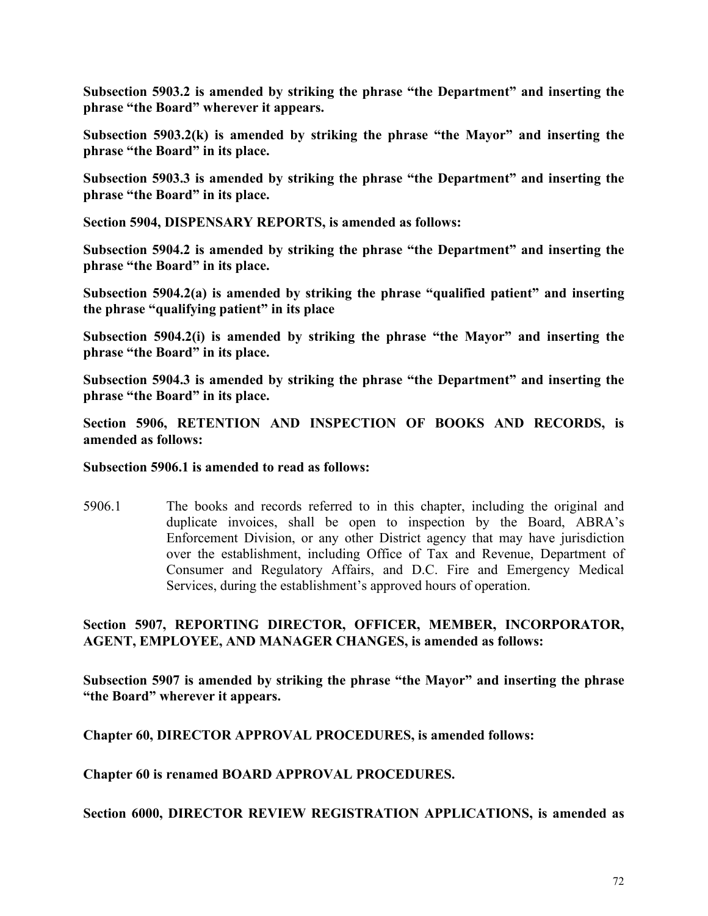**Subsection 5903.2 is amended by striking the phrase "the Department" and inserting the phrase "the Board" wherever it appears.**

**Subsection 5903.2(k) is amended by striking the phrase "the Mayor" and inserting the phrase "the Board" in its place.**

**Subsection 5903.3 is amended by striking the phrase "the Department" and inserting the phrase "the Board" in its place.**

**Section 5904, DISPENSARY REPORTS, is amended as follows:**

**Subsection 5904.2 is amended by striking the phrase "the Department" and inserting the phrase "the Board" in its place.**

**Subsection 5904.2(a) is amended by striking the phrase "qualified patient" and inserting the phrase "qualifying patient" in its place**

**Subsection 5904.2(i) is amended by striking the phrase "the Mayor" and inserting the phrase "the Board" in its place.**

**Subsection 5904.3 is amended by striking the phrase "the Department" and inserting the phrase "the Board" in its place.**

**Section 5906, RETENTION AND INSPECTION OF BOOKS AND RECORDS, is amended as follows:**

**Subsection 5906.1 is amended to read as follows:**

5906.1 The books and records referred to in this chapter, including the original and duplicate invoices, shall be open to inspection by the Board, ABRA's Enforcement Division, or any other District agency that may have jurisdiction over the establishment, including Office of Tax and Revenue, Department of Consumer and Regulatory Affairs, and D.C. Fire and Emergency Medical Services, during the establishment's approved hours of operation.

**Section 5907, REPORTING DIRECTOR, OFFICER, MEMBER, INCORPORATOR, AGENT, EMPLOYEE, AND MANAGER CHANGES, is amended as follows:**

**Subsection 5907 is amended by striking the phrase "the Mayor" and inserting the phrase "the Board" wherever it appears.**

**Chapter 60, DIRECTOR APPROVAL PROCEDURES, is amended follows:**

**Chapter 60 is renamed BOARD APPROVAL PROCEDURES.**

**Section 6000, DIRECTOR REVIEW REGISTRATION APPLICATIONS, is amended as**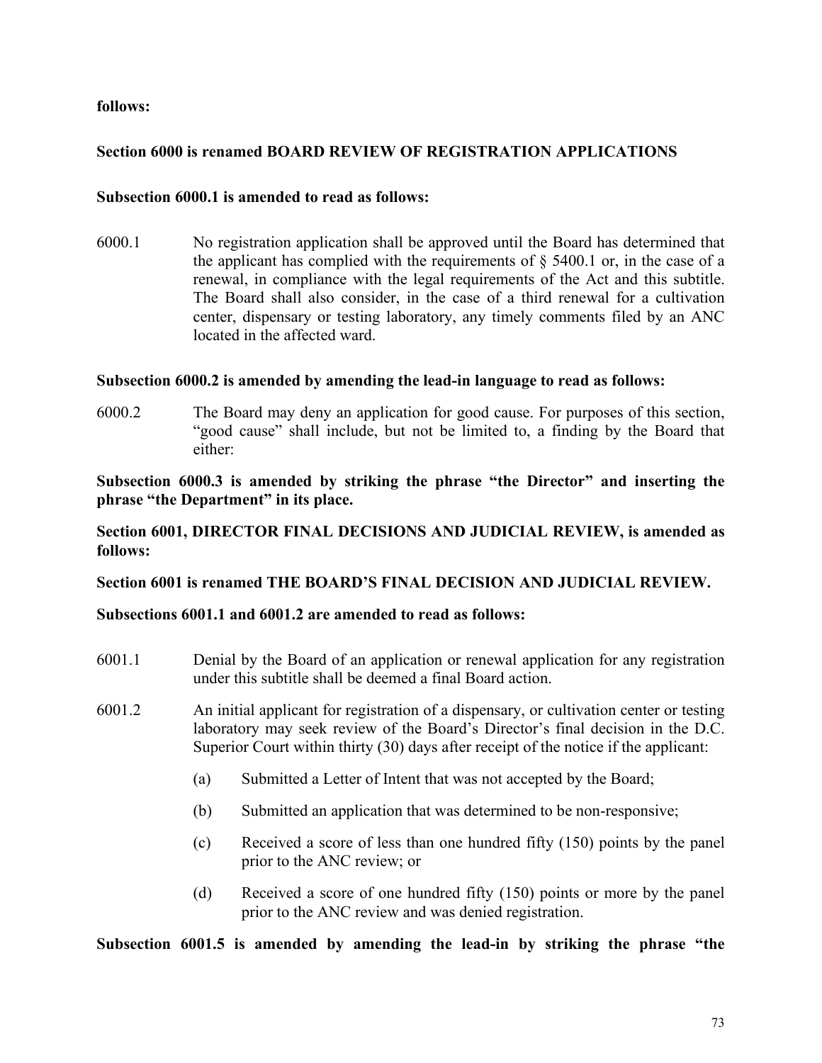**follows:**

**Section 6000 is renamed BOARD REVIEW OF REGISTRATION APPLICATIONS**

**Subsection 6000.1 is amended to read as follows:**

6000.1 No registration application shall be approved until the Board has determined that the applicant has complied with the requirements of § 5400.1 or, in the case of a renewal, in compliance with the legal requirements of the Act and this subtitle. The Board shall also consider, in the case of a third renewal for a cultivation center, dispensary or testing laboratory, any timely comments filed by an ANC located in the affected ward.

**Subsection 6000.2 is amended by amending the lead-in language to read as follows:**

6000.2 The Board may deny an application for good cause. For purposes of this section, "good cause" shall include, but not be limited to, a finding by the Board that either:

**Subsection 6000.3 is amended by striking the phrase "the Director" and inserting the phrase "the Department" in its place.**

**Section 6001, DIRECTOR FINAL DECISIONS AND JUDICIAL REVIEW, is amended as follows:**

**Section 6001 is renamed THE BOARD'S FINAL DECISION AND JUDICIAL REVIEW.**

**Subsections 6001.1 and 6001.2 are amended to read as follows:**

6001.1 Denial by the Board of an application or renewal application for any registration under this subtitle shall be deemed a final Board action.

6001.2 An initial applicant for registration of a dispensary, or cultivation center or testing laboratory may seek review of the Board's Director's final decision in the D.C. Superior Court within thirty (30) days after receipt of the notice if the applicant:

(a) Submitted a Letter of Intent that was not accepted by the Board;

(b) Submitted an application that was determined to be non-responsive;

(c) Received a score of less than one hundred fifty (150) points by the panel prior to the ANC review; or

(d) Received a score of one hundred fifty (150) points or more by the panel prior to the ANC review and was denied registration.

**Subsection 6001.5 is amended by amending the lead-in by striking the phrase "the**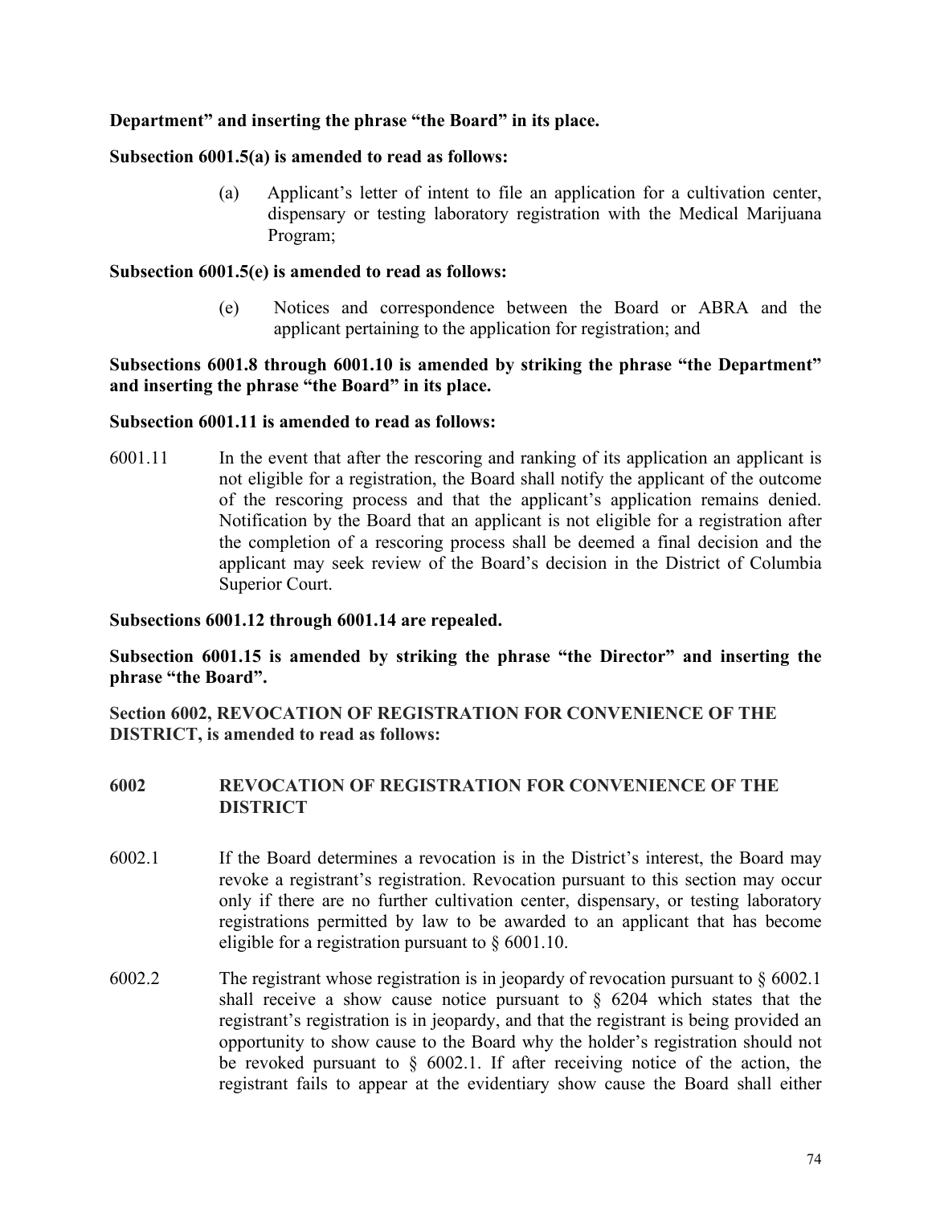**Department" and inserting the phrase "the Board" in its place.**

**Subsection 6001.5(a) is amended to read as follows:**

> (a) Applicant's letter of intent to file an application for a cultivation center, dispensary or testing laboratory registration with the Medical Marijuana Program;

**Subsection 6001.5(e) is amended to read as follows:**

> (e) Notices and correspondence between the Board or ABRA and the applicant pertaining to the application for registration; and

**Subsections 6001.8 through 6001.10 is amended by striking the phrase "the Department" and inserting the phrase "the Board" in its place.**

**Subsection 6001.11 is amended to read as follows:**

6001.11 In the event that after the rescoring and ranking of its application an applicant is not eligible for a registration, the Board shall notify the applicant of the outcome of the rescoring process and that the applicant's application remains denied. Notification by the Board that an applicant is not eligible for a registration after the completion of a rescoring process shall be deemed a final decision and the applicant may seek review of the Board's decision in the District of Columbia Superior Court.

**Subsections 6001.12 through 6001.14 are repealed.**

**Subsection 6001.15 is amended by striking the phrase "the Director" and inserting the phrase "the Board".**

**Section 6002, REVOCATION OF REGISTRATION FOR CONVENIENCE OF THE DISTRICT, is amended to read as follows:**

**6002 REVOCATION OF REGISTRATION FOR CONVENIENCE OF THE DISTRICT**

6002.1 If the Board determines a revocation is in the District's interest, the Board may revoke a registrant's registration. Revocation pursuant to this section may occur only if there are no further cultivation center, dispensary, or testing laboratory registrations permitted by law to be awarded to an applicant that has become eligible for a registration pursuant to § 6001.10.

6002.2 The registrant whose registration is in jeopardy of revocation pursuant to § 6002.1 shall receive a show cause notice pursuant to § 6204 which states that the registrant's registration is in jeopardy, and that the registrant is being provided an opportunity to show cause to the Board why the holder's registration should not be revoked pursuant to § 6002.1. If after receiving notice of the action, the registrant fails to appear at the evidentiary show cause the Board shall either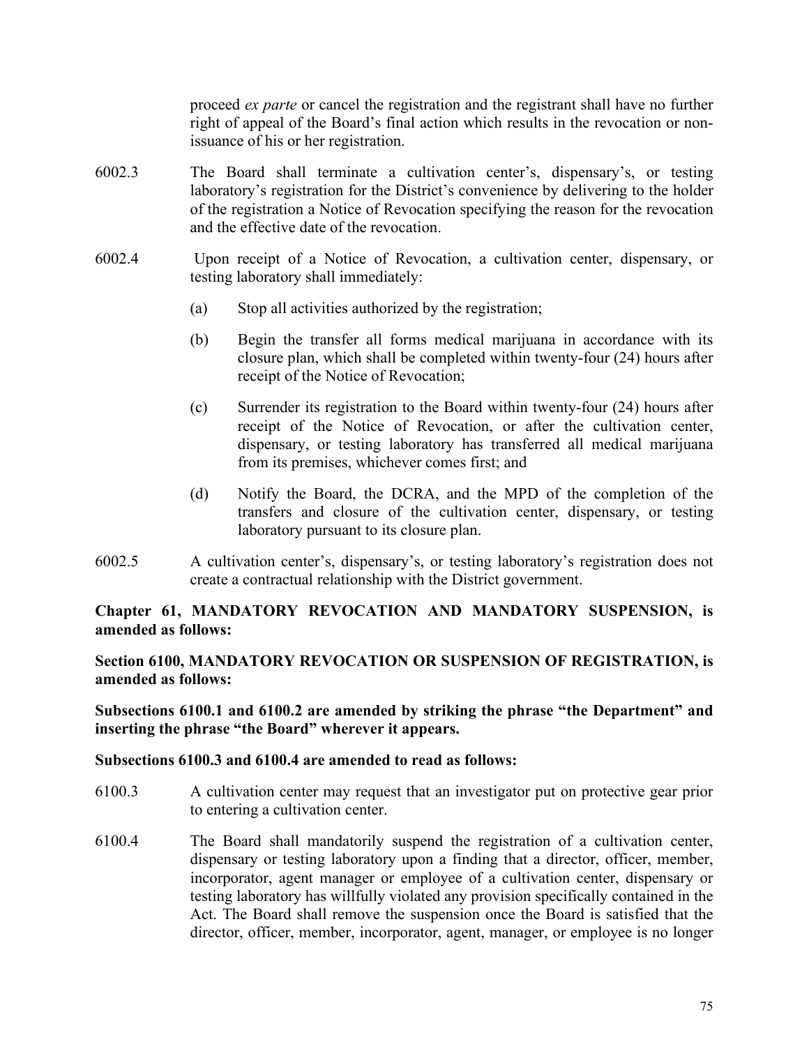proceed *ex parte* or cancel the registration and the registrant shall have no further right of appeal of the Board's final action which results in the revocation or non-issuance of his or her registration.

6002.3 The Board shall terminate a cultivation center's, dispensary's, or testing laboratory's registration for the District's convenience by delivering to the holder of the registration a Notice of Revocation specifying the reason for the revocation and the effective date of the revocation.

6002.4 Upon receipt of a Notice of Revocation, a cultivation center, dispensary, or testing laboratory shall immediately:

(a) Stop all activities authorized by the registration;

(b) Begin the transfer all forms medical marijuana in accordance with its closure plan, which shall be completed within twenty-four (24) hours after receipt of the Notice of Revocation;

(c) Surrender its registration to the Board within twenty-four (24) hours after receipt of the Notice of Revocation, or after the cultivation center, dispensary, or testing laboratory has transferred all medical marijuana from its premises, whichever comes first; and

(d) Notify the Board, the DCRA, and the MPD of the completion of the transfers and closure of the cultivation center, dispensary, or testing laboratory pursuant to its closure plan.

6002.5 A cultivation center's, dispensary's, or testing laboratory's registration does not create a contractual relationship with the District government.

**Chapter 61, MANDATORY REVOCATION AND MANDATORY SUSPENSION, is amended as follows:**

**Section 6100, MANDATORY REVOCATION OR SUSPENSION OF REGISTRATION, is amended as follows:**

**Subsections 6100.1 and 6100.2 are amended by striking the phrase "the Department" and inserting the phrase "the Board" wherever it appears.**

**Subsections 6100.3 and 6100.4 are amended to read as follows:**

6100.3 A cultivation center may request that an investigator put on protective gear prior to entering a cultivation center.

6100.4 The Board shall mandatorily suspend the registration of a cultivation center, dispensary or testing laboratory upon a finding that a director, officer, member, incorporator, agent manager or employee of a cultivation center, dispensary or testing laboratory has willfully violated any provision specifically contained in the Act. The Board shall remove the suspension once the Board is satisfied that the director, officer, member, incorporator, agent, manager, or employee is no longer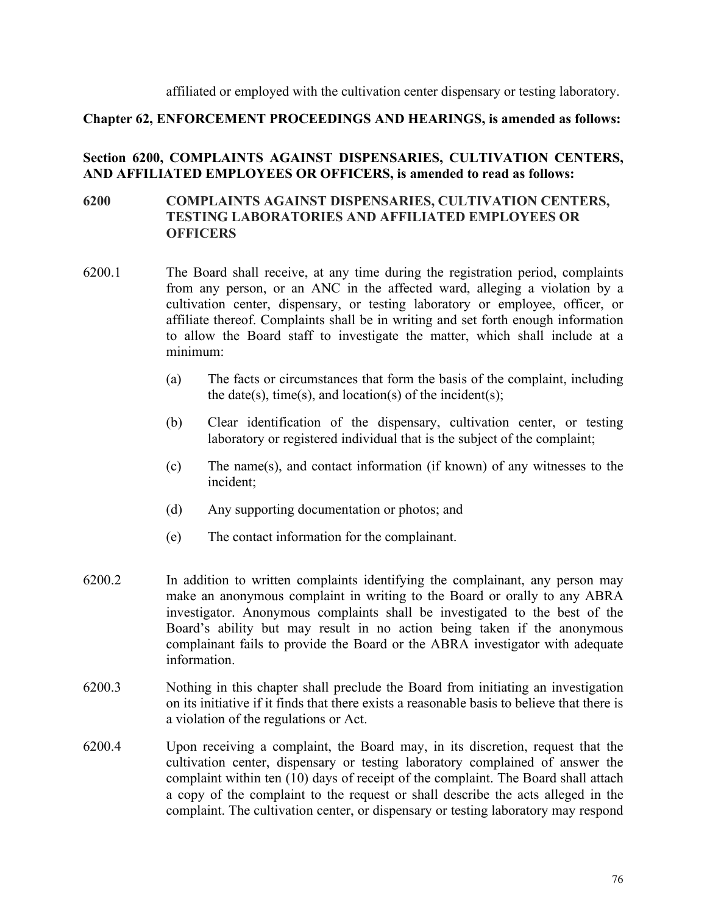affiliated or employed with the cultivation center dispensary or testing laboratory.

**Chapter 62, ENFORCEMENT PROCEEDINGS AND HEARINGS, is amended as follows:**

**Section 6200, COMPLAINTS AGAINST DISPENSARIES, CULTIVATION CENTERS, AND AFFILIATED EMPLOYEES OR OFFICERS, is amended to read as follows:**

**6200 COMPLAINTS AGAINST DISPENSARIES, CULTIVATION CENTERS, TESTING LABORATORIES AND AFFILIATED EMPLOYEES OR OFFICERS**

6200.1 The Board shall receive, at any time during the registration period, complaints from any person, or an ANC in the affected ward, alleging a violation by a cultivation center, dispensary, or testing laboratory or employee, officer, or affiliate thereof. Complaints shall be in writing and set forth enough information to allow the Board staff to investigate the matter, which shall include at a minimum:

(a) The facts or circumstances that form the basis of the complaint, including the date(s), time(s), and location(s) of the incident(s);

(b) Clear identification of the dispensary, cultivation center, or testing laboratory or registered individual that is the subject of the complaint;

(c) The name(s), and contact information (if known) of any witnesses to the incident;

(d) Any supporting documentation or photos; and

(e) The contact information for the complainant.

6200.2 In addition to written complaints identifying the complainant, any person may make an anonymous complaint in writing to the Board or orally to any ABRA investigator. Anonymous complaints shall be investigated to the best of the Board's ability but may result in no action being taken if the anonymous complainant fails to provide the Board or the ABRA investigator with adequate information.

6200.3 Nothing in this chapter shall preclude the Board from initiating an investigation on its initiative if it finds that there exists a reasonable basis to believe that there is a violation of the regulations or Act.

6200.4 Upon receiving a complaint, the Board may, in its discretion, request that the cultivation center, dispensary or testing laboratory complained of answer the complaint within ten (10) days of receipt of the complaint. The Board shall attach a copy of the complaint to the request or shall describe the acts alleged in the complaint. The cultivation center, or dispensary or testing laboratory may respond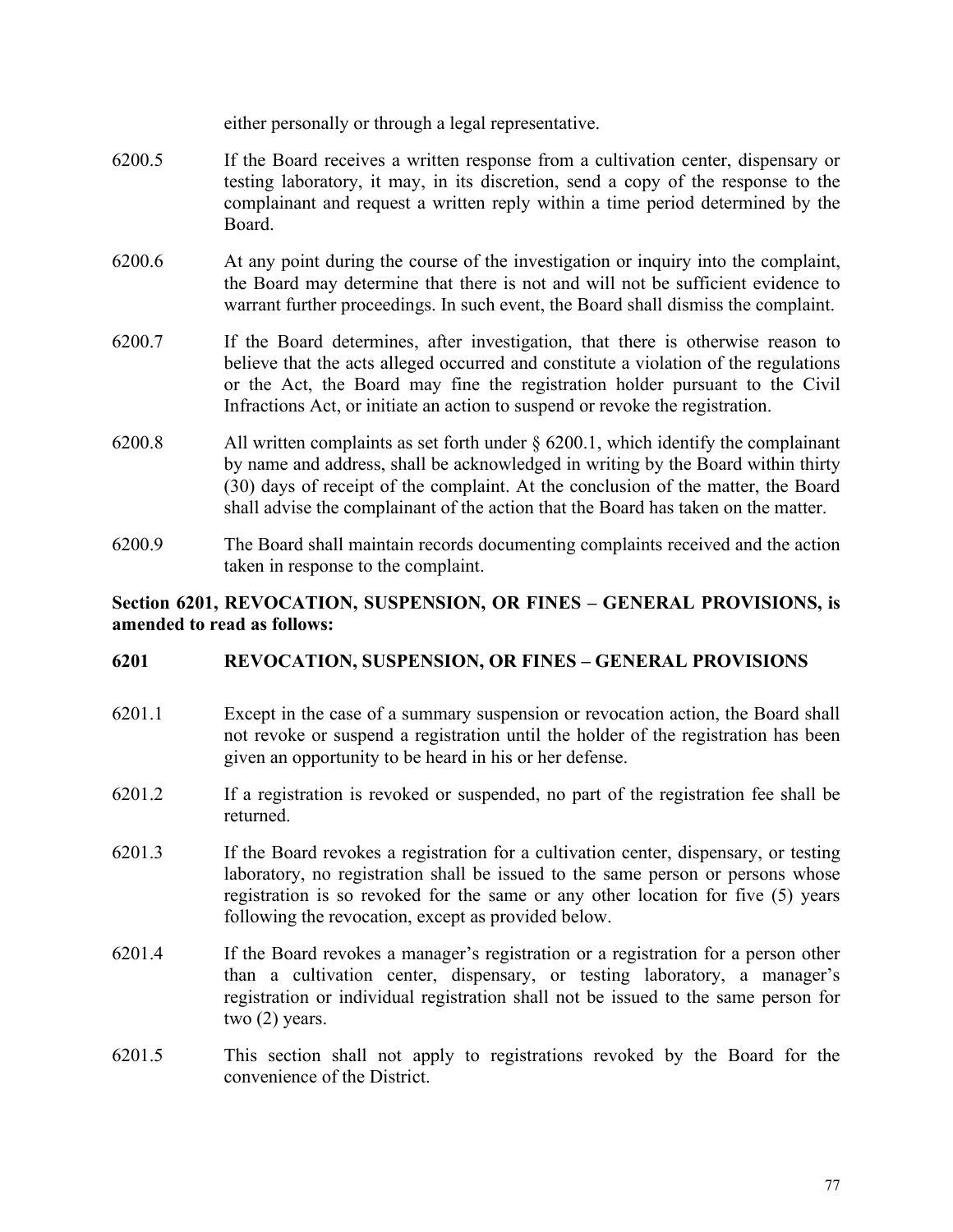either personally or through a legal representative.

6200.5 If the Board receives a written response from a cultivation center, dispensary or testing laboratory, it may, in its discretion, send a copy of the response to the complainant and request a written reply within a time period determined by the Board.

6200.6 At any point during the course of the investigation or inquiry into the complaint, the Board may determine that there is not and will not be sufficient evidence to warrant further proceedings. In such event, the Board shall dismiss the complaint.

6200.7 If the Board determines, after investigation, that there is otherwise reason to believe that the acts alleged occurred and constitute a violation of the regulations or the Act, the Board may fine the registration holder pursuant to the Civil Infractions Act, or initiate an action to suspend or revoke the registration.

6200.8 All written complaints as set forth under § 6200.1, which identify the complainant by name and address, shall be acknowledged in writing by the Board within thirty (30) days of receipt of the complaint. At the conclusion of the matter, the Board shall advise the complainant of the action that the Board has taken on the matter.

6200.9 The Board shall maintain records documenting complaints received and the action taken in response to the complaint.

**Section 6201, REVOCATION, SUSPENSION, OR FINES – GENERAL PROVISIONS, is amended to read as follows:**

**6201 REVOCATION, SUSPENSION, OR FINES – GENERAL PROVISIONS**

6201.1 Except in the case of a summary suspension or revocation action, the Board shall not revoke or suspend a registration until the holder of the registration has been given an opportunity to be heard in his or her defense.

6201.2 If a registration is revoked or suspended, no part of the registration fee shall be returned.

6201.3 If the Board revokes a registration for a cultivation center, dispensary, or testing laboratory, no registration shall be issued to the same person or persons whose registration is so revoked for the same or any other location for five (5) years following the revocation, except as provided below.

6201.4 If the Board revokes a manager's registration or a registration for a person other than a cultivation center, dispensary, or testing laboratory, a manager's registration or individual registration shall not be issued to the same person for two (2) years.

6201.5 This section shall not apply to registrations revoked by the Board for the convenience of the District.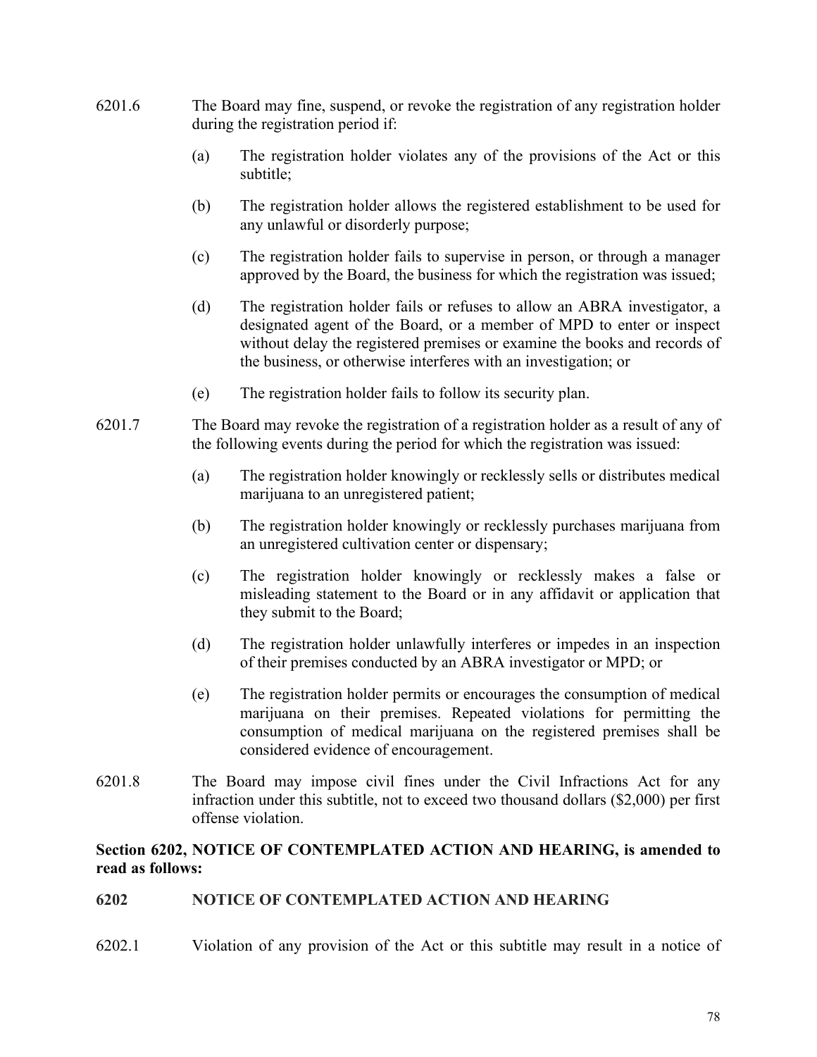6201.6 The Board may fine, suspend, or revoke the registration of any registration holder during the registration period if:

(a) The registration holder violates any of the provisions of the Act or this subtitle;

(b) The registration holder allows the registered establishment to be used for any unlawful or disorderly purpose;

(c) The registration holder fails to supervise in person, or through a manager approved by the Board, the business for which the registration was issued;

(d) The registration holder fails or refuses to allow an ABRA investigator, a designated agent of the Board, or a member of MPD to enter or inspect without delay the registered premises or examine the books and records of the business, or otherwise interferes with an investigation; or

(e) The registration holder fails to follow its security plan.

6201.7 The Board may revoke the registration of a registration holder as a result of any of the following events during the period for which the registration was issued:

(a) The registration holder knowingly or recklessly sells or distributes medical marijuana to an unregistered patient;

(b) The registration holder knowingly or recklessly purchases marijuana from an unregistered cultivation center or dispensary;

(c) The registration holder knowingly or recklessly makes a false or misleading statement to the Board or in any affidavit or application that they submit to the Board;

(d) The registration holder unlawfully interferes or impedes in an inspection of their premises conducted by an ABRA investigator or MPD; or

(e) The registration holder permits or encourages the consumption of medical marijuana on their premises. Repeated violations for permitting the consumption of medical marijuana on the registered premises shall be considered evidence of encouragement.

6201.8 The Board may impose civil fines under the Civil Infractions Act for any infraction under this subtitle, not to exceed two thousand dollars ($2,000) per first offense violation.

**Section 6202, NOTICE OF CONTEMPLATED ACTION AND HEARING, is amended to read as follows:**

**6202 NOTICE OF CONTEMPLATED ACTION AND HEARING**

6202.1 Violation of any provision of the Act or this subtitle may result in a notice of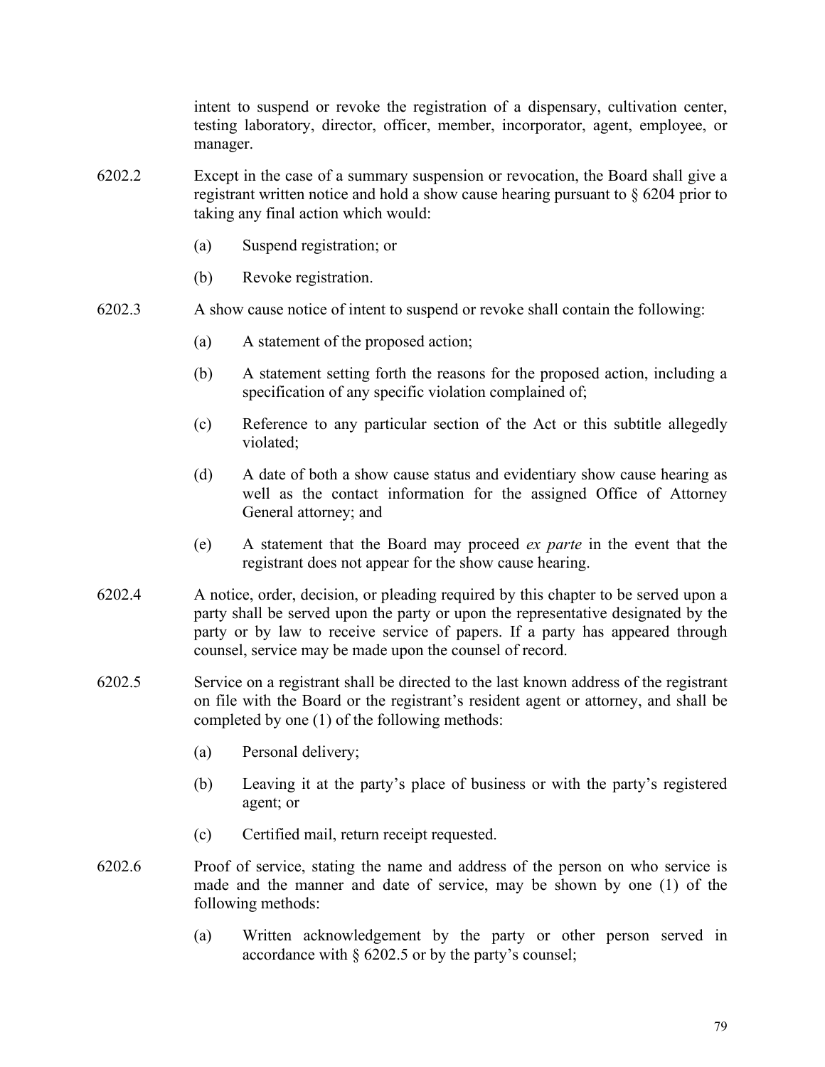intent to suspend or revoke the registration of a dispensary, cultivation center, testing laboratory, director, officer, member, incorporator, agent, employee, or manager.

6202.2 Except in the case of a summary suspension or revocation, the Board shall give a registrant written notice and hold a show cause hearing pursuant to § 6204 prior to taking any final action which would:

(a) Suspend registration; or

(b) Revoke registration.

6202.3 A show cause notice of intent to suspend or revoke shall contain the following:

(a) A statement of the proposed action;

(b) A statement setting forth the reasons for the proposed action, including a specification of any specific violation complained of;

(c) Reference to any particular section of the Act or this subtitle allegedly violated;

(d) A date of both a show cause status and evidentiary show cause hearing as well as the contact information for the assigned Office of Attorney General attorney; and

(e) A statement that the Board may proceed *ex parte* in the event that the registrant does not appear for the show cause hearing.

6202.4 A notice, order, decision, or pleading required by this chapter to be served upon a party shall be served upon the party or upon the representative designated by the party or by law to receive service of papers. If a party has appeared through counsel, service may be made upon the counsel of record.

6202.5 Service on a registrant shall be directed to the last known address of the registrant on file with the Board or the registrant's resident agent or attorney, and shall be completed by one (1) of the following methods:

(a) Personal delivery;

(b) Leaving it at the party's place of business or with the party's registered agent; or

(c) Certified mail, return receipt requested.

6202.6 Proof of service, stating the name and address of the person on who service is made and the manner and date of service, may be shown by one (1) of the following methods:

(a) Written acknowledgement by the party or other person served in accordance with § 6202.5 or by the party's counsel;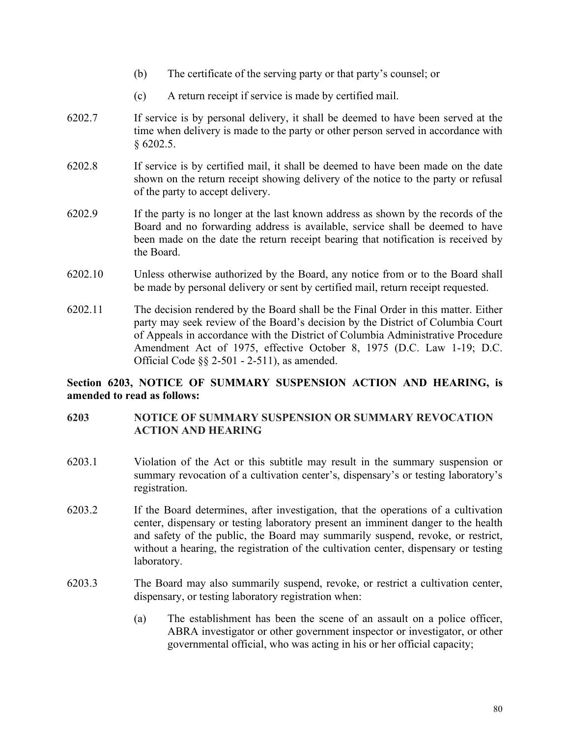(b) The certificate of the serving party or that party's counsel; or

(c) A return receipt if service is made by certified mail.

6202.7 If service is by personal delivery, it shall be deemed to have been served at the time when delivery is made to the party or other person served in accordance with § 6202.5.

6202.8 If service is by certified mail, it shall be deemed to have been made on the date shown on the return receipt showing delivery of the notice to the party or refusal of the party to accept delivery.

6202.9 If the party is no longer at the last known address as shown by the records of the Board and no forwarding address is available, service shall be deemed to have been made on the date the return receipt bearing that notification is received by the Board.

6202.10 Unless otherwise authorized by the Board, any notice from or to the Board shall be made by personal delivery or sent by certified mail, return receipt requested.

6202.11 The decision rendered by the Board shall be the Final Order in this matter. Either party may seek review of the Board's decision by the District of Columbia Court of Appeals in accordance with the District of Columbia Administrative Procedure Amendment Act of 1975, effective October 8, 1975 (D.C. Law 1-19; D.C. Official Code §§ 2-501 - 2-511), as amended.

**Section 6203, NOTICE OF SUMMARY SUSPENSION ACTION AND HEARING, is amended to read as follows:**

**6203 NOTICE OF SUMMARY SUSPENSION OR SUMMARY REVOCATION ACTION AND HEARING**

6203.1 Violation of the Act or this subtitle may result in the summary suspension or summary revocation of a cultivation center's, dispensary's or testing laboratory's registration.

6203.2 If the Board determines, after investigation, that the operations of a cultivation center, dispensary or testing laboratory present an imminent danger to the health and safety of the public, the Board may summarily suspend, revoke, or restrict, without a hearing, the registration of the cultivation center, dispensary or testing laboratory.

6203.3 The Board may also summarily suspend, revoke, or restrict a cultivation center, dispensary, or testing laboratory registration when:

(a) The establishment has been the scene of an assault on a police officer, ABRA investigator or other government inspector or investigator, or other governmental official, who was acting in his or her official capacity;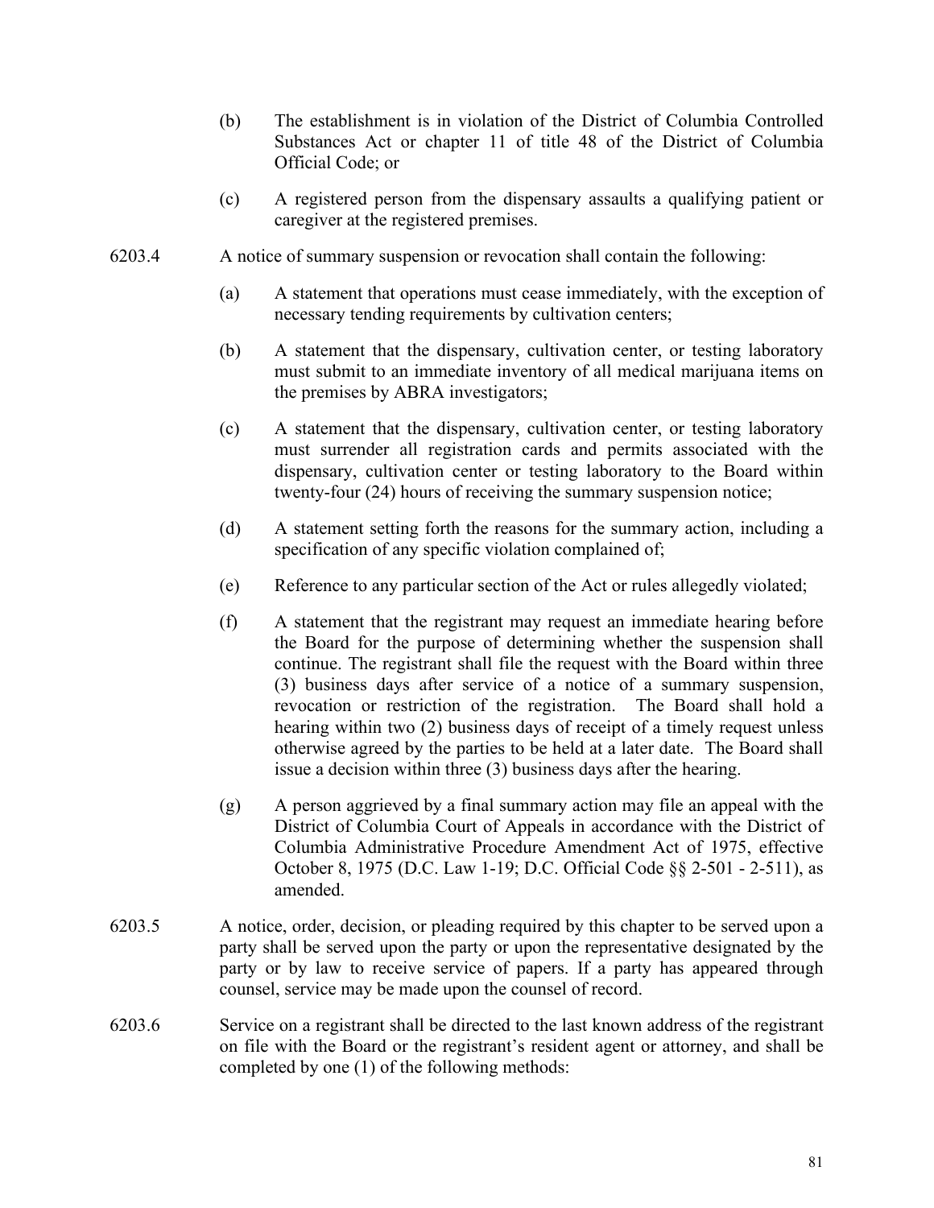(b) The establishment is in violation of the District of Columbia Controlled Substances Act or chapter 11 of title 48 of the District of Columbia Official Code; or

(c) A registered person from the dispensary assaults a qualifying patient or caregiver at the registered premises.

6203.4 A notice of summary suspension or revocation shall contain the following:

(a) A statement that operations must cease immediately, with the exception of necessary tending requirements by cultivation centers;

(b) A statement that the dispensary, cultivation center, or testing laboratory must submit to an immediate inventory of all medical marijuana items on the premises by ABRA investigators;

(c) A statement that the dispensary, cultivation center, or testing laboratory must surrender all registration cards and permits associated with the dispensary, cultivation center or testing laboratory to the Board within twenty-four (24) hours of receiving the summary suspension notice;

(d) A statement setting forth the reasons for the summary action, including a specification of any specific violation complained of;

(e) Reference to any particular section of the Act or rules allegedly violated;

(f) A statement that the registrant may request an immediate hearing before the Board for the purpose of determining whether the suspension shall continue. The registrant shall file the request with the Board within three (3) business days after service of a notice of a summary suspension, revocation or restriction of the registration. The Board shall hold a hearing within two (2) business days of receipt of a timely request unless otherwise agreed by the parties to be held at a later date. The Board shall issue a decision within three (3) business days after the hearing.

(g) A person aggrieved by a final summary action may file an appeal with the District of Columbia Court of Appeals in accordance with the District of Columbia Administrative Procedure Amendment Act of 1975, effective October 8, 1975 (D.C. Law 1-19; D.C. Official Code §§ 2-501 - 2-511), as amended.

6203.5 A notice, order, decision, or pleading required by this chapter to be served upon a party shall be served upon the party or upon the representative designated by the party or by law to receive service of papers. If a party has appeared through counsel, service may be made upon the counsel of record.

6203.6 Service on a registrant shall be directed to the last known address of the registrant on file with the Board or the registrant's resident agent or attorney, and shall be completed by one (1) of the following methods: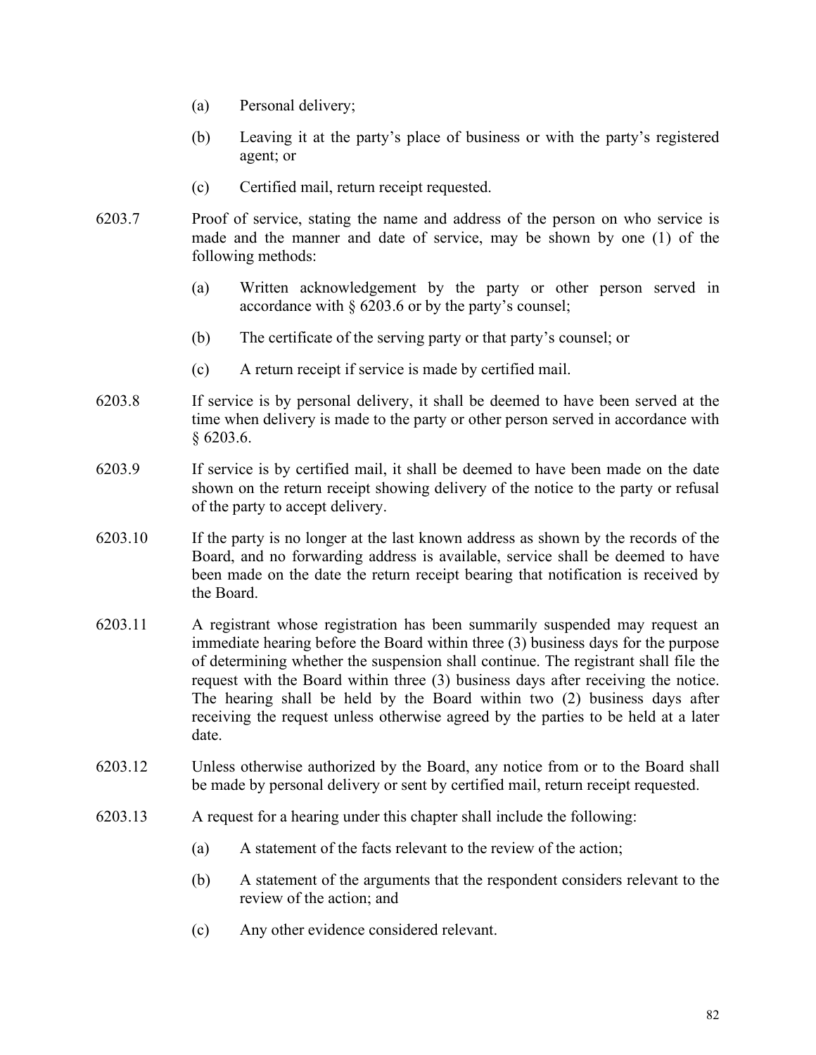(a) Personal delivery;

(b) Leaving it at the party's place of business or with the party's registered agent; or

(c) Certified mail, return receipt requested.

6203.7 Proof of service, stating the name and address of the person on who service is made and the manner and date of service, may be shown by one (1) of the following methods:

(a) Written acknowledgement by the party or other person served in accordance with § 6203.6 or by the party's counsel;

(b) The certificate of the serving party or that party's counsel; or

(c) A return receipt if service is made by certified mail.

6203.8 If service is by personal delivery, it shall be deemed to have been served at the time when delivery is made to the party or other person served in accordance with § 6203.6.

6203.9 If service is by certified mail, it shall be deemed to have been made on the date shown on the return receipt showing delivery of the notice to the party or refusal of the party to accept delivery.

6203.10 If the party is no longer at the last known address as shown by the records of the Board, and no forwarding address is available, service shall be deemed to have been made on the date the return receipt bearing that notification is received by the Board.

6203.11 A registrant whose registration has been summarily suspended may request an immediate hearing before the Board within three (3) business days for the purpose of determining whether the suspension shall continue. The registrant shall file the request with the Board within three (3) business days after receiving the notice. The hearing shall be held by the Board within two (2) business days after receiving the request unless otherwise agreed by the parties to be held at a later date.

6203.12 Unless otherwise authorized by the Board, any notice from or to the Board shall be made by personal delivery or sent by certified mail, return receipt requested.

6203.13 A request for a hearing under this chapter shall include the following:

(a) A statement of the facts relevant to the review of the action;

(b) A statement of the arguments that the respondent considers relevant to the review of the action; and

(c) Any other evidence considered relevant.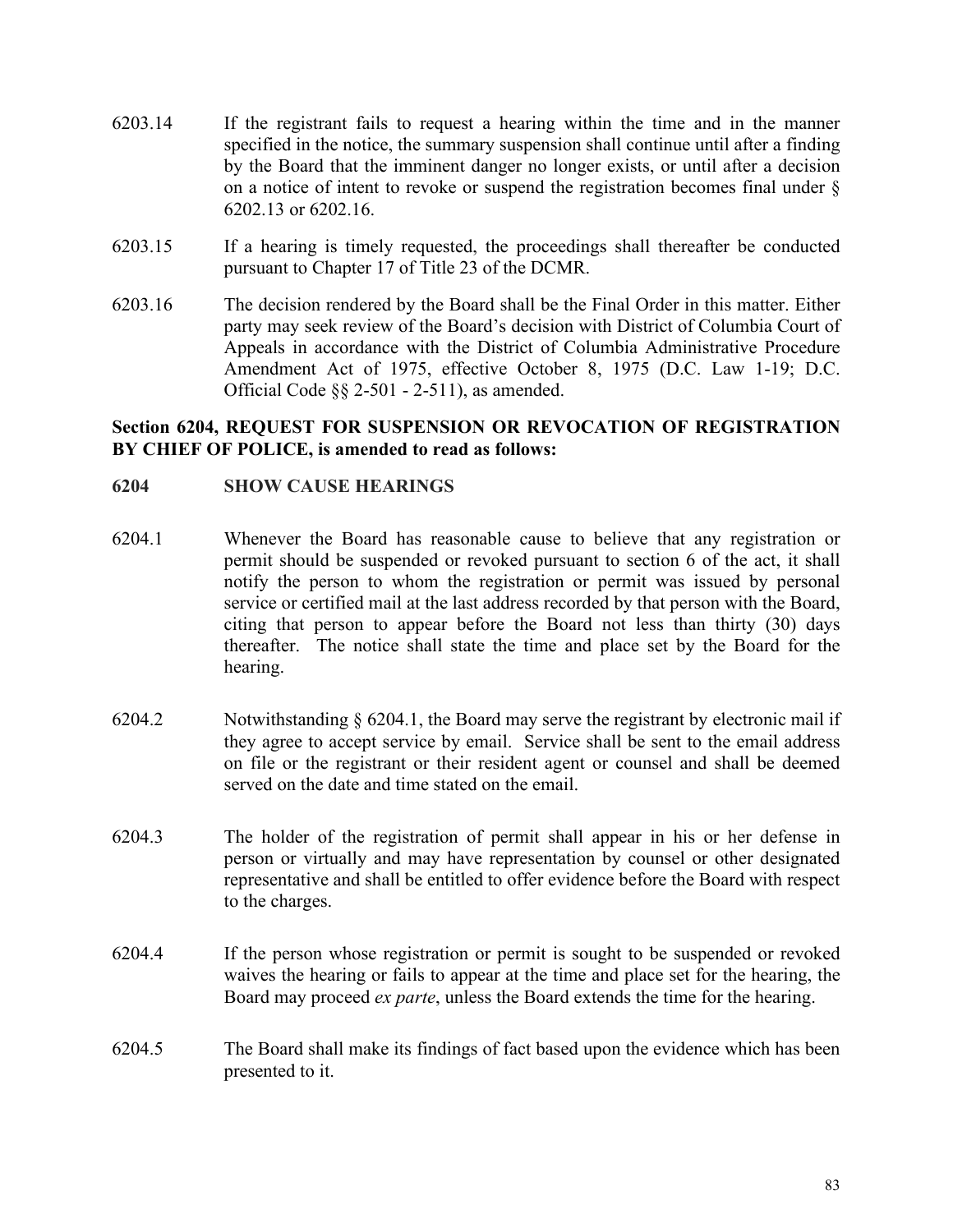6203.14 If the registrant fails to request a hearing within the time and in the manner specified in the notice, the summary suspension shall continue until after a finding by the Board that the imminent danger no longer exists, or until after a decision on a notice of intent to revoke or suspend the registration becomes final under § 6202.13 or 6202.16.

6203.15 If a hearing is timely requested, the proceedings shall thereafter be conducted pursuant to Chapter 17 of Title 23 of the DCMR.

6203.16 The decision rendered by the Board shall be the Final Order in this matter. Either party may seek review of the Board's decision with District of Columbia Court of Appeals in accordance with the District of Columbia Administrative Procedure Amendment Act of 1975, effective October 8, 1975 (D.C. Law 1-19; D.C. Official Code §§ 2-501 - 2-511), as amended.

**Section 6204, REQUEST FOR SUSPENSION OR REVOCATION OF REGISTRATION BY CHIEF OF POLICE, is amended to read as follows:**

**6204 SHOW CAUSE HEARINGS**

6204.1 Whenever the Board has reasonable cause to believe that any registration or permit should be suspended or revoked pursuant to section 6 of the act, it shall notify the person to whom the registration or permit was issued by personal service or certified mail at the last address recorded by that person with the Board, citing that person to appear before the Board not less than thirty (30) days thereafter. The notice shall state the time and place set by the Board for the hearing.

6204.2 Notwithstanding § 6204.1, the Board may serve the registrant by electronic mail if they agree to accept service by email. Service shall be sent to the email address on file or the registrant or their resident agent or counsel and shall be deemed served on the date and time stated on the email.

6204.3 The holder of the registration of permit shall appear in his or her defense in person or virtually and may have representation by counsel or other designated representative and shall be entitled to offer evidence before the Board with respect to the charges.

6204.4 If the person whose registration or permit is sought to be suspended or revoked waives the hearing or fails to appear at the time and place set for the hearing, the Board may proceed *ex parte*, unless the Board extends the time for the hearing.

6204.5 The Board shall make its findings of fact based upon the evidence which has been presented to it.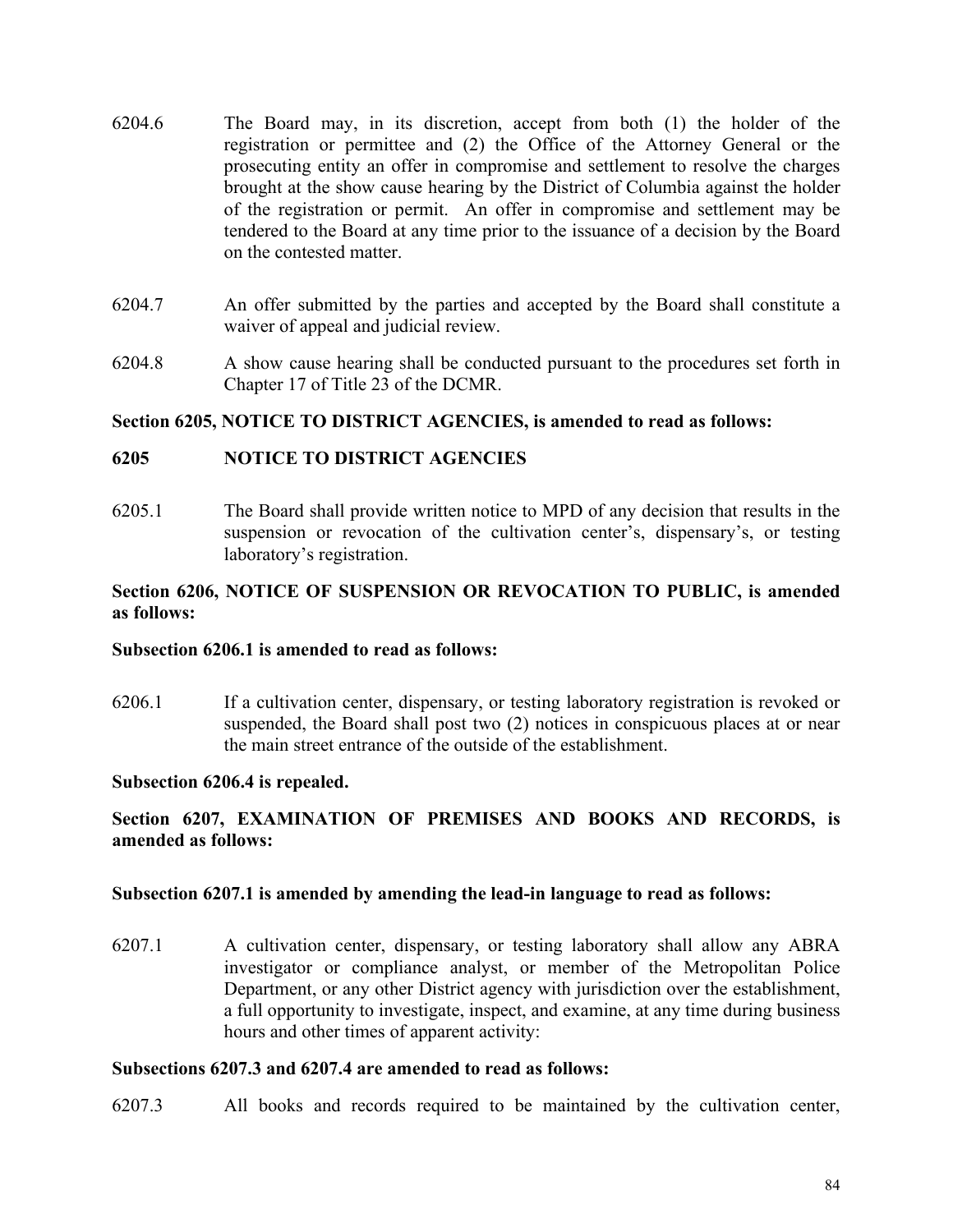6204.6 The Board may, in its discretion, accept from both (1) the holder of the registration or permittee and (2) the Office of the Attorney General or the prosecuting entity an offer in compromise and settlement to resolve the charges brought at the show cause hearing by the District of Columbia against the holder of the registration or permit. An offer in compromise and settlement may be tendered to the Board at any time prior to the issuance of a decision by the Board on the contested matter.

6204.7 An offer submitted by the parties and accepted by the Board shall constitute a waiver of appeal and judicial review.

6204.8 A show cause hearing shall be conducted pursuant to the procedures set forth in Chapter 17 of Title 23 of the DCMR.

**Section 6205, NOTICE TO DISTRICT AGENCIES, is amended to read as follows:**

**6205 NOTICE TO DISTRICT AGENCIES**

6205.1 The Board shall provide written notice to MPD of any decision that results in the suspension or revocation of the cultivation center's, dispensary's, or testing laboratory's registration.

**Section 6206, NOTICE OF SUSPENSION OR REVOCATION TO PUBLIC, is amended as follows:**

**Subsection 6206.1 is amended to read as follows:**

6206.1 If a cultivation center, dispensary, or testing laboratory registration is revoked or suspended, the Board shall post two (2) notices in conspicuous places at or near the main street entrance of the outside of the establishment.

**Subsection 6206.4 is repealed.**

**Section 6207, EXAMINATION OF PREMISES AND BOOKS AND RECORDS, is amended as follows:**

**Subsection 6207.1 is amended by amending the lead-in language to read as follows:**

6207.1 A cultivation center, dispensary, or testing laboratory shall allow any ABRA investigator or compliance analyst, or member of the Metropolitan Police Department, or any other District agency with jurisdiction over the establishment, a full opportunity to investigate, inspect, and examine, at any time during business hours and other times of apparent activity:

**Subsections 6207.3 and 6207.4 are amended to read as follows:**

6207.3 All books and records required to be maintained by the cultivation center,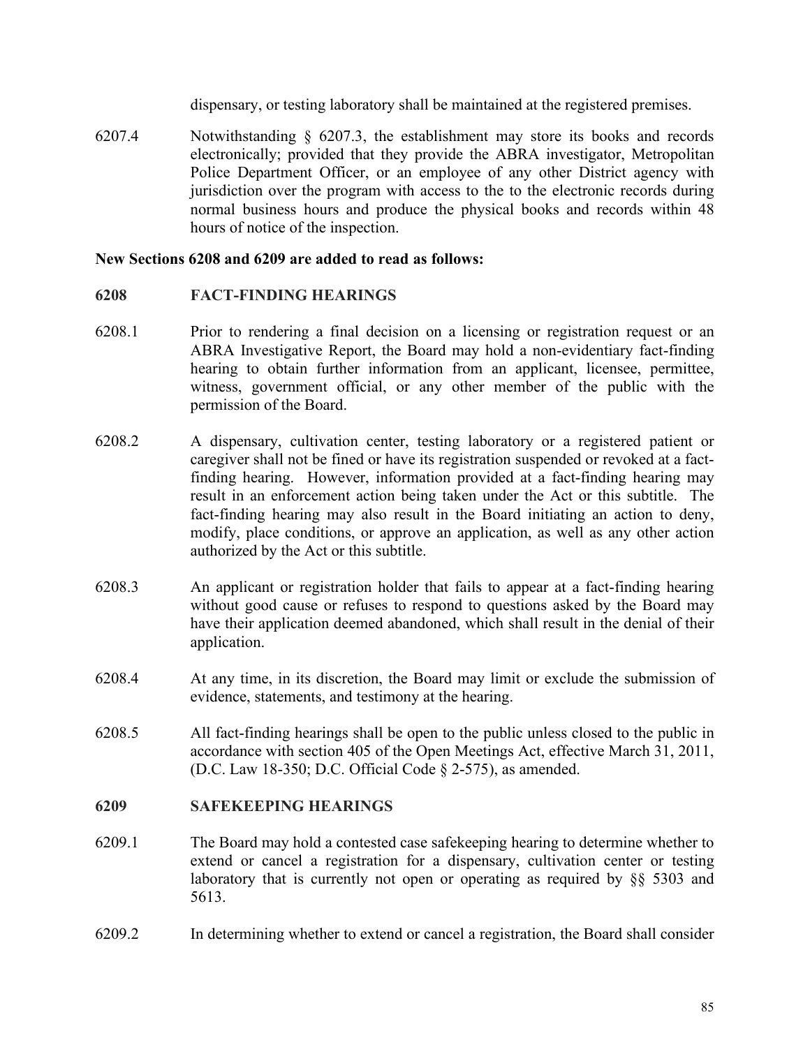dispensary, or testing laboratory shall be maintained at the registered premises.

6207.4 Notwithstanding § 6207.3, the establishment may store its books and records electronically; provided that they provide the ABRA investigator, Metropolitan Police Department Officer, or an employee of any other District agency with jurisdiction over the program with access to the to the electronic records during normal business hours and produce the physical books and records within 48 hours of notice of the inspection.

**New Sections 6208 and 6209 are added to read as follows:**

**6208 FACT-FINDING HEARINGS**

6208.1 Prior to rendering a final decision on a licensing or registration request or an ABRA Investigative Report, the Board may hold a non-evidentiary fact-finding hearing to obtain further information from an applicant, licensee, permittee, witness, government official, or any other member of the public with the permission of the Board.

6208.2 A dispensary, cultivation center, testing laboratory or a registered patient or caregiver shall not be fined or have its registration suspended or revoked at a fact-finding hearing. However, information provided at a fact-finding hearing may result in an enforcement action being taken under the Act or this subtitle. The fact-finding hearing may also result in the Board initiating an action to deny, modify, place conditions, or approve an application, as well as any other action authorized by the Act or this subtitle.

6208.3 An applicant or registration holder that fails to appear at a fact-finding hearing without good cause or refuses to respond to questions asked by the Board may have their application deemed abandoned, which shall result in the denial of their application.

6208.4 At any time, in its discretion, the Board may limit or exclude the submission of evidence, statements, and testimony at the hearing.

6208.5 All fact-finding hearings shall be open to the public unless closed to the public in accordance with section 405 of the Open Meetings Act, effective March 31, 2011, (D.C. Law 18-350; D.C. Official Code § 2-575), as amended.

**6209 SAFEKEEPING HEARINGS**

6209.1 The Board may hold a contested case safekeeping hearing to determine whether to extend or cancel a registration for a dispensary, cultivation center or testing laboratory that is currently not open or operating as required by §§ 5303 and 5613.

6209.2 In determining whether to extend or cancel a registration, the Board shall consider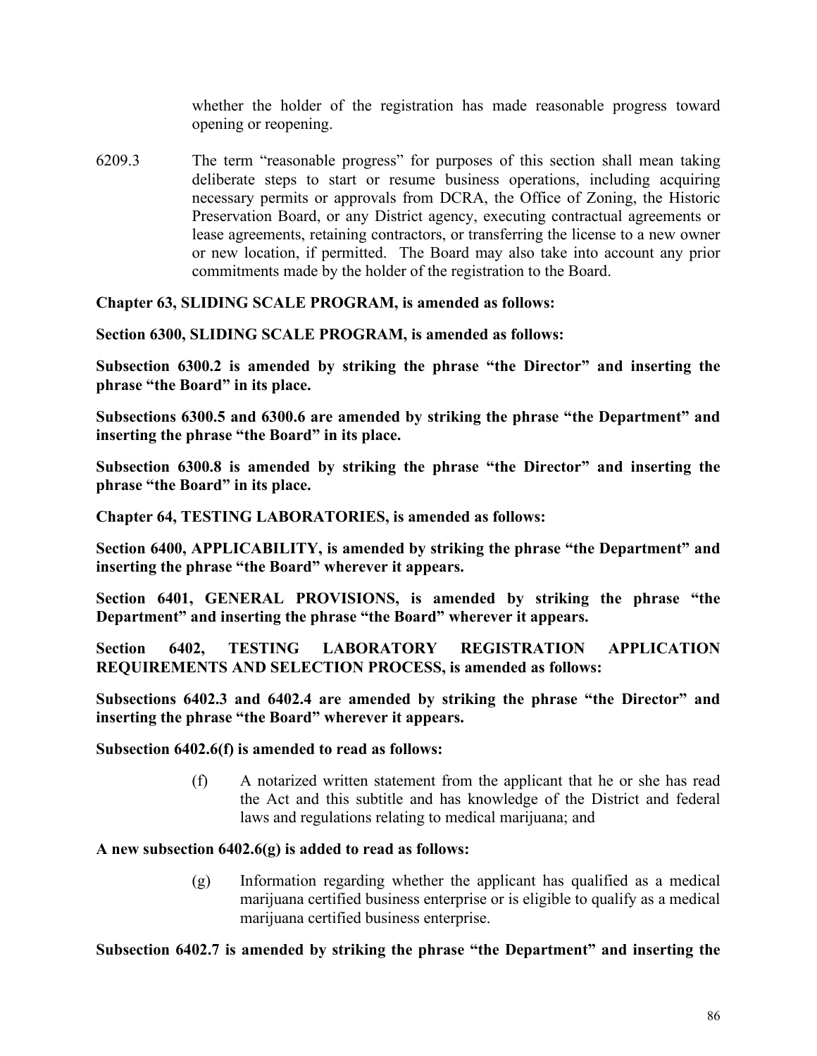whether the holder of the registration has made reasonable progress toward opening or reopening.

6209.3 The term "reasonable progress" for purposes of this section shall mean taking deliberate steps to start or resume business operations, including acquiring necessary permits or approvals from DCRA, the Office of Zoning, the Historic Preservation Board, or any District agency, executing contractual agreements or lease agreements, retaining contractors, or transferring the license to a new owner or new location, if permitted. The Board may also take into account any prior commitments made by the holder of the registration to the Board.

**Chapter 63, SLIDING SCALE PROGRAM, is amended as follows:**

**Section 6300, SLIDING SCALE PROGRAM, is amended as follows:**

**Subsection 6300.2 is amended by striking the phrase "the Director" and inserting the phrase "the Board" in its place.**

**Subsections 6300.5 and 6300.6 are amended by striking the phrase "the Department" and inserting the phrase "the Board" in its place.**

**Subsection 6300.8 is amended by striking the phrase "the Director" and inserting the phrase "the Board" in its place.**

**Chapter 64, TESTING LABORATORIES, is amended as follows:**

**Section 6400, APPLICABILITY, is amended by striking the phrase "the Department" and inserting the phrase "the Board" wherever it appears.**

**Section 6401, GENERAL PROVISIONS, is amended by striking the phrase "the Department" and inserting the phrase "the Board" wherever it appears.**

**Section 6402, TESTING LABORATORY REGISTRATION APPLICATION REQUIREMENTS AND SELECTION PROCESS, is amended as follows:**

**Subsections 6402.3 and 6402.4 are amended by striking the phrase "the Director" and inserting the phrase "the Board" wherever it appears.**

**Subsection 6402.6(f) is amended to read as follows:**

> (f) A notarized written statement from the applicant that he or she has read the Act and this subtitle and has knowledge of the District and federal laws and regulations relating to medical marijuana; and

**A new subsection 6402.6(g) is added to read as follows:**

> (g) Information regarding whether the applicant has qualified as a medical marijuana certified business enterprise or is eligible to qualify as a medical marijuana certified business enterprise.

**Subsection 6402.7 is amended by striking the phrase "the Department" and inserting the**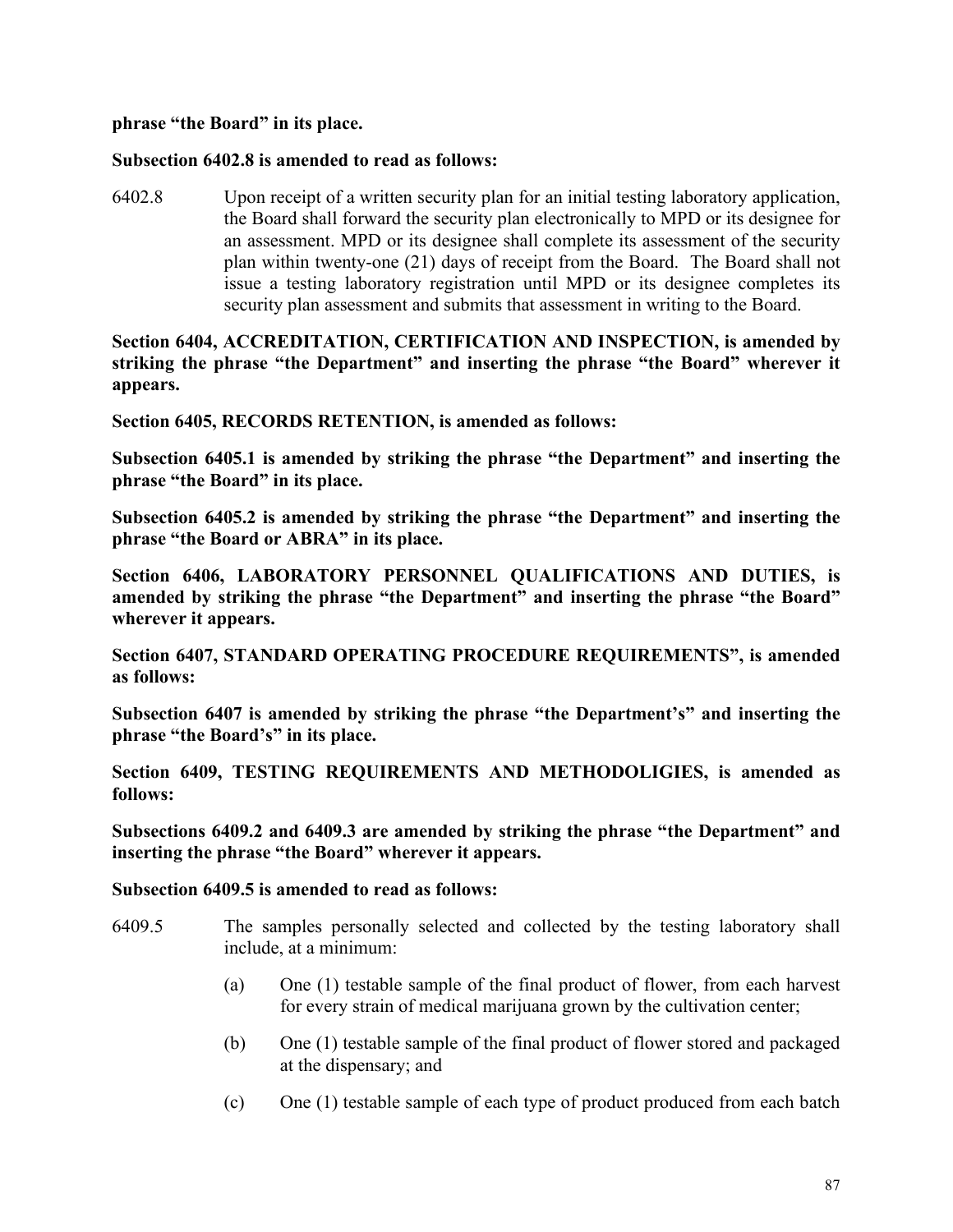**phrase “the Board” in its place.**

**Subsection 6402.8 is amended to read as follows:**

6402.8 Upon receipt of a written security plan for an initial testing laboratory application, the Board shall forward the security plan electronically to MPD or its designee for an assessment. MPD or its designee shall complete its assessment of the security plan within twenty-one (21) days of receipt from the Board. The Board shall not issue a testing laboratory registration until MPD or its designee completes its security plan assessment and submits that assessment in writing to the Board.

**Section 6404, ACCREDITATION, CERTIFICATION AND INSPECTION, is amended by striking the phrase “the Department” and inserting the phrase “the Board” wherever it appears.**

**Section 6405, RECORDS RETENTION, is amended as follows:**

**Subsection 6405.1 is amended by striking the phrase “the Department” and inserting the phrase “the Board” in its place.**

**Subsection 6405.2 is amended by striking the phrase “the Department” and inserting the phrase “the Board or ABRA” in its place.**

**Section 6406, LABORATORY PERSONNEL QUALIFICATIONS AND DUTIES, is amended by striking the phrase “the Department” and inserting the phrase “the Board” wherever it appears.**

**Section 6407, STANDARD OPERATING PROCEDURE REQUIREMENTS”, is amended as follows:**

**Subsection 6407 is amended by striking the phrase “the Department’s” and inserting the phrase “the Board’s” in its place.**

**Section 6409, TESTING REQUIREMENTS AND METHODOLIGIES, is amended as follows:**

**Subsections 6409.2 and 6409.3 are amended by striking the phrase “the Department” and inserting the phrase “the Board” wherever it appears.**

**Subsection 6409.5 is amended to read as follows:**

6409.5 The samples personally selected and collected by the testing laboratory shall include, at a minimum:

(a) One (1) testable sample of the final product of flower, from each harvest for every strain of medical marijuana grown by the cultivation center;

(b) One (1) testable sample of the final product of flower stored and packaged at the dispensary; and

(c) One (1) testable sample of each type of product produced from each batch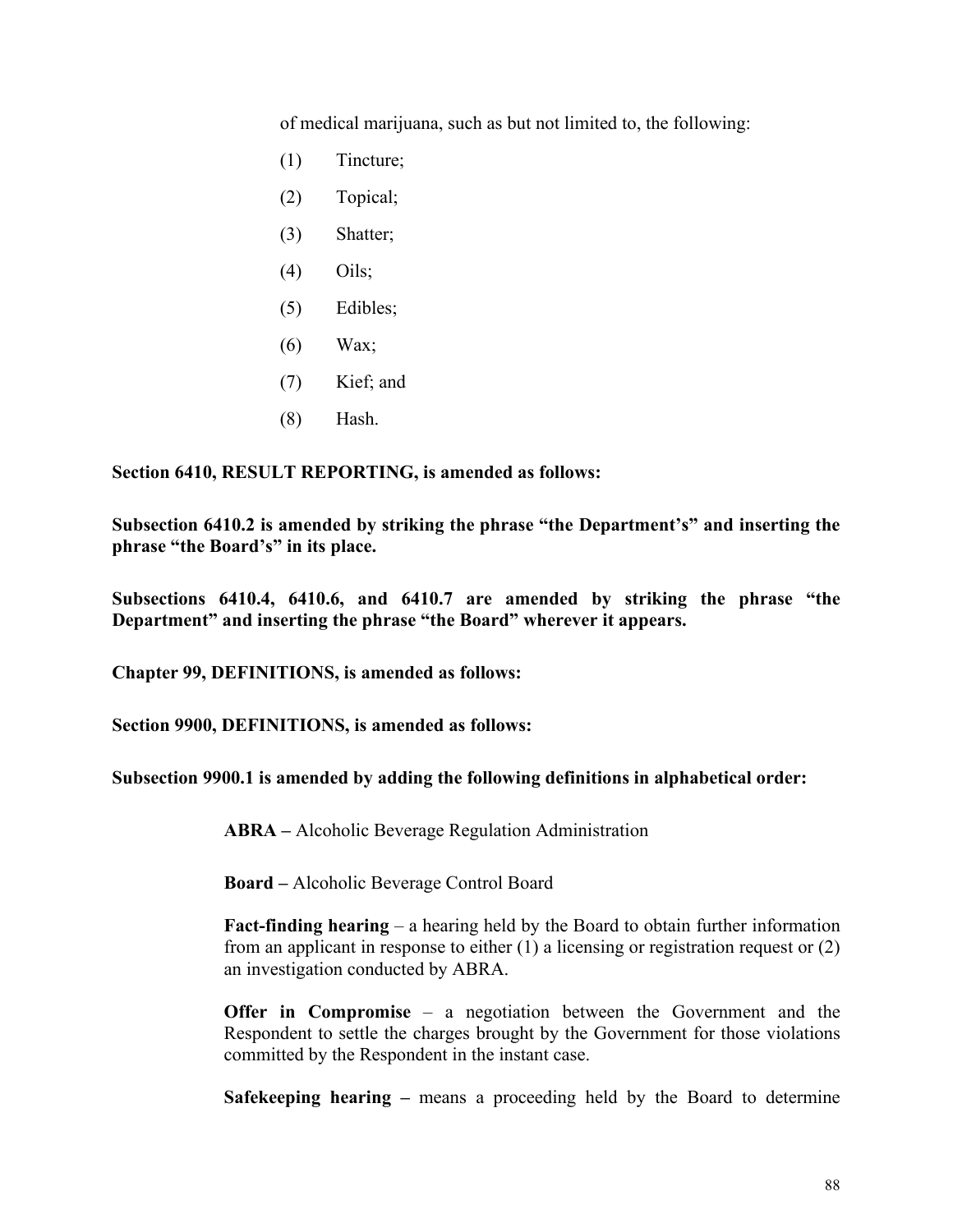of medical marijuana, such as but not limited to, the following:

(1) Tincture;

(2) Topical;

(3) Shatter;

(4) Oils;

(5) Edibles;

(6) Wax;

(7) Kief; and

(8) Hash.

**Section 6410, RESULT REPORTING, is amended as follows:**

**Subsection 6410.2 is amended by striking the phrase "the Department's" and inserting the phrase "the Board's" in its place.**

**Subsections 6410.4, 6410.6, and 6410.7 are amended by striking the phrase "the Department" and inserting the phrase "the Board" wherever it appears.**

**Chapter 99, DEFINITIONS, is amended as follows:**

**Section 9900, DEFINITIONS, is amended as follows:**

**Subsection 9900.1 is amended by adding the following definitions in alphabetical order:**

**ABRA –** Alcoholic Beverage Regulation Administration

**Board –** Alcoholic Beverage Control Board

**Fact-finding hearing** – a hearing held by the Board to obtain further information from an applicant in response to either (1) a licensing or registration request or (2) an investigation conducted by ABRA.

**Offer in Compromise** – a negotiation between the Government and the Respondent to settle the charges brought by the Government for those violations committed by the Respondent in the instant case.

**Safekeeping hearing –** means a proceeding held by the Board to determine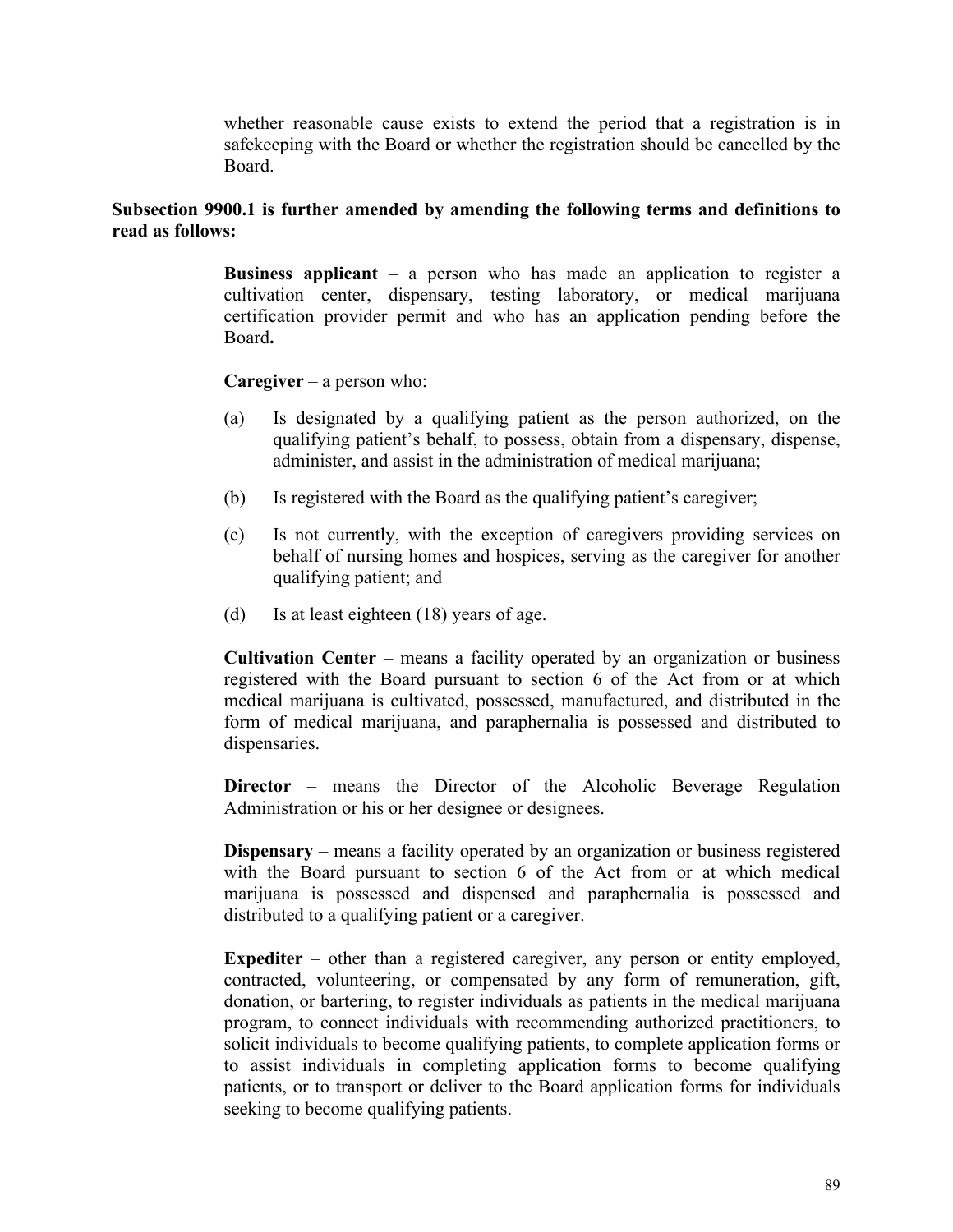whether reasonable cause exists to extend the period that a registration is in safekeeping with the Board or whether the registration should be cancelled by the Board.

**Subsection 9900.1 is further amended by amending the following terms and definitions to read as follows:**

**Business applicant** – a person who has made an application to register a cultivation center, dispensary, testing laboratory, or medical marijuana certification provider permit and who has an application pending before the Board**.**

**Caregiver** – a person who:

(a) Is designated by a qualifying patient as the person authorized, on the qualifying patient's behalf, to possess, obtain from a dispensary, dispense, administer, and assist in the administration of medical marijuana;

(b) Is registered with the Board as the qualifying patient's caregiver;

(c) Is not currently, with the exception of caregivers providing services on behalf of nursing homes and hospices, serving as the caregiver for another qualifying patient; and

(d) Is at least eighteen (18) years of age.

**Cultivation Center** – means a facility operated by an organization or business registered with the Board pursuant to section 6 of the Act from or at which medical marijuana is cultivated, possessed, manufactured, and distributed in the form of medical marijuana, and paraphernalia is possessed and distributed to dispensaries.

**Director** – means the Director of the Alcoholic Beverage Regulation Administration or his or her designee or designees.

**Dispensary** – means a facility operated by an organization or business registered with the Board pursuant to section 6 of the Act from or at which medical marijuana is possessed and dispensed and paraphernalia is possessed and distributed to a qualifying patient or a caregiver.

**Expediter** – other than a registered caregiver, any person or entity employed, contracted, volunteering, or compensated by any form of remuneration, gift, donation, or bartering, to register individuals as patients in the medical marijuana program, to connect individuals with recommending authorized practitioners, to solicit individuals to become qualifying patients, to complete application forms or to assist individuals in completing application forms to become qualifying patients, or to transport or deliver to the Board application forms for individuals seeking to become qualifying patients.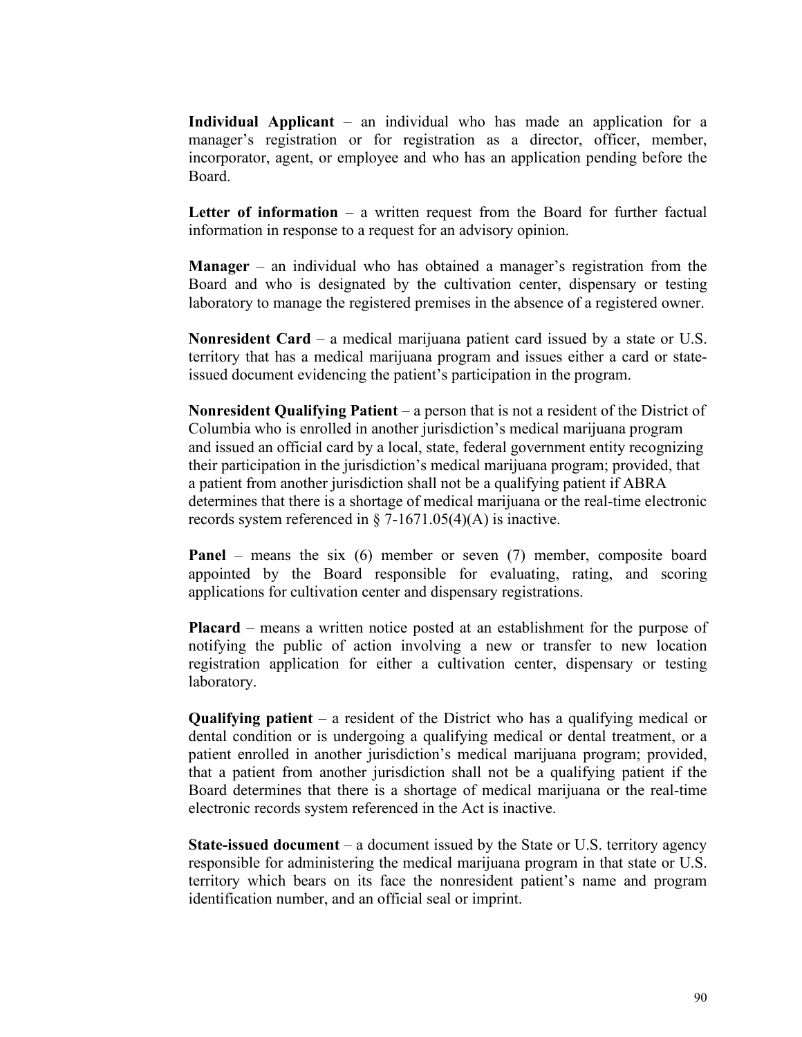**Individual Applicant** – an individual who has made an application for a manager's registration or for registration as a director, officer, member, incorporator, agent, or employee and who has an application pending before the Board.

**Letter of information** – a written request from the Board for further factual information in response to a request for an advisory opinion.

**Manager** – an individual who has obtained a manager's registration from the Board and who is designated by the cultivation center, dispensary or testing laboratory to manage the registered premises in the absence of a registered owner.

**Nonresident Card** – a medical marijuana patient card issued by a state or U.S. territory that has a medical marijuana program and issues either a card or state-issued document evidencing the patient's participation in the program.

**Nonresident Qualifying Patient** – a person that is not a resident of the District of Columbia who is enrolled in another jurisdiction's medical marijuana program and issued an official card by a local, state, federal government entity recognizing their participation in the jurisdiction's medical marijuana program; provided, that a patient from another jurisdiction shall not be a qualifying patient if ABRA determines that there is a shortage of medical marijuana or the real-time electronic records system referenced in § 7-1671.05(4)(A) is inactive.

**Panel** – means the six (6) member or seven (7) member, composite board appointed by the Board responsible for evaluating, rating, and scoring applications for cultivation center and dispensary registrations.

**Placard** – means a written notice posted at an establishment for the purpose of notifying the public of action involving a new or transfer to new location registration application for either a cultivation center, dispensary or testing laboratory.

**Qualifying patient** – a resident of the District who has a qualifying medical or dental condition or is undergoing a qualifying medical or dental treatment, or a patient enrolled in another jurisdiction's medical marijuana program; provided, that a patient from another jurisdiction shall not be a qualifying patient if the Board determines that there is a shortage of medical marijuana or the real-time electronic records system referenced in the Act is inactive.

**State-issued document** – a document issued by the State or U.S. territory agency responsible for administering the medical marijuana program in that state or U.S. territory which bears on its face the nonresident patient's name and program identification number, and an official seal or imprint.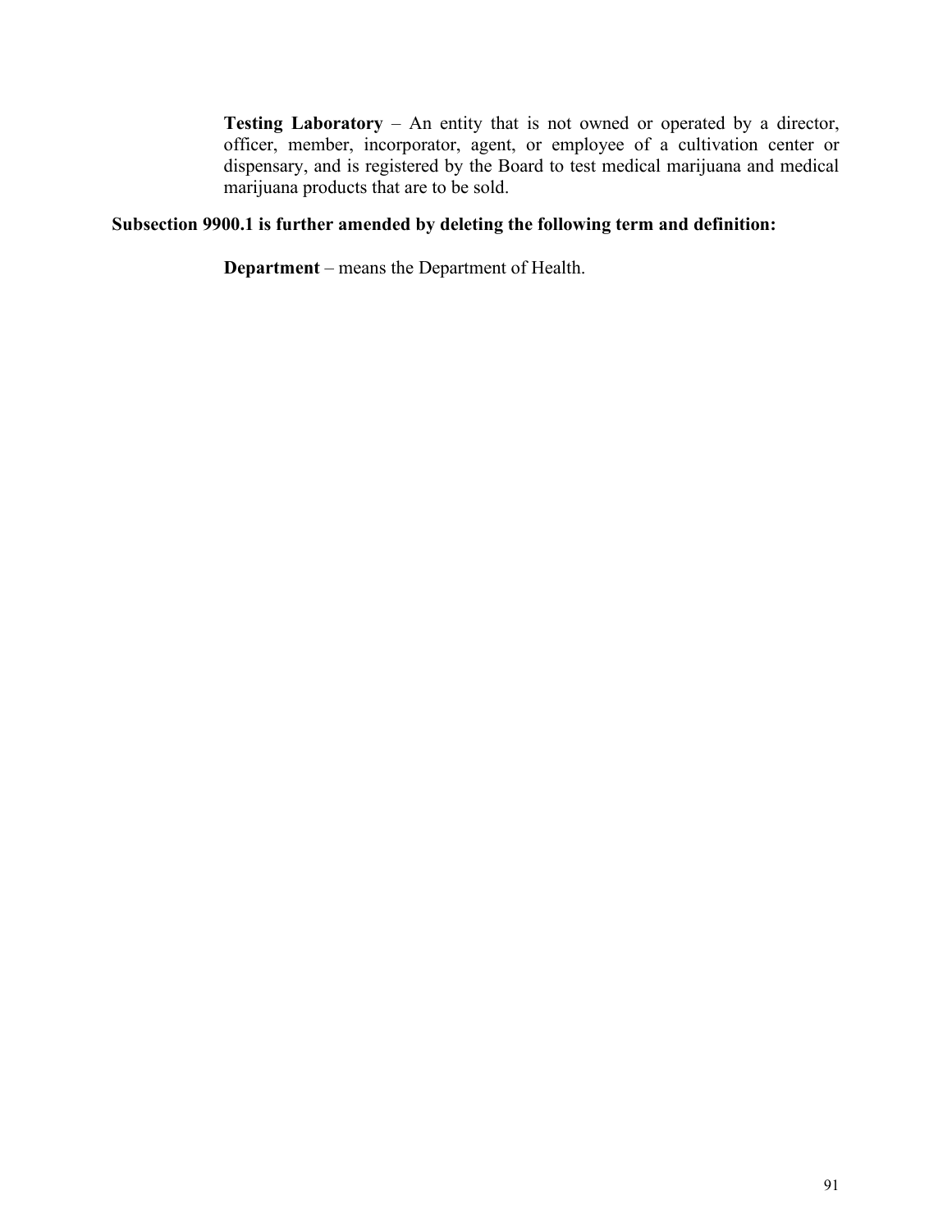**Testing Laboratory** – An entity that is not owned or operated by a director, officer, member, incorporator, agent, or employee of a cultivation center or dispensary, and is registered by the Board to test medical marijuana and medical marijuana products that are to be sold.

**Subsection 9900.1 is further amended by deleting the following term and definition:**

**Department** – means the Department of Health.